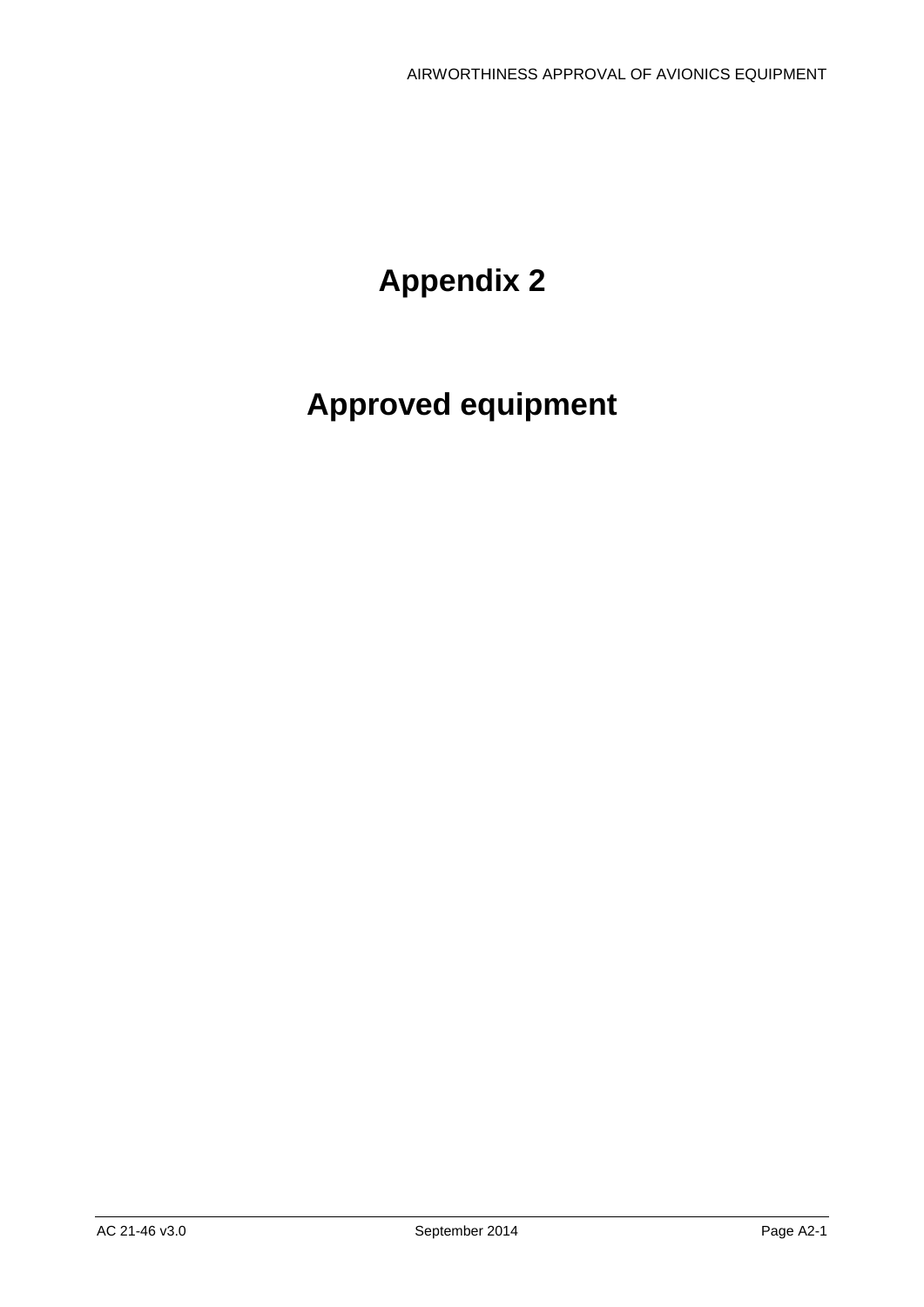# Appendix 2

# Approved equipment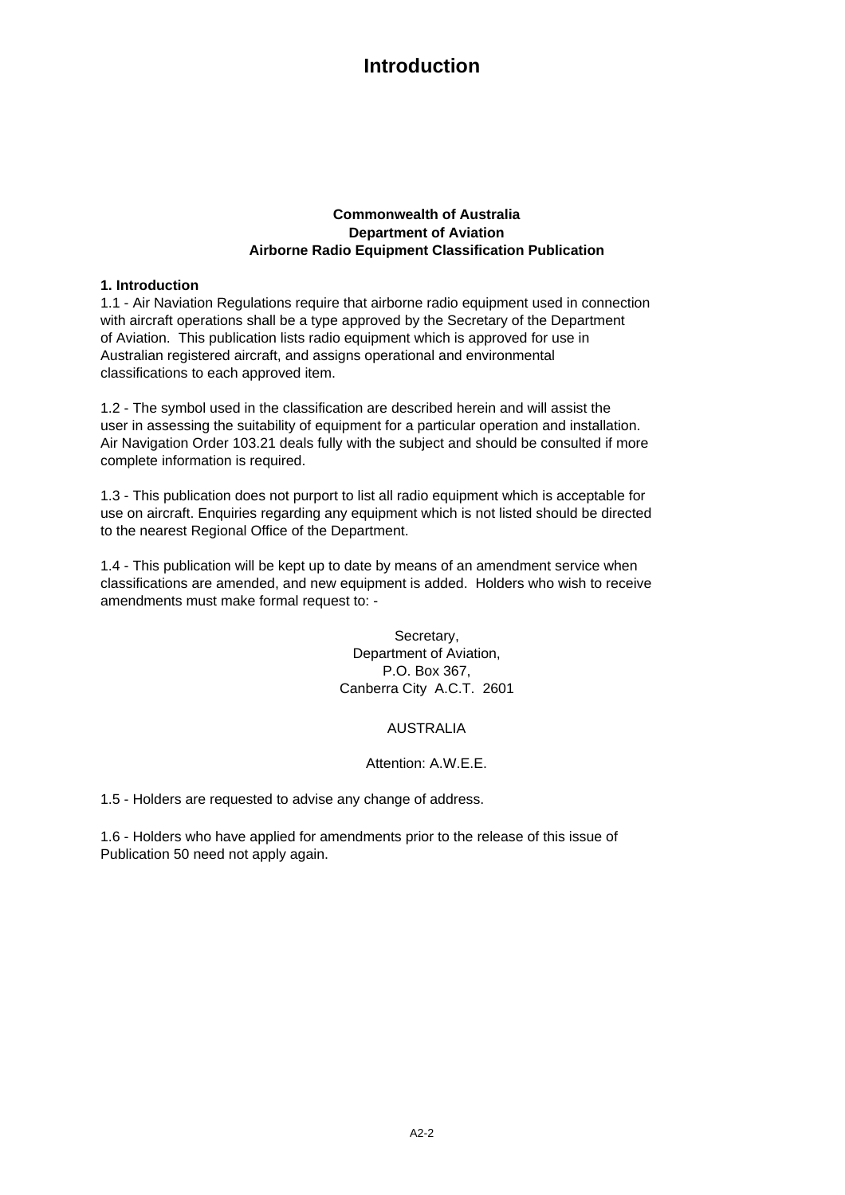# Introduction

**Commonwealth of Australia**
**Department of Aviation**
**Airborne Radio Equipment Classification Publication**

## 1. Introduction

1.1 - Air Naviation Regulations require that airborne radio equipment used in connection with aircraft operations shall be a type approved by the Secretary of the Department of Aviation. This publication lists radio equipment which is approved for use in Australian registered aircraft, and assigns operational and environmental classifications to each approved item.

1.2 - The symbol used in the classification are described herein and will assist the user in assessing the suitability of equipment for a particular operation and installation. Air Navigation Order 103.21 deals fully with the subject and should be consulted if more complete information is required.

1.3 - This publication does not purport to list all radio equipment which is acceptable for use on aircraft. Enquiries regarding any equipment which is not listed should be directed to the nearest Regional Office of the Department.

1.4 - This publication will be kept up to date by means of an amendment service when classifications are amended, and new equipment is added. Holders who wish to receive amendments must make formal request to: -

Secretary,
Department of Aviation,
P.O. Box 367,
Canberra City A.C.T. 2601

AUSTRALIA

Attention: A.W.E.E.

1.5 - Holders are requested to advise any change of address.

1.6 - Holders who have applied for amendments prior to the release of this issue of Publication 50 need not apply again.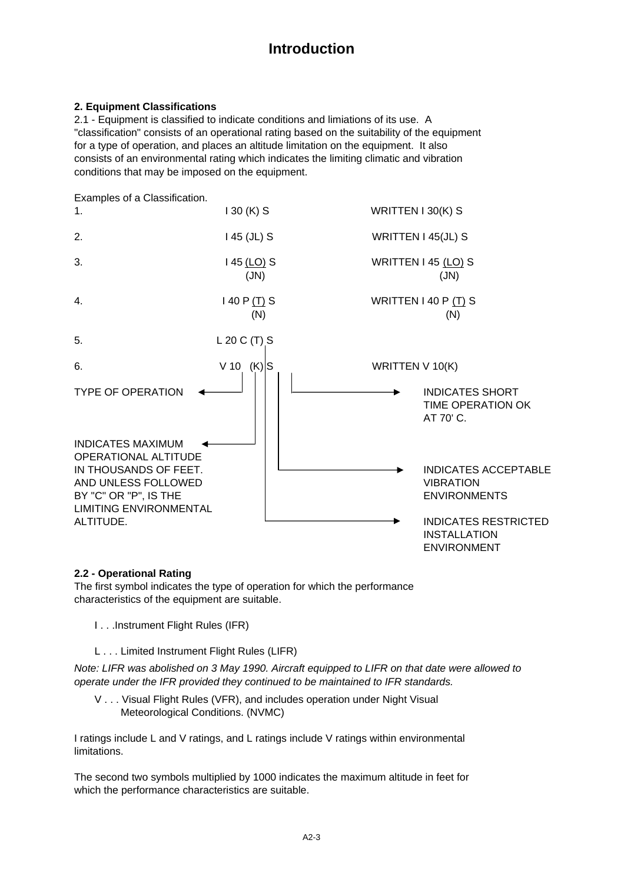# Introduction

**2. Equipment Classifications**

2.1 - Equipment is classified to indicate conditions and limiations of its use. A "classification" consists of an operational rating based on the suitability of the equipment for a type of operation, and places an altitude limitation on the equipment. It also consists of an environmental rating which indicates the limiting climatic and vibration conditions that may be imposed on the equipment.

Examples of a Classification.

| | | |
|---|---|---|
| 1. | I 30 (K) S | WRITTEN I 30(K) S |
| 2. | I 45 (JL) S | WRITTEN I 45(JL) S |
| 3. | I 45 (LO) S<br>(JN) | WRITTEN I 45 (LO) S<br>(JN) |
| 4. | I 40 P (T) S<br>(N) | WRITTEN I 40 P (T) S<br>(N) |
| 5. | L 20 C (T) S | |
| 6. | V 10 (K) S | WRITTEN V 10(K) |

- TYPE OF OPERATION
- INDICATES MAXIMUM OPERATIONAL ALTITUDE IN THOUSANDS OF FEET. AND UNLESS FOLLOWED BY "C" OR "P", IS THE LIMITING ENVIRONMENTAL ALTITUDE.
- INDICATES SHORT TIME OPERATION OK AT 70' C.
- INDICATES ACCEPTABLE VIBRATION ENVIRONMENTS
- INDICATES RESTRICTED INSTALLATION ENVIRONMENT

**2.2 - Operational Rating**

The first symbol indicates the type of operation for which the performance characteristics of the equipment are suitable.

I . . .Instrument Flight Rules (IFR)

L . . . Limited Instrument Flight Rules (LIFR)

*Note: LIFR was abolished on 3 May 1990. Aircraft equipped to LIFR on that date were allowed to operate under the IFR provided they continued to be maintained to IFR standards.*

V . . . Visual Flight Rules (VFR), and includes operation under Night Visual Meteorological Conditions. (NVMC)

I ratings include L and V ratings, and L ratings include V ratings within environmental limitations.

The second two symbols multiplied by 1000 indicates the maximum altitude in feet for which the performance characteristics are suitable.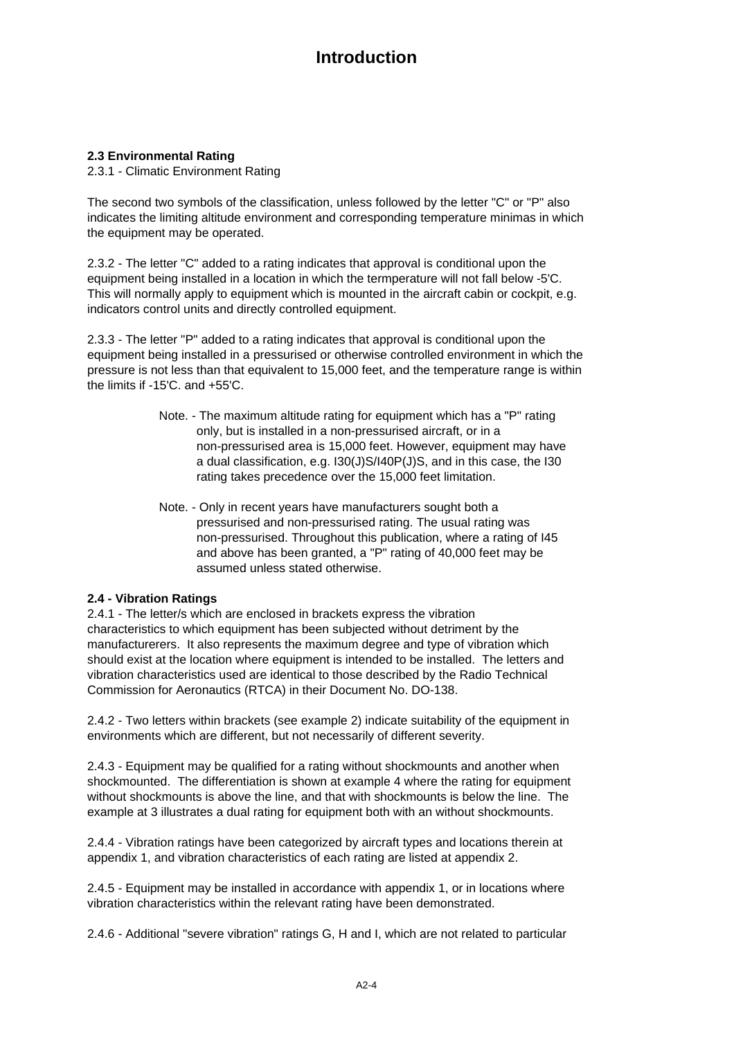# Introduction

**2.3 Environmental Rating**

2.3.1 - Climatic Environment Rating

The second two symbols of the classification, unless followed by the letter "C" or "P" also indicates the limiting altitude environment and corresponding temperature minimas in which the equipment may be operated.

2.3.2 - The letter "C" added to a rating indicates that approval is conditional upon the equipment being installed in a location in which the termperature will not fall below -5'C. This will normally apply to equipment which is mounted in the aircraft cabin or cockpit, e.g. indicators control units and directly controlled equipment.

2.3.3 - The letter "P" added to a rating indicates that approval is conditional upon the equipment being installed in a pressurised or otherwise controlled environment in which the pressure is not less than that equivalent to 15,000 feet, and the temperature range is within the limits if -15'C. and +55'C.

> Note. - The maximum altitude rating for equipment which has a "P" rating only, but is installed in a non-pressurised aircraft, or in a non-pressurised area is 15,000 feet. However, equipment may have a dual classification, e.g. I30(J)S/I40P(J)S, and in this case, the I30 rating takes precedence over the 15,000 feet limitation.

> Note. - Only in recent years have manufacturers sought both a pressurised and non-pressurised rating. The usual rating was non-pressurised. Throughout this publication, where a rating of I45 and above has been granted, a "P" rating of 40,000 feet may be assumed unless stated otherwise.

**2.4 - Vibration Ratings**

2.4.1 - The letter/s which are enclosed in brackets express the vibration characteristics to which equipment has been subjected without detriment by the manufacturerers. It also represents the maximum degree and type of vibration which should exist at the location where equipment is intended to be installed. The letters and vibration characteristics used are identical to those described by the Radio Technical Commission for Aeronautics (RTCA) in their Document No. DO-138.

2.4.2 - Two letters within brackets (see example 2) indicate suitability of the equipment in environments which are different, but not necessarily of different severity.

2.4.3 - Equipment may be qualified for a rating without shockmounts and another when shockmounted. The differentiation is shown at example 4 where the rating for equipment without shockmounts is above the line, and that with shockmounts is below the line. The example at 3 illustrates a dual rating for equipment both with an without shockmounts.

2.4.4 - Vibration ratings have been categorized by aircraft types and locations therein at appendix 1, and vibration characteristics of each rating are listed at appendix 2.

2.4.5 - Equipment may be installed in accordance with appendix 1, or in locations where vibration characteristics within the relevant rating have been demonstrated.

2.4.6 - Additional "severe vibration" ratings G, H and I, which are not related to particular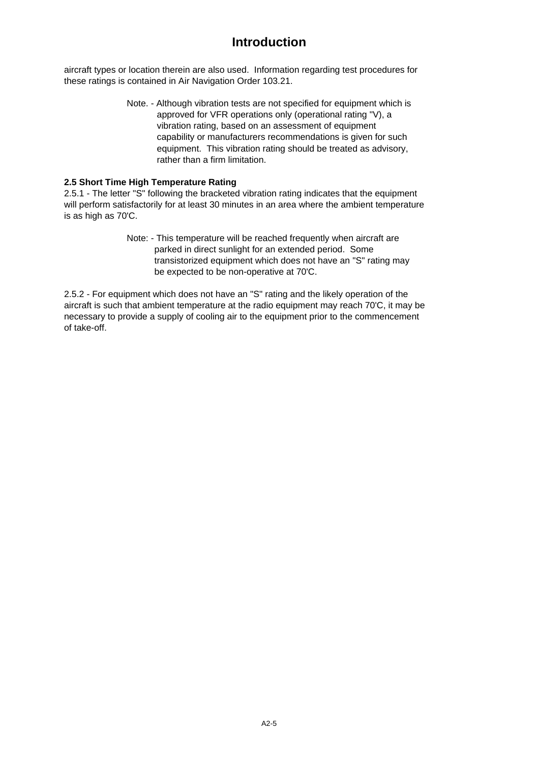# Introduction

aircraft types or location therein are also used. Information regarding test procedures for these ratings is contained in Air Navigation Order 103.21.

> Note. - Although vibration tests are not specified for equipment which is approved for VFR operations only (operational rating "V), a vibration rating, based on an assessment of equipment capability or manufacturers recommendations is given for such equipment. This vibration rating should be treated as advisory, rather than a firm limitation.

**2.5 Short Time High Temperature Rating**

2.5.1 - The letter "S" following the bracketed vibration rating indicates that the equipment will perform satisfactorily for at least 30 minutes in an area where the ambient temperature is as high as 70'C.

> Note: - This temperature will be reached frequently when aircraft are parked in direct sunlight for an extended period. Some transistorized equipment which does not have an "S" rating may be expected to be non-operative at 70'C.

2.5.2 - For equipment which does not have an "S" rating and the likely operation of the aircraft is such that ambient temperature at the radio equipment may reach 70'C, it may be necessary to provide a supply of cooling air to the equipment prior to the commencement of take-off.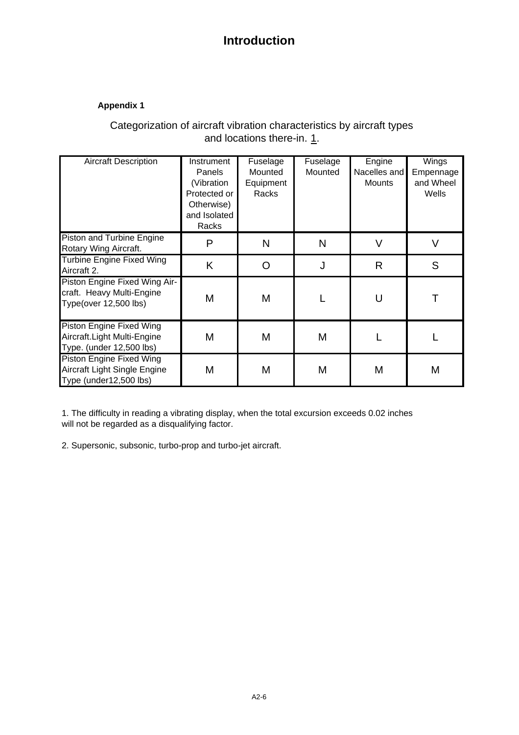# Introduction

**Appendix 1**

Categorization of aircraft vibration characteristics by aircraft types and locations there-in. 1.

| Aircraft Description | Instrument Panels (Vibration Protected or Otherwise) and Isolated Racks | Fuselage Mounted Equipment Racks | Fuselage Mounted | Engine Nacelles and Mounts | Wings Empennage and Wheel Wells |
|---|---|---|---|---|---|
| Piston and Turbine Engine Rotary Wing Aircraft. | P | N | N | V | V |
| Turbine Engine Fixed Wing Aircraft 2. | K | O | J | R | S |
| Piston Engine Fixed Wing Air-craft. Heavy Multi-Engine Type(over 12,500 lbs) | M | M | L | U | T |
| Piston Engine Fixed Wing Aircraft.Light Multi-Engine Type. (under 12,500 lbs) | M | M | M | L | L |
| Piston Engine Fixed Wing Aircraft Light Single Engine Type (under12,500 lbs) | M | M | M | M | M |

1. The difficulty in reading a vibrating display, when the total excursion exceeds 0.02 inches will not be regarded as a disqualifying factor.

2. Supersonic, subsonic, turbo-prop and turbo-jet aircraft.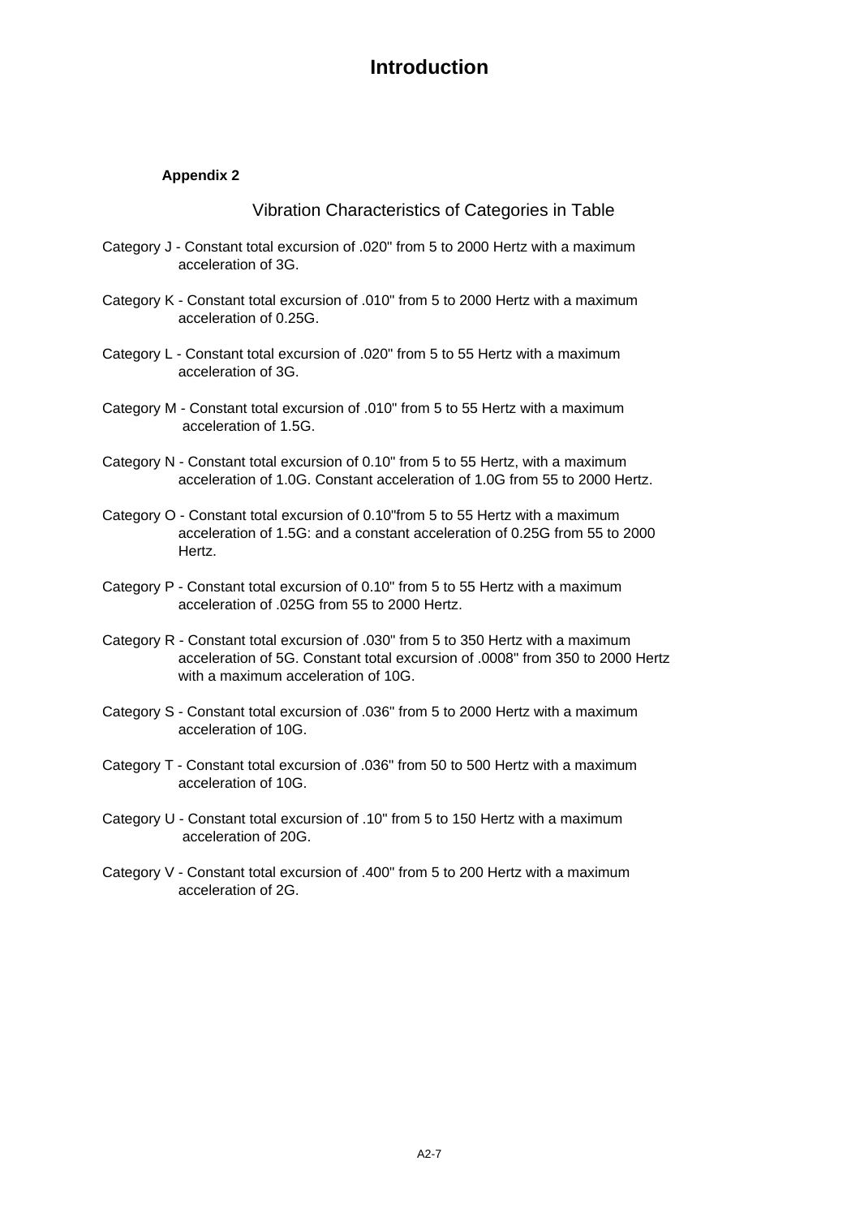# Introduction

**Appendix 2**

## Vibration Characteristics of Categories in Table

Category J - Constant total excursion of .020" from 5 to 2000 Hertz with a maximum acceleration of 3G.

Category K - Constant total excursion of .010" from 5 to 2000 Hertz with a maximum acceleration of 0.25G.

Category L - Constant total excursion of .020" from 5 to 55 Hertz with a maximum acceleration of 3G.

Category M - Constant total excursion of .010" from 5 to 55 Hertz with a maximum acceleration of 1.5G.

Category N - Constant total excursion of 0.10" from 5 to 55 Hertz, with a maximum acceleration of 1.0G. Constant acceleration of 1.0G from 55 to 2000 Hertz.

Category O - Constant total excursion of 0.10"from 5 to 55 Hertz with a maximum acceleration of 1.5G: and a constant acceleration of 0.25G from 55 to 2000 Hertz.

Category P - Constant total excursion of 0.10" from 5 to 55 Hertz with a maximum acceleration of .025G from 55 to 2000 Hertz.

Category R - Constant total excursion of .030" from 5 to 350 Hertz with a maximum acceleration of 5G. Constant total excursion of .0008" from 350 to 2000 Hertz with a maximum acceleration of 10G.

Category S - Constant total excursion of .036" from 5 to 2000 Hertz with a maximum acceleration of 10G.

Category T - Constant total excursion of .036" from 50 to 500 Hertz with a maximum acceleration of 10G.

Category U - Constant total excursion of .10" from 5 to 150 Hertz with a maximum acceleration of 20G.

Category V - Constant total excursion of .400" from 5 to 200 Hertz with a maximum acceleration of 2G.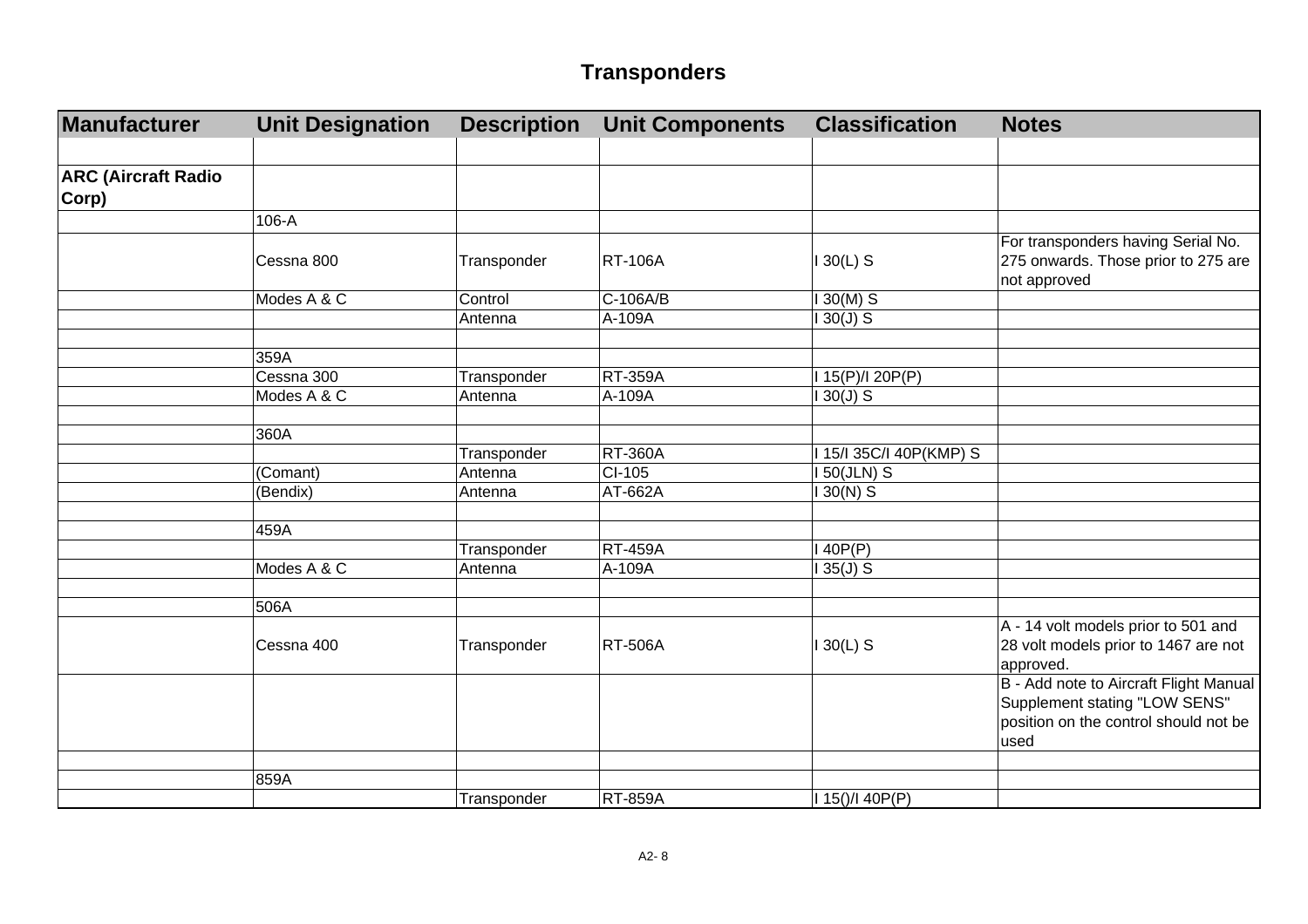# Transponders

| Manufacturer | Unit Designation | Description | Unit Components | Classification | Notes |
|---|---|---|---|---|---|
| | | | | | |
| **ARC (Aircraft Radio Corp)** | | | | | |
| | 106-A | | | | |
| | Cessna 800 | Transponder | RT-106A | I 30(L) S | For transponders having Serial No. 275 onwards. Those prior to 275 are not approved |
| | Modes A & C | Control | C-106A/B | I 30(M) S | |
| | | Antenna | A-109A | I 30(J) S | |
| | | | | | |
| | 359A | | | | |
| | Cessna 300 | Transponder | RT-359A | I 15(P)/I 20P(P) | |
| | Modes A & C | Antenna | A-109A | I 30(J) S | |
| | | | | | |
| | 360A | | | | |
| | | Transponder | RT-360A | I 15/I 35C/I 40P(KMP) S | |
| | (Comant) | Antenna | CI-105 | I 50(JLN) S | |
| | (Bendix) | Antenna | AT-662A | I 30(N) S | |
| | | | | | |
| | 459A | | | | |
| | | Transponder | RT-459A | I 40P(P) | |
| | Modes A & C | Antenna | A-109A | I 35(J) S | |
| | | | | | |
| | 506A | | | | |
| | Cessna 400 | Transponder | RT-506A | I 30(L) S | A - 14 volt models prior to 501 and 28 volt models prior to 1467 are not approved. |
| | | | | | B - Add note to Aircraft Flight Manual Supplement stating "LOW SENS" position on the control should not be used |
| | | | | | |
| | 859A | | | | |
| | | Transponder | RT-859A | I 15()/I 40P(P) | |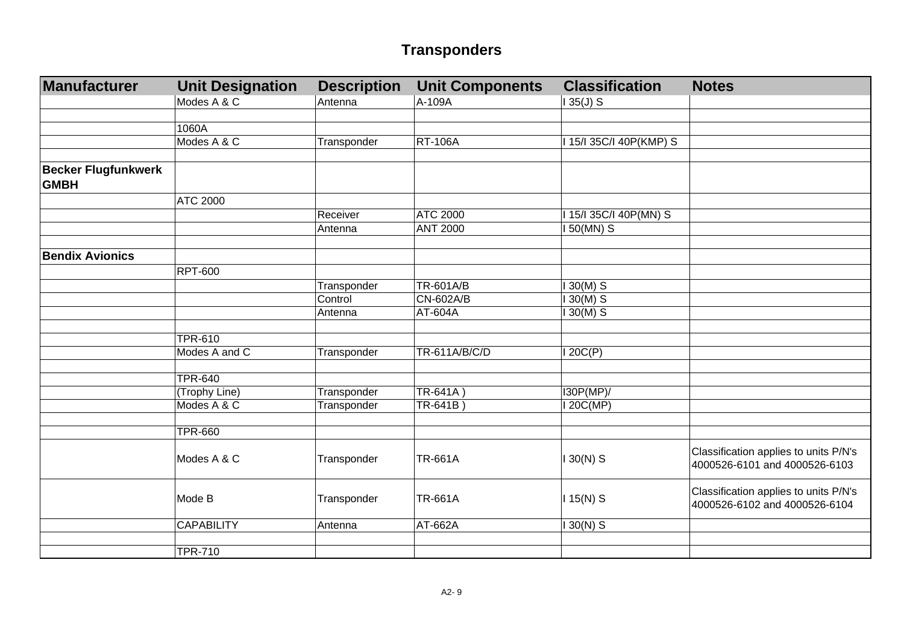# Transponders

| Manufacturer | Unit Designation | Description | Unit Components | Classification | Notes |
|---|---|---|---|---|---|
| | Modes A & C | Antenna | A-109A | I 35(J) S | |
| | | | | | |
| | 1060A | | | | |
| | Modes A & C | Transponder | RT-106A | I 15/I 35C/I 40P(KMP) S | |
| | | | | | |
| **Becker Flugfunkwerk GMBH** | | | | | |
| | ATC 2000 | | | | |
| | | Receiver | ATC 2000 | I 15/I 35C/I 40P(MN) S | |
| | | Antenna | ANT 2000 | I 50(MN) S | |
| | | | | | |
| **Bendix Avionics** | | | | | |
| | RPT-600 | | | | |
| | | Transponder | TR-601A/B | I 30(M) S | |
| | | Control | CN-602A/B | I 30(M) S | |
| | | Antenna | AT-604A | I 30(M) S | |
| | | | | | |
| | TPR-610 | | | | |
| | Modes A and C | Transponder | TR-611A/B/C/D | I 20C(P) | |
| | | | | | |
| | TPR-640 | | | | |
| | (Trophy Line) | Transponder | TR-641A ) | I30P(MP)/ | |
| | Modes A & C | Transponder | TR-641B ) | I 20C(MP) | |
| | | | | | |
| | TPR-660 | | | | |
| | Modes A & C | Transponder | TR-661A | I 30(N) S | Classification applies to units P/N's 4000526-6101 and 4000526-6103 |
| | Mode B | Transponder | TR-661A | I 15(N) S | Classification applies to units P/N's 4000526-6102 and 4000526-6104 |
| | CAPABILITY | Antenna | AT-662A | I 30(N) S | |
| | | | | | |
| | TPR-710 | | | | |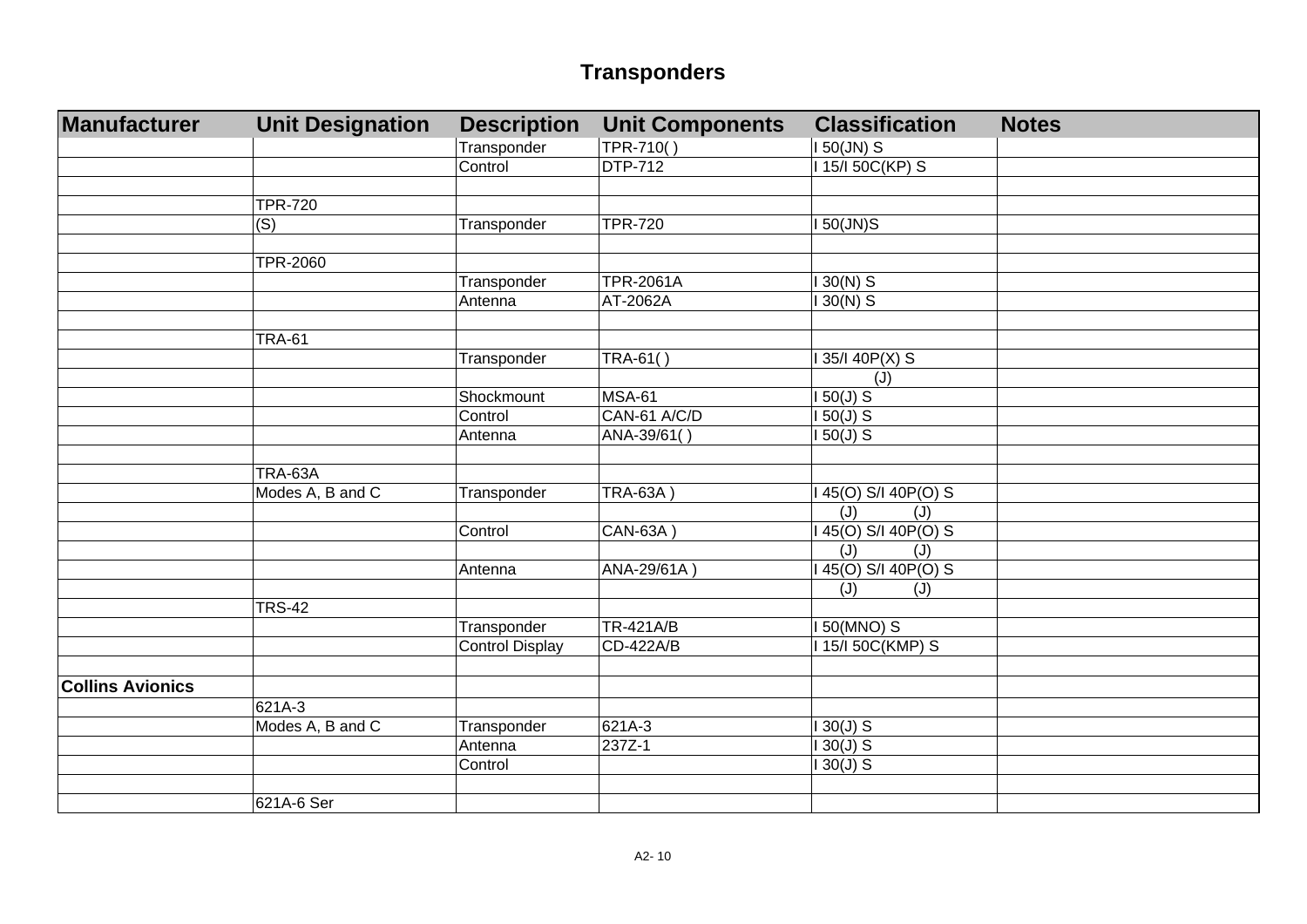# Transponders

| Manufacturer | Unit Designation | Description | Unit Components | Classification | Notes |
|---|---|---|---|---|---|
| | | Transponder | TPR-710( ) | I 50(JN) S | |
| | | Control | DTP-712 | I 15/I 50C(KP) S | |
| | | | | | |
| | TPR-720 | | | | |
| | (S) | Transponder | TPR-720 | I 50(JN)S | |
| | | | | | |
| | TPR-2060 | | | | |
| | | Transponder | TPR-2061A | I 30(N) S | |
| | | Antenna | AT-2062A | I 30(N) S | |
| | | | | | |
| | TRA-61 | | | | |
| | | Transponder | TRA-61( ) | I 35/I 40P(X) S | |
| | | | | (J) | |
| | | Shockmount | MSA-61 | I 50(J) S | |
| | | Control | CAN-61 A/C/D | I 50(J) S | |
| | | Antenna | ANA-39/61( ) | I 50(J) S | |
| | | | | | |
| | TRA-63A | | | | |
| | Modes A, B and C | Transponder | TRA-63A ) | I 45(O) S/I 40P(O) S | |
| | | | | (J) (J) | |
| | | Control | CAN-63A ) | I 45(O) S/I 40P(O) S | |
| | | | | (J) (J) | |
| | | Antenna | ANA-29/61A ) | I 45(O) S/I 40P(O) S | |
| | | | | (J) (J) | |
| | TRS-42 | | | | |
| | | Transponder | TR-421A/B | I 50(MNO) S | |
| | | Control Display | CD-422A/B | I 15/I 50C(KMP) S | |
| | | | | | |
| **Collins Avionics** | | | | | |
| | 621A-3 | | | | |
| | Modes A, B and C | Transponder | 621A-3 | I 30(J) S | |
| | | Antenna | 237Z-1 | I 30(J) S | |
| | | Control | | I 30(J) S | |
| | | | | | |
| | 621A-6 Ser | | | | |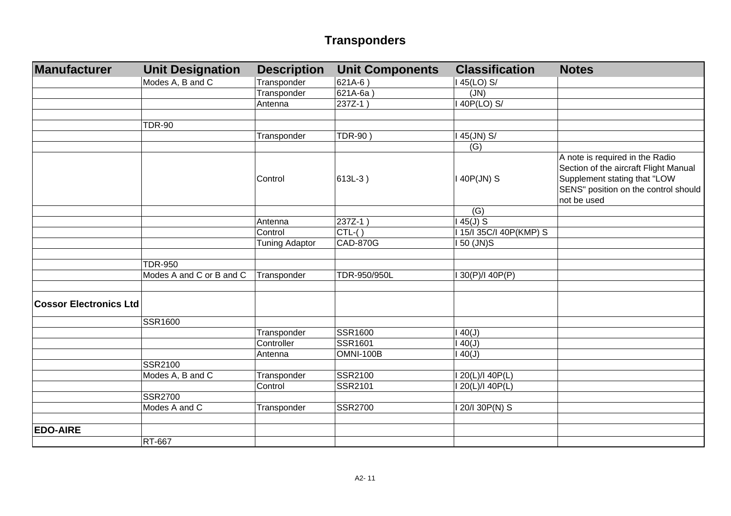# Transponders

| Manufacturer | Unit Designation | Description | Unit Components | Classification | Notes |
|---|---|---|---|---|---|
| | Modes A, B and C | Transponder | 621A-6 ) | I 45(LO) S/ | |
| | | Transponder | 621A-6a ) | (JN) | |
| | | Antenna | 237Z-1 ) | I 40P(LO) S/ | |
| | | | | | |
| | TDR-90 | | | | |
| | | Transponder | TDR-90 ) | I 45(JN) S/ | |
| | | | | (G) | |
| | | Control | 613L-3 ) | I 40P(JN) S | A note is required in the Radio Section of the aircraft Flight Manual Supplement stating that "LOW SENS" position on the control should not be used |
| | | | | (G) | |
| | | Antenna | 237Z-1 ) | I 45(J) S | |
| | | Control | CTL-( ) | I 15/I 35C/I 40P(KMP) S | |
| | | Tuning Adaptor | CAD-870G | I 50 (JN)S | |
| | | | | | |
| | TDR-950 | | | | |
| | Modes A and C or B and C | Transponder | TDR-950/950L | I 30(P)/I 40P(P) | |
| | | | | | |
| **Cossor Electronics Ltd** | | | | | |
| | SSR1600 | | | | |
| | | Transponder | SSR1600 | I 40(J) | |
| | | Controller | SSR1601 | I 40(J) | |
| | | Antenna | OMNI-100B | I 40(J) | |
| | SSR2100 | | | | |
| | Modes A, B and C | Transponder | SSR2100 | I 20(L)/I 40P(L) | |
| | | Control | SSR2101 | I 20(L)/I 40P(L) | |
| | SSR2700 | | | | |
| | Modes A and C | Transponder | SSR2700 | I 20/I 30P(N) S | |
| | | | | | |
| **EDO-AIRE** | | | | | |
| | RT-667 | | | | |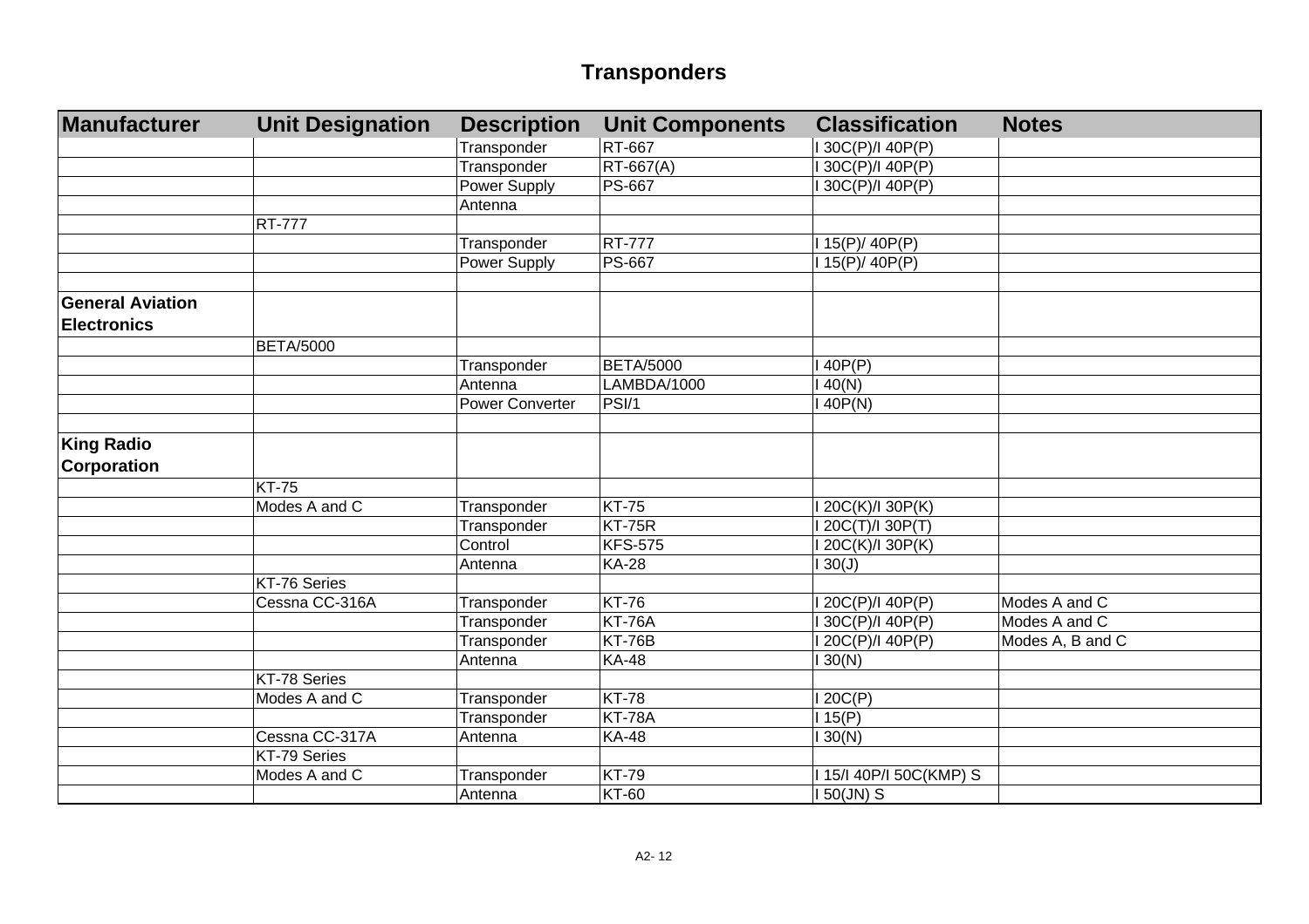# Transponders

| Manufacturer | Unit Designation | Description | Unit Components | Classification | Notes |
|---|---|---|---|---|---|
| | | Transponder | RT-667 | I 30C(P)/I 40P(P) | |
| | | Transponder | RT-667(A) | I 30C(P)/I 40P(P) | |
| | | Power Supply | PS-667 | I 30C(P)/I 40P(P) | |
| | | Antenna | | | |
| | RT-777 | | | | |
| | | Transponder | RT-777 | I 15(P)/ 40P(P) | |
| | | Power Supply | PS-667 | I 15(P)/ 40P(P) | |
| | | | | | |
| **General Aviation Electronics** | | | | | |
| | BETA/5000 | | | | |
| | | Transponder | BETA/5000 | I 40P(P) | |
| | | Antenna | LAMBDA/1000 | I 40(N) | |
| | | Power Converter | PSI/1 | I 40P(N) | |
| | | | | | |
| **King Radio Corporation** | | | | | |
| | KT-75 | | | | |
| | Modes A and C | Transponder | KT-75 | I 20C(K)/I 30P(K) | |
| | | Transponder | KT-75R | I 20C(T)/I 30P(T) | |
| | | Control | KFS-575 | I 20C(K)/I 30P(K) | |
| | | Antenna | KA-28 | I 30(J) | |
| | KT-76 Series | | | | |
| | Cessna CC-316A | Transponder | KT-76 | I 20C(P)/I 40P(P) | Modes A and C |
| | | Transponder | KT-76A | I 30C(P)/I 40P(P) | Modes A and C |
| | | Transponder | KT-76B | I 20C(P)/I 40P(P) | Modes A, B and C |
| | | Antenna | KA-48 | I 30(N) | |
| | KT-78 Series | | | | |
| | Modes A and C | Transponder | KT-78 | I 20C(P) | |
| | | Transponder | KT-78A | I 15(P) | |
| | Cessna CC-317A | Antenna | KA-48 | I 30(N) | |
| | KT-79 Series | | | | |
| | Modes A and C | Transponder | KT-79 | I 15/I 40P/I 50C(KMP) S | |
| | | Antenna | KT-60 | I 50(JN) S | |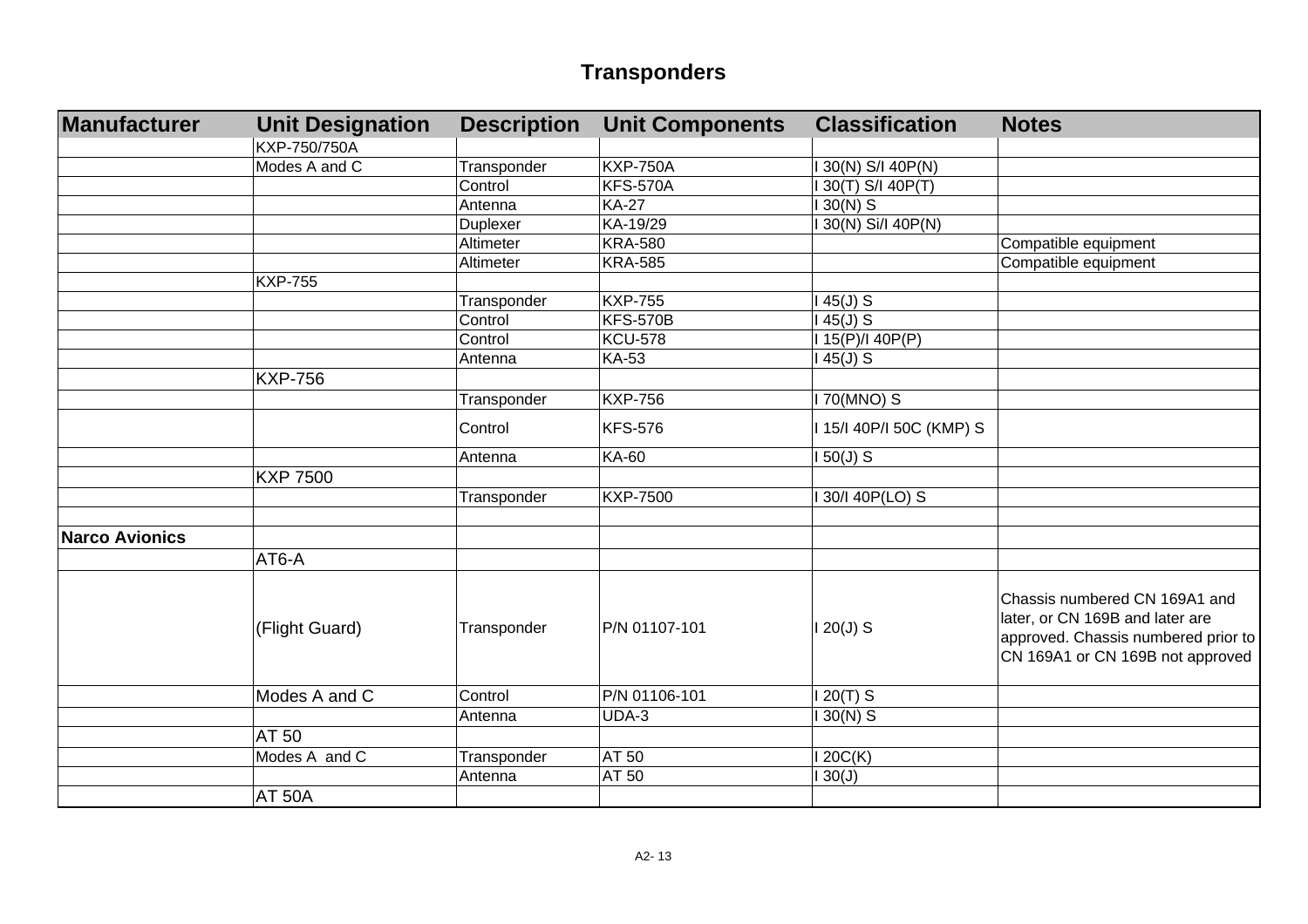# Transponders

| Manufacturer | Unit Designation | Description | Unit Components | Classification | Notes |
|---|---|---|---|---|---|
| | KXP-750/750A | | | | |
| | Modes A and C | Transponder | KXP-750A | I 30(N) S/I 40P(N) | |
| | | Control | KFS-570A | I 30(T) S/I 40P(T) | |
| | | Antenna | KA-27 | I 30(N) S | |
| | | Duplexer | KA-19/29 | I 30(N) Si/I 40P(N) | |
| | | Altimeter | KRA-580 | | Compatible equipment |
| | | Altimeter | KRA-585 | | Compatible equipment |
| | KXP-755 | | | | |
| | | Transponder | KXP-755 | I 45(J) S | |
| | | Control | KFS-570B | I 45(J) S | |
| | | Control | KCU-578 | I 15(P)/I 40P(P) | |
| | | Antenna | KA-53 | I 45(J) S | |
| | KXP-756 | | | | |
| | | Transponder | KXP-756 | I 70(MNO) S | |
| | | Control | KFS-576 | I 15/I 40P/I 50C (KMP) S | |
| | | Antenna | KA-60 | I 50(J) S | |
| | KXP 7500 | | | | |
| | | Transponder | KXP-7500 | I 30/I 40P(LO) S | |
| | | | | | |
| **Narco Avionics** | | | | | |
| | AT6-A | | | | |
| | (Flight Guard) | Transponder | P/N 01107-101 | I 20(J) S | Chassis numbered CN 169A1 and later, or CN 169B and later are approved. Chassis numbered prior to CN 169A1 or CN 169B not approved |
| | Modes A and C | Control | P/N 01106-101 | I 20(T) S | |
| | | Antenna | UDA-3 | I 30(N) S | |
| | AT 50 | | | | |
| | Modes A and C | Transponder | AT 50 | I 20C(K) | |
| | | Antenna | AT 50 | I 30(J) | |
| | AT 50A | | | | |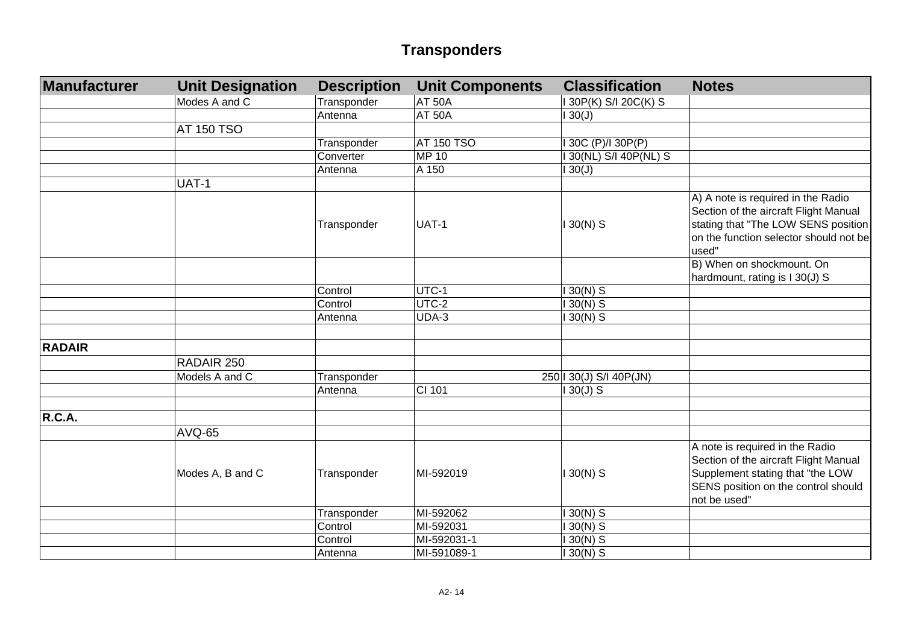# Transponders

| Manufacturer | Unit Designation | Description | Unit Components | Classification | Notes |
|---|---|---|---|---|---|
| | Modes A and C | Transponder | AT 50A | I 30P(K) S/I 20C(K) S | |
| | | Antenna | AT 50A | I 30(J) | |
| | AT 150 TSO | | | | |
| | | Transponder | AT 150 TSO | I 30C (P)/I 30P(P) | |
| | | Converter | MP 10 | I 30(NL) S/I 40P(NL) S | |
| | | Antenna | A 150 | I 30(J) | |
| | UAT-1 | | | | |
| | | Transponder | UAT-1 | I 30(N) S | A) A note is required in the Radio Section of the aircraft Flight Manual stating that "The LOW SENS position on the function selector should not be used" |
| | | | | | B) When on shockmount. On hardmount, rating is I 30(J) S |
| | | Control | UTC-1 | I 30(N) S | |
| | | Control | UTC-2 | I 30(N) S | |
| | | Antenna | UDA-3 | I 30(N) S | |
| | | | | | |
| **RADAIR** | | | | | |
| | RADAIR 250 | | | | |
| | Models A and C | Transponder | 250 | I 30(J) S/I 40P(JN) | |
| | | Antenna | CI 101 | I 30(J) S | |
| | | | | | |
| **R.C.A.** | | | | | |
| | AVQ-65 | | | | |
| | Modes A, B and C | Transponder | MI-592019 | I 30(N) S | A note is required in the Radio Section of the aircraft Flight Manual Supplement stating that "the LOW SENS position on the control should not be used" |
| | | Transponder | MI-592062 | I 30(N) S | |
| | | Control | MI-592031 | I 30(N) S | |
| | | Control | MI-592031-1 | I 30(N) S | |
| | | Antenna | MI-591089-1 | I 30(N) S | |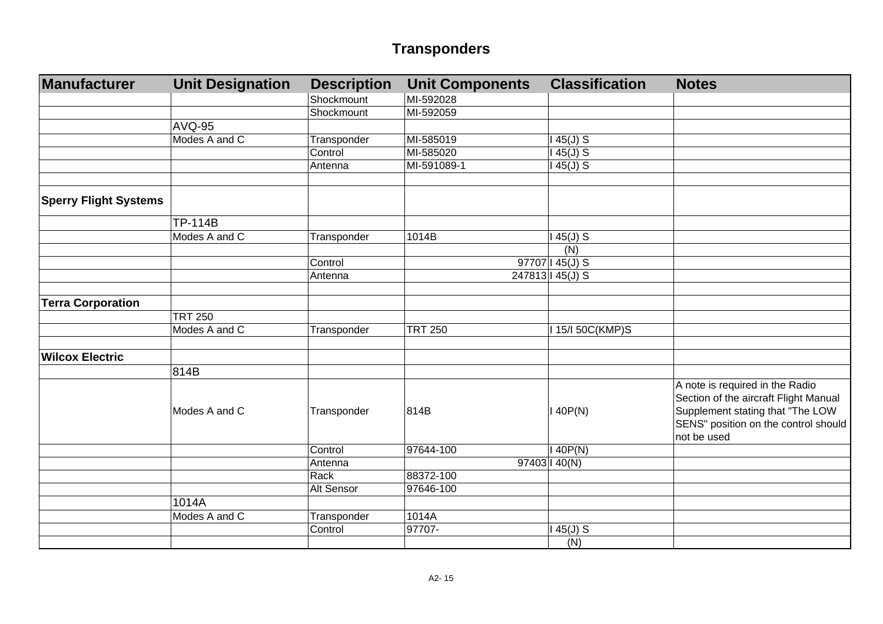## Transponders

| Manufacturer | Unit Designation | Description | Unit Components | Classification | Notes |
|---|---|---|---|---|---|
| | | Shockmount | MI-592028 | | |
| | | Shockmount | MI-592059 | | |
| | AVQ-95 | | | | |
| | Modes A and C | Transponder | MI-585019 | I 45(J) S | |
| | | Control | MI-585020 | I 45(J) S | |
| | | Antenna | MI-591089-1 | I 45(J) S | |
| | | | | | |
| **Sperry Flight Systems** | | | | | |
| | TP-114B | | | | |
| | Modes A and C | Transponder | 1014B | I 45(J) S | |
| | | | | (N) | |
| | | Control | 97707 | I 45(J) S | |
| | | Antenna | 247813 | I 45(J) S | |
| | | | | | |
| **Terra Corporation** | | | | | |
| | TRT 250 | | | | |
| | Modes A and C | Transponder | TRT 250 | I 15/I 50C(KMP)S | |
| | | | | | |
| **Wilcox Electric** | | | | | |
| | 814B | | | | |
| | Modes A and C | Transponder | 814B | I 40P(N) | A note is required in the Radio Section of the aircraft Flight Manual Supplement stating that "The LOW SENS" position on the control should not be used |
| | | Control | 97644-100 | I 40P(N) | |
| | | Antenna | 97403 | I 40(N) | |
| | | Rack | 88372-100 | | |
| | | Alt Sensor | 97646-100 | | |
| | 1014A | | | | |
| | Modes A and C | Transponder | 1014A | | |
| | | Control | 97707- | I 45(J) S | |
| | | | | (N) | |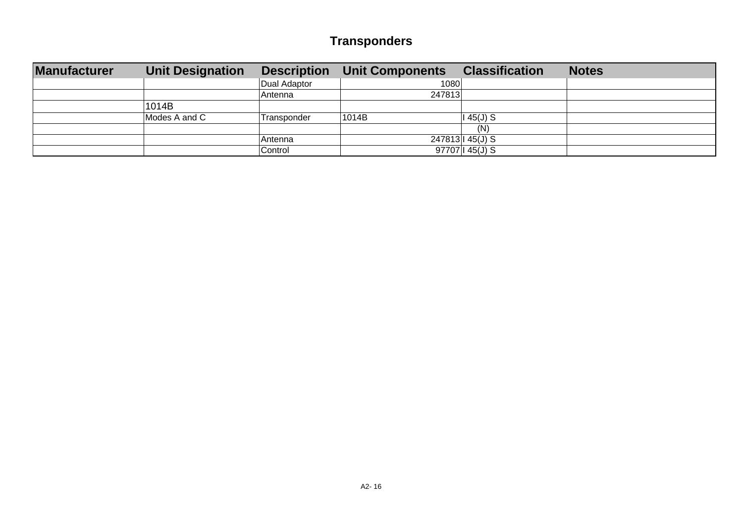# Transponders

| Manufacturer | Unit Designation | Description | Unit Components | Classification | Notes |
|---|---|---|---|---|---|
| | | Dual Adaptor | 1080 | | |
| | | Antenna | 247813 | | |
| | 1014B | | | | |
| | Modes A and C | Transponder | 1014B | I 45(J) S | |
| | | | | (N) | |
| | | Antenna | 247813 | I 45(J) S | |
| | | Control | 97707 | I 45(J) S | |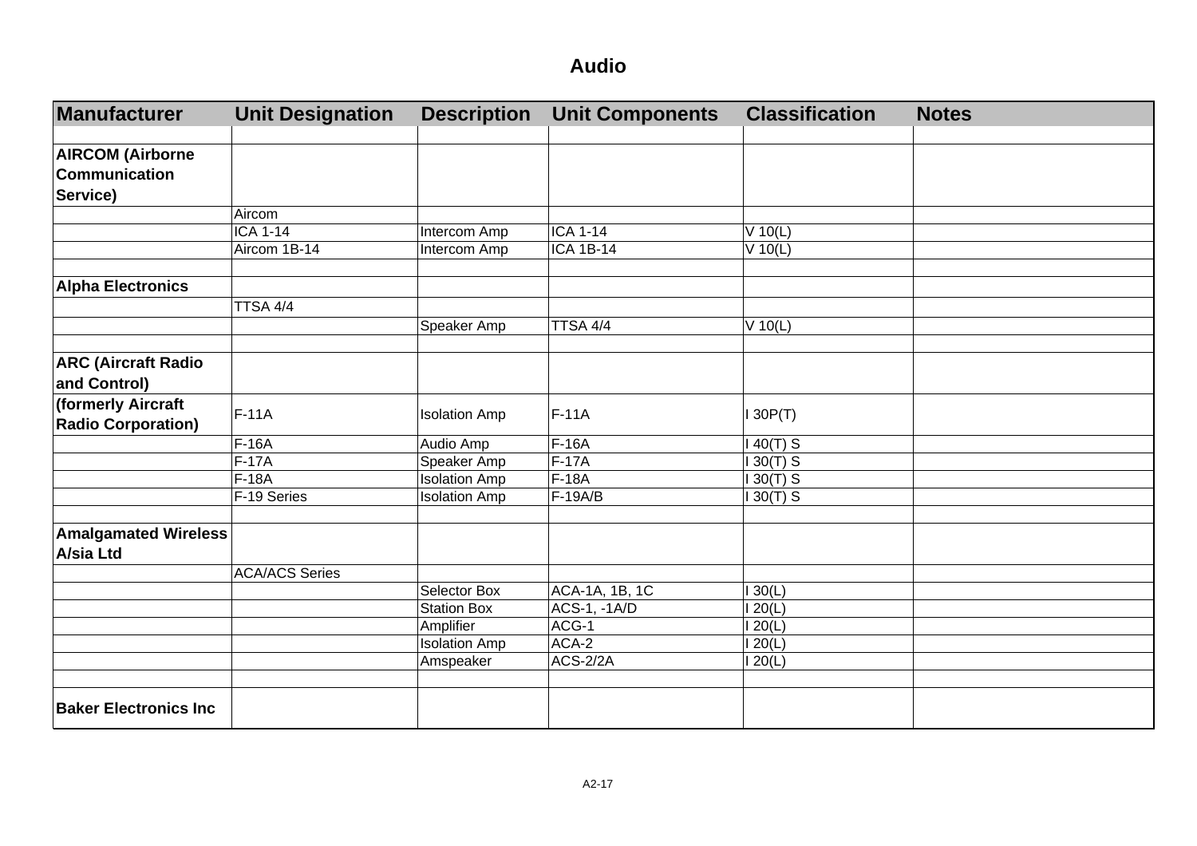# Audio

| Manufacturer | Unit Designation | Description | Unit Components | Classification | Notes |
|---|---|---|---|---|---|
| | | | | | |
| **AIRCOM (Airborne Communication Service)** | | | | | |
| | Aircom | | | | |
| | ICA 1-14 | Intercom Amp | ICA 1-14 | V 10(L) | |
| | Aircom 1B-14 | Intercom Amp | ICA 1B-14 | V 10(L) | |
| | | | | | |
| **Alpha Electronics** | | | | | |
| | TTSA 4/4 | | | | |
| | | Speaker Amp | TTSA 4/4 | V 10(L) | |
| | | | | | |
| **ARC (Aircraft Radio and Control)** | | | | | |
| **(formerly Aircraft Radio Corporation)** | F-11A | Isolation Amp | F-11A | I 30P(T) | |
| | F-16A | Audio Amp | F-16A | I 40(T) S | |
| | F-17A | Speaker Amp | F-17A | I 30(T) S | |
| | F-18A | Isolation Amp | F-18A | I 30(T) S | |
| | F-19 Series | Isolation Amp | F-19A/B | I 30(T) S | |
| | | | | | |
| **Amalgamated Wireless A/sia Ltd** | | | | | |
| | ACA/ACS Series | | | | |
| | | Selector Box | ACA-1A, 1B, 1C | I 30(L) | |
| | | Station Box | ACS-1, -1A/D | I 20(L) | |
| | | Amplifier | ACG-1 | I 20(L) | |
| | | Isolation Amp | ACA-2 | I 20(L) | |
| | | Amspeaker | ACS-2/2A | I 20(L) | |
| | | | | | |
| **Baker Electronics Inc** | | | | | |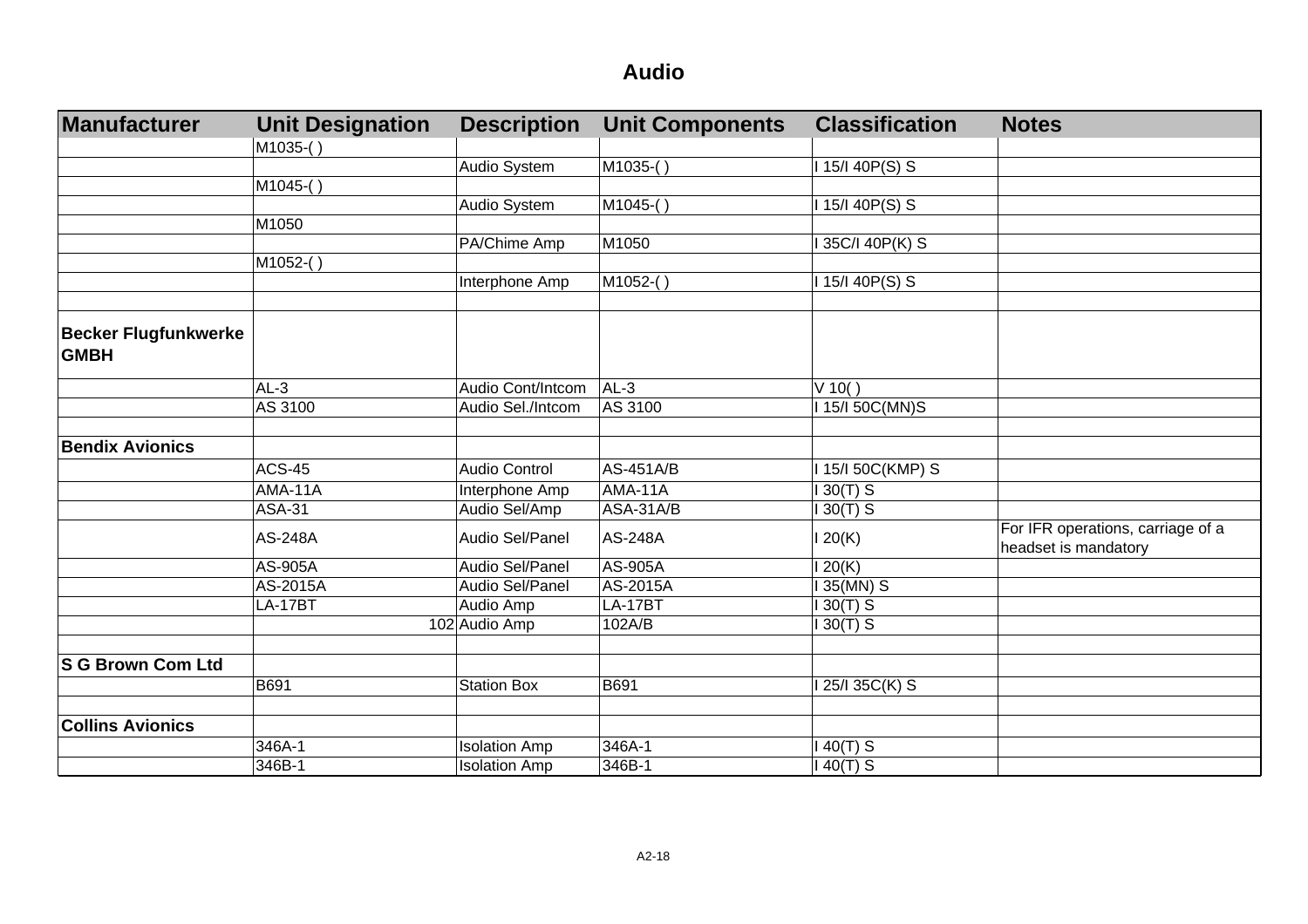# Audio

| Manufacturer | Unit Designation | Description | Unit Components | Classification | Notes |
|---|---|---|---|---|---|
| | M1035-( ) | | | | |
| | | Audio System | M1035-( ) | I 15/I 40P(S) S | |
| | M1045-( ) | | | | |
| | | Audio System | M1045-( ) | I 15/I 40P(S) S | |
| | M1050 | | | | |
| | | PA/Chime Amp | M1050 | I 35C/I 40P(K) S | |
| | M1052-( ) | | | | |
| | | Interphone Amp | M1052-( ) | I 15/I 40P(S) S | |
| | | | | | |
| **Becker Flugfunkwerke GMBH** | | | | | |
| | AL-3 | Audio Cont/Intcom | AL-3 | V 10( ) | |
| | AS 3100 | Audio Sel./Intcom | AS 3100 | I 15/I 50C(MN)S | |
| | | | | | |
| **Bendix Avionics** | | | | | |
| | ACS-45 | Audio Control | AS-451A/B | I 15/I 50C(KMP) S | |
| | AMA-11A | Interphone Amp | AMA-11A | I 30(T) S | |
| | ASA-31 | Audio Sel/Amp | ASA-31A/B | I 30(T) S | |
| | AS-248A | Audio Sel/Panel | AS-248A | I 20(K) | For IFR operations, carriage of a headset is mandatory |
| | AS-905A | Audio Sel/Panel | AS-905A | I 20(K) | |
| | AS-2015A | Audio Sel/Panel | AS-2015A | I 35(MN) S | |
| | LA-17BT | Audio Amp | LA-17BT | I 30(T) S | |
| | 102 | Audio Amp | 102A/B | I 30(T) S | |
| | | | | | |
| **S G Brown Com Ltd** | | | | | |
| | B691 | Station Box | B691 | I 25/I 35C(K) S | |
| | | | | | |
| **Collins Avionics** | | | | | |
| | 346A-1 | Isolation Amp | 346A-1 | I 40(T) S | |
| | 346B-1 | Isolation Amp | 346B-1 | I 40(T) S | |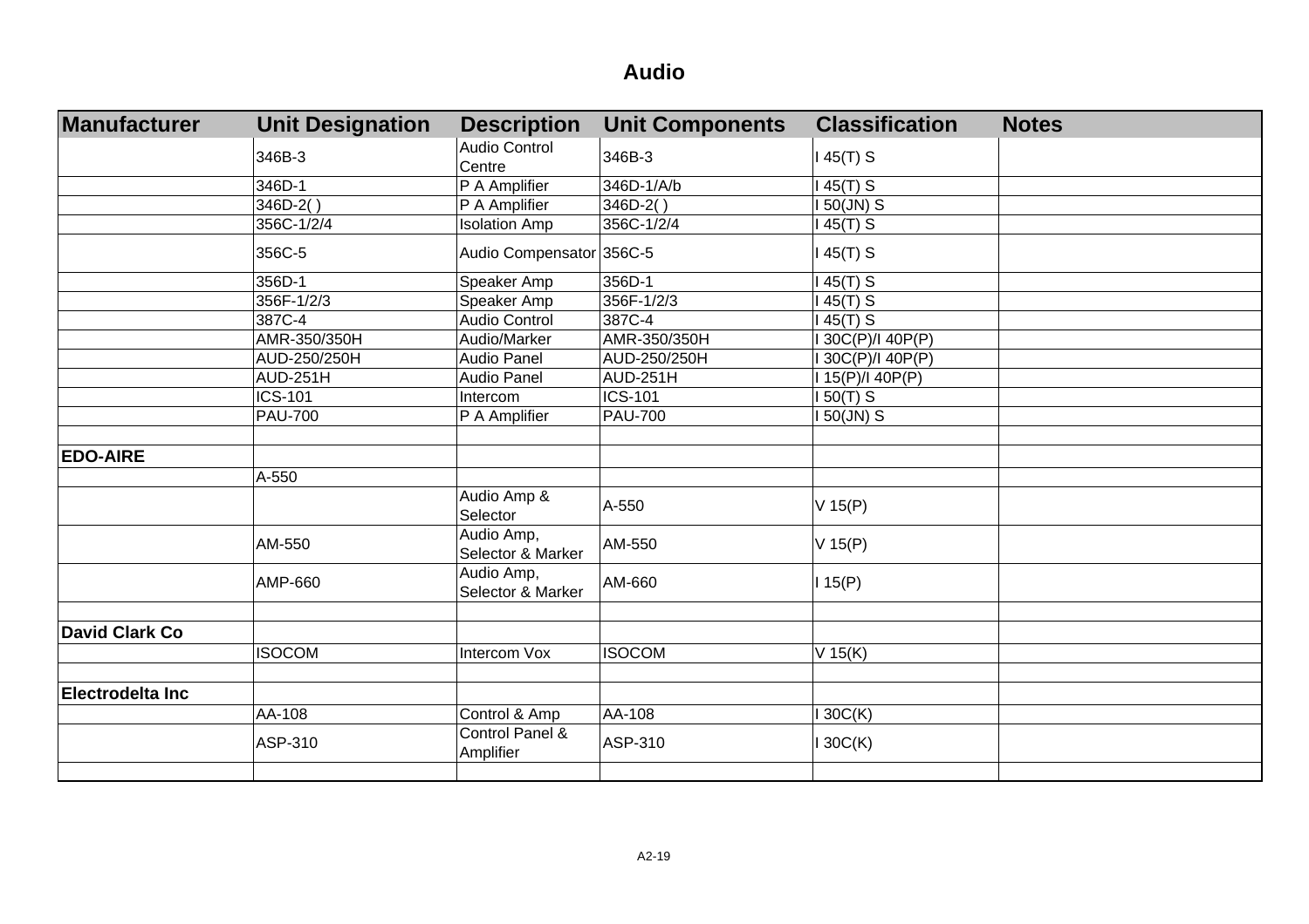# Audio

| Manufacturer | Unit Designation | Description | Unit Components | Classification | Notes |
|---|---|---|---|---|---|
| | 346B-3 | Audio Control Centre | 346B-3 | I 45(T) S | |
| | 346D-1 | P A Amplifier | 346D-1/A/b | I 45(T) S | |
| | 346D-2( ) | P A Amplifier | 346D-2( ) | I 50(JN) S | |
| | 356C-1/2/4 | Isolation Amp | 356C-1/2/4 | I 45(T) S | |
| | 356C-5 | Audio Compensator | 356C-5 | I 45(T) S | |
| | 356D-1 | Speaker Amp | 356D-1 | I 45(T) S | |
| | 356F-1/2/3 | Speaker Amp | 356F-1/2/3 | I 45(T) S | |
| | 387C-4 | Audio Control | 387C-4 | I 45(T) S | |
| | AMR-350/350H | Audio/Marker | AMR-350/350H | I 30C(P)/I 40P(P) | |
| | AUD-250/250H | Audio Panel | AUD-250/250H | I 30C(P)/I 40P(P) | |
| | AUD-251H | Audio Panel | AUD-251H | I 15(P)/I 40P(P) | |
| | ICS-101 | Intercom | ICS-101 | I 50(T) S | |
| | PAU-700 | P A Amplifier | PAU-700 | I 50(JN) S | |
| | | | | | |
| **EDO-AIRE** | | | | | |
| | A-550 | | | | |
| | | Audio Amp & Selector | A-550 | V 15(P) | |
| | AM-550 | Audio Amp, Selector & Marker | AM-550 | V 15(P) | |
| | AMP-660 | Audio Amp, Selector & Marker | AM-660 | I 15(P) | |
| | | | | | |
| **David Clark Co** | | | | | |
| | ISOCOM | Intercom Vox | ISOCOM | V 15(K) | |
| | | | | | |
| **Electrodelta Inc** | | | | | |
| | AA-108 | Control & Amp | AA-108 | I 30C(K) | |
| | ASP-310 | Control Panel & Amplifier | ASP-310 | I 30C(K) | |
| | | | | | |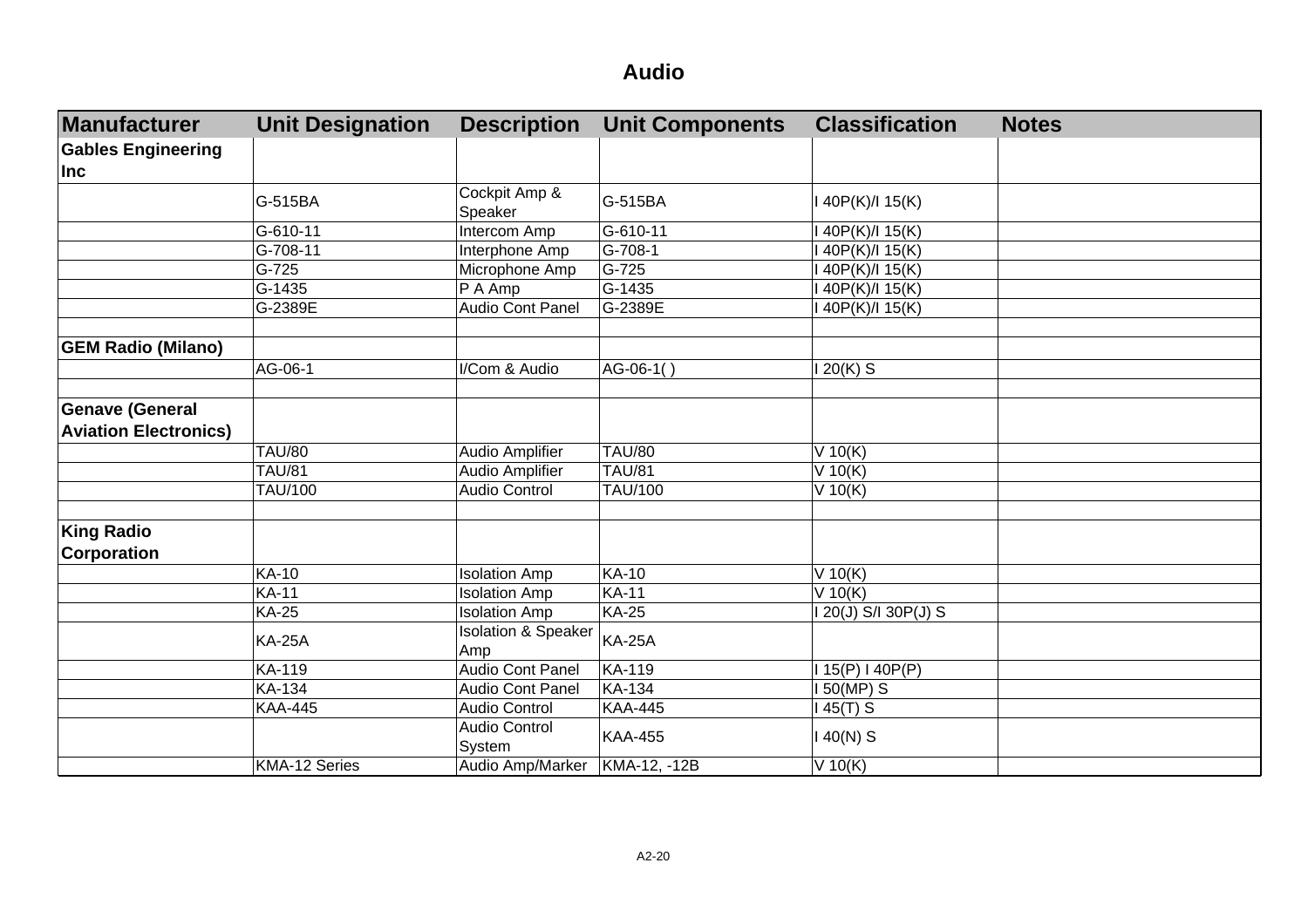# Audio

| Manufacturer | Unit Designation | Description | Unit Components | Classification | Notes |
|---|---|---|---|---|---|
| **Gables Engineering Inc** | | | | | |
| | G-515BA | Cockpit Amp & Speaker | G-515BA | I 40P(K)/I 15(K) | |
| | G-610-11 | Intercom Amp | G-610-11 | I 40P(K)/I 15(K) | |
| | G-708-11 | Interphone Amp | G-708-1 | I 40P(K)/I 15(K) | |
| | G-725 | Microphone Amp | G-725 | I 40P(K)/I 15(K) | |
| | G-1435 | P A Amp | G-1435 | I 40P(K)/I 15(K) | |
| | G-2389E | Audio Cont Panel | G-2389E | I 40P(K)/I 15(K) | |
| | | | | | |
| **GEM Radio (Milano)** | | | | | |
| | AG-06-1 | I/Com & Audio | AG-06-1( ) | I 20(K) S | |
| | | | | | |
| **Genave (General Aviation Electronics)** | | | | | |
| | TAU/80 | Audio Amplifier | TAU/80 | V 10(K) | |
| | TAU/81 | Audio Amplifier | TAU/81 | V 10(K) | |
| | TAU/100 | Audio Control | TAU/100 | V 10(K) | |
| | | | | | |
| **King Radio Corporation** | | | | | |
| | KA-10 | Isolation Amp | KA-10 | V 10(K) | |
| | KA-11 | Isolation Amp | KA-11 | V 10(K) | |
| | KA-25 | Isolation Amp | KA-25 | I 20(J) S/I 30P(J) S | |
| | KA-25A | Isolation & Speaker Amp | KA-25A | | |
| | KA-119 | Audio Cont Panel | KA-119 | I 15(P) I 40P(P) | |
| | KA-134 | Audio Cont Panel | KA-134 | I 50(MP) S | |
| | KAA-445 | Audio Control | KAA-445 | I 45(T) S | |
| | | Audio Control System | KAA-455 | I 40(N) S | |
| | KMA-12 Series | Audio Amp/Marker | KMA-12, -12B | V 10(K) | |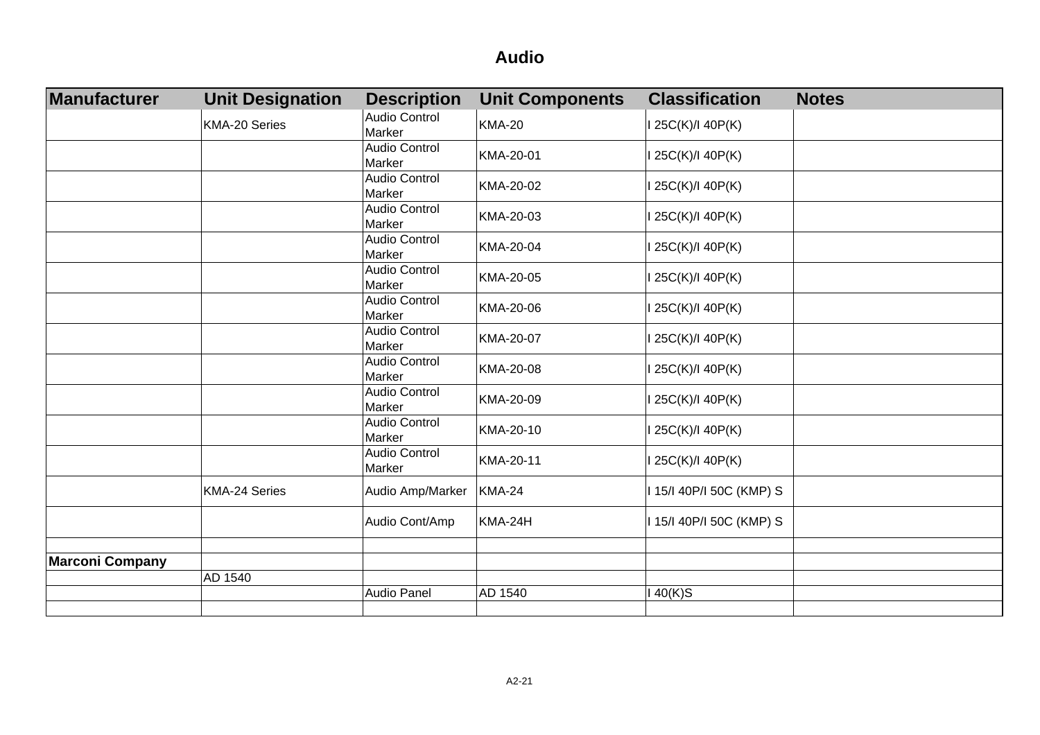# Audio

| Manufacturer | Unit Designation | Description | Unit Components | Classification | Notes |
| --- | --- | --- | --- | --- | --- |
| | KMA-20 Series | Audio Control Marker | KMA-20 | I 25C(K)/I 40P(K) | |
| | | Audio Control Marker | KMA-20-01 | I 25C(K)/I 40P(K) | |
| | | Audio Control Marker | KMA-20-02 | I 25C(K)/I 40P(K) | |
| | | Audio Control Marker | KMA-20-03 | I 25C(K)/I 40P(K) | |
| | | Audio Control Marker | KMA-20-04 | I 25C(K)/I 40P(K) | |
| | | Audio Control Marker | KMA-20-05 | I 25C(K)/I 40P(K) | |
| | | Audio Control Marker | KMA-20-06 | I 25C(K)/I 40P(K) | |
| | | Audio Control Marker | KMA-20-07 | I 25C(K)/I 40P(K) | |
| | | Audio Control Marker | KMA-20-08 | I 25C(K)/I 40P(K) | |
| | | Audio Control Marker | KMA-20-09 | I 25C(K)/I 40P(K) | |
| | | Audio Control Marker | KMA-20-10 | I 25C(K)/I 40P(K) | |
| | | Audio Control Marker | KMA-20-11 | I 25C(K)/I 40P(K) | |
| | KMA-24 Series | Audio Amp/Marker | KMA-24 | I 15/I 40P/I 50C (KMP) S | |
| | | Audio Cont/Amp | KMA-24H | I 15/I 40P/I 50C (KMP) S | |
| | | | | | |
| **Marconi Company** | | | | | |
| | AD 1540 | | | | |
| | | Audio Panel | AD 1540 | I 40(K)S | |
| | | | | | |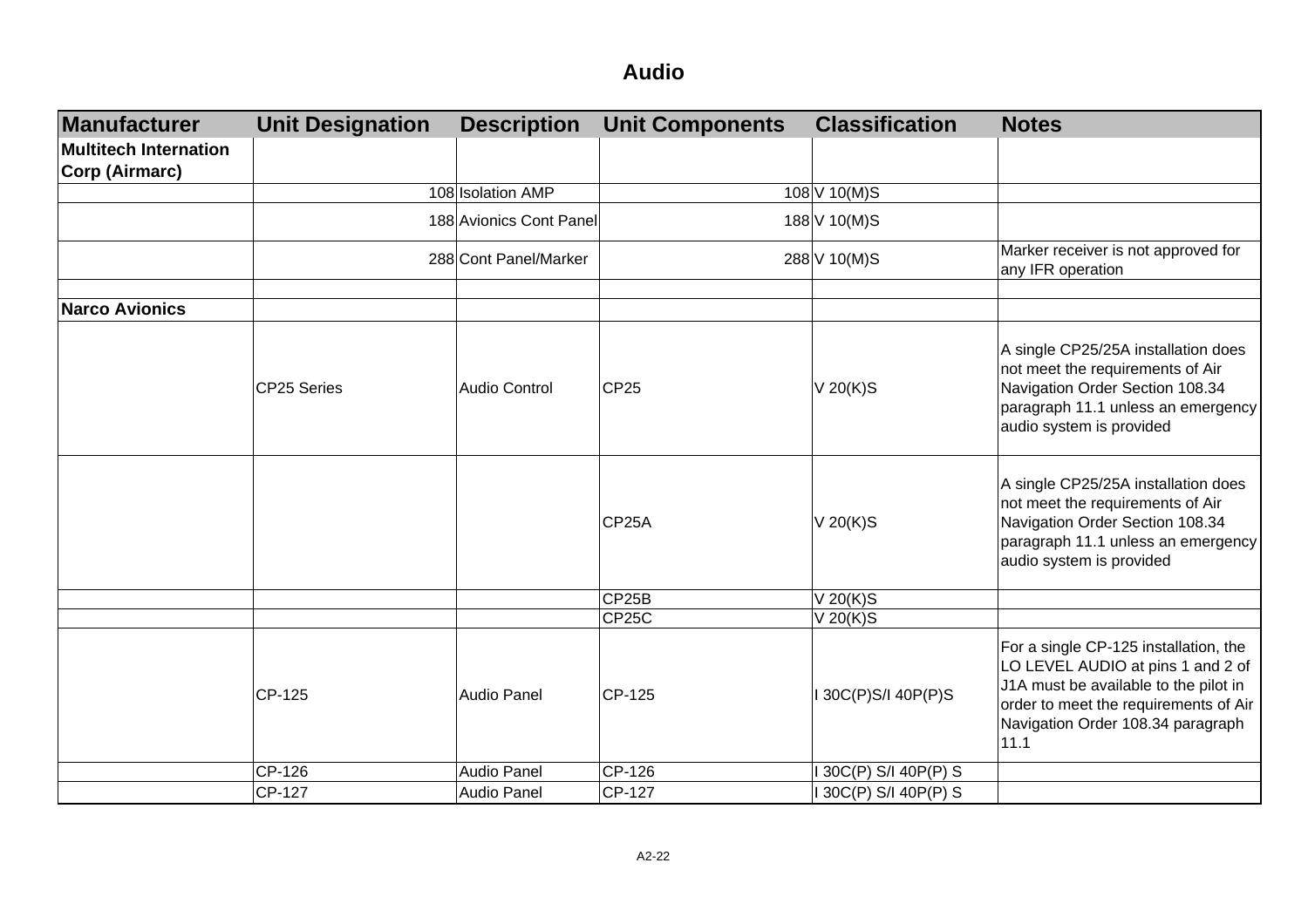# Audio

| Manufacturer | Unit Designation | Description | Unit Components | Classification | Notes |
|---|---|---|---|---|---|
| **Multitech Internation Corp (Airmarc)** | | | | | |
| | 108 | Isolation AMP | 108 | V 10(M)S | |
| | 188 | Avionics Cont Panel | 188 | V 10(M)S | |
| | 288 | Cont Panel/Marker | 288 | V 10(M)S | Marker receiver is not approved for any IFR operation |
| | | | | | |
| **Narco Avionics** | | | | | |
| | CP25 Series | Audio Control | CP25 | V 20(K)S | A single CP25/25A installation does not meet the requirements of Air Navigation Order Section 108.34 paragraph 11.1 unless an emergency audio system is provided |
| | | | CP25A | V 20(K)S | A single CP25/25A installation does not meet the requirements of Air Navigation Order Section 108.34 paragraph 11.1 unless an emergency audio system is provided |
| | | | CP25B | V 20(K)S | |
| | | | CP25C | V 20(K)S | |
| | CP-125 | Audio Panel | CP-125 | I 30C(P)S/I 40P(P)S | For a single CP-125 installation, the LO LEVEL AUDIO at pins 1 and 2 of J1A must be available to the pilot in order to meet the requirements of Air Navigation Order 108.34 paragraph 11.1 |
| | CP-126 | Audio Panel | CP-126 | I 30C(P) S/I 40P(P) S | |
| | CP-127 | Audio Panel | CP-127 | I 30C(P) S/I 40P(P) S | |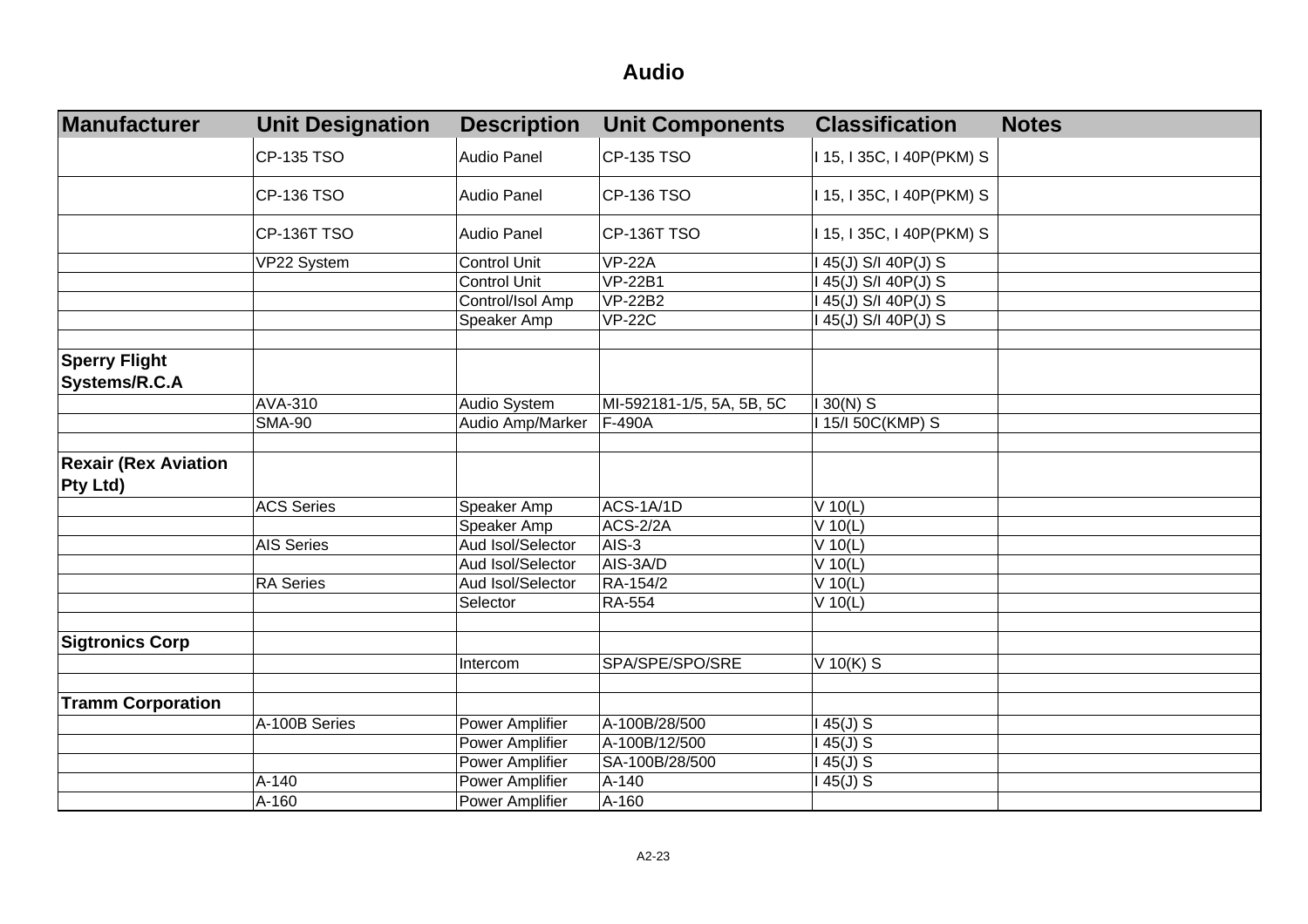# Audio

| Manufacturer | Unit Designation | Description | Unit Components | Classification | Notes |
|---|---|---|---|---|---|
| | CP-135 TSO | Audio Panel | CP-135 TSO | I 15, I 35C, I 40P(PKM) S | |
| | CP-136 TSO | Audio Panel | CP-136 TSO | I 15, I 35C, I 40P(PKM) S | |
| | CP-136T TSO | Audio Panel | CP-136T TSO | I 15, I 35C, I 40P(PKM) S | |
| | VP22 System | Control Unit | VP-22A | I 45(J) S/I 40P(J) S | |
| | | Control Unit | VP-22B1 | I 45(J) S/I 40P(J) S | |
| | | Control/Isol Amp | VP-22B2 | I 45(J) S/I 40P(J) S | |
| | | Speaker Amp | VP-22C | I 45(J) S/I 40P(J) S | |
| | | | | | |
| **Sperry Flight Systems/R.C.A** | | | | | |
| | AVA-310 | Audio System | MI-592181-1/5, 5A, 5B, 5C | I 30(N) S | |
| | SMA-90 | Audio Amp/Marker | F-490A | I 15/I 50C(KMP) S | |
| | | | | | |
| **Rexair (Rex Aviation Pty Ltd)** | | | | | |
| | ACS Series | Speaker Amp | ACS-1A/1D | V 10(L) | |
| | | Speaker Amp | ACS-2/2A | V 10(L) | |
| | AIS Series | Aud Isol/Selector | AIS-3 | V 10(L) | |
| | | Aud Isol/Selector | AIS-3A/D | V 10(L) | |
| | RA Series | Aud Isol/Selector | RA-154/2 | V 10(L) | |
| | | Selector | RA-554 | V 10(L) | |
| | | | | | |
| **Sigtronics Corp** | | | | | |
| | | Intercom | SPA/SPE/SPO/SRE | V 10(K) S | |
| | | | | | |
| **Tramm Corporation** | | | | | |
| | A-100B Series | Power Amplifier | A-100B/28/500 | I 45(J) S | |
| | | Power Amplifier | A-100B/12/500 | I 45(J) S | |
| | | Power Amplifier | SA-100B/28/500 | I 45(J) S | |
| | A-140 | Power Amplifier | A-140 | I 45(J) S | |
| | A-160 | Power Amplifier | A-160 | | |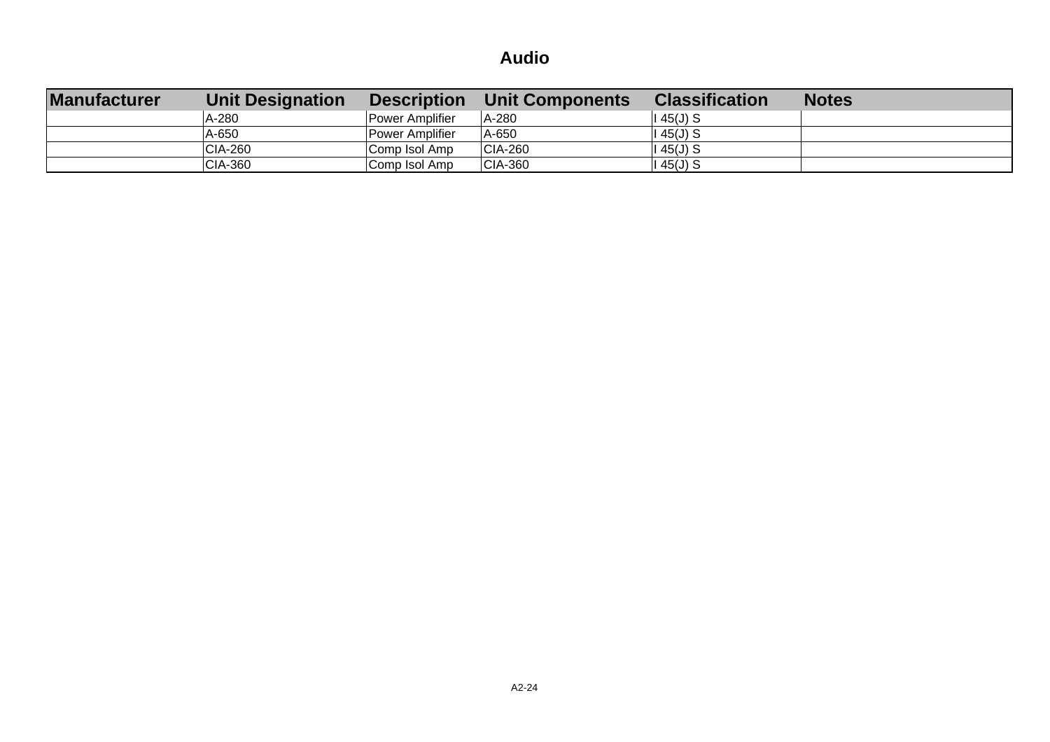# Audio

| Manufacturer | Unit Designation | Description | Unit Components | Classification | Notes |
|---|---|---|---|---|---|
| | A-280 | Power Amplifier | A-280 | I 45(J) S | |
| | A-650 | Power Amplifier | A-650 | I 45(J) S | |
| | CIA-260 | Comp Isol Amp | CIA-260 | I 45(J) S | |
| | CIA-360 | Comp Isol Amp | CIA-360 | I 45(J) S | |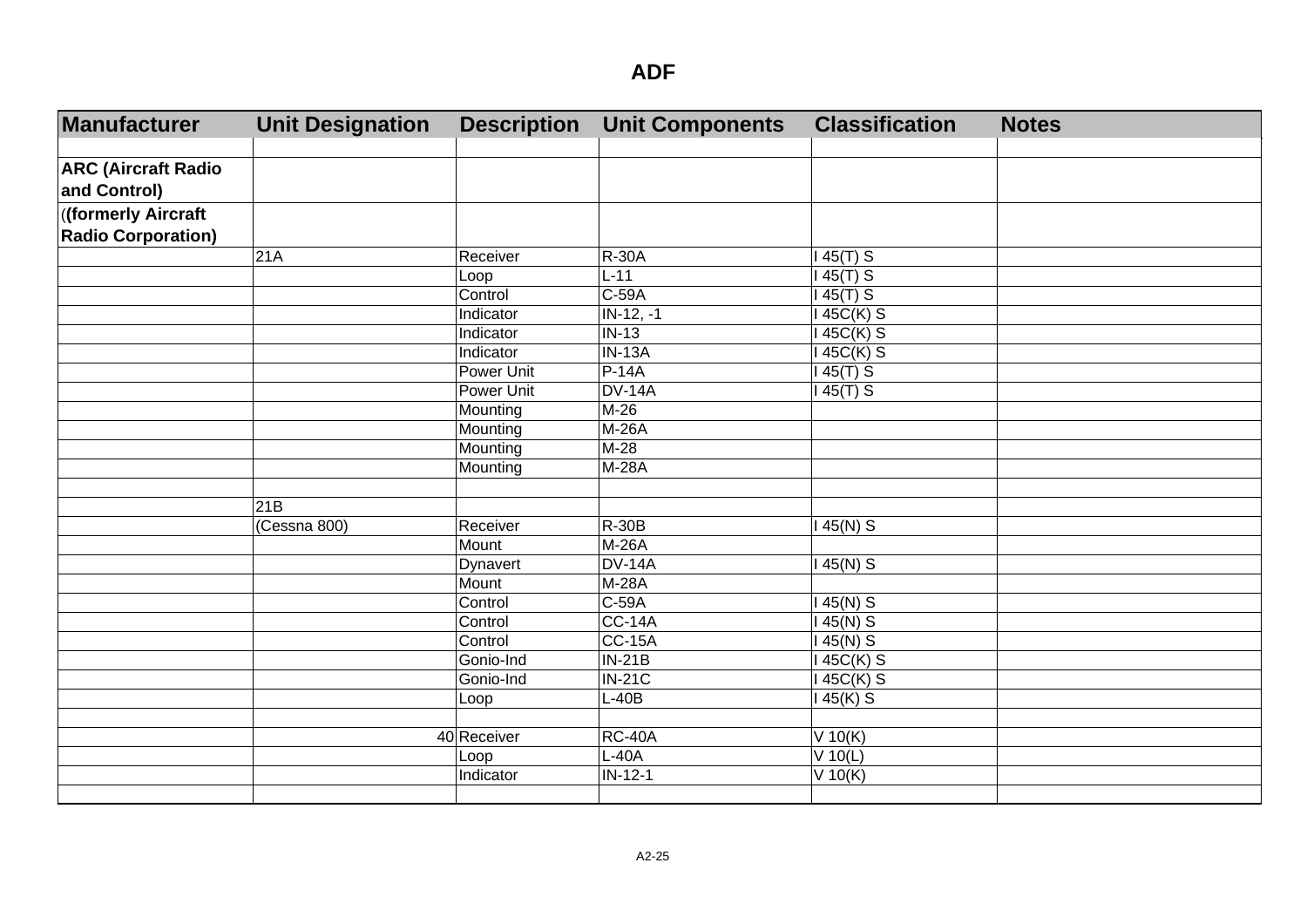# ADF

| Manufacturer | Unit Designation | Description | Unit Components | Classification | Notes |
| --- | --- | --- | --- | --- | --- |
| | | | | | |
| **ARC (Aircraft Radio and Control)** | | | | | |
| **((formerly Aircraft Radio Corporation)** | | | | | |
| | 21A | Receiver | R-30A | I 45(T) S | |
| | | Loop | L-11 | I 45(T) S | |
| | | Control | C-59A | I 45(T) S | |
| | | Indicator | IN-12, -1 | I 45C(K) S | |
| | | Indicator | IN-13 | I 45C(K) S | |
| | | Indicator | IN-13A | I 45C(K) S | |
| | | Power Unit | P-14A | I 45(T) S | |
| | | Power Unit | DV-14A | I 45(T) S | |
| | | Mounting | M-26 | | |
| | | Mounting | M-26A | | |
| | | Mounting | M-28 | | |
| | | Mounting | M-28A | | |
| | | | | | |
| | 21B | | | | |
| | (Cessna 800) | Receiver | R-30B | I 45(N) S | |
| | | Mount | M-26A | | |
| | | Dynavert | DV-14A | I 45(N) S | |
| | | Mount | M-28A | | |
| | | Control | C-59A | I 45(N) S | |
| | | Control | CC-14A | I 45(N) S | |
| | | Control | CC-15A | I 45(N) S | |
| | | Gonio-Ind | IN-21B | I 45C(K) S | |
| | | Gonio-Ind | IN-21C | I 45C(K) S | |
| | | Loop | L-40B | I 45(K) S | |
| | | | | | |
| | 40 | Receiver | RC-40A | V 10(K) | |
| | | Loop | L-40A | V 10(L) | |
| | | Indicator | IN-12-1 | V 10(K) | |
| | | | | | |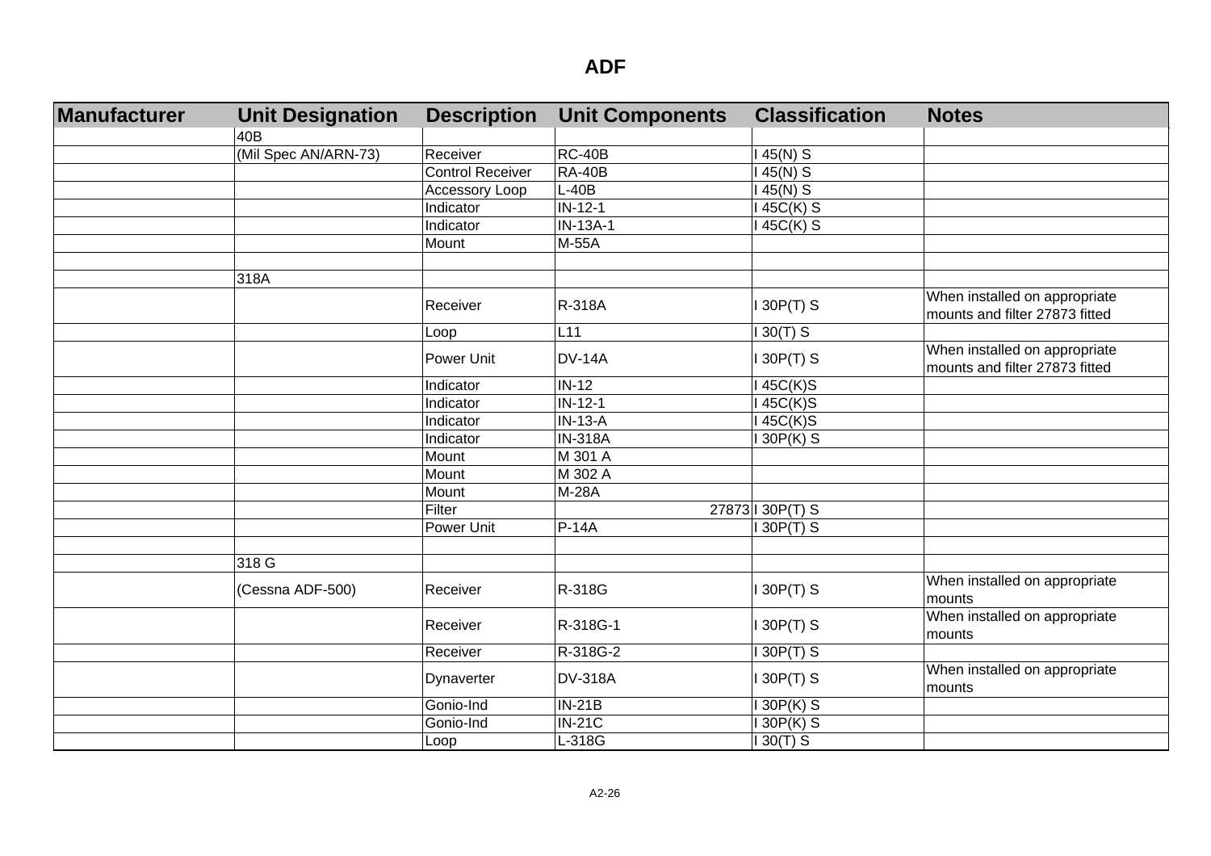# ADF

| Manufacturer | Unit Designation | Description | Unit Components | Classification | Notes |
|---|---|---|---|---|---|
| | 40B | | | | |
| | (Mil Spec AN/ARN-73) | Receiver | RC-40B | I 45(N) S | |
| | | Control Receiver | RA-40B | I 45(N) S | |
| | | Accessory Loop | L-40B | I 45(N) S | |
| | | Indicator | IN-12-1 | I 45C(K) S | |
| | | Indicator | IN-13A-1 | I 45C(K) S | |
| | | Mount | M-55A | | |
| | | | | | |
| | 318A | | | | |
| | | Receiver | R-318A | I 30P(T) S | When installed on appropriate mounts and filter 27873 fitted |
| | | Loop | L11 | I 30(T) S | |
| | | Power Unit | DV-14A | I 30P(T) S | When installed on appropriate mounts and filter 27873 fitted |
| | | Indicator | IN-12 | I 45C(K)S | |
| | | Indicator | IN-12-1 | I 45C(K)S | |
| | | Indicator | IN-13-A | I 45C(K)S | |
| | | Indicator | IN-318A | I 30P(K) S | |
| | | Mount | M 301 A | | |
| | | Mount | M 302 A | | |
| | | Mount | M-28A | | |
| | | Filter | 27873 | I 30P(T) S | |
| | | Power Unit | P-14A | I 30P(T) S | |
| | | | | | |
| | 318 G | | | | |
| | (Cessna ADF-500) | Receiver | R-318G | I 30P(T) S | When installed on appropriate mounts |
| | | Receiver | R-318G-1 | I 30P(T) S | When installed on appropriate mounts |
| | | Receiver | R-318G-2 | I 30P(T) S | |
| | | Dynaverter | DV-318A | I 30P(T) S | When installed on appropriate mounts |
| | | Gonio-Ind | IN-21B | I 30P(K) S | |
| | | Gonio-Ind | IN-21C | I 30P(K) S | |
| | | Loop | L-318G | I 30(T) S | |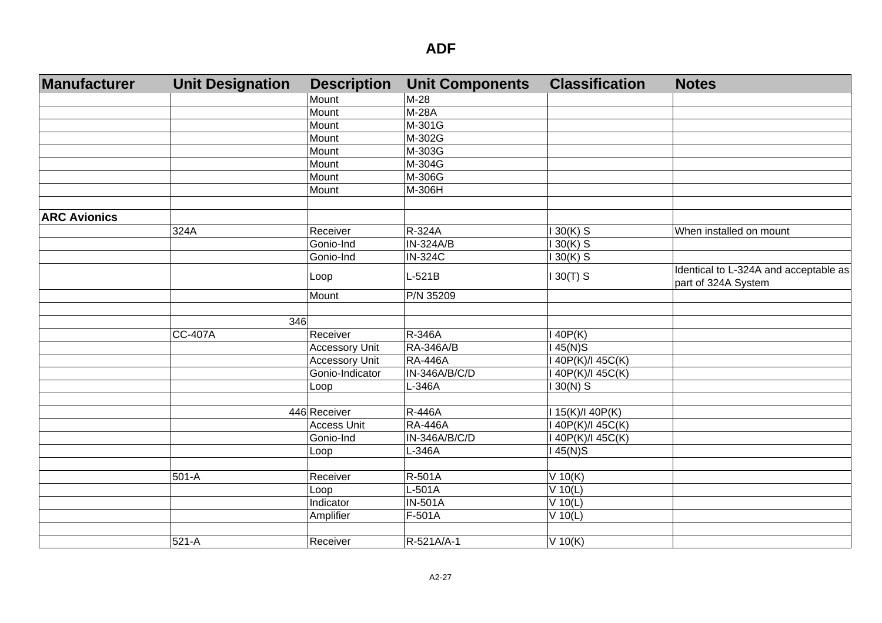# ADF

| Manufacturer | Unit Designation | Description | Unit Components | Classification | Notes |
|---|---|---|---|---|---|
| | | Mount | M-28 | | |
| | | Mount | M-28A | | |
| | | Mount | M-301G | | |
| | | Mount | M-302G | | |
| | | Mount | M-303G | | |
| | | Mount | M-304G | | |
| | | Mount | M-306G | | |
| | | Mount | M-306H | | |
| | | | | | |
| **ARC Avionics** | | | | | |
| | 324A | Receiver | R-324A | I 30(K) S | When installed on mount |
| | | Gonio-Ind | IN-324A/B | I 30(K) S | |
| | | Gonio-Ind | IN-324C | I 30(K) S | |
| | | Loop | L-521B | I 30(T) S | Identical to L-324A and acceptable as part of 324A System |
| | | Mount | P/N 35209 | | |
| | | | | | |
| | 346 | | | | |
| | CC-407A | Receiver | R-346A | I 40P(K) | |
| | | Accessory Unit | RA-346A/B | I 45(N)S | |
| | | Accessory Unit | RA-446A | I 40P(K)/I 45C(K) | |
| | | Gonio-Indicator | IN-346A/B/C/D | I 40P(K)/I 45C(K) | |
| | | Loop | L-346A | I 30(N) S | |
| | | | | | |
| | 446 | Receiver | R-446A | I 15(K)/I 40P(K) | |
| | | Access Unit | RA-446A | I 40P(K)/I 45C(K) | |
| | | Gonio-Ind | IN-346A/B/C/D | I 40P(K)/I 45C(K) | |
| | | Loop | L-346A | I 45(N)S | |
| | | | | | |
| | 501-A | Receiver | R-501A | V 10(K) | |
| | | Loop | L-501A | V 10(L) | |
| | | Indicator | IN-501A | V 10(L) | |
| | | Amplifier | F-501A | V 10(L) | |
| | | | | | |
| | 521-A | Receiver | R-521A/A-1 | V 10(K) | |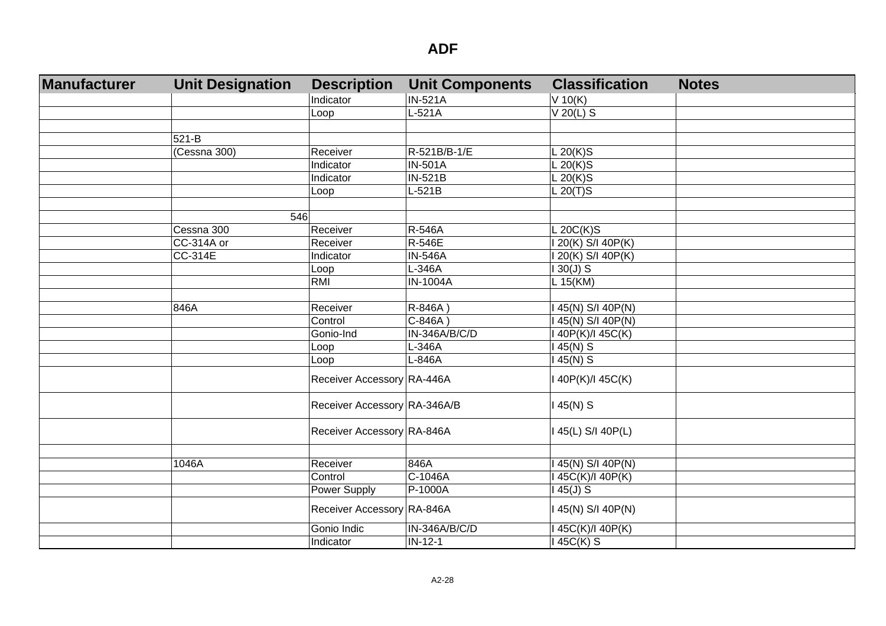# ADF

| Manufacturer | Unit Designation | Description | Unit Components | Classification | Notes |
|---|---|---|---|---|---|
| | | Indicator | IN-521A | V 10(K) | |
| | | Loop | L-521A | V 20(L) S | |
| | | | | | |
| | 521-B | | | | |
| | (Cessna 300) | Receiver | R-521B/B-1/E | L 20(K)S | |
| | | Indicator | IN-501A | L 20(K)S | |
| | | Indicator | IN-521B | L 20(K)S | |
| | | Loop | L-521B | L 20(T)S | |
| | | | | | |
| | 546 | | | | |
| | Cessna 300 | Receiver | R-546A | L 20C(K)S | |
| | CC-314A or | Receiver | R-546E | I 20(K) S/I 40P(K) | |
| | CC-314E | Indicator | IN-546A | I 20(K) S/I 40P(K) | |
| | | Loop | L-346A | I 30(J) S | |
| | | RMI | IN-1004A | L 15(KM) | |
| | | | | | |
| | 846A | Receiver | R-846A ) | I 45(N) S/I 40P(N) | |
| | | Control | C-846A ) | I 45(N) S/I 40P(N) | |
| | | Gonio-Ind | IN-346A/B/C/D | I 40P(K)/I 45C(K) | |
| | | Loop | L-346A | I 45(N) S | |
| | | Loop | L-846A | I 45(N) S | |
| | | Receiver Accessory | RA-446A | I 40P(K)/I 45C(K) | |
| | | Receiver Accessory | RA-346A/B | I 45(N) S | |
| | | Receiver Accessory | RA-846A | I 45(L) S/I 40P(L) | |
| | | | | | |
| | 1046A | Receiver | 846A | I 45(N) S/I 40P(N) | |
| | | Control | C-1046A | I 45C(K)/I 40P(K) | |
| | | Power Supply | P-1000A | I 45(J) S | |
| | | Receiver Accessory | RA-846A | I 45(N) S/I 40P(N) | |
| | | Gonio Indic | IN-346A/B/C/D | I 45C(K)/I 40P(K) | |
| | | Indicator | IN-12-1 | I 45C(K) S | |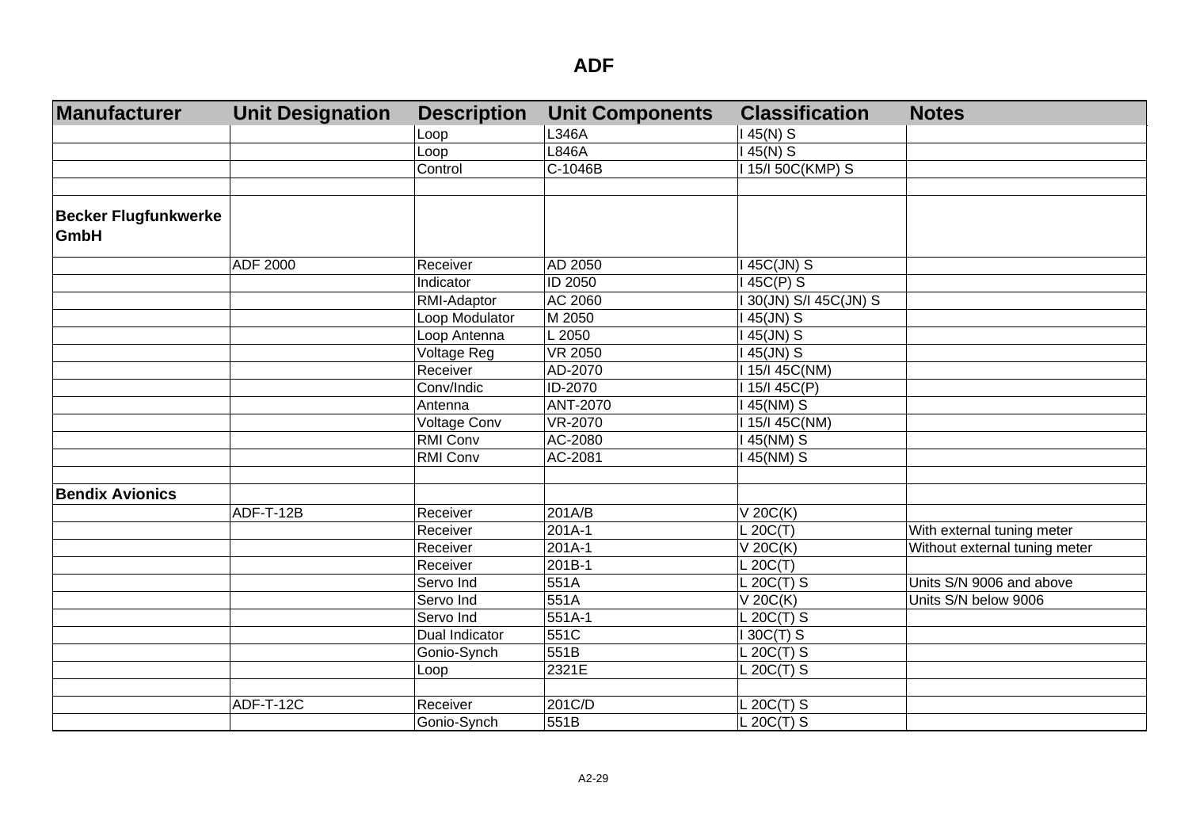# ADF

| Manufacturer | Unit Designation | Description | Unit Components | Classification | Notes |
|---|---|---|---|---|---|
| | | Loop | L346A | I 45(N) S | |
| | | Loop | L846A | I 45(N) S | |
| | | Control | C-1046B | I 15/I 50C(KMP) S | |
| | | | | | |
| **Becker Flugfunkwerke GmbH** | | | | | |
| | ADF 2000 | Receiver | AD 2050 | I 45C(JN) S | |
| | | Indicator | ID 2050 | I 45C(P) S | |
| | | RMI-Adaptor | AC 2060 | I 30(JN) S/I 45C(JN) S | |
| | | Loop Modulator | M 2050 | I 45(JN) S | |
| | | Loop Antenna | L 2050 | I 45(JN) S | |
| | | Voltage Reg | VR 2050 | I 45(JN) S | |
| | | Receiver | AD-2070 | I 15/I 45C(NM) | |
| | | Conv/Indic | ID-2070 | I 15/I 45C(P) | |
| | | Antenna | ANT-2070 | I 45(NM) S | |
| | | Voltage Conv | VR-2070 | I 15/I 45C(NM) | |
| | | RMI Conv | AC-2080 | I 45(NM) S | |
| | | RMI Conv | AC-2081 | I 45(NM) S | |
| | | | | | |
| **Bendix Avionics** | | | | | |
| | ADF-T-12B | Receiver | 201A/B | V 20C(K) | |
| | | Receiver | 201A-1 | L 20C(T) | With external tuning meter |
| | | Receiver | 201A-1 | V 20C(K) | Without external tuning meter |
| | | Receiver | 201B-1 | L 20C(T) | |
| | | Servo Ind | 551A | L 20C(T) S | Units S/N 9006 and above |
| | | Servo Ind | 551A | V 20C(K) | Units S/N below 9006 |
| | | Servo Ind | 551A-1 | L 20C(T) S | |
| | | Dual Indicator | 551C | I 30C(T) S | |
| | | Gonio-Synch | 551B | L 20C(T) S | |
| | | Loop | 2321E | L 20C(T) S | |
| | | | | | |
| | ADF-T-12C | Receiver | 201C/D | L 20C(T) S | |
| | | Gonio-Synch | 551B | L 20C(T) S | |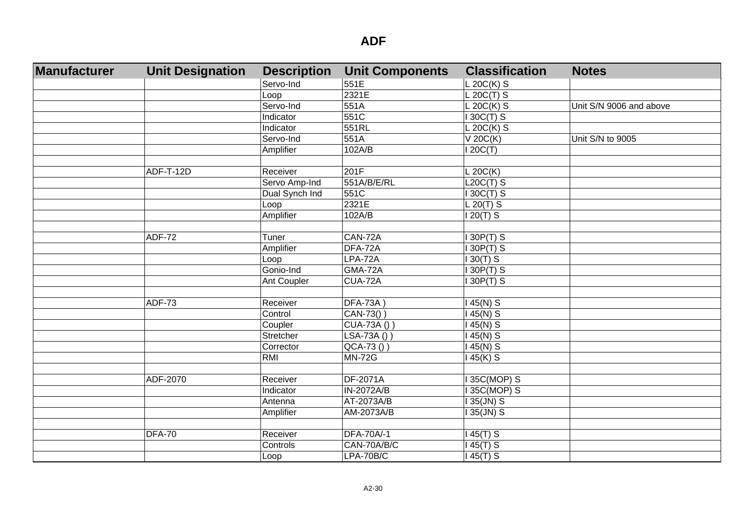# ADF

| Manufacturer | Unit Designation | Description | Unit Components | Classification | Notes |
|---|---|---|---|---|---|
| | | Servo-Ind | 551E | L 20C(K) S | |
| | | Loop | 2321E | L 20C(T) S | |
| | | Servo-Ind | 551A | L 20C(K) S | Unit S/N 9006 and above |
| | | Indicator | 551C | I 30C(T) S | |
| | | Indicator | 551RL | L 20C(K) S | |
| | | Servo-Ind | 551A | V 20C(K) | Unit S/N to 9005 |
| | | Amplifier | 102A/B | I 20C(T) | |
| | | | | | |
| | ADF-T-12D | Receiver | 201F | L 20C(K) | |
| | | Servo Amp-Ind | 551A/B/E/RL | L20C(T) S | |
| | | Dual Synch Ind | 551C | I 30C(T) S | |
| | | Loop | 2321E | L 20(T) S | |
| | | Amplifier | 102A/B | I 20(T) S | |
| | | | | | |
| | ADF-72 | Tuner | CAN-72A | I 30P(T) S | |
| | | Amplifier | DFA-72A | I 30P(T) S | |
| | | Loop | LPA-72A | I 30(T) S | |
| | | Gonio-Ind | GMA-72A | I 30P(T) S | |
| | | Ant Coupler | CUA-72A | I 30P(T) S | |
| | | | | | |
| | ADF-73 | Receiver | DFA-73A ) | I 45(N) S | |
| | | Control | CAN-73() ) | I 45(N) S | |
| | | Coupler | CUA-73A () ) | I 45(N) S | |
| | | Stretcher | LSA-73A () ) | I 45(N) S | |
| | | Corrector | QCA-73 () ) | I 45(N) S | |
| | | RMI | MN-72G | I 45(K) S | |
| | | | | | |
| | ADF-2070 | Receiver | DF-2071A | I 35C(MOP) S | |
| | | Indicator | IN-2072A/B | I 35C(MOP) S | |
| | | Antenna | AT-2073A/B | I 35(JN) S | |
| | | Amplifier | AM-2073A/B | I 35(JN) S | |
| | | | | | |
| | DFA-70 | Receiver | DFA-70A/-1 | I 45(T) S | |
| | | Controls | CAN-70A/B/C | I 45(T) S | |
| | | Loop | LPA-70B/C | I 45(T) S | |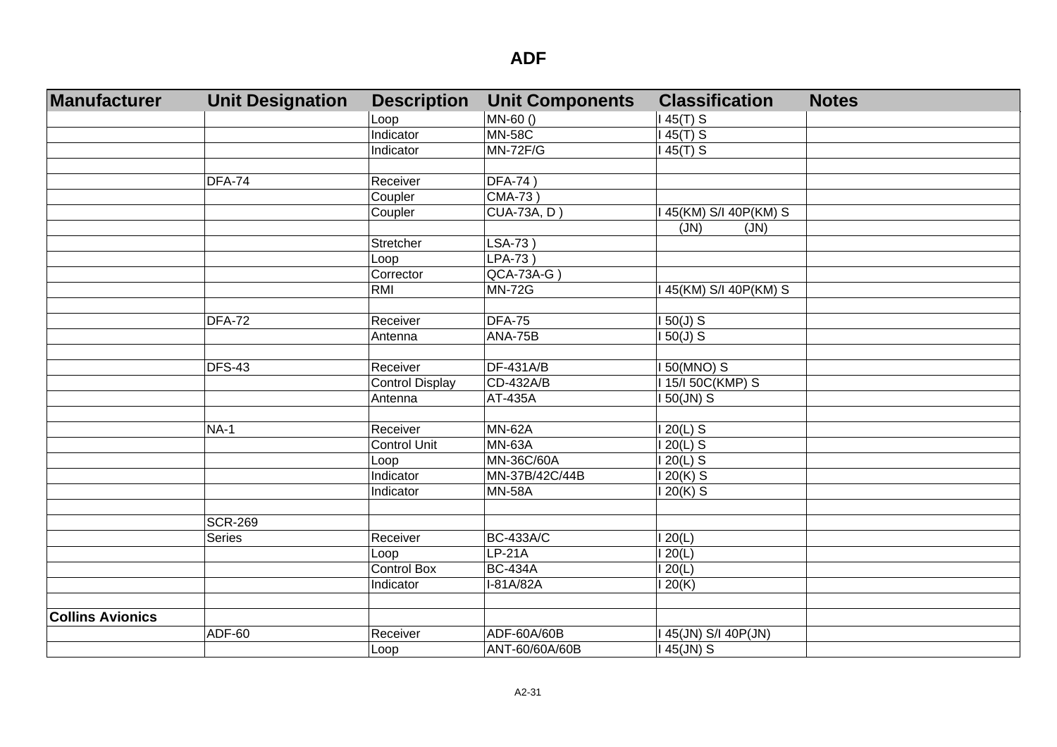# ADF

| Manufacturer | Unit Designation | Description | Unit Components | Classification | Notes |
|---|---|---|---|---|---|
| | | Loop | MN-60 () | I 45(T) S | |
| | | Indicator | MN-58C | I 45(T) S | |
| | | Indicator | MN-72F/G | I 45(T) S | |
| | | | | | |
| | DFA-74 | Receiver | DFA-74 ) | | |
| | | Coupler | CMA-73 ) | | |
| | | Coupler | CUA-73A, D ) | I 45(KM) S/I 40P(KM) S | |
| | | | | (JN) (JN) | |
| | | Stretcher | LSA-73 ) | | |
| | | Loop | LPA-73 ) | | |
| | | Corrector | QCA-73A-G ) | | |
| | | RMI | MN-72G | I 45(KM) S/I 40P(KM) S | |
| | | | | | |
| | DFA-72 | Receiver | DFA-75 | I 50(J) S | |
| | | Antenna | ANA-75B | I 50(J) S | |
| | | | | | |
| | DFS-43 | Receiver | DF-431A/B | I 50(MNO) S | |
| | | Control Display | CD-432A/B | I 15/I 50C(KMP) S | |
| | | Antenna | AT-435A | I 50(JN) S | |
| | | | | | |
| | NA-1 | Receiver | MN-62A | I 20(L) S | |
| | | Control Unit | MN-63A | I 20(L) S | |
| | | Loop | MN-36C/60A | I 20(L) S | |
| | | Indicator | MN-37B/42C/44B | I 20(K) S | |
| | | Indicator | MN-58A | I 20(K) S | |
| | | | | | |
| | SCR-269 | | | | |
| | Series | Receiver | BC-433A/C | I 20(L) | |
| | | Loop | LP-21A | I 20(L) | |
| | | Control Box | BC-434A | I 20(L) | |
| | | Indicator | I-81A/82A | I 20(K) | |
| | | | | | |
| **Collins Avionics** | | | | | |
| | ADF-60 | Receiver | ADF-60A/60B | I 45(JN) S/I 40P(JN) | |
| | | Loop | ANT-60/60A/60B | I 45(JN) S | |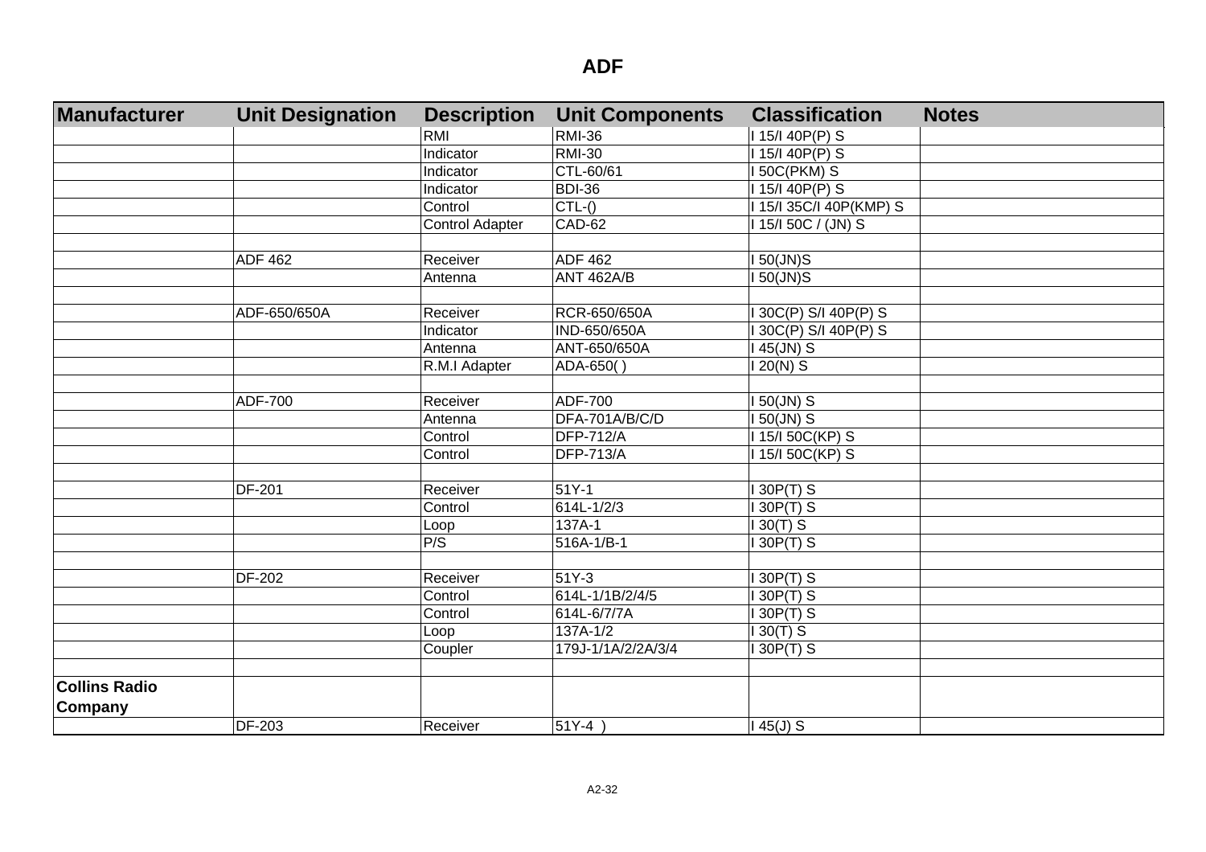# ADF

| Manufacturer | Unit Designation | Description | Unit Components | Classification | Notes |
|---|---|---|---|---|---|
| | | RMI | RMI-36 | I 15/I 40P(P) S | |
| | | Indicator | RMI-30 | I 15/I 40P(P) S | |
| | | Indicator | CTL-60/61 | I 50C(PKM) S | |
| | | Indicator | BDI-36 | I 15/I 40P(P) S | |
| | | Control | CTL-() | I 15/I 35C/I 40P(KMP) S | |
| | | Control Adapter | CAD-62 | I 15/I 50C / (JN) S | |
| | | | | | |
| | ADF 462 | Receiver | ADF 462 | I 50(JN)S | |
| | | Antenna | ANT 462A/B | I 50(JN)S | |
| | | | | | |
| | ADF-650/650A | Receiver | RCR-650/650A | I 30C(P) S/I 40P(P) S | |
| | | Indicator | IND-650/650A | I 30C(P) S/I 40P(P) S | |
| | | Antenna | ANT-650/650A | I 45(JN) S | |
| | | R.M.I Adapter | ADA-650( ) | I 20(N) S | |
| | | | | | |
| | ADF-700 | Receiver | ADF-700 | I 50(JN) S | |
| | | Antenna | DFA-701A/B/C/D | I 50(JN) S | |
| | | Control | DFP-712/A | I 15/I 50C(KP) S | |
| | | Control | DFP-713/A | I 15/I 50C(KP) S | |
| | | | | | |
| | DF-201 | Receiver | 51Y-1 | I 30P(T) S | |
| | | Control | 614L-1/2/3 | I 30P(T) S | |
| | | Loop | 137A-1 | I 30(T) S | |
| | | P/S | 516A-1/B-1 | I 30P(T) S | |
| | | | | | |
| | DF-202 | Receiver | 51Y-3 | I 30P(T) S | |
| | | Control | 614L-1/1B/2/4/5 | I 30P(T) S | |
| | | Control | 614L-6/7/7A | I 30P(T) S | |
| | | Loop | 137A-1/2 | I 30(T) S | |
| | | Coupler | 179J-1/1A/2/2A/3/4 | I 30P(T) S | |
| | | | | | |
| **Collins Radio Company** | | | | | |
| | DF-203 | Receiver | 51Y-4 ) | I 45(J) S | |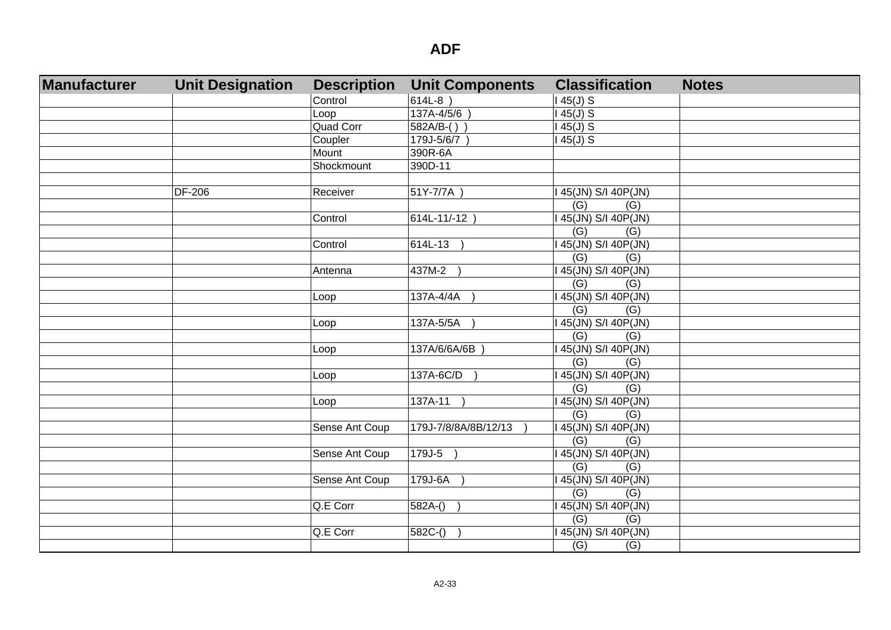# ADF

| Manufacturer | Unit Designation | Description | Unit Components | Classification | Notes |
|---|---|---|---|---|---|
| | | Control | 614L-8 ) | I 45(J) S | |
| | | Loop | 137A-4/5/6 ) | I 45(J) S | |
| | | Quad Corr | 582A/B-( ) ) | I 45(J) S | |
| | | Coupler | 179J-5/6/7 ) | I 45(J) S | |
| | | Mount | 390R-6A | | |
| | | Shockmount | 390D-11 | | |
| | | | | | |
| | DF-206 | Receiver | 51Y-7/7A ) | I 45(JN) S/I 40P(JN) | |
| | | | | (G) (G) | |
| | | Control | 614L-11/-12 ) | I 45(JN) S/I 40P(JN) | |
| | | | | (G) (G) | |
| | | Control | 614L-13 ) | I 45(JN) S/I 40P(JN) | |
| | | | | (G) (G) | |
| | | Antenna | 437M-2 ) | I 45(JN) S/I 40P(JN) | |
| | | | | (G) (G) | |
| | | Loop | 137A-4/4A ) | I 45(JN) S/I 40P(JN) | |
| | | | | (G) (G) | |
| | | Loop | 137A-5/5A ) | I 45(JN) S/I 40P(JN) | |
| | | | | (G) (G) | |
| | | Loop | 137A/6/6A/6B ) | I 45(JN) S/I 40P(JN) | |
| | | | | (G) (G) | |
| | | Loop | 137A-6C/D ) | I 45(JN) S/I 40P(JN) | |
| | | | | (G) (G) | |
| | | Loop | 137A-11 ) | I 45(JN) S/I 40P(JN) | |
| | | | | (G) (G) | |
| | | Sense Ant Coup | 179J-7/8/8A/8B/12/13 ) | I 45(JN) S/I 40P(JN) | |
| | | | | (G) (G) | |
| | | Sense Ant Coup | 179J-5 ) | I 45(JN) S/I 40P(JN) | |
| | | | | (G) (G) | |
| | | Sense Ant Coup | 179J-6A ) | I 45(JN) S/I 40P(JN) | |
| | | | | (G) (G) | |
| | | Q.E Corr | 582A-() ) | I 45(JN) S/I 40P(JN) | |
| | | | | (G) (G) | |
| | | Q.E Corr | 582C-() ) | I 45(JN) S/I 40P(JN) | |
| | | | | (G) (G) | |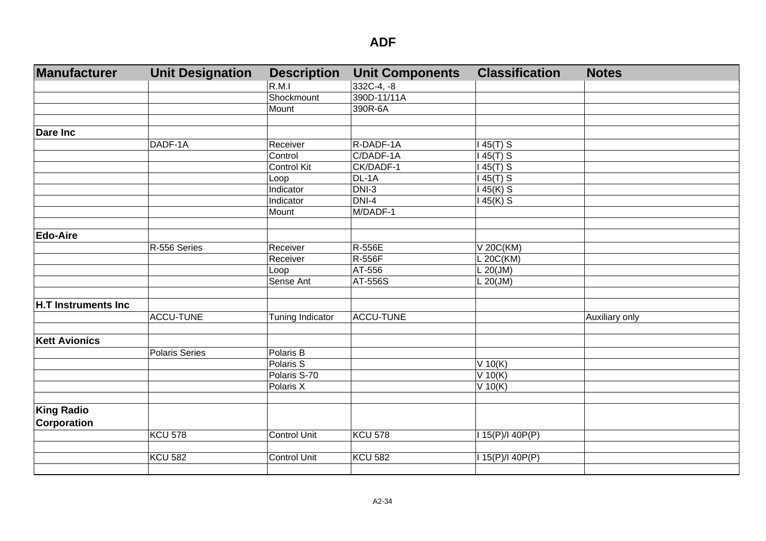# ADF

| Manufacturer | Unit Designation | Description | Unit Components | Classification | Notes |
|---|---|---|---|---|---|
| | | R.M.I | 332C-4, -8 | | |
| | | Shockmount | 390D-11/11A | | |
| | | Mount | 390R-6A | | |
| | | | | | |
| **Dare Inc** | | | | | |
| | DADF-1A | Receiver | R-DADF-1A | I 45(T) S | |
| | | Control | C/DADF-1A | I 45(T) S | |
| | | Control Kit | CK/DADF-1 | I 45(T) S | |
| | | Loop | DL-1A | I 45(T) S | |
| | | Indicator | DNI-3 | I 45(K) S | |
| | | Indicator | DNI-4 | I 45(K) S | |
| | | Mount | M/DADF-1 | | |
| | | | | | |
| **Edo-Aire** | | | | | |
| | R-556 Series | Receiver | R-556E | V 20C(KM) | |
| | | Receiver | R-556F | L 20C(KM) | |
| | | Loop | AT-556 | L 20(JM) | |
| | | Sense Ant | AT-556S | L 20(JM) | |
| | | | | | |
| **H.T Instruments Inc** | | | | | |
| | ACCU-TUNE | Tuning Indicator | ACCU-TUNE | | Auxiliary only |
| | | | | | |
| **Kett Avionics** | | | | | |
| | Polaris Series | Polaris B | | | |
| | | Polaris S | | V 10(K) | |
| | | Polaris S-70 | | V 10(K) | |
| | | Polaris X | | V 10(K) | |
| | | | | | |
| **King Radio Corporation** | | | | | |
| | KCU 578 | Control Unit | KCU 578 | I 15(P)/I 40P(P) | |
| | | | | | |
| | KCU 582 | Control Unit | KCU 582 | I 15(P)/I 40P(P) | |
| | | | | | |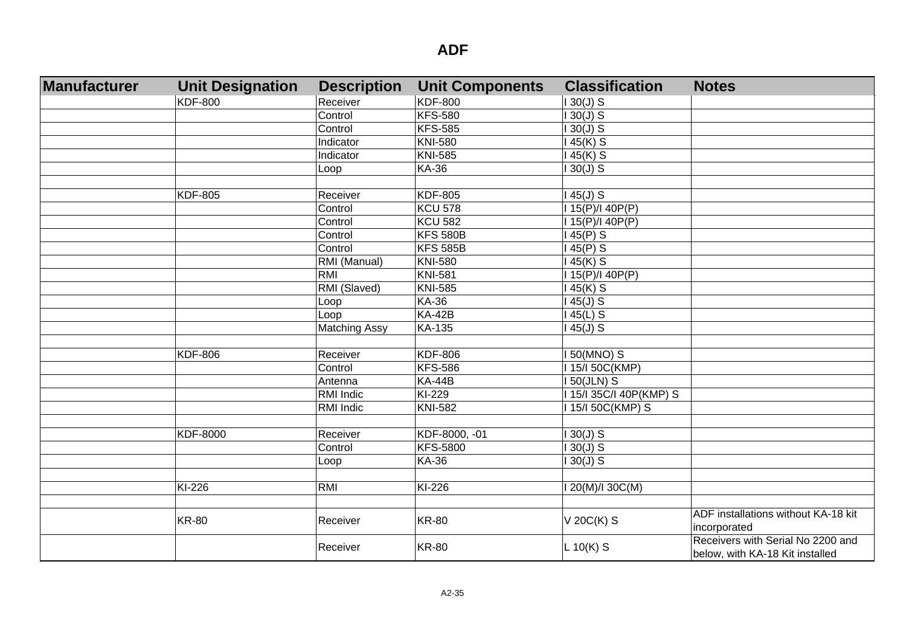# ADF

| Manufacturer | Unit Designation | Description | Unit Components | Classification | Notes |
|---|---|---|---|---|---|
| | KDF-800 | Receiver | KDF-800 | I 30(J) S | |
| | | Control | KFS-580 | I 30(J) S | |
| | | Control | KFS-585 | I 30(J) S | |
| | | Indicator | KNI-580 | I 45(K) S | |
| | | Indicator | KNI-585 | I 45(K) S | |
| | | Loop | KA-36 | I 30(J) S | |
| | | | | | |
| | KDF-805 | Receiver | KDF-805 | I 45(J) S | |
| | | Control | KCU 578 | I 15(P)/I 40P(P) | |
| | | Control | KCU 582 | I 15(P)/I 40P(P) | |
| | | Control | KFS 580B | I 45(P) S | |
| | | Control | KFS 585B | I 45(P) S | |
| | | RMI (Manual) | KNI-580 | I 45(K) S | |
| | | RMI | KNI-581 | I 15(P)/I 40P(P) | |
| | | RMI (Slaved) | KNI-585 | I 45(K) S | |
| | | Loop | KA-36 | I 45(J) S | |
| | | Loop | KA-42B | I 45(L) S | |
| | | Matching Assy | KA-135 | I 45(J) S | |
| | | | | | |
| | KDF-806 | Receiver | KDF-806 | I 50(MNO) S | |
| | | Control | KFS-586 | I 15/I 50C(KMP) | |
| | | Antenna | KA-44B | I 50(JLN) S | |
| | | RMI Indic | KI-229 | I 15/I 35C/I 40P(KMP) S | |
| | | RMI Indic | KNI-582 | I 15/I 50C(KMP) S | |
| | | | | | |
| | KDF-8000 | Receiver | KDF-8000, -01 | I 30(J) S | |
| | | Control | KFS-5800 | I 30(J) S | |
| | | Loop | KA-36 | I 30(J) S | |
| | | | | | |
| | KI-226 | RMI | KI-226 | I 20(M)/I 30C(M) | |
| | | | | | |
| | KR-80 | Receiver | KR-80 | V 20C(K) S | ADF installations without KA-18 kit incorporated |
| | | Receiver | KR-80 | L 10(K) S | Receivers with Serial No 2200 and below, with KA-18 Kit installed |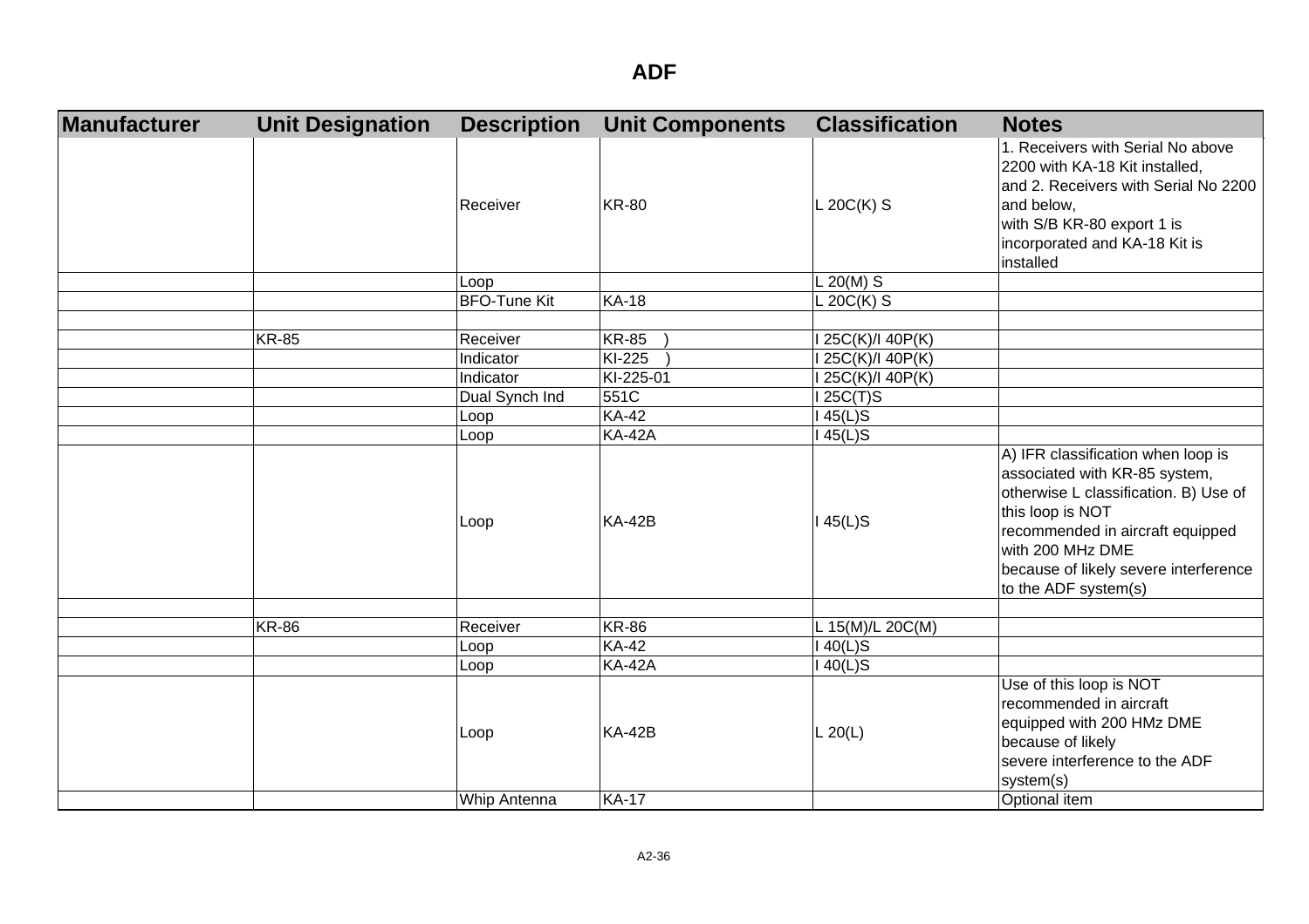# ADF

| Manufacturer | Unit Designation | Description | Unit Components | Classification | Notes |
|---|---|---|---|---|---|
| | | Receiver | KR-80 | L 20C(K) S | 1. Receivers with Serial No above 2200 with KA-18 Kit installed, and 2. Receivers with Serial No 2200 and below, with S/B KR-80 export 1 is incorporated and KA-18 Kit is installed |
| | | Loop | | L 20(M) S | |
| | | BFO-Tune Kit | KA-18 | L 20C(K) S | |
| | | | | | |
| | KR-85 | Receiver | KR-85 ) | I 25C(K)/I 40P(K) | |
| | | Indicator | KI-225 ) | I 25C(K)/I 40P(K) | |
| | | Indicator | KI-225-01 | I 25C(K)/I 40P(K) | |
| | | Dual Synch Ind | 551C | I 25C(T)S | |
| | | Loop | KA-42 | I 45(L)S | |
| | | Loop | KA-42A | I 45(L)S | |
| | | Loop | KA-42B | I 45(L)S | A) IFR classification when loop is associated with KR-85 system, otherwise L classification. B) Use of this loop is NOT recommended in aircraft equipped with 200 MHz DME because of likely severe interference to the ADF system(s) |
| | | | | | |
| | KR-86 | Receiver | KR-86 | L 15(M)/L 20C(M) | |
| | | Loop | KA-42 | I 40(L)S | |
| | | Loop | KA-42A | I 40(L)S | |
| | | Loop | KA-42B | L 20(L) | Use of this loop is NOT recommended in aircraft equipped with 200 HMz DME because of likely severe interference to the ADF system(s) |
| | | Whip Antenna | KA-17 | | Optional item |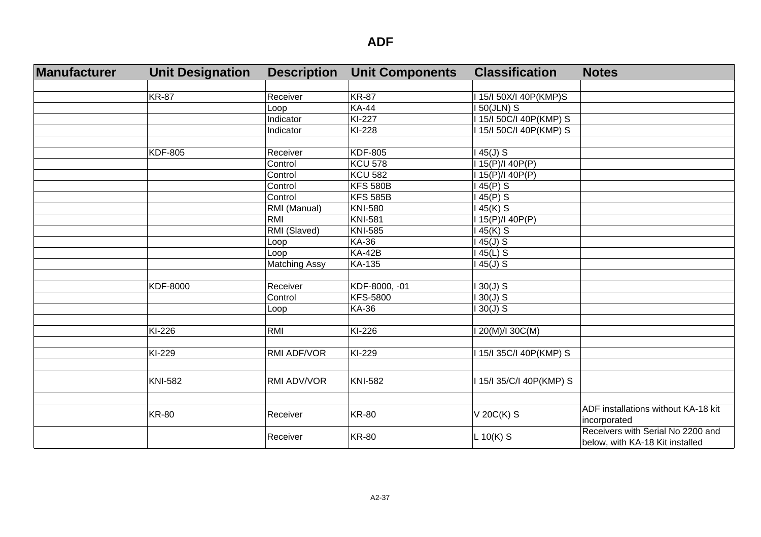# ADF

| Manufacturer | Unit Designation | Description | Unit Components | Classification | Notes |
|---|---|---|---|---|---|
| | | | | | |
| | KR-87 | Receiver | KR-87 | I 15/I 50X/I 40P(KMP)S | |
| | | Loop | KA-44 | I 50(JLN) S | |
| | | Indicator | KI-227 | I 15/I 50C/I 40P(KMP) S | |
| | | Indicator | KI-228 | I 15/I 50C/I 40P(KMP) S | |
| | | | | | |
| | KDF-805 | Receiver | KDF-805 | I 45(J) S | |
| | | Control | KCU 578 | I 15(P)/I 40P(P) | |
| | | Control | KCU 582 | I 15(P)/I 40P(P) | |
| | | Control | KFS 580B | I 45(P) S | |
| | | Control | KFS 585B | I 45(P) S | |
| | | RMI (Manual) | KNI-580 | I 45(K) S | |
| | | RMI | KNI-581 | I 15(P)/I 40P(P) | |
| | | RMI (Slaved) | KNI-585 | I 45(K) S | |
| | | Loop | KA-36 | I 45(J) S | |
| | | Loop | KA-42B | I 45(L) S | |
| | | Matching Assy | KA-135 | I 45(J) S | |
| | | | | | |
| | KDF-8000 | Receiver | KDF-8000, -01 | I 30(J) S | |
| | | Control | KFS-5800 | I 30(J) S | |
| | | Loop | KA-36 | I 30(J) S | |
| | | | | | |
| | KI-226 | RMI | KI-226 | I 20(M)/I 30C(M) | |
| | | | | | |
| | KI-229 | RMI ADF/VOR | KI-229 | I 15/I 35C/I 40P(KMP) S | |
| | | | | | |
| | KNI-582 | RMI ADV/VOR | KNI-582 | I 15/I 35/C/I 40P(KMP) S | |
| | | | | | |
| | KR-80 | Receiver | KR-80 | V 20C(K) S | ADF installations without KA-18 kit incorporated |
| | | Receiver | KR-80 | L 10(K) S | Receivers with Serial No 2200 and below, with KA-18 Kit installed |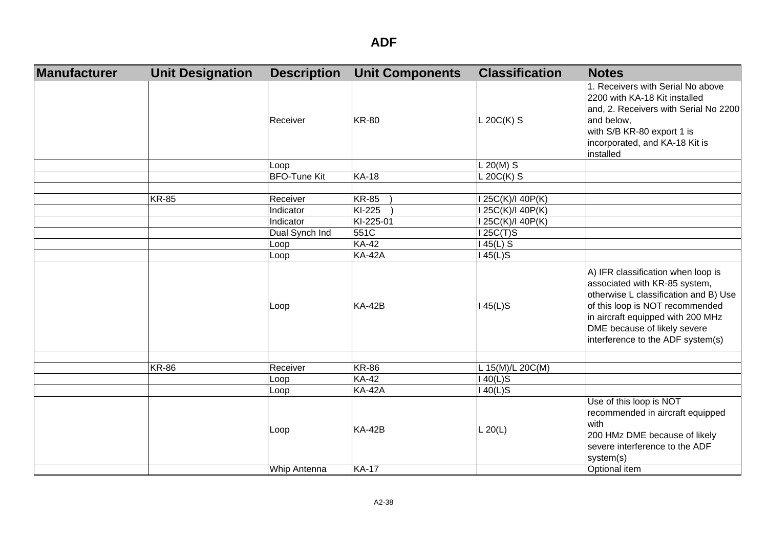# ADF

| Manufacturer | Unit Designation | Description | Unit Components | Classification | Notes |
|---|---|---|---|---|---|
| | | Receiver | KR-80 | L 20C(K) S | 1. Receivers with Serial No above 2200 with KA-18 Kit installed and, 2. Receivers with Serial No 2200 and below, with S/B KR-80 export 1 is incorporated, and KA-18 Kit is installed |
| | | Loop | | L 20(M) S | |
| | | BFO-Tune Kit | KA-18 | L 20C(K) S | |
| | | | | | |
| | KR-85 | Receiver | KR-85 ) | I 25C(K)/I 40P(K) | |
| | | Indicator | KI-225 ) | I 25C(K)/I 40P(K) | |
| | | Indicator | KI-225-01 | I 25C(K)/I 40P(K) | |
| | | Dual Synch Ind | 551C | I 25C(T)S | |
| | | Loop | KA-42 | I 45(L) S | |
| | | Loop | KA-42A | I 45(L)S | |
| | | Loop | KA-42B | I 45(L)S | A) IFR classification when loop is associated with KR-85 system, otherwise L classification and B) Use of this loop is NOT recommended in aircraft equipped with 200 MHz DME because of likely severe interference to the ADF system(s) |
| | | | | | |
| | KR-86 | Receiver | KR-86 | L 15(M)/L 20C(M) | |
| | | Loop | KA-42 | I 40(L)S | |
| | | Loop | KA-42A | I 40(L)S | |
| | | Loop | KA-42B | L 20(L) | Use of this loop is NOT recommended in aircraft equipped with 200 HMz DME because of likely severe interference to the ADF system(s) |
| | | Whip Antenna | KA-17 | | Optional item |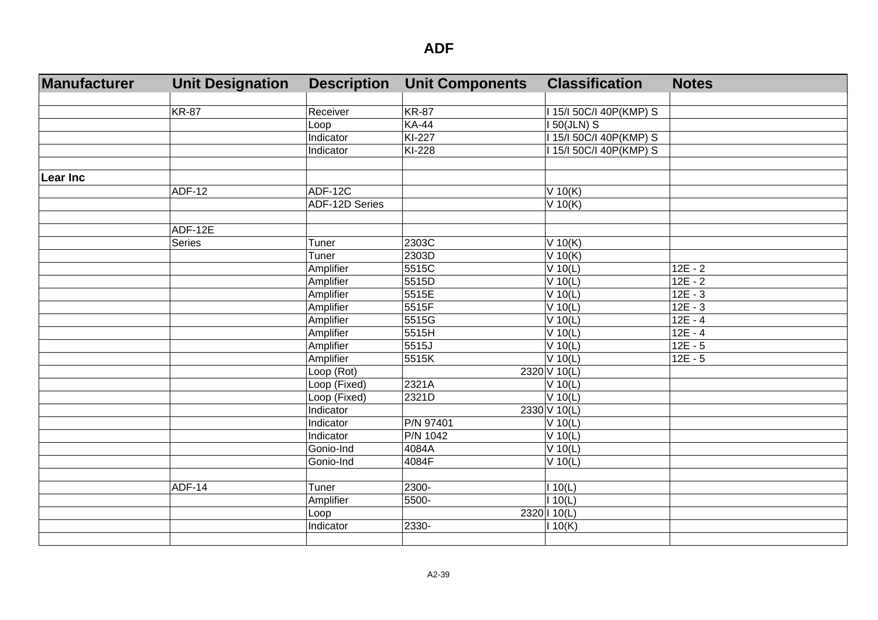# ADF

| Manufacturer | Unit Designation | Description | Unit Components | Classification | Notes |
|---|---|---|---|---|---|
| | | | | | |
| | KR-87 | Receiver | KR-87 | I 15/I 50C/I 40P(KMP) S | |
| | | Loop | KA-44 | I 50(JLN) S | |
| | | Indicator | KI-227 | I 15/I 50C/I 40P(KMP) S | |
| | | Indicator | KI-228 | I 15/I 50C/I 40P(KMP) S | |
| | | | | | |
| **Lear Inc** | | | | | |
| | ADF-12 | ADF-12C | | V 10(K) | |
| | | ADF-12D Series | | V 10(K) | |
| | | | | | |
| | ADF-12E | | | | |
| | Series | Tuner | 2303C | V 10(K) | |
| | | Tuner | 2303D | V 10(K) | |
| | | Amplifier | 5515C | V 10(L) | 12E - 2 |
| | | Amplifier | 5515D | V 10(L) | 12E - 2 |
| | | Amplifier | 5515E | V 10(L) | 12E - 3 |
| | | Amplifier | 5515F | V 10(L) | 12E - 3 |
| | | Amplifier | 5515G | V 10(L) | 12E - 4 |
| | | Amplifier | 5515H | V 10(L) | 12E - 4 |
| | | Amplifier | 5515J | V 10(L) | 12E - 5 |
| | | Amplifier | 5515K | V 10(L) | 12E - 5 |
| | | Loop (Rot) | 2320 | V 10(L) | |
| | | Loop (Fixed) | 2321A | V 10(L) | |
| | | Loop (Fixed) | 2321D | V 10(L) | |
| | | Indicator | 2330 | V 10(L) | |
| | | Indicator | P/N 97401 | V 10(L) | |
| | | Indicator | P/N 1042 | V 10(L) | |
| | | Gonio-Ind | 4084A | V 10(L) | |
| | | Gonio-Ind | 4084F | V 10(L) | |
| | | | | | |
| | ADF-14 | Tuner | 2300- | I 10(L) | |
| | | Amplifier | 5500- | I 10(L) | |
| | | Loop | 2320 | I 10(L) | |
| | | Indicator | 2330- | I 10(K) | |
| | | | | | |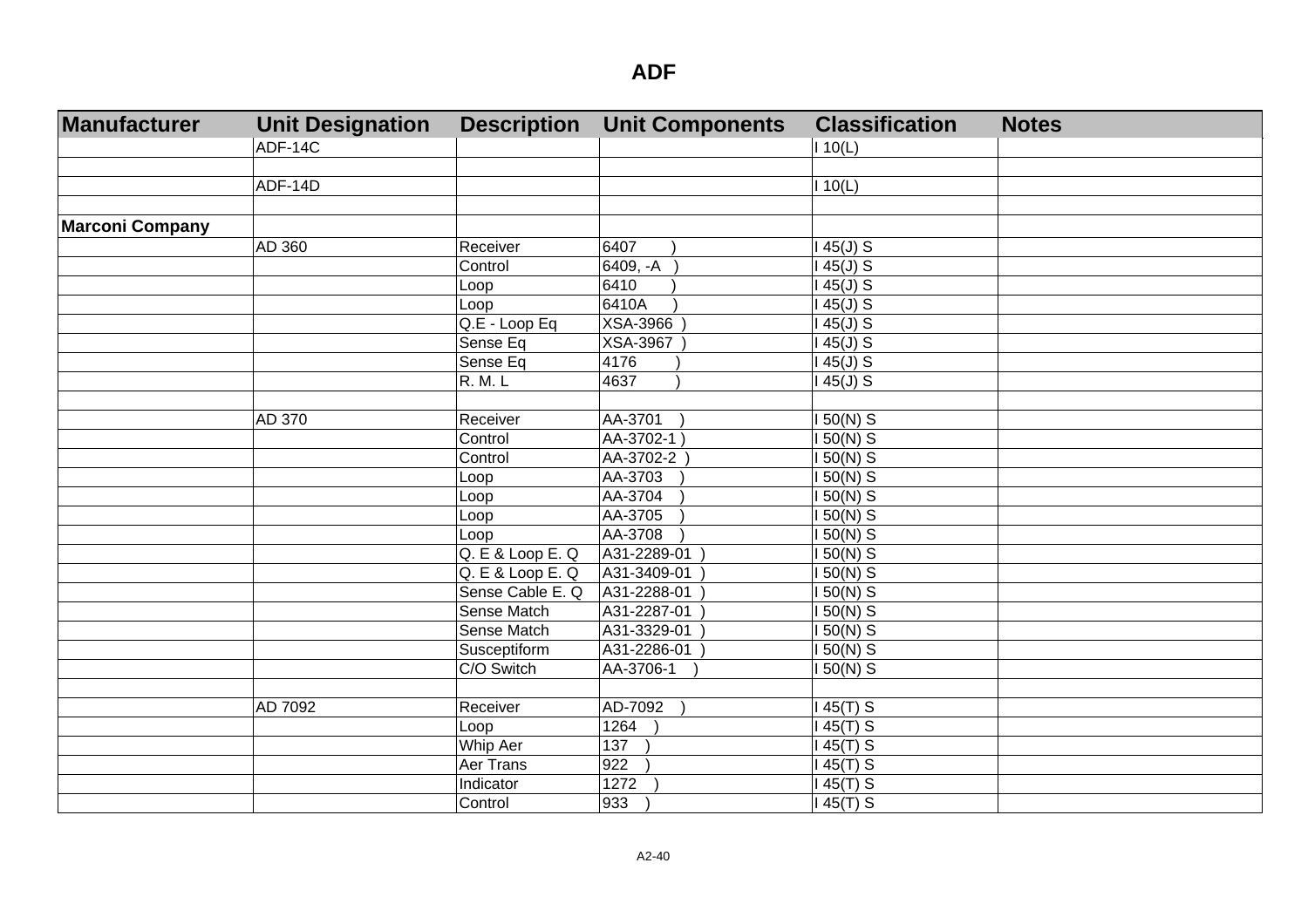# ADF

| Manufacturer | Unit Designation | Description | Unit Components | Classification | Notes |
|---|---|---|---|---|---|
| | ADF-14C | | | I 10(L) | |
| | | | | | |
| | ADF-14D | | | I 10(L) | |
| | | | | | |
| **Marconi Company** | | | | | |
| | AD 360 | Receiver | 6407 ) | I 45(J) S | |
| | | Control | 6409, -A ) | I 45(J) S | |
| | | Loop | 6410 ) | I 45(J) S | |
| | | Loop | 6410A ) | I 45(J) S | |
| | | Q.E - Loop Eq | XSA-3966 ) | I 45(J) S | |
| | | Sense Eq | XSA-3967 ) | I 45(J) S | |
| | | Sense Eq | 4176 ) | I 45(J) S | |
| | | R. M. L | 4637 ) | I 45(J) S | |
| | | | | | |
| | AD 370 | Receiver | AA-3701 ) | I 50(N) S | |
| | | Control | AA-3702-1 ) | I 50(N) S | |
| | | Control | AA-3702-2 ) | I 50(N) S | |
| | | Loop | AA-3703 ) | I 50(N) S | |
| | | Loop | AA-3704 ) | I 50(N) S | |
| | | Loop | AA-3705 ) | I 50(N) S | |
| | | Loop | AA-3708 ) | I 50(N) S | |
| | | Q. E & Loop E. Q | A31-2289-01 ) | I 50(N) S | |
| | | Q. E & Loop E. Q | A31-3409-01 ) | I 50(N) S | |
| | | Sense Cable E. Q | A31-2288-01 ) | I 50(N) S | |
| | | Sense Match | A31-2287-01 ) | I 50(N) S | |
| | | Sense Match | A31-3329-01 ) | I 50(N) S | |
| | | Susceptiform | A31-2286-01 ) | I 50(N) S | |
| | | C/O Switch | AA-3706-1 ) | I 50(N) S | |
| | | | | | |
| | AD 7092 | Receiver | AD-7092 ) | I 45(T) S | |
| | | Loop | 1264 ) | I 45(T) S | |
| | | Whip Aer | 137 ) | I 45(T) S | |
| | | Aer Trans | 922 ) | I 45(T) S | |
| | | Indicator | 1272 ) | I 45(T) S | |
| | | Control | 933 ) | I 45(T) S | |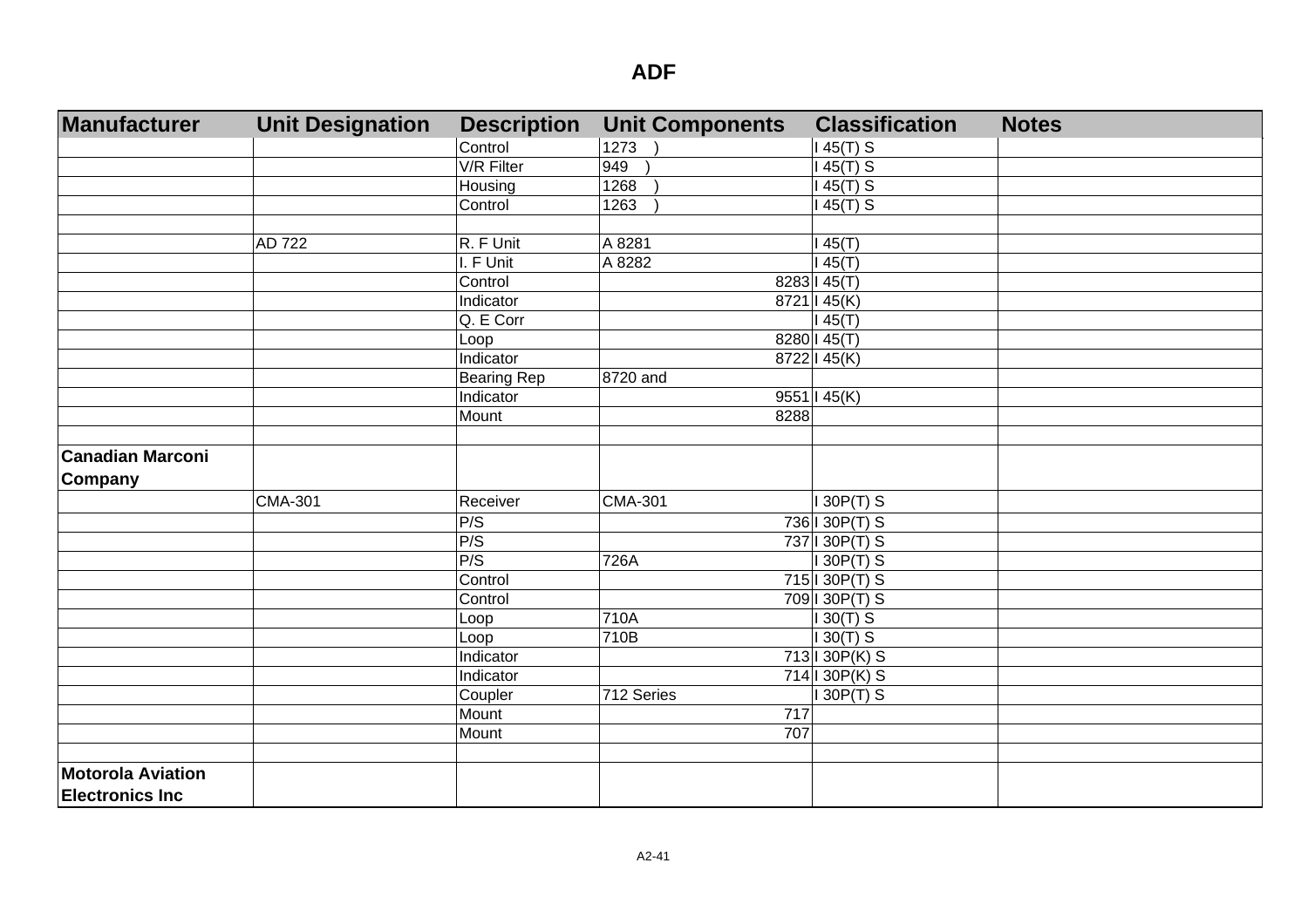# ADF

| Manufacturer | Unit Designation | Description | Unit Components | Classification | Notes |
|---|---|---|---|---|---|
| | | Control | 1273 ) | I 45(T) S | |
| | | V/R Filter | 949 ) | I 45(T) S | |
| | | Housing | 1268 ) | I 45(T) S | |
| | | Control | 1263 ) | I 45(T) S | |
| | | | | | |
| | AD 722 | R. F Unit | A 8281 | I 45(T) | |
| | | I. F Unit | A 8282 | I 45(T) | |
| | | Control | 8283 | I 45(T) | |
| | | Indicator | 8721 | I 45(K) | |
| | | Q. E Corr | | I 45(T) | |
| | | Loop | 8280 | I 45(T) | |
| | | Indicator | 8722 | I 45(K) | |
| | | Bearing Rep | 8720 and | | |
| | | Indicator | 9551 | I 45(K) | |
| | | Mount | 8288 | | |
| | | | | | |
| **Canadian Marconi Company** | | | | | |
| | CMA-301 | Receiver | CMA-301 | I 30P(T) S | |
| | | P/S | 736 | I 30P(T) S | |
| | | P/S | 737 | I 30P(T) S | |
| | | P/S | 726A | I 30P(T) S | |
| | | Control | 715 | I 30P(T) S | |
| | | Control | 709 | I 30P(T) S | |
| | | Loop | 710A | I 30(T) S | |
| | | Loop | 710B | I 30(T) S | |
| | | Indicator | 713 | I 30P(K) S | |
| | | Indicator | 714 | I 30P(K) S | |
| | | Coupler | 712 Series | I 30P(T) S | |
| | | Mount | 717 | | |
| | | Mount | 707 | | |
| | | | | | |
| **Motorola Aviation Electronics Inc** | | | | | |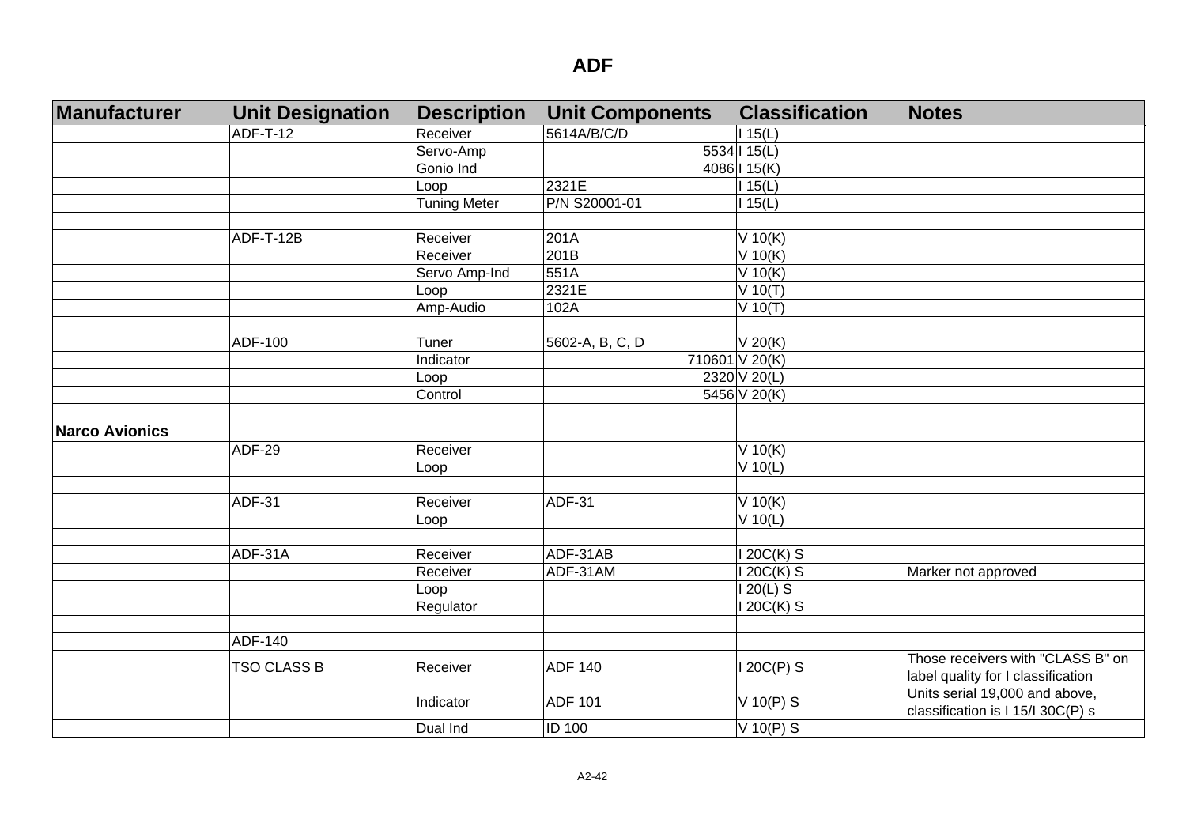# ADF

| Manufacturer | Unit Designation | Description | Unit Components | Classification | Notes |
|---|---|---|---|---|---|
| | ADF-T-12 | Receiver | 5614A/B/C/D | I 15(L) | |
| | | Servo-Amp | 5534 | I 15(L) | |
| | | Gonio Ind | 4086 | I 15(K) | |
| | | Loop | 2321E | I 15(L) | |
| | | Tuning Meter | P/N S20001-01 | I 15(L) | |
| | | | | | |
| | ADF-T-12B | Receiver | 201A | V 10(K) | |
| | | Receiver | 201B | V 10(K) | |
| | | Servo Amp-Ind | 551A | V 10(K) | |
| | | Loop | 2321E | V 10(T) | |
| | | Amp-Audio | 102A | V 10(T) | |
| | | | | | |
| | ADF-100 | Tuner | 5602-A, B, C, D | V 20(K) | |
| | | Indicator | 710601 | V 20(K) | |
| | | Loop | 2320 | V 20(L) | |
| | | Control | 5456 | V 20(K) | |
| | | | | | |
| **Narco Avionics** | | | | | |
| | ADF-29 | Receiver | | V 10(K) | |
| | | Loop | | V 10(L) | |
| | | | | | |
| | ADF-31 | Receiver | ADF-31 | V 10(K) | |
| | | Loop | | V 10(L) | |
| | | | | | |
| | ADF-31A | Receiver | ADF-31AB | I 20C(K) S | |
| | | Receiver | ADF-31AM | I 20C(K) S | Marker not approved |
| | | Loop | | I 20(L) S | |
| | | Regulator | | I 20C(K) S | |
| | | | | | |
| | ADF-140 | | | | |
| | TSO CLASS B | Receiver | ADF 140 | I 20C(P) S | Those receivers with "CLASS B" on label quality for I classification |
| | | Indicator | ADF 101 | V 10(P) S | Units serial 19,000 and above, classification is I 15/I 30C(P) s |
| | | Dual Ind | ID 100 | V 10(P) S | |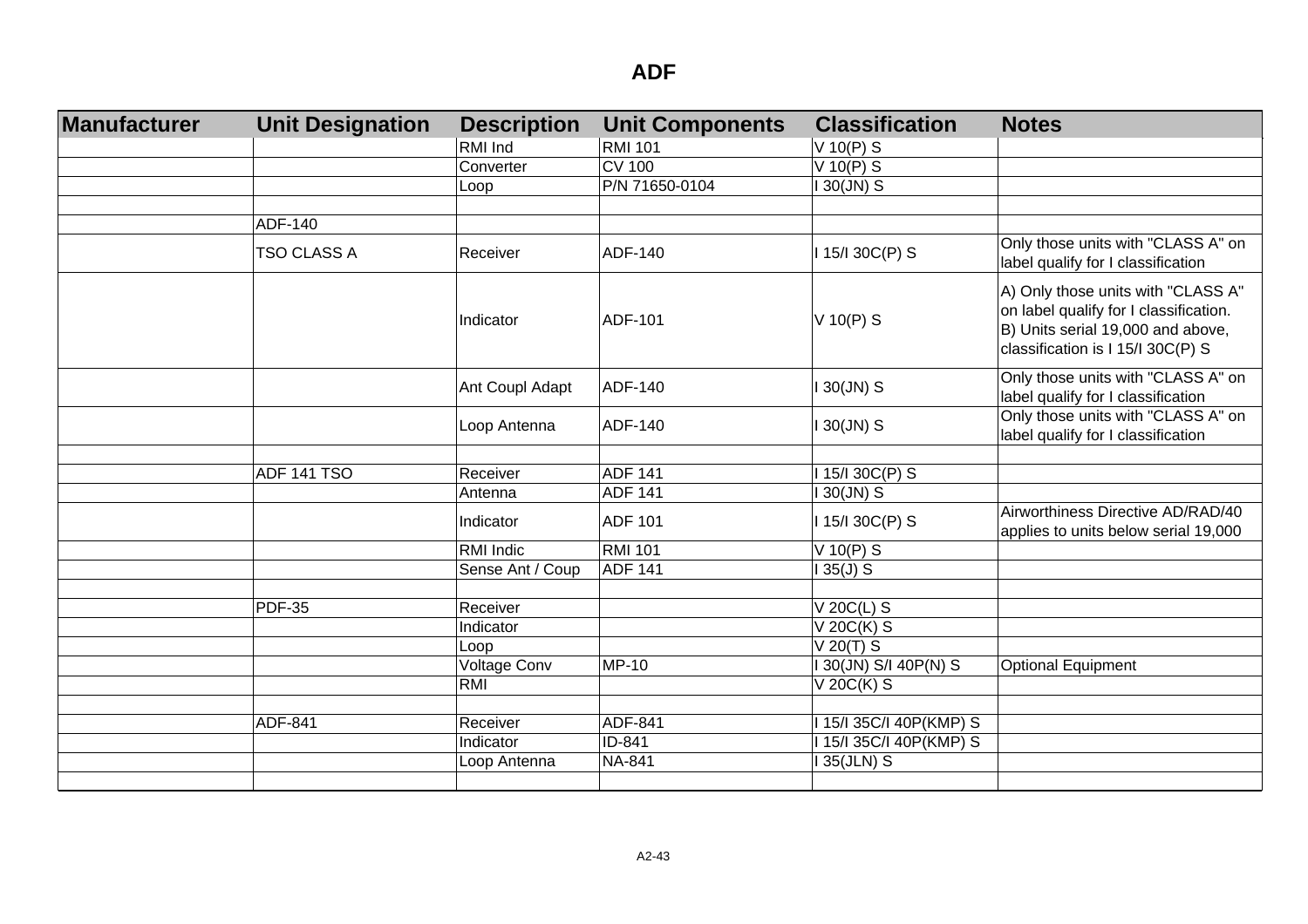# ADF

| Manufacturer | Unit Designation | Description | Unit Components | Classification | Notes |
|---|---|---|---|---|---|
| | | RMI Ind | RMI 101 | V 10(P) S | |
| | | Converter | CV 100 | V 10(P) S | |
| | | Loop | P/N 71650-0104 | I 30(JN) S | |
| | | | | | |
| | ADF-140 | | | | |
| | TSO CLASS A | Receiver | ADF-140 | I 15/I 30C(P) S | Only those units with "CLASS A" on label qualify for I classification |
| | | Indicator | ADF-101 | V 10(P) S | A) Only those units with "CLASS A" on label qualify for I classification. B) Units serial 19,000 and above, classification is I 15/I 30C(P) S |
| | | Ant Coupl Adapt | ADF-140 | I 30(JN) S | Only those units with "CLASS A" on label qualify for I classification |
| | | Loop Antenna | ADF-140 | I 30(JN) S | Only those units with "CLASS A" on label qualify for I classification |
| | | | | | |
| | ADF 141 TSO | Receiver | ADF 141 | I 15/I 30C(P) S | |
| | | Antenna | ADF 141 | I 30(JN) S | |
| | | Indicator | ADF 101 | I 15/I 30C(P) S | Airworthiness Directive AD/RAD/40 applies to units below serial 19,000 |
| | | RMI Indic | RMI 101 | V 10(P) S | |
| | | Sense Ant / Coup | ADF 141 | I 35(J) S | |
| | | | | | |
| | PDF-35 | Receiver | | V 20C(L) S | |
| | | Indicator | | V 20C(K) S | |
| | | Loop | | V 20(T) S | |
| | | Voltage Conv | MP-10 | I 30(JN) S/I 40P(N) S | Optional Equipment |
| | | RMI | | V 20C(K) S | |
| | | | | | |
| | ADF-841 | Receiver | ADF-841 | I 15/I 35C/I 40P(KMP) S | |
| | | Indicator | ID-841 | I 15/I 35C/I 40P(KMP) S | |
| | | Loop Antenna | NA-841 | I 35(JLN) S | |
| | | | | | |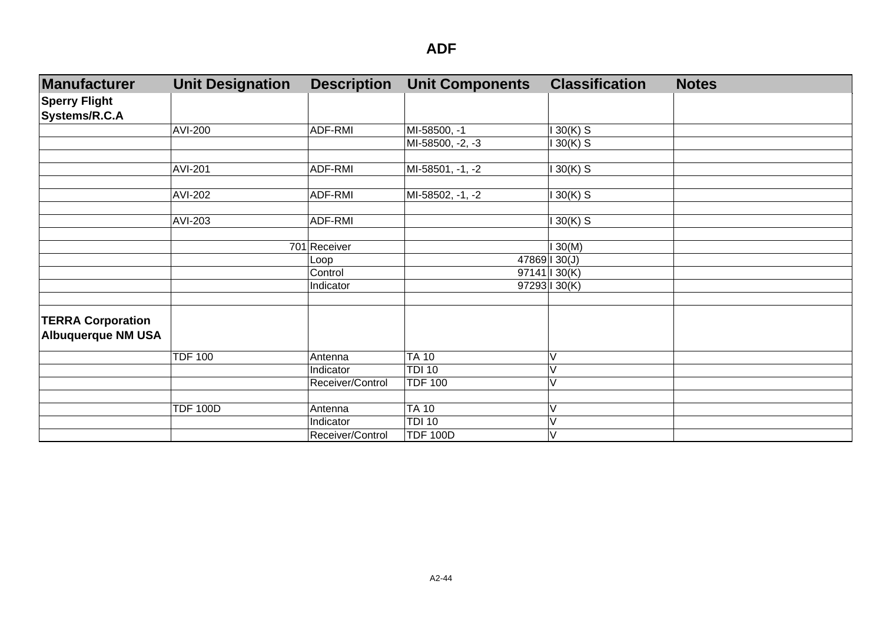# ADF

| Manufacturer | Unit Designation | Description | Unit Components | Classification | Notes |
|---|---|---|---|---|---|
| **Sperry Flight Systems/R.C.A** | | | | | |
| | AVI-200 | ADF-RMI | MI-58500, -1 | I 30(K) S | |
| | | | MI-58500, -2, -3 | I 30(K) S | |
| | | | | | |
| | AVI-201 | ADF-RMI | MI-58501, -1, -2 | I 30(K) S | |
| | | | | | |
| | AVI-202 | ADF-RMI | MI-58502, -1, -2 | I 30(K) S | |
| | | | | | |
| | AVI-203 | ADF-RMI | | I 30(K) S | |
| | | | | | |
| | 701 | Receiver | | I 30(M) | |
| | | Loop | 47869 | I 30(J) | |
| | | Control | 97141 | I 30(K) | |
| | | Indicator | 97293 | I 30(K) | |
| | | | | | |
| **TERRA Corporation Albuquerque NM USA** | | | | | |
| | TDF 100 | Antenna | TA 10 | V | |
| | | Indicator | TDI 10 | V | |
| | | Receiver/Control | TDF 100 | V | |
| | | | | | |
| | TDF 100D | Antenna | TA 10 | V | |
| | | Indicator | TDI 10 | V | |
| | | Receiver/Control | TDF 100D | V | |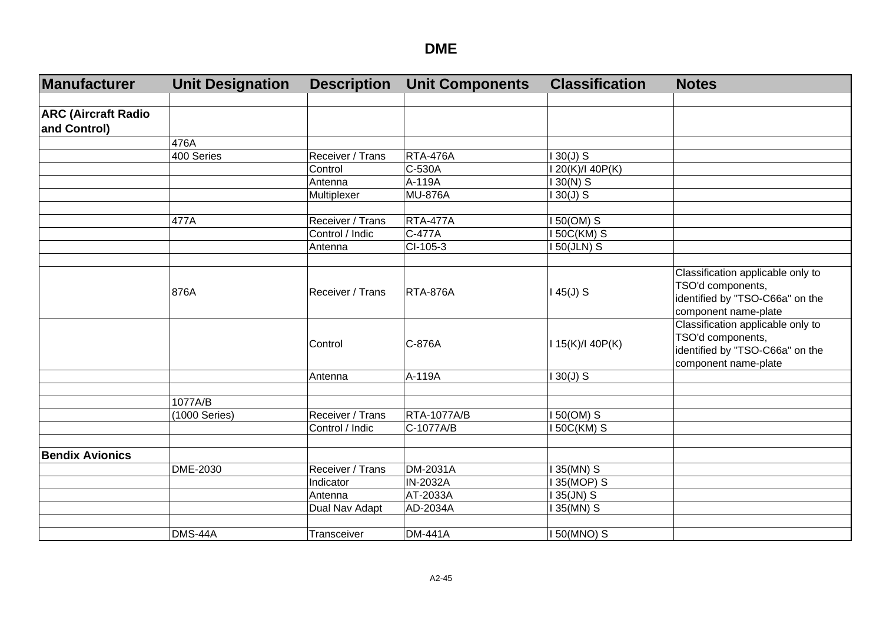# DME

| Manufacturer | Unit Designation | Description | Unit Components | Classification | Notes |
|---|---|---|---|---|---|
| | | | | | |
| **ARC (Aircraft Radio and Control)** | | | | | |
| | 476A | | | | |
| | 400 Series | Receiver / Trans | RTA-476A | I 30(J) S | |
| | | Control | C-530A | I 20(K)/I 40P(K) | |
| | | Antenna | A-119A | I 30(N) S | |
| | | Multiplexer | MU-876A | I 30(J) S | |
| | | | | | |
| | 477A | Receiver / Trans | RTA-477A | I 50(OM) S | |
| | | Control / Indic | C-477A | I 50C(KM) S | |
| | | Antenna | CI-105-3 | I 50(JLN) S | |
| | | | | | |
| | 876A | Receiver / Trans | RTA-876A | I 45(J) S | Classification applicable only to TSO'd components, identified by "TSO-C66a" on the component name-plate |
| | | Control | C-876A | I 15(K)/I 40P(K) | Classification applicable only to TSO'd components, identified by "TSO-C66a" on the component name-plate |
| | | Antenna | A-119A | I 30(J) S | |
| | | | | | |
| | 1077A/B | | | | |
| | (1000 Series) | Receiver / Trans | RTA-1077A/B | I 50(OM) S | |
| | | Control / Indic | C-1077A/B | I 50C(KM) S | |
| | | | | | |
| **Bendix Avionics** | | | | | |
| | DME-2030 | Receiver / Trans | DM-2031A | I 35(MN) S | |
| | | Indicator | IN-2032A | I 35(MOP) S | |
| | | Antenna | AT-2033A | I 35(JN) S | |
| | | Dual Nav Adapt | AD-2034A | I 35(MN) S | |
| | | | | | |
| | DMS-44A | Transceiver | DM-441A | I 50(MNO) S | |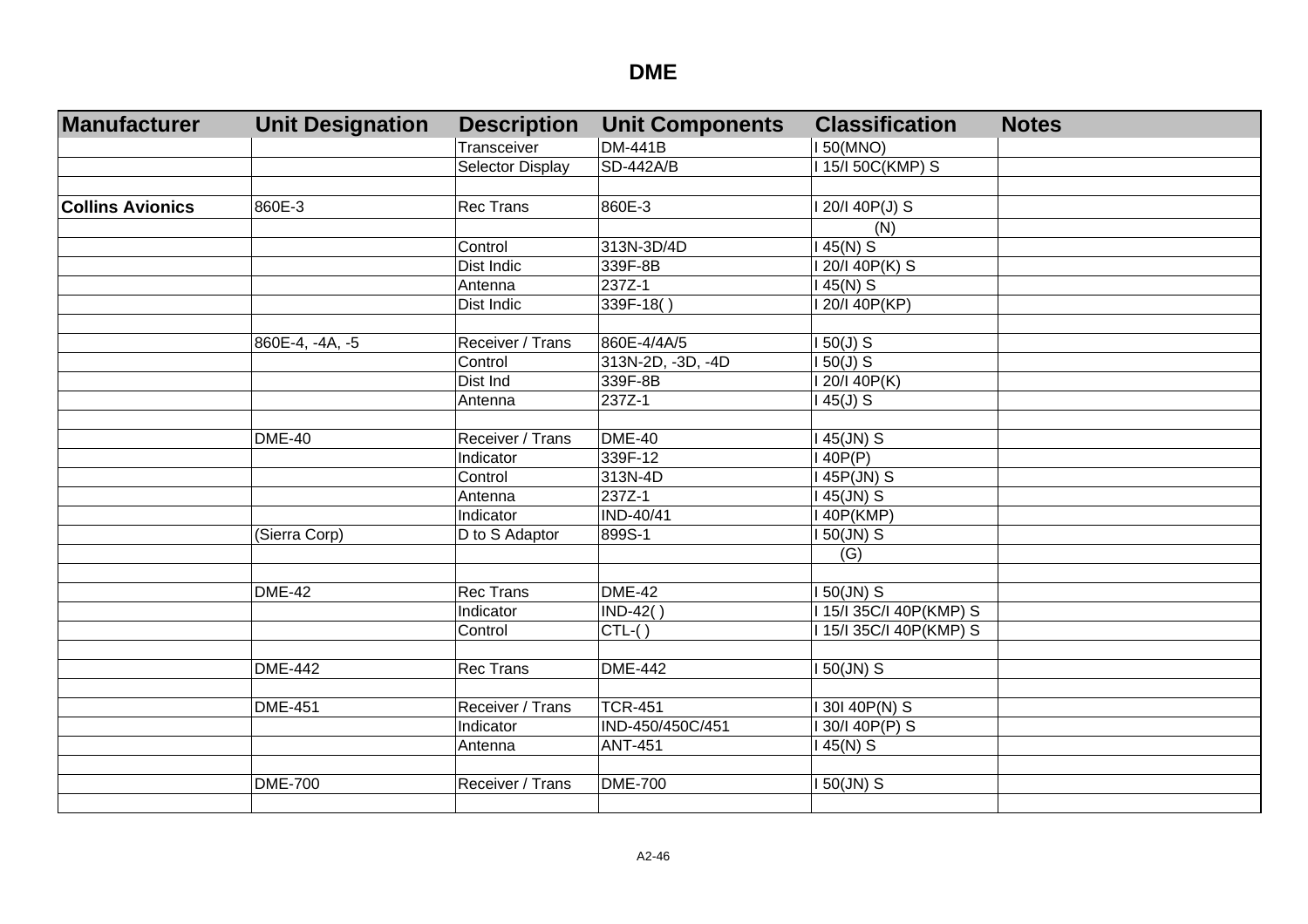# DME

| Manufacturer | Unit Designation | Description | Unit Components | Classification | Notes |
|---|---|---|---|---|---|
| | | Transceiver | DM-441B | I 50(MNO) | |
| | | Selector Display | SD-442A/B | I 15/I 50C(KMP) S | |
| | | | | | |
| **Collins Avionics** | 860E-3 | Rec Trans | 860E-3 | I 20/I 40P(J) S | |
| | | | | (N) | |
| | | Control | 313N-3D/4D | I 45(N) S | |
| | | Dist Indic | 339F-8B | I 20/I 40P(K) S | |
| | | Antenna | 237Z-1 | I 45(N) S | |
| | | Dist Indic | 339F-18( ) | I 20/I 40P(KP) | |
| | | | | | |
| | 860E-4, -4A, -5 | Receiver / Trans | 860E-4/4A/5 | I 50(J) S | |
| | | Control | 313N-2D, -3D, -4D | I 50(J) S | |
| | | Dist Ind | 339F-8B | I 20/I 40P(K) | |
| | | Antenna | 237Z-1 | I 45(J) S | |
| | | | | | |
| | DME-40 | Receiver / Trans | DME-40 | I 45(JN) S | |
| | | Indicator | 339F-12 | I 40P(P) | |
| | | Control | 313N-4D | I 45P(JN) S | |
| | | Antenna | 237Z-1 | I 45(JN) S | |
| | | Indicator | IND-40/41 | I 40P(KMP) | |
| | (Sierra Corp) | D to S Adaptor | 899S-1 | I 50(JN) S | |
| | | | | (G) | |
| | | | | | |
| | DME-42 | Rec Trans | DME-42 | I 50(JN) S | |
| | | Indicator | IND-42( ) | I 15/I 35C/I 40P(KMP) S | |
| | | Control | CTL-( ) | I 15/I 35C/I 40P(KMP) S | |
| | | | | | |
| | DME-442 | Rec Trans | DME-442 | I 50(JN) S | |
| | | | | | |
| | DME-451 | Receiver / Trans | TCR-451 | I 30I 40P(N) S | |
| | | Indicator | IND-450/450C/451 | I 30/I 40P(P) S | |
| | | Antenna | ANT-451 | I 45(N) S | |
| | | | | | |
| | DME-700 | Receiver / Trans | DME-700 | I 50(JN) S | |
| | | | | | |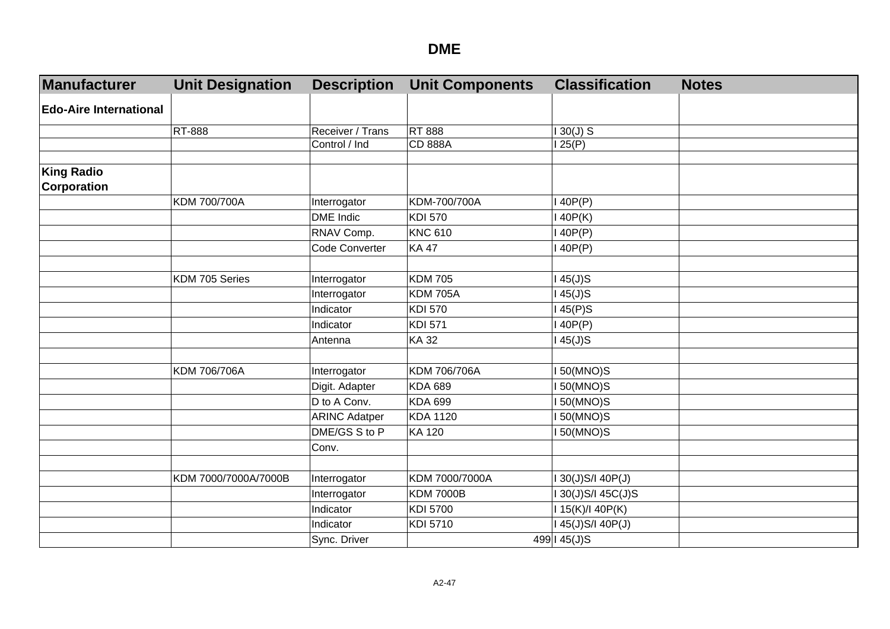# DME

| Manufacturer | Unit Designation | Description | Unit Components | Classification | Notes |
|---|---|---|---|---|---|
| **Edo-Aire International** | | | | | |
| | RT-888 | Receiver / Trans | RT 888 | I 30(J) S | |
| | | Control / Ind | CD 888A | I 25(P) | |
| | | | | | |
| **King Radio Corporation** | | | | | |
| | KDM 700/700A | Interrogator | KDM-700/700A | I 40P(P) | |
| | | DME Indic | KDI 570 | I 40P(K) | |
| | | RNAV Comp. | KNC 610 | I 40P(P) | |
| | | Code Converter | KA 47 | I 40P(P) | |
| | | | | | |
| | KDM 705 Series | Interrogator | KDM 705 | I 45(J)S | |
| | | Interrogator | KDM 705A | I 45(J)S | |
| | | Indicator | KDI 570 | I 45(P)S | |
| | | Indicator | KDI 571 | I 40P(P) | |
| | | Antenna | KA 32 | I 45(J)S | |
| | | | | | |
| | KDM 706/706A | Interrogator | KDM 706/706A | I 50(MNO)S | |
| | | Digit. Adapter | KDA 689 | I 50(MNO)S | |
| | | D to A Conv. | KDA 699 | I 50(MNO)S | |
| | | ARINC Adatper | KDA 1120 | I 50(MNO)S | |
| | | DME/GS S to P | KA 120 | I 50(MNO)S | |
| | | Conv. | | | |
| | | | | | |
| | KDM 7000/7000A/7000B | Interrogator | KDM 7000/7000A | I 30(J)S/I 40P(J) | |
| | | Interrogator | KDM 7000B | I 30(J)S/I 45C(J)S | |
| | | Indicator | KDI 5700 | I 15(K)/I 40P(K) | |
| | | Indicator | KDI 5710 | I 45(J)S/I 40P(J) | |
| | | Sync. Driver | 499 | I 45(J)S | |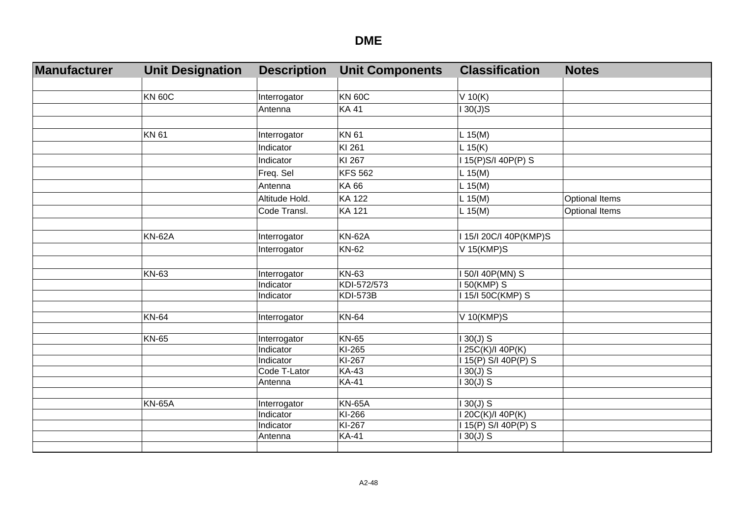# DME

| Manufacturer | Unit Designation | Description | Unit Components | Classification | Notes |
|---|---|---|---|---|---|
| | | | | | |
| | KN 60C | Interrogator | KN 60C | V 10(K) | |
| | | Antenna | KA 41 | I 30(J)S | |
| | | | | | |
| | KN 61 | Interrogator | KN 61 | L 15(M) | |
| | | Indicator | KI 261 | L 15(K) | |
| | | Indicator | KI 267 | I 15(P)S/I 40P(P) S | |
| | | Freq. Sel | KFS 562 | L 15(M) | |
| | | Antenna | KA 66 | L 15(M) | |
| | | Altitude Hold. | KA 122 | L 15(M) | Optional Items |
| | | Code Transl. | KA 121 | L 15(M) | Optional Items |
| | | | | | |
| | KN-62A | Interrogator | KN-62A | I 15/I 20C/I 40P(KMP)S | |
| | | Interrogator | KN-62 | V 15(KMP)S | |
| | | | | | |
| | KN-63 | Interrogator | KN-63 | I 50/I 40P(MN) S | |
| | | Indicator | KDI-572/573 | I 50(KMP) S | |
| | | Indicator | KDI-573B | I 15/I 50C(KMP) S | |
| | | | | | |
| | KN-64 | Interrogator | KN-64 | V 10(KMP)S | |
| | | | | | |
| | KN-65 | Interrogator | KN-65 | I 30(J) S | |
| | | Indicator | KI-265 | I 25C(K)/I 40P(K) | |
| | | Indicator | KI-267 | I 15(P) S/I 40P(P) S | |
| | | Code T-Lator | KA-43 | I 30(J) S | |
| | | Antenna | KA-41 | I 30(J) S | |
| | | | | | |
| | KN-65A | Interrogator | KN-65A | I 30(J) S | |
| | | Indicator | KI-266 | I 20C(K)/I 40P(K) | |
| | | Indicator | KI-267 | I 15(P) S/I 40P(P) S | |
| | | Antenna | KA-41 | I 30(J) S | |
| | | | | | |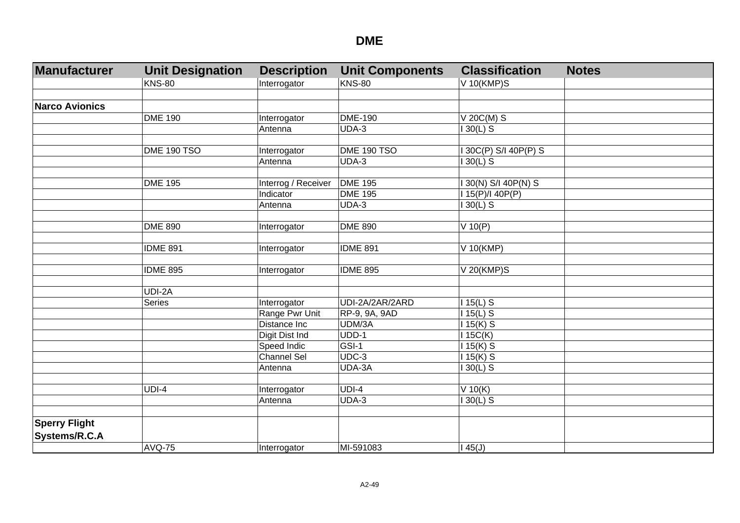# DME

| Manufacturer | Unit Designation | Description | Unit Components | Classification | Notes |
|---|---|---|---|---|---|
| | KNS-80 | Interrogator | KNS-80 | V 10(KMP)S | |
| | | | | | |
| **Narco Avionics** | | | | | |
| | DME 190 | Interrogator | DME-190 | V 20C(M) S | |
| | | Antenna | UDA-3 | I 30(L) S | |
| | | | | | |
| | DME 190 TSO | Interrogator | DME 190 TSO | I 30C(P) S/I 40P(P) S | |
| | | Antenna | UDA-3 | I 30(L) S | |
| | | | | | |
| | DME 195 | Interrog / Receiver | DME 195 | I 30(N) S/I 40P(N) S | |
| | | Indicator | DME 195 | I 15(P)/I 40P(P) | |
| | | Antenna | UDA-3 | I 30(L) S | |
| | | | | | |
| | DME 890 | Interrogator | DME 890 | V 10(P) | |
| | | | | | |
| | IDME 891 | Interrogator | IDME 891 | V 10(KMP) | |
| | | | | | |
| | IDME 895 | Interrogator | IDME 895 | V 20(KMP)S | |
| | | | | | |
| | UDI-2A | | | | |
| | Series | Interrogator | UDI-2A/2AR/2ARD | I 15(L) S | |
| | | Range Pwr Unit | RP-9, 9A, 9AD | I 15(L) S | |
| | | Distance Inc | UDM/3A | I 15(K) S | |
| | | Digit Dist Ind | UDD-1 | I 15C(K) | |
| | | Speed Indic | GSI-1 | I 15(K) S | |
| | | Channel Sel | UDC-3 | I 15(K) S | |
| | | Antenna | UDA-3A | I 30(L) S | |
| | | | | | |
| | UDI-4 | Interrogator | UDI-4 | V 10(K) | |
| | | Antenna | UDA-3 | I 30(L) S | |
| | | | | | |
| **Sperry Flight Systems/R.C.A** | | | | | |
| | AVQ-75 | Interrogator | MI-591083 | I 45(J) | |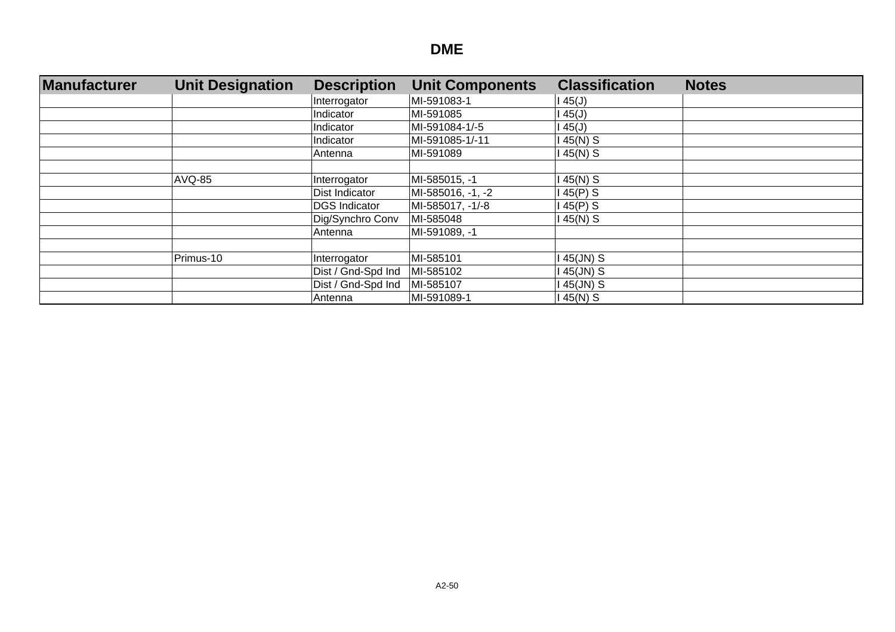# DME

| Manufacturer | Unit Designation | Description | Unit Components | Classification | Notes |
|---|---|---|---|---|---|
| | | Interrogator | MI-591083-1 | I 45(J) | |
| | | Indicator | MI-591085 | I 45(J) | |
| | | Indicator | MI-591084-1/-5 | I 45(J) | |
| | | Indicator | MI-591085-1/-11 | I 45(N) S | |
| | | Antenna | MI-591089 | I 45(N) S | |
| | | | | | |
| | AVQ-85 | Interrogator | MI-585015, -1 | I 45(N) S | |
| | | Dist Indicator | MI-585016, -1, -2 | I 45(P) S | |
| | | DGS Indicator | MI-585017, -1/-8 | I 45(P) S | |
| | | Dig/Synchro Conv | MI-585048 | I 45(N) S | |
| | | Antenna | MI-591089, -1 | | |
| | | | | | |
| | Primus-10 | Interrogator | MI-585101 | I 45(JN) S | |
| | | Dist / Gnd-Spd Ind | MI-585102 | I 45(JN) S | |
| | | Dist / Gnd-Spd Ind | MI-585107 | I 45(JN) S | |
| | | Antenna | MI-591089-1 | I 45(N) S | |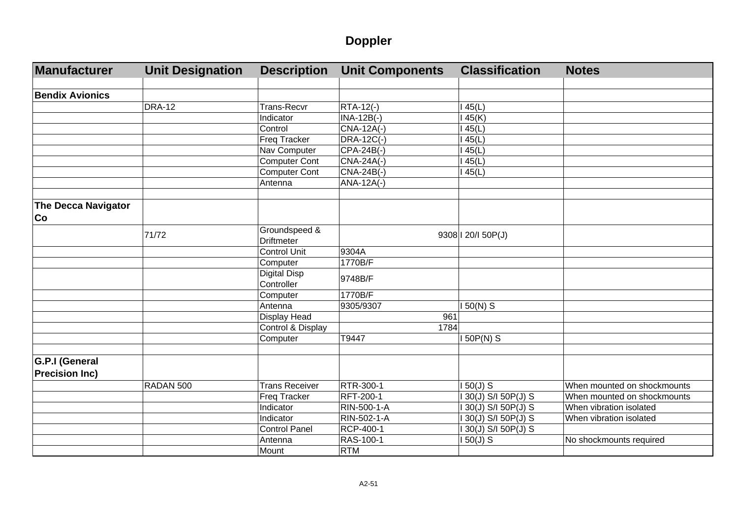# Doppler

| Manufacturer | Unit Designation | Description | Unit Components | Classification | Notes |
|---|---|---|---|---|---|
| | | | | | |
| **Bendix Avionics** | | | | | |
| | DRA-12 | Trans-Recvr | RTA-12(-) | I 45(L) | |
| | | Indicator | INA-12B(-) | I 45(K) | |
| | | Control | CNA-12A(-) | I 45(L) | |
| | | Freq Tracker | DRA-12C(-) | I 45(L) | |
| | | Nav Computer | CPA-24B(-) | I 45(L) | |
| | | Computer Cont | CNA-24A(-) | I 45(L) | |
| | | Computer Cont | CNA-24B(-) | I 45(L) | |
| | | Antenna | ANA-12A(-) | | |
| | | | | | |
| **The Decca Navigator Co** | | | | | |
| | 71/72 | Groundspeed & Driftmeter | 9308 | I 20/I 50P(J) | |
| | | Control Unit | 9304A | | |
| | | Computer | 1770B/F | | |
| | | Digital Disp Controller | 9748B/F | | |
| | | Computer | 1770B/F | | |
| | | Antenna | 9305/9307 | I 50(N) S | |
| | | Display Head | 961 | | |
| | | Control & Display | 1784 | | |
| | | Computer | T9447 | I 50P(N) S | |
| | | | | | |
| **G.P.I (General Precision Inc)** | | | | | |
| | RADAN 500 | Trans Receiver | RTR-300-1 | I 50(J) S | When mounted on shockmounts |
| | | Freq Tracker | RFT-200-1 | I 30(J) S/I 50P(J) S | When mounted on shockmounts |
| | | Indicator | RIN-500-1-A | I 30(J) S/I 50P(J) S | When vibration isolated |
| | | Indicator | RIN-502-1-A | I 30(J) S/I 50P(J) S | When vibration isolated |
| | | Control Panel | RCP-400-1 | I 30(J) S/I 50P(J) S | |
| | | Antenna | RAS-100-1 | I 50(J) S | No shockmounts required |
| | | Mount | RTM | | |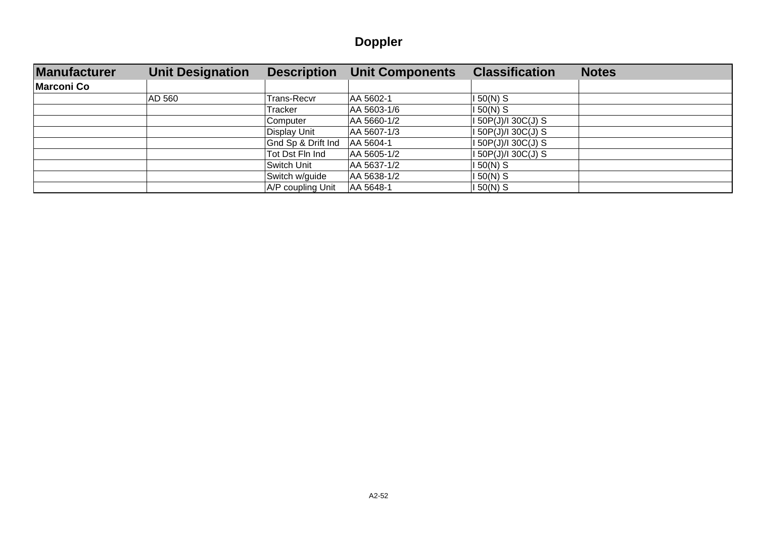# Doppler

| Manufacturer | Unit Designation | Description | Unit Components | Classification | Notes |
|---|---|---|---|---|---|
| **Marconi Co** | | | | | |
| | AD 560 | Trans-Recvr | AA 5602-1 | I 50(N) S | |
| | | Tracker | AA 5603-1/6 | I 50(N) S | |
| | | Computer | AA 5660-1/2 | I 50P(J)/I 30C(J) S | |
| | | Display Unit | AA 5607-1/3 | I 50P(J)/I 30C(J) S | |
| | | Gnd Sp & Drift Ind | AA 5604-1 | I 50P(J)/I 30C(J) S | |
| | | Tot Dst Fln Ind | AA 5605-1/2 | I 50P(J)/I 30C(J) S | |
| | | Switch Unit | AA 5637-1/2 | I 50(N) S | |
| | | Switch w/guide | AA 5638-1/2 | I 50(N) S | |
| | | A/P coupling Unit | AA 5648-1 | I 50(N) S | |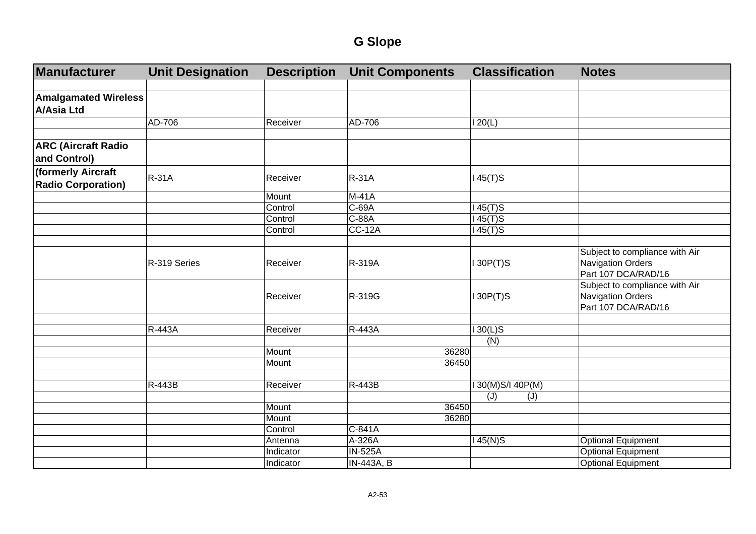# G Slope

| Manufacturer | Unit Designation | Description | Unit Components | Classification | Notes |
|---|---|---|---|---|---|
| | | | | | |
| **Amalgamated Wireless A/Asia Ltd** | | | | | |
| | AD-706 | Receiver | AD-706 | I 20(L) | |
| | | | | | |
| **ARC (Aircraft Radio and Control)** | | | | | |
| **(formerly Aircraft Radio Corporation)** | R-31A | Receiver | R-31A | I 45(T)S | |
| | | Mount | M-41A | | |
| | | Control | C-69A | I 45(T)S | |
| | | Control | C-88A | I 45(T)S | |
| | | Control | CC-12A | I 45(T)S | |
| | | | | | |
| | R-319 Series | Receiver | R-319A | I 30P(T)S | Subject to compliance with Air Navigation Orders Part 107 DCA/RAD/16 |
| | | Receiver | R-319G | I 30P(T)S | Subject to compliance with Air Navigation Orders Part 107 DCA/RAD/16 |
| | | | | | |
| | R-443A | Receiver | R-443A | I 30(L)S | |
| | | | | (N) | |
| | | Mount | 36280 | | |
| | | Mount | 36450 | | |
| | | | | | |
| | R-443B | Receiver | R-443B | I 30(M)S/I 40P(M) | |
| | | | | (J) (J) | |
| | | Mount | 36450 | | |
| | | Mount | 36280 | | |
| | | Control | C-841A | | |
| | | Antenna | A-326A | I 45(N)S | Optional Equipment |
| | | Indicator | IN-525A | | Optional Equipment |
| | | Indicator | IN-443A, B | | Optional Equipment |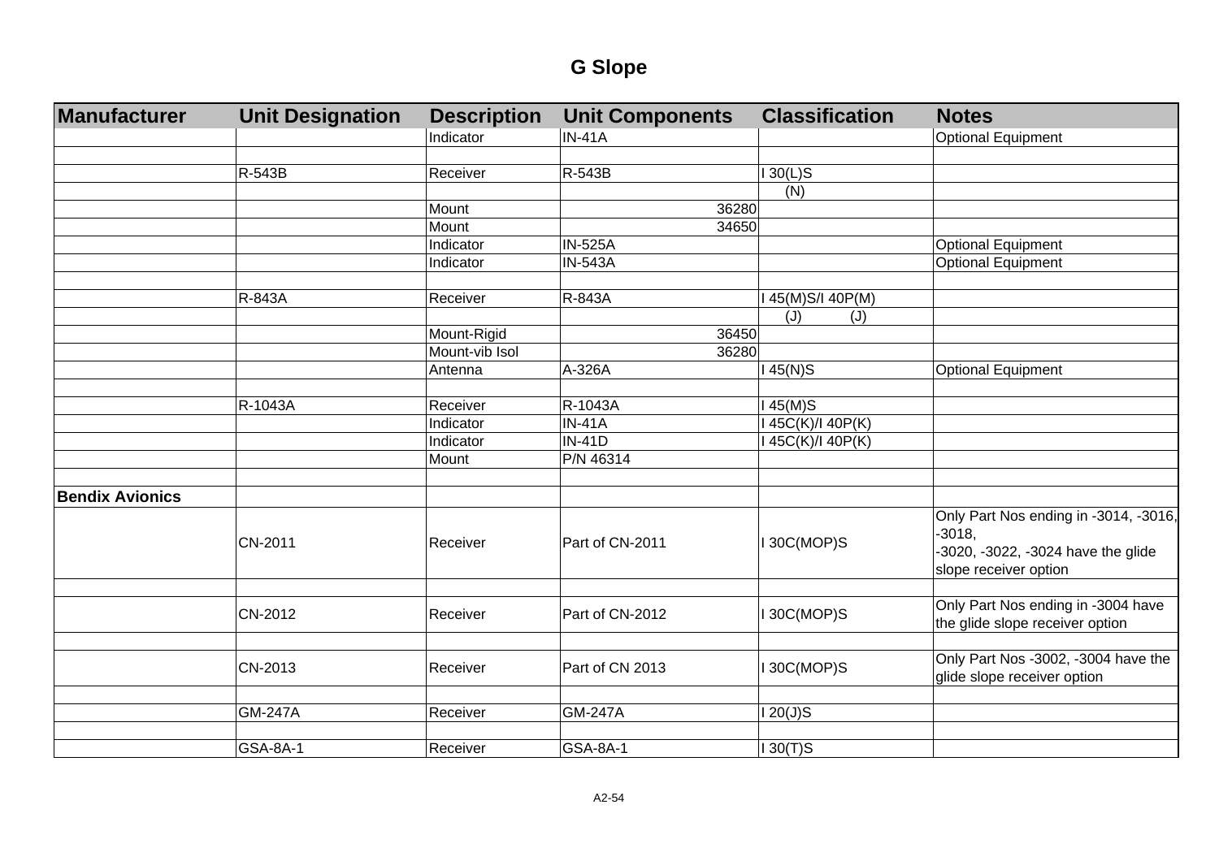# G Slope

| Manufacturer | Unit Designation | Description | Unit Components | Classification | Notes |
|---|---|---|---|---|---|
| | | Indicator | IN-41A | | Optional Equipment |
| | | | | | |
| | R-543B | Receiver | R-543B | I 30(L)S | |
| | | | | (N) | |
| | | Mount | 36280 | | |
| | | Mount | 34650 | | |
| | | Indicator | IN-525A | | Optional Equipment |
| | | Indicator | IN-543A | | Optional Equipment |
| | | | | | |
| | R-843A | Receiver | R-843A | I 45(M)S/I 40P(M) | |
| | | | | (J) (J) | |
| | | Mount-Rigid | 36450 | | |
| | | Mount-vib Isol | 36280 | | |
| | | Antenna | A-326A | I 45(N)S | Optional Equipment |
| | | | | | |
| | R-1043A | Receiver | R-1043A | I 45(M)S | |
| | | Indicator | IN-41A | I 45C(K)/I 40P(K) | |
| | | Indicator | IN-41D | I 45C(K)/I 40P(K) | |
| | | Mount | P/N 46314 | | |
| | | | | | |
| **Bendix Avionics** | | | | | |
| | CN-2011 | Receiver | Part of CN-2011 | I 30C(MOP)S | Only Part Nos ending in -3014, -3016, -3018, -3020, -3022, -3024 have the glide slope receiver option |
| | | | | | |
| | CN-2012 | Receiver | Part of CN-2012 | I 30C(MOP)S | Only Part Nos ending in -3004 have the glide slope receiver option |
| | | | | | |
| | CN-2013 | Receiver | Part of CN 2013 | I 30C(MOP)S | Only Part Nos -3002, -3004 have the glide slope receiver option |
| | | | | | |
| | GM-247A | Receiver | GM-247A | I 20(J)S | |
| | | | | | |
| | GSA-8A-1 | Receiver | GSA-8A-1 | I 30(T)S | |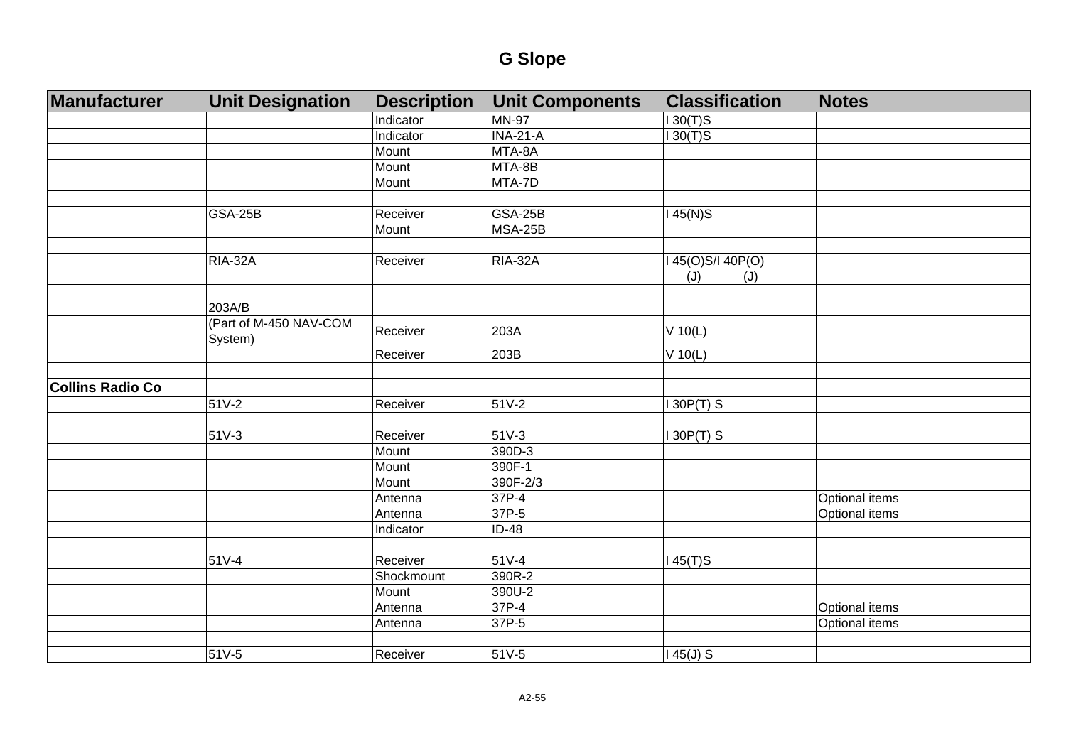# G Slope

| Manufacturer | Unit Designation | Description | Unit Components | Classification | Notes |
|---|---|---|---|---|---|
| | | Indicator | MN-97 | I 30(T)S | |
| | | Indicator | INA-21-A | I 30(T)S | |
| | | Mount | MTA-8A | | |
| | | Mount | MTA-8B | | |
| | | Mount | MTA-7D | | |
| | | | | | |
| | GSA-25B | Receiver | GSA-25B | I 45(N)S | |
| | | Mount | MSA-25B | | |
| | | | | | |
| | RIA-32A | Receiver | RIA-32A | I 45(O)S/I 40P(O) | |
| | | | | (J) (J) | |
| | | | | | |
| | 203A/B | | | | |
| | (Part of M-450 NAV-COM System) | Receiver | 203A | V 10(L) | |
| | | Receiver | 203B | V 10(L) | |
| | | | | | |
| **Collins Radio Co** | | | | | |
| | 51V-2 | Receiver | 51V-2 | I 30P(T) S | |
| | | | | | |
| | 51V-3 | Receiver | 51V-3 | I 30P(T) S | |
| | | Mount | 390D-3 | | |
| | | Mount | 390F-1 | | |
| | | Mount | 390F-2/3 | | |
| | | Antenna | 37P-4 | | Optional items |
| | | Antenna | 37P-5 | | Optional items |
| | | Indicator | ID-48 | | |
| | | | | | |
| | 51V-4 | Receiver | 51V-4 | I 45(T)S | |
| | | Shockmount | 390R-2 | | |
| | | Mount | 390U-2 | | |
| | | Antenna | 37P-4 | | Optional items |
| | | Antenna | 37P-5 | | Optional items |
| | | | | | |
| | 51V-5 | Receiver | 51V-5 | I 45(J) S | |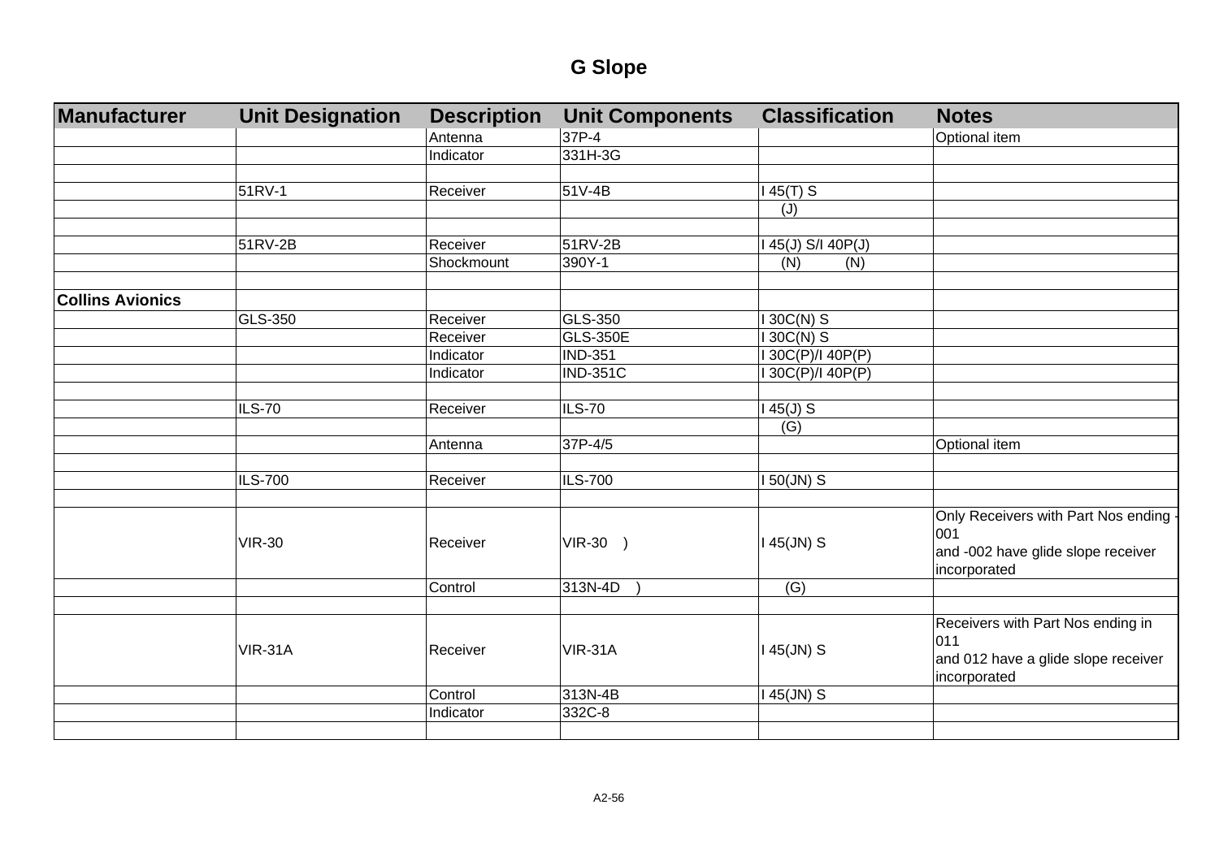# G Slope

| Manufacturer | Unit Designation | Description | Unit Components | Classification | Notes |
|---|---|---|---|---|---|
| | | Antenna | 37P-4 | | Optional item |
| | | Indicator | 331H-3G | | |
| | | | | | |
| | 51RV-1 | Receiver | 51V-4B | I 45(T) S | |
| | | | | (J) | |
| | | | | | |
| | 51RV-2B | Receiver | 51RV-2B | I 45(J) S/I 40P(J) | |
| | | Shockmount | 390Y-1 | (N) (N) | |
| | | | | | |
| **Collins Avionics** | | | | | |
| | GLS-350 | Receiver | GLS-350 | I 30C(N) S | |
| | | Receiver | GLS-350E | I 30C(N) S | |
| | | Indicator | IND-351 | I 30C(P)/I 40P(P) | |
| | | Indicator | IND-351C | I 30C(P)/I 40P(P) | |
| | | | | | |
| | ILS-70 | Receiver | ILS-70 | I 45(J) S | |
| | | | | (G) | |
| | | Antenna | 37P-4/5 | | Optional item |
| | | | | | |
| | ILS-700 | Receiver | ILS-700 | I 50(JN) S | |
| | | | | | |
| | VIR-30 | Receiver | VIR-30 ) | I 45(JN) S | Only Receivers with Part Nos ending -001 and -002 have glide slope receiver incorporated |
| | | Control | 313N-4D ) | (G) | |
| | | | | | |
| | VIR-31A | Receiver | VIR-31A | I 45(JN) S | Receivers with Part Nos ending in 011 and 012 have a glide slope receiver incorporated |
| | | Control | 313N-4B | I 45(JN) S | |
| | | Indicator | 332C-8 | | |
| | | | | | |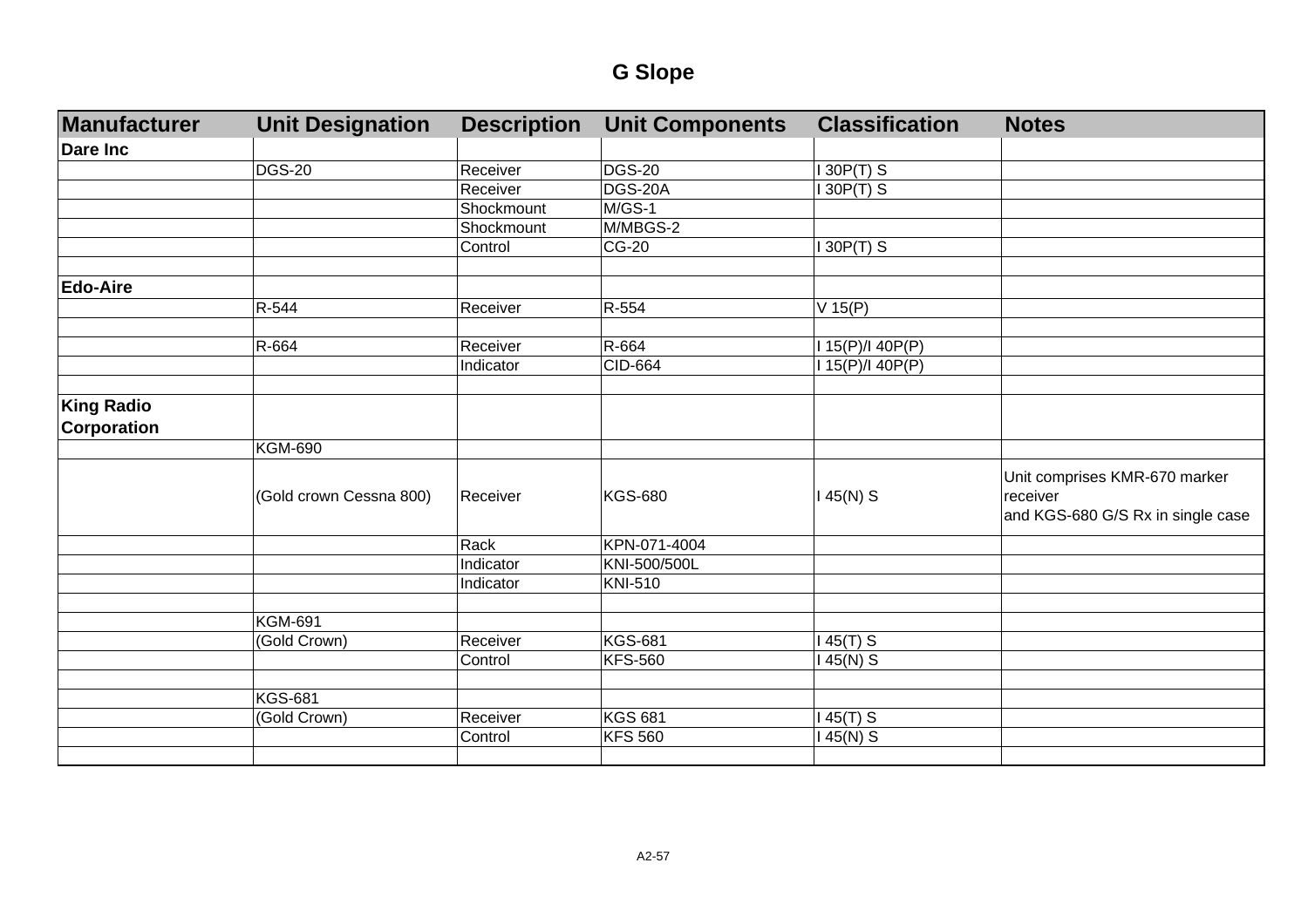# G Slope

| Manufacturer | Unit Designation | Description | Unit Components | Classification | Notes |
|---|---|---|---|---|---|
| **Dare Inc** | | | | | |
| | DGS-20 | Receiver | DGS-20 | I 30P(T) S | |
| | | Receiver | DGS-20A | I 30P(T) S | |
| | | Shockmount | M/GS-1 | | |
| | | Shockmount | M/MBGS-2 | | |
| | | Control | CG-20 | I 30P(T) S | |
| | | | | | |
| **Edo-Aire** | | | | | |
| | R-544 | Receiver | R-554 | V 15(P) | |
| | | | | | |
| | R-664 | Receiver | R-664 | I 15(P)/I 40P(P) | |
| | | Indicator | CID-664 | I 15(P)/I 40P(P) | |
| | | | | | |
| **King Radio Corporation** | | | | | |
| | KGM-690 | | | | |
| | (Gold crown Cessna 800) | Receiver | KGS-680 | I 45(N) S | Unit comprises KMR-670 marker receiver and KGS-680 G/S Rx in single case |
| | | Rack | KPN-071-4004 | | |
| | | Indicator | KNI-500/500L | | |
| | | Indicator | KNI-510 | | |
| | | | | | |
| | KGM-691 | | | | |
| | (Gold Crown) | Receiver | KGS-681 | I 45(T) S | |
| | | Control | KFS-560 | I 45(N) S | |
| | | | | | |
| | KGS-681 | | | | |
| | (Gold Crown) | Receiver | KGS 681 | I 45(T) S | |
| | | Control | KFS 560 | I 45(N) S | |
| | | | | | |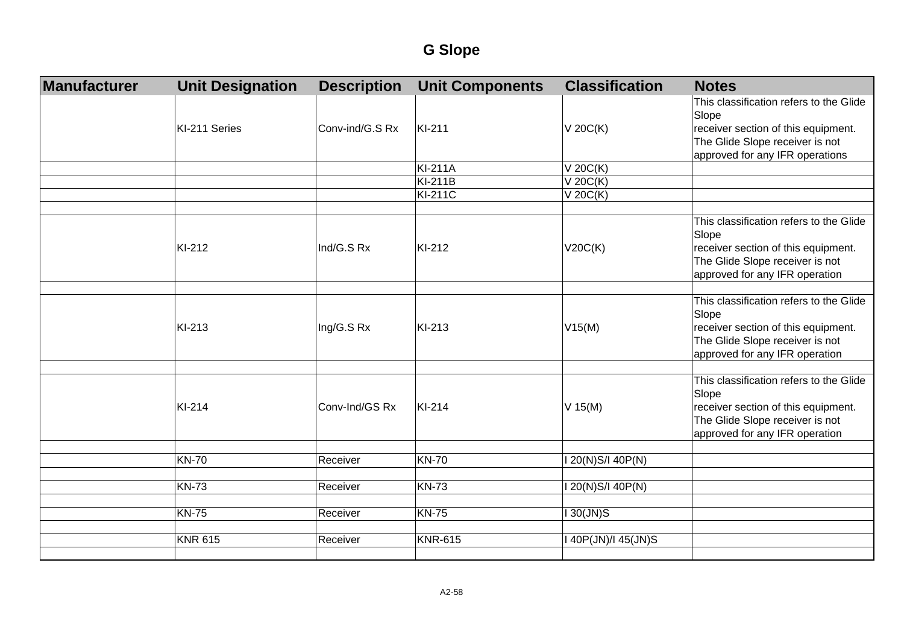# G Slope

| Manufacturer | Unit Designation | Description | Unit Components | Classification | Notes |
|---|---|---|---|---|---|
| | KI-211 Series | Conv-ind/G.S Rx | KI-211 | V 20C(K) | This classification refers to the Glide Slope receiver section of this equipment. The Glide Slope receiver is not approved for any IFR operations |
| | | | KI-211A | V 20C(K) | |
| | | | KI-211B | V 20C(K) | |
| | | | KI-211C | V 20C(K) | |
| | | | | | |
| | KI-212 | Ind/G.S Rx | KI-212 | V20C(K) | This classification refers to the Glide Slope receiver section of this equipment. The Glide Slope receiver is not approved for any IFR operation |
| | | | | | |
| | KI-213 | Ing/G.S Rx | KI-213 | V15(M) | This classification refers to the Glide Slope receiver section of this equipment. The Glide Slope receiver is not approved for any IFR operation |
| | | | | | |
| | KI-214 | Conv-Ind/GS Rx | KI-214 | V 15(M) | This classification refers to the Glide Slope receiver section of this equipment. The Glide Slope receiver is not approved for any IFR operation |
| | | | | | |
| | KN-70 | Receiver | KN-70 | I 20(N)S/I 40P(N) | |
| | | | | | |
| | KN-73 | Receiver | KN-73 | I 20(N)S/I 40P(N) | |
| | | | | | |
| | KN-75 | Receiver | KN-75 | I 30(JN)S | |
| | | | | | |
| | KNR 615 | Receiver | KNR-615 | I 40P(JN)/I 45(JN)S | |
| | | | | | |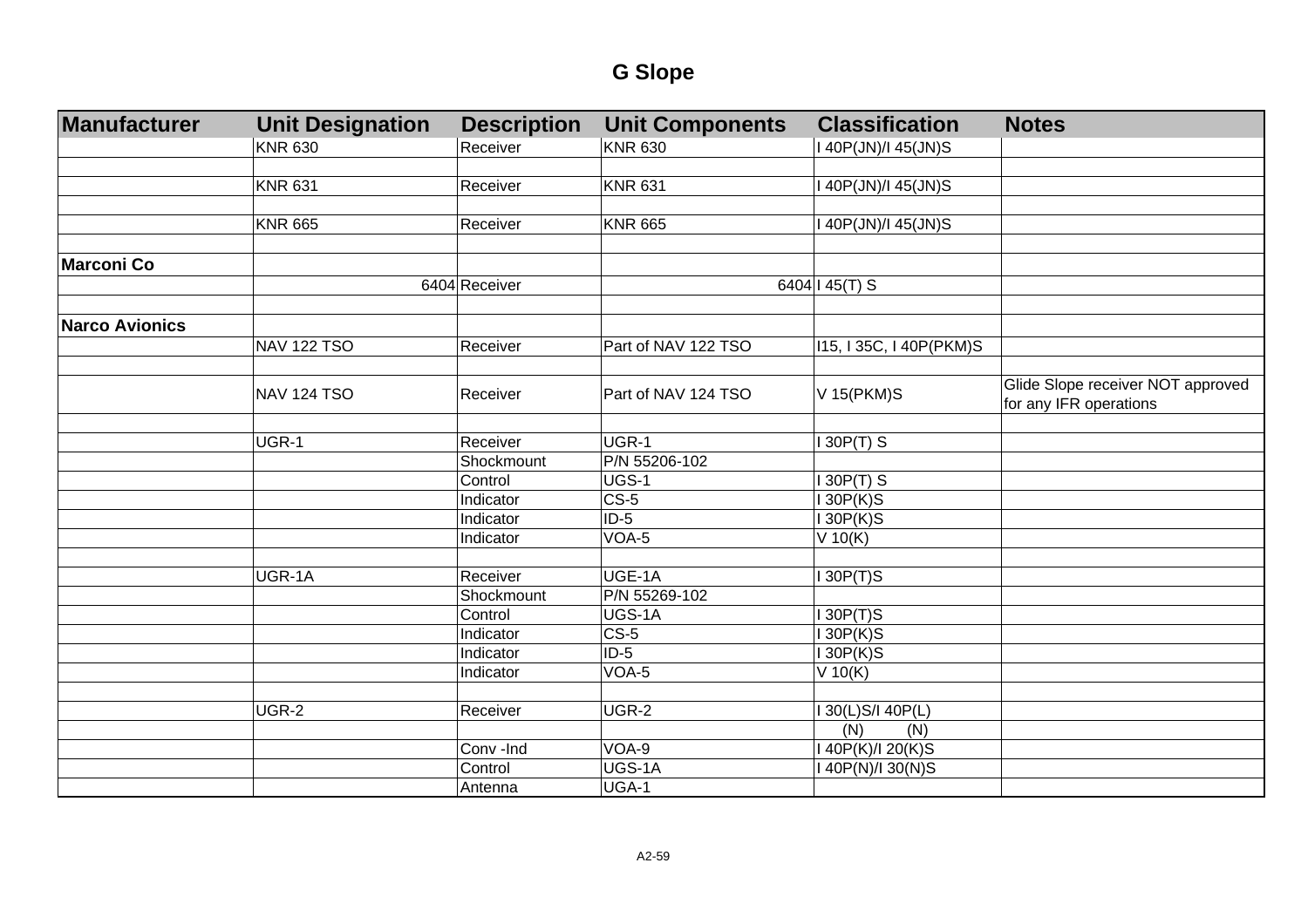# G Slope

| Manufacturer | Unit Designation | Description | Unit Components | Classification | Notes |
|---|---|---|---|---|---|
| | KNR 630 | Receiver | KNR 630 | I 40P(JN)/I 45(JN)S | |
| | | | | | |
| | KNR 631 | Receiver | KNR 631 | I 40P(JN)/I 45(JN)S | |
| | | | | | |
| | KNR 665 | Receiver | KNR 665 | I 40P(JN)/I 45(JN)S | |
| | | | | | |
| **Marconi Co** | | | | | |
| | 6404 | Receiver | 6404 | I 45(T) S | |
| | | | | | |
| **Narco Avionics** | | | | | |
| | NAV 122 TSO | Receiver | Part of NAV 122 TSO | I15, I 35C, I 40P(PKM)S | |
| | | | | | |
| | NAV 124 TSO | Receiver | Part of NAV 124 TSO | V 15(PKM)S | Glide Slope receiver NOT approved for any IFR operations |
| | | | | | |
| | UGR-1 | Receiver | UGR-1 | I 30P(T) S | |
| | | Shockmount | P/N 55206-102 | | |
| | | Control | UGS-1 | I 30P(T) S | |
| | | Indicator | CS-5 | I 30P(K)S | |
| | | Indicator | ID-5 | I 30P(K)S | |
| | | Indicator | VOA-5 | V 10(K) | |
| | | | | | |
| | UGR-1A | Receiver | UGE-1A | I 30P(T)S | |
| | | Shockmount | P/N 55269-102 | | |
| | | Control | UGS-1A | I 30P(T)S | |
| | | Indicator | CS-5 | I 30P(K)S | |
| | | Indicator | ID-5 | I 30P(K)S | |
| | | Indicator | VOA-5 | V 10(K) | |
| | | | | | |
| | UGR-2 | Receiver | UGR-2 | I 30(L)S/I 40P(L) (N) (N) | |
| | | Conv -Ind | VOA-9 | I 40P(K)/I 20(K)S | |
| | | Control | UGS-1A | I 40P(N)/I 30(N)S | |
| | | Antenna | UGA-1 | | |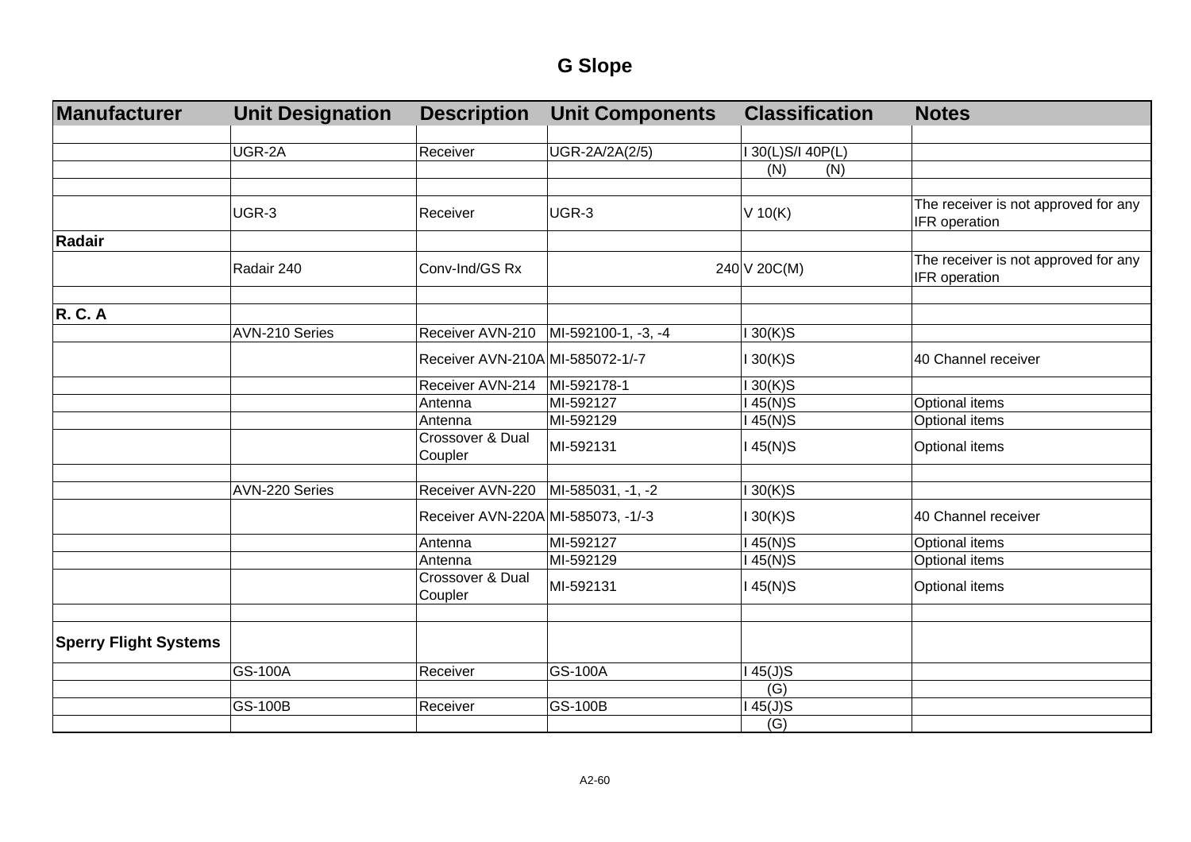# G Slope

| Manufacturer | Unit Designation | Description | Unit Components | Classification | Notes |
|---|---|---|---|---|---|
| | | | | | |
| | UGR-2A | Receiver | UGR-2A/2A(2/5) | I 30(L)S/I 40P(L) | |
| | | | | (N) (N) | |
| | | | | | |
| | UGR-3 | Receiver | UGR-3 | V 10(K) | The receiver is not approved for any IFR operation |
| **Radair** | | | | | |
| | Radair 240 | Conv-Ind/GS Rx | 240 | V 20C(M) | The receiver is not approved for any IFR operation |
| | | | | | |
| **R. C. A** | | | | | |
| | AVN-210 Series | Receiver AVN-210 | MI-592100-1, -3, -4 | I 30(K)S | |
| | | Receiver AVN-210A | MI-585072-1/-7 | I 30(K)S | 40 Channel receiver |
| | | Receiver AVN-214 | MI-592178-1 | I 30(K)S | |
| | | Antenna | MI-592127 | I 45(N)S | Optional items |
| | | Antenna | MI-592129 | I 45(N)S | Optional items |
| | | Crossover & Dual Coupler | MI-592131 | I 45(N)S | Optional items |
| | | | | | |
| | AVN-220 Series | Receiver AVN-220 | MI-585031, -1, -2 | I 30(K)S | |
| | | Receiver AVN-220A | MI-585073, -1/-3 | I 30(K)S | 40 Channel receiver |
| | | Antenna | MI-592127 | I 45(N)S | Optional items |
| | | Antenna | MI-592129 | I 45(N)S | Optional items |
| | | Crossover & Dual Coupler | MI-592131 | I 45(N)S | Optional items |
| | | | | | |
| **Sperry Flight Systems** | | | | | |
| | GS-100A | Receiver | GS-100A | I 45(J)S | |
| | | | | (G) | |
| | GS-100B | Receiver | GS-100B | I 45(J)S | |
| | | | | (G) | |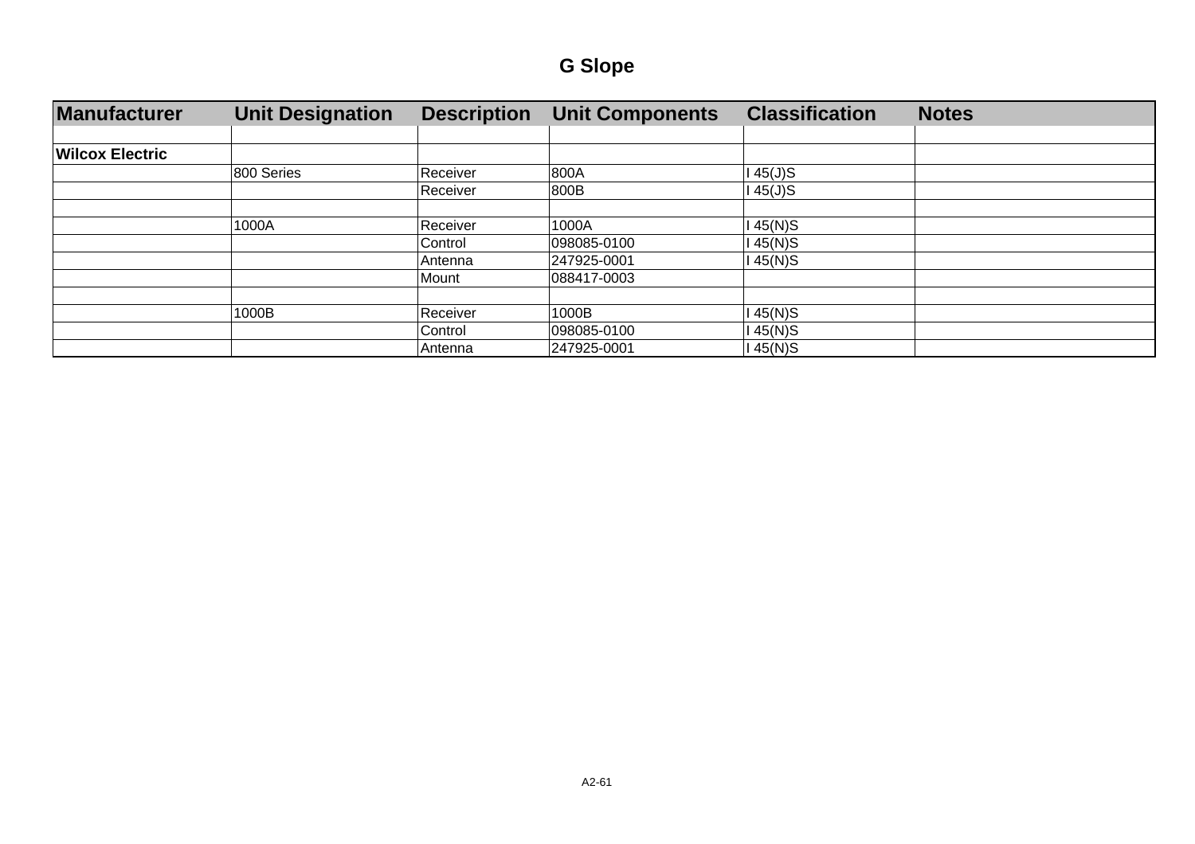# G Slope

| Manufacturer | Unit Designation | Description | Unit Components | Classification | Notes |
|---|---|---|---|---|---|
| | | | | | |
| **Wilcox Electric** | | | | | |
| | 800 Series | Receiver | 800A | I 45(J)S | |
| | | Receiver | 800B | I 45(J)S | |
| | | | | | |
| | 1000A | Receiver | 1000A | I 45(N)S | |
| | | Control | 098085-0100 | I 45(N)S | |
| | | Antenna | 247925-0001 | I 45(N)S | |
| | | Mount | 088417-0003 | | |
| | | | | | |
| | 1000B | Receiver | 1000B | I 45(N)S | |
| | | Control | 098085-0100 | I 45(N)S | |
| | | Antenna | 247925-0001 | I 45(N)S | |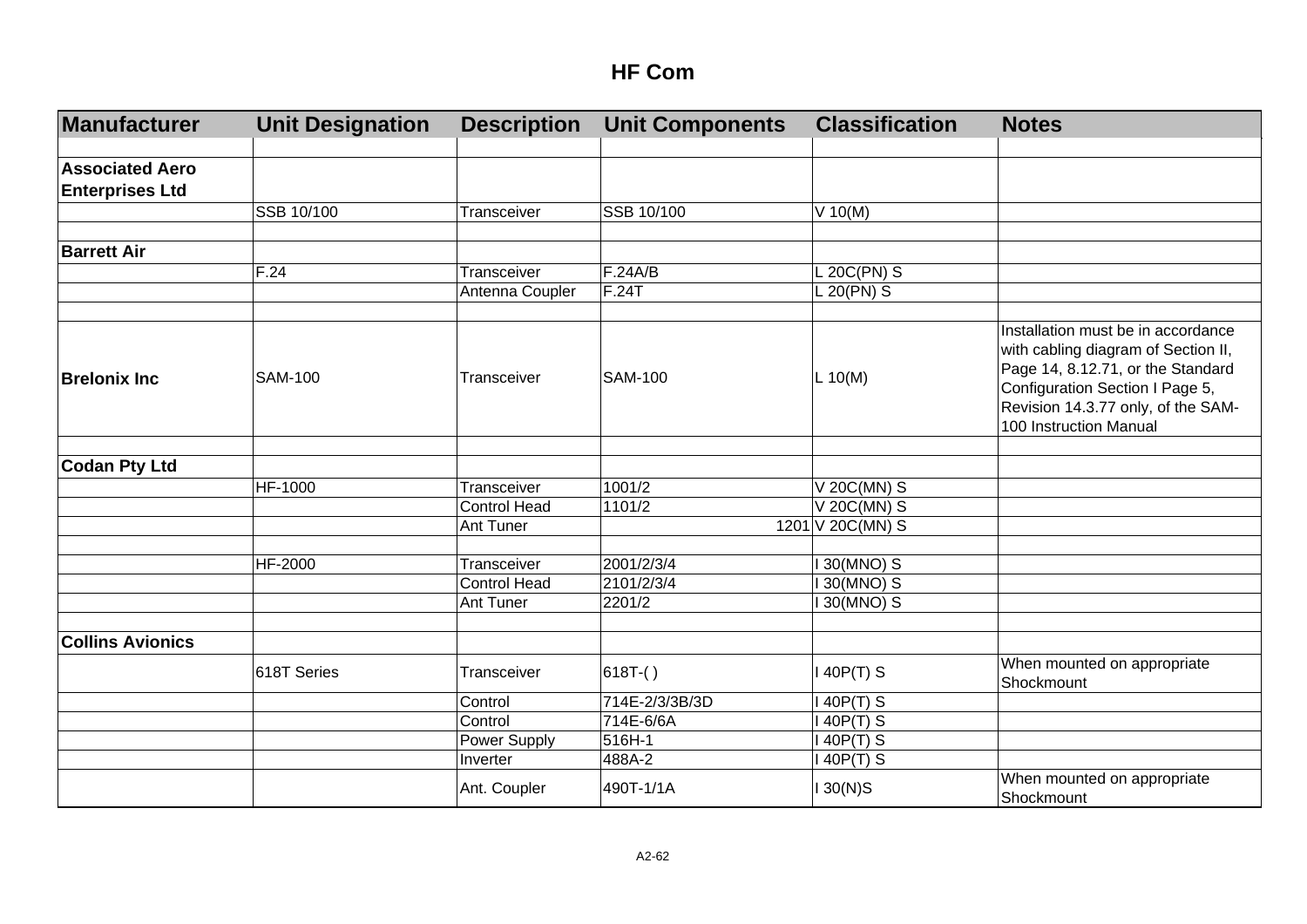# HF Com

| Manufacturer | Unit Designation | Description | Unit Components | Classification | Notes |
|---|---|---|---|---|---|
| | | | | | |
| **Associated Aero Enterprises Ltd** | | | | | |
| | SSB 10/100 | Transceiver | SSB 10/100 | V 10(M) | |
| | | | | | |
| **Barrett Air** | | | | | |
| | F.24 | Transceiver | F.24A/B | L 20C(PN) S | |
| | | Antenna Coupler | F.24T | L 20(PN) S | |
| | | | | | |
| **Brelonix Inc** | SAM-100 | Transceiver | SAM-100 | L 10(M) | Installation must be in accordance with cabling diagram of Section II, Page 14, 8.12.71, or the Standard Configuration Section I Page 5, Revision 14.3.77 only, of the SAM-100 Instruction Manual |
| | | | | | |
| **Codan Pty Ltd** | | | | | |
| | HF-1000 | Transceiver | 1001/2 | V 20C(MN) S | |
| | | Control Head | 1101/2 | V 20C(MN) S | |
| | | Ant Tuner | 1201 | V 20C(MN) S | |
| | | | | | |
| | HF-2000 | Transceiver | 2001/2/3/4 | I 30(MNO) S | |
| | | Control Head | 2101/2/3/4 | I 30(MNO) S | |
| | | Ant Tuner | 2201/2 | I 30(MNO) S | |
| | | | | | |
| **Collins Avionics** | | | | | |
| | 618T Series | Transceiver | 618T-( ) | I 40P(T) S | When mounted on appropriate Shockmount |
| | | Control | 714E-2/3/3B/3D | I 40P(T) S | |
| | | Control | 714E-6/6A | I 40P(T) S | |
| | | Power Supply | 516H-1 | I 40P(T) S | |
| | | Inverter | 488A-2 | I 40P(T) S | |
| | | Ant. Coupler | 490T-1/1A | I 30(N)S | When mounted on appropriate Shockmount |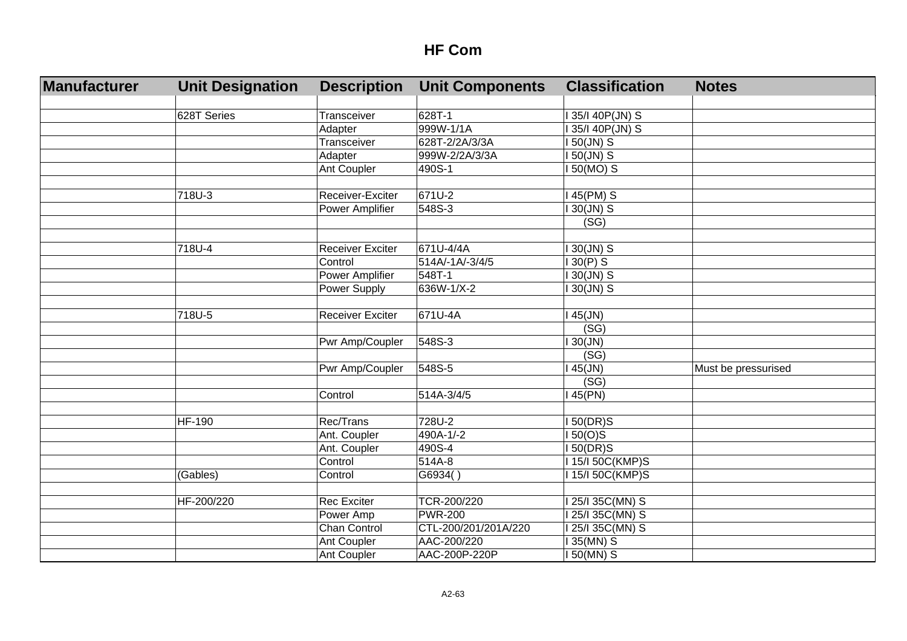# HF Com

| Manufacturer | Unit Designation | Description | Unit Components | Classification | Notes |
|---|---|---|---|---|---|
| | | | | | |
| | 628T Series | Transceiver | 628T-1 | I 35/I 40P(JN) S | |
| | | Adapter | 999W-1/1A | I 35/I 40P(JN) S | |
| | | Transceiver | 628T-2/2A/3/3A | I 50(JN) S | |
| | | Adapter | 999W-2/2A/3/3A | I 50(JN) S | |
| | | Ant Coupler | 490S-1 | I 50(MO) S | |
| | | | | | |
| | 718U-3 | Receiver-Exciter | 671U-2 | I 45(PM) S | |
| | | Power Amplifier | 548S-3 | I 30(JN) S | |
| | | | | (SG) | |
| | | | | | |
| | 718U-4 | Receiver Exciter | 671U-4/4A | I 30(JN) S | |
| | | Control | 514A/-1A/-3/4/5 | I 30(P) S | |
| | | Power Amplifier | 548T-1 | I 30(JN) S | |
| | | Power Supply | 636W-1/X-2 | I 30(JN) S | |
| | | | | | |
| | 718U-5 | Receiver Exciter | 671U-4A | I 45(JN) | |
| | | | | (SG) | |
| | | Pwr Amp/Coupler | 548S-3 | I 30(JN) | |
| | | | | (SG) | |
| | | Pwr Amp/Coupler | 548S-5 | I 45(JN) | Must be pressurised |
| | | | | (SG) | |
| | | Control | 514A-3/4/5 | I 45(PN) | |
| | | | | | |
| | HF-190 | Rec/Trans | 728U-2 | I 50(DR)S | |
| | | Ant. Coupler | 490A-1/-2 | I 50(O)S | |
| | | Ant. Coupler | 490S-4 | I 50(DR)S | |
| | | Control | 514A-8 | I 15/I 50C(KMP)S | |
| | (Gables) | Control | G6934( ) | I 15/I 50C(KMP)S | |
| | | | | | |
| | HF-200/220 | Rec Exciter | TCR-200/220 | I 25/I 35C(MN) S | |
| | | Power Amp | PWR-200 | I 25/I 35C(MN) S | |
| | | Chan Control | CTL-200/201/201A/220 | I 25/I 35C(MN) S | |
| | | Ant Coupler | AAC-200/220 | I 35(MN) S | |
| | | Ant Coupler | AAC-200P-220P | I 50(MN) S | |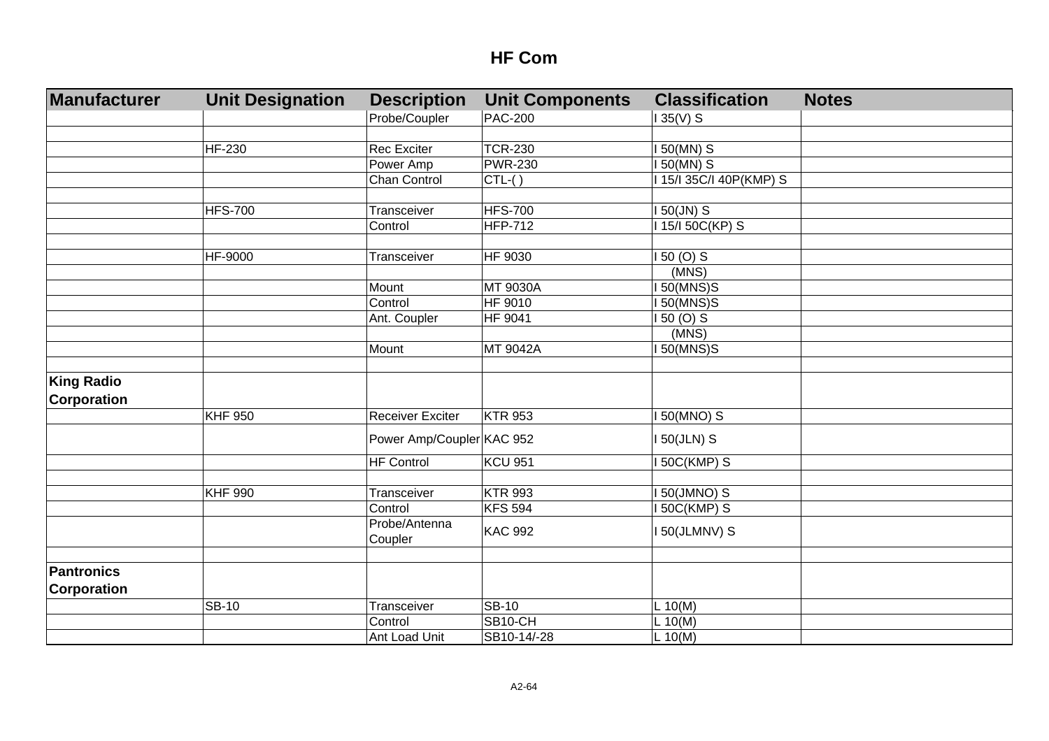# HF Com

| Manufacturer | Unit Designation | Description | Unit Components | Classification | Notes |
|---|---|---|---|---|---|
| | | Probe/Coupler | PAC-200 | I 35(V) S | |
| | | | | | |
| | HF-230 | Rec Exciter | TCR-230 | I 50(MN) S | |
| | | Power Amp | PWR-230 | I 50(MN) S | |
| | | Chan Control | CTL-( ) | I 15/I 35C/I 40P(KMP) S | |
| | | | | | |
| | HFS-700 | Transceiver | HFS-700 | I 50(JN) S | |
| | | Control | HFP-712 | I 15/I 50C(KP) S | |
| | | | | | |
| | HF-9000 | Transceiver | HF 9030 | I 50 (O) S | |
| | | | | (MNS) | |
| | | Mount | MT 9030A | I 50(MNS)S | |
| | | Control | HF 9010 | I 50(MNS)S | |
| | | Ant. Coupler | HF 9041 | I 50 (O) S | |
| | | | | (MNS) | |
| | | Mount | MT 9042A | I 50(MNS)S | |
| | | | | | |
| **King Radio Corporation** | | | | | |
| | KHF 950 | Receiver Exciter | KTR 953 | I 50(MNO) S | |
| | | Power Amp/Coupler | KAC 952 | I 50(JLN) S | |
| | | HF Control | KCU 951 | I 50C(KMP) S | |
| | | | | | |
| | KHF 990 | Transceiver | KTR 993 | I 50(JMNO) S | |
| | | Control | KFS 594 | I 50C(KMP) S | |
| | | Probe/Antenna Coupler | KAC 992 | I 50(JLMNV) S | |
| | | | | | |
| **Pantronics Corporation** | | | | | |
| | SB-10 | Transceiver | SB-10 | L 10(M) | |
| | | Control | SB10-CH | L 10(M) | |
| | | Ant Load Unit | SB10-14/-28 | L 10(M) | |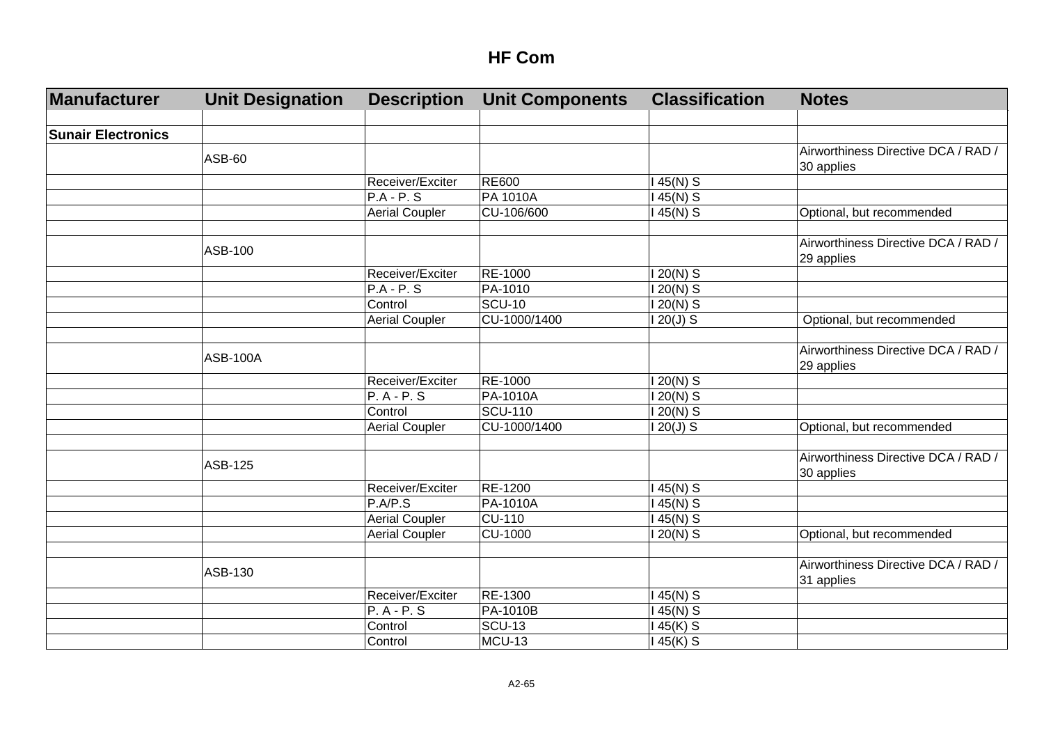# HF Com

| Manufacturer | Unit Designation | Description | Unit Components | Classification | Notes |
|---|---|---|---|---|---|
| | | | | | |
| **Sunair Electronics** | | | | | |
| | ASB-60 | | | | Airworthiness Directive DCA / RAD / 30 applies |
| | | Receiver/Exciter | RE600 | I 45(N) S | |
| | | P.A - P. S | PA 1010A | I 45(N) S | |
| | | Aerial Coupler | CU-106/600 | I 45(N) S | Optional, but recommended |
| | | | | | |
| | ASB-100 | | | | Airworthiness Directive DCA / RAD / 29 applies |
| | | Receiver/Exciter | RE-1000 | I 20(N) S | |
| | | P.A - P. S | PA-1010 | I 20(N) S | |
| | | Control | SCU-10 | I 20(N) S | |
| | | Aerial Coupler | CU-1000/1400 | I 20(J) S | Optional, but recommended |
| | | | | | |
| | ASB-100A | | | | Airworthiness Directive DCA / RAD / 29 applies |
| | | Receiver/Exciter | RE-1000 | I 20(N) S | |
| | | P. A - P. S | PA-1010A | I 20(N) S | |
| | | Control | SCU-110 | I 20(N) S | |
| | | Aerial Coupler | CU-1000/1400 | I 20(J) S | Optional, but recommended |
| | | | | | |
| | ASB-125 | | | | Airworthiness Directive DCA / RAD / 30 applies |
| | | Receiver/Exciter | RE-1200 | I 45(N) S | |
| | | P.A/P.S | PA-1010A | I 45(N) S | |
| | | Aerial Coupler | CU-110 | I 45(N) S | |
| | | Aerial Coupler | CU-1000 | I 20(N) S | Optional, but recommended |
| | | | | | |
| | ASB-130 | | | | Airworthiness Directive DCA / RAD / 31 applies |
| | | Receiver/Exciter | RE-1300 | I 45(N) S | |
| | | P. A - P. S | PA-1010B | I 45(N) S | |
| | | Control | SCU-13 | I 45(K) S | |
| | | Control | MCU-13 | I 45(K) S | |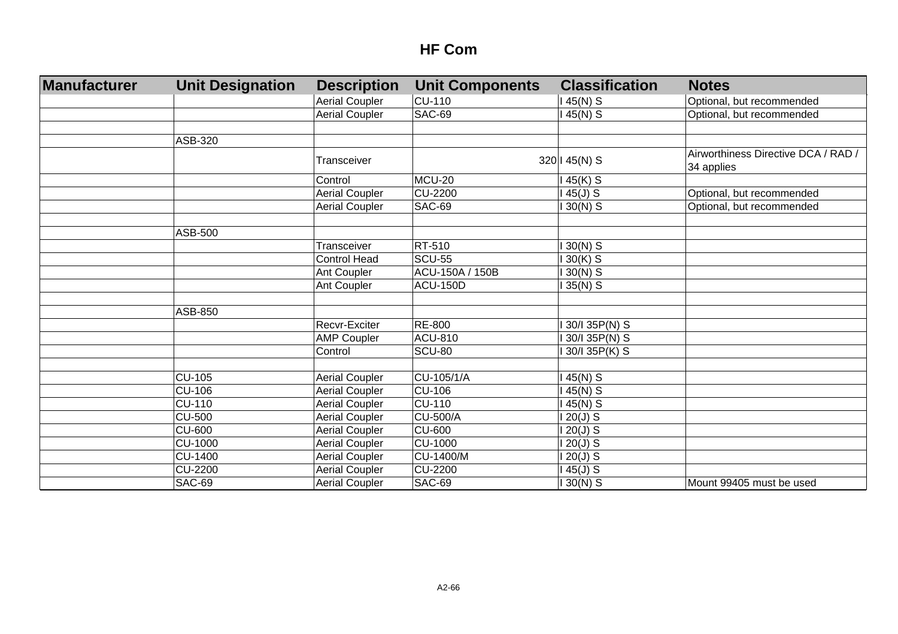# HF Com

| Manufacturer | Unit Designation | Description | Unit Components | Classification | Notes |
|---|---|---|---|---|---|
| | | Aerial Coupler | CU-110 | I 45(N) S | Optional, but recommended |
| | | Aerial Coupler | SAC-69 | I 45(N) S | Optional, but recommended |
| | | | | | |
| | ASB-320 | | | | |
| | | Transceiver | 320 | I 45(N) S | Airworthiness Directive DCA / RAD / 34 applies |
| | | Control | MCU-20 | I 45(K) S | |
| | | Aerial Coupler | CU-2200 | I 45(J) S | Optional, but recommended |
| | | Aerial Coupler | SAC-69 | I 30(N) S | Optional, but recommended |
| | | | | | |
| | ASB-500 | | | | |
| | | Transceiver | RT-510 | I 30(N) S | |
| | | Control Head | SCU-55 | I 30(K) S | |
| | | Ant Coupler | ACU-150A / 150B | I 30(N) S | |
| | | Ant Coupler | ACU-150D | I 35(N) S | |
| | | | | | |
| | ASB-850 | | | | |
| | | Recvr-Exciter | RE-800 | I 30/I 35P(N) S | |
| | | AMP Coupler | ACU-810 | I 30/I 35P(N) S | |
| | | Control | SCU-80 | I 30/I 35P(K) S | |
| | | | | | |
| | CU-105 | Aerial Coupler | CU-105/1/A | I 45(N) S | |
| | CU-106 | Aerial Coupler | CU-106 | I 45(N) S | |
| | CU-110 | Aerial Coupler | CU-110 | I 45(N) S | |
| | CU-500 | Aerial Coupler | CU-500/A | I 20(J) S | |
| | CU-600 | Aerial Coupler | CU-600 | I 20(J) S | |
| | CU-1000 | Aerial Coupler | CU-1000 | I 20(J) S | |
| | CU-1400 | Aerial Coupler | CU-1400/M | I 20(J) S | |
| | CU-2200 | Aerial Coupler | CU-2200 | I 45(J) S | |
| | SAC-69 | Aerial Coupler | SAC-69 | I 30(N) S | Mount 99405 must be used |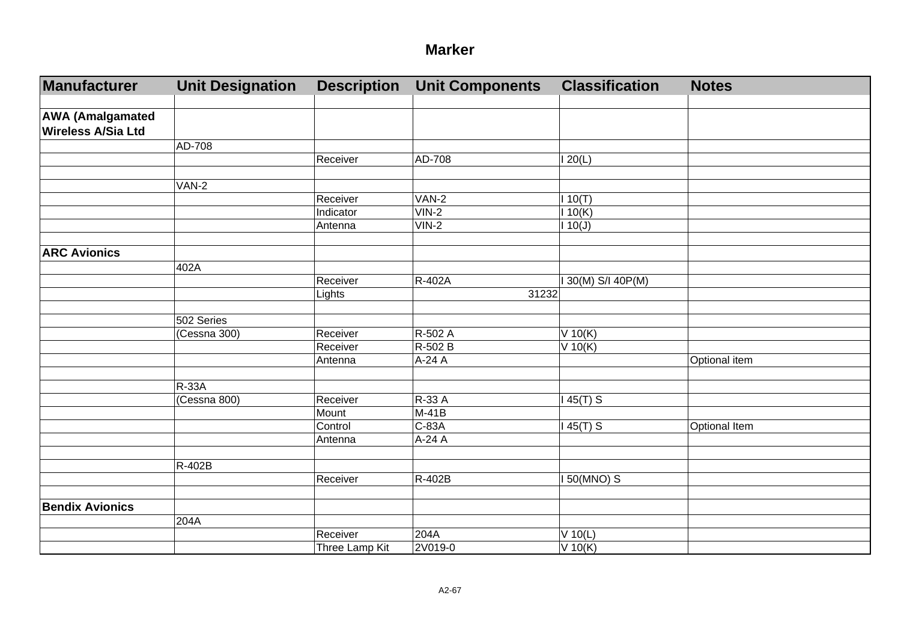## Marker

| Manufacturer | Unit Designation | Description | Unit Components | Classification | Notes |
|---|---|---|---|---|---|
| | | | | | |
| **AWA (Amalgamated Wireless A/Sia Ltd** | | | | | |
| | AD-708 | | | | |
| | | Receiver | AD-708 | I 20(L) | |
| | | | | | |
| | VAN-2 | | | | |
| | | Receiver | VAN-2 | I 10(T) | |
| | | Indicator | VIN-2 | I 10(K) | |
| | | Antenna | VIN-2 | I 10(J) | |
| | | | | | |
| **ARC Avionics** | | | | | |
| | 402A | | | | |
| | | Receiver | R-402A | I 30(M) S/I 40P(M) | |
| | | Lights | 31232 | | |
| | | | | | |
| | 502 Series | | | | |
| | (Cessna 300) | Receiver | R-502 A | V 10(K) | |
| | | Receiver | R-502 B | V 10(K) | |
| | | Antenna | A-24 A | | Optional item |
| | | | | | |
| | R-33A | | | | |
| | (Cessna 800) | Receiver | R-33 A | I 45(T) S | |
| | | Mount | M-41B | | |
| | | Control | C-83A | I 45(T) S | Optional Item |
| | | Antenna | A-24 A | | |
| | | | | | |
| | R-402B | | | | |
| | | Receiver | R-402B | I 50(MNO) S | |
| | | | | | |
| **Bendix Avionics** | | | | | |
| | 204A | | | | |
| | | Receiver | 204A | V 10(L) | |
| | | Three Lamp Kit | 2V019-0 | V 10(K) | |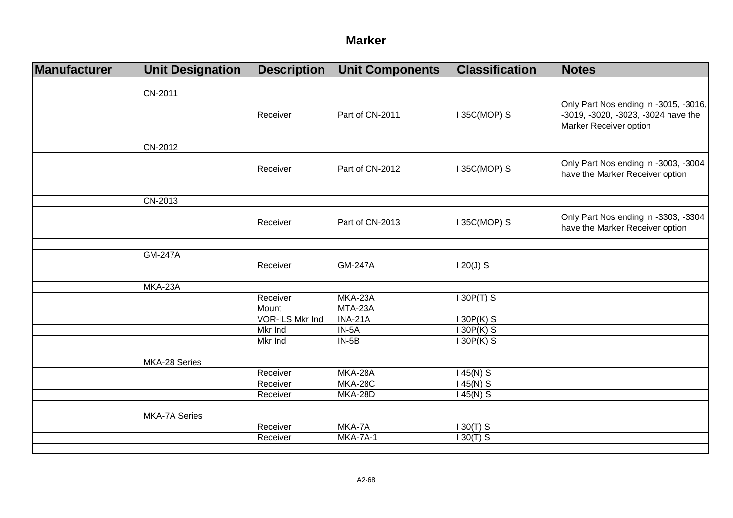# Marker

| Manufacturer | Unit Designation | Description | Unit Components | Classification | Notes |
|---|---|---|---|---|---|
| | | | | | |
| | CN-2011 | | | | |
| | | Receiver | Part of CN-2011 | I 35C(MOP) S | Only Part Nos ending in -3015, -3016, -3019, -3020, -3023, -3024 have the Marker Receiver option |
| | | | | | |
| | CN-2012 | | | | |
| | | Receiver | Part of CN-2012 | I 35C(MOP) S | Only Part Nos ending in -3003, -3004 have the Marker Receiver option |
| | | | | | |
| | CN-2013 | | | | |
| | | Receiver | Part of CN-2013 | I 35C(MOP) S | Only Part Nos ending in -3303, -3304 have the Marker Receiver option |
| | | | | | |
| | GM-247A | | | | |
| | | Receiver | GM-247A | I 20(J) S | |
| | | | | | |
| | MKA-23A | | | | |
| | | Receiver | MKA-23A | I 30P(T) S | |
| | | Mount | MTA-23A | | |
| | | VOR-ILS Mkr Ind | INA-21A | I 30P(K) S | |
| | | Mkr Ind | IN-5A | I 30P(K) S | |
| | | Mkr Ind | IN-5B | I 30P(K) S | |
| | | | | | |
| | MKA-28 Series | | | | |
| | | Receiver | MKA-28A | I 45(N) S | |
| | | Receiver | MKA-28C | I 45(N) S | |
| | | Receiver | MKA-28D | I 45(N) S | |
| | | | | | |
| | MKA-7A Series | | | | |
| | | Receiver | MKA-7A | I 30(T) S | |
| | | Receiver | MKA-7A-1 | I 30(T) S | |
| | | | | | |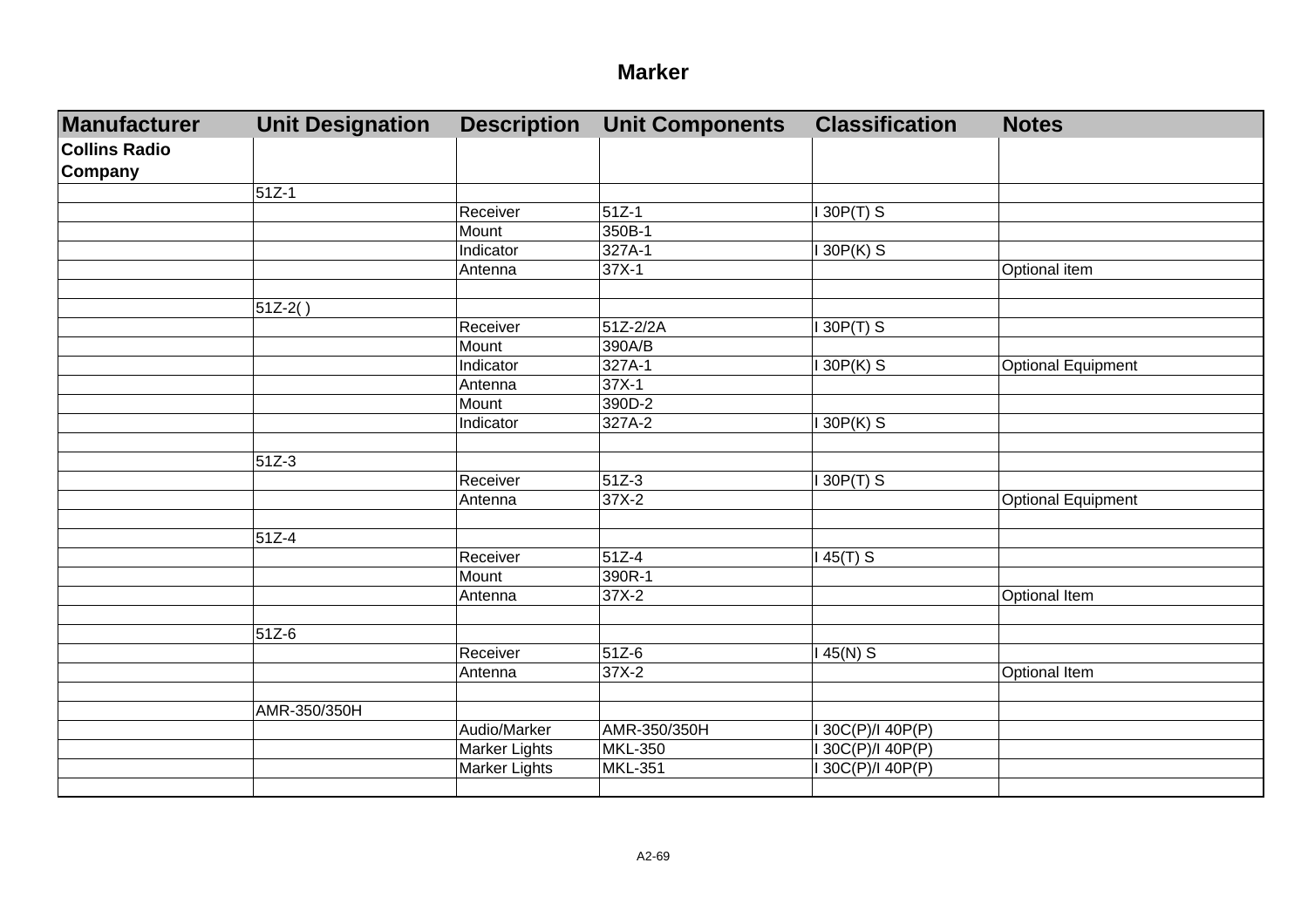# Marker

| Manufacturer | Unit Designation | Description | Unit Components | Classification | Notes |
|---|---|---|---|---|---|
| **Collins Radio Company** | | | | | |
| | 51Z-1 | | | | |
| | | Receiver | 51Z-1 | I 30P(T) S | |
| | | Mount | 350B-1 | | |
| | | Indicator | 327A-1 | I 30P(K) S | |
| | | Antenna | 37X-1 | | Optional item |
| | | | | | |
| | 51Z-2( ) | | | | |
| | | Receiver | 51Z-2/2A | I 30P(T) S | |
| | | Mount | 390A/B | | |
| | | Indicator | 327A-1 | I 30P(K) S | Optional Equipment |
| | | Antenna | 37X-1 | | |
| | | Mount | 390D-2 | | |
| | | Indicator | 327A-2 | I 30P(K) S | |
| | | | | | |
| | 51Z-3 | | | | |
| | | Receiver | 51Z-3 | I 30P(T) S | |
| | | Antenna | 37X-2 | | Optional Equipment |
| | | | | | |
| | 51Z-4 | | | | |
| | | Receiver | 51Z-4 | I 45(T) S | |
| | | Mount | 390R-1 | | |
| | | Antenna | 37X-2 | | Optional Item |
| | | | | | |
| | 51Z-6 | | | | |
| | | Receiver | 51Z-6 | I 45(N) S | |
| | | Antenna | 37X-2 | | Optional Item |
| | | | | | |
| | AMR-350/350H | | | | |
| | | Audio/Marker | AMR-350/350H | I 30C(P)/I 40P(P) | |
| | | Marker Lights | MKL-350 | I 30C(P)/I 40P(P) | |
| | | Marker Lights | MKL-351 | I 30C(P)/I 40P(P) | |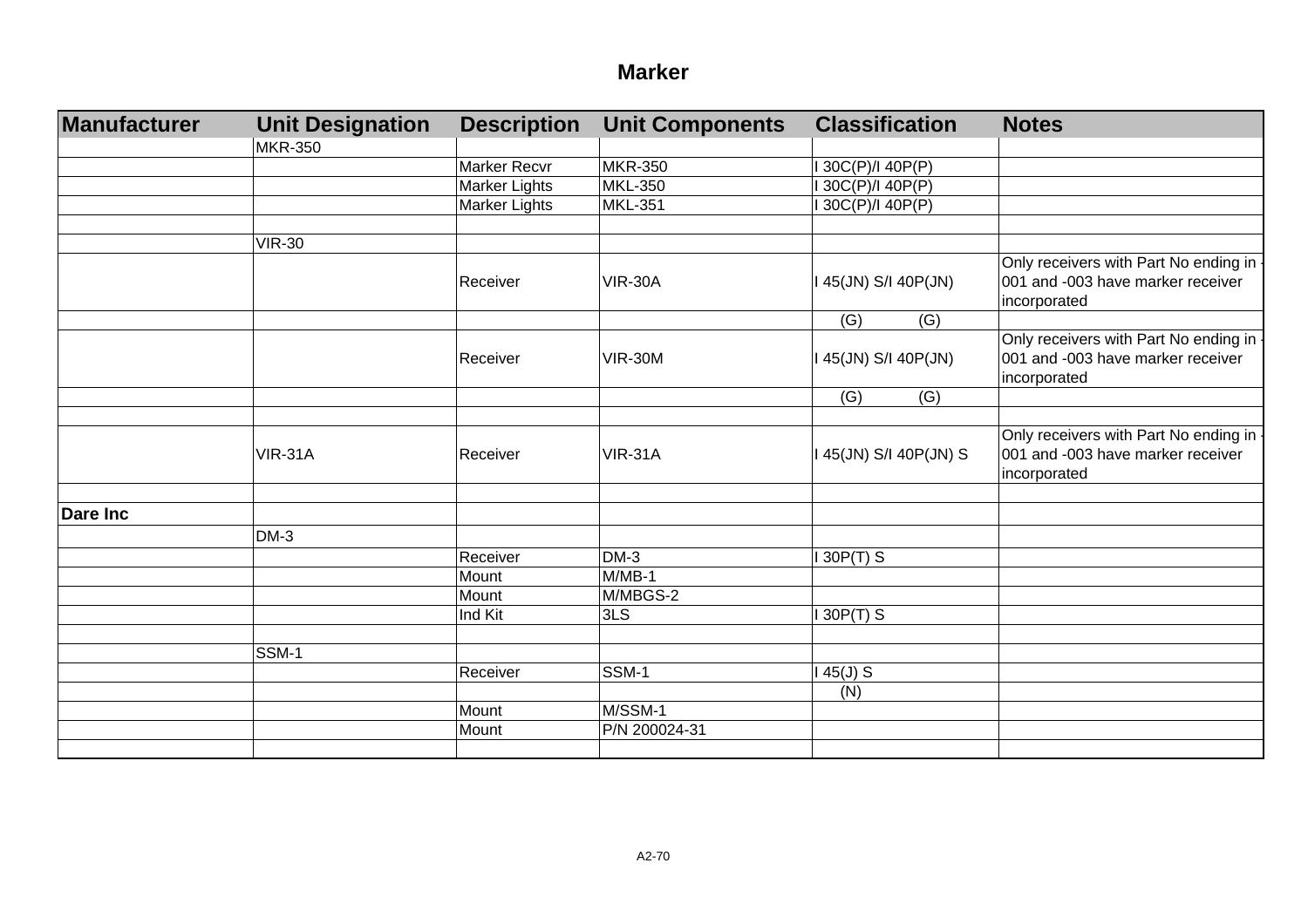# Marker

| Manufacturer | Unit Designation | Description | Unit Components | Classification | Notes |
|---|---|---|---|---|---|
| | MKR-350 | | | | |
| | | Marker Recvr | MKR-350 | I 30C(P)/I 40P(P) | |
| | | Marker Lights | MKL-350 | I 30C(P)/I 40P(P) | |
| | | Marker Lights | MKL-351 | I 30C(P)/I 40P(P) | |
| | | | | | |
| | VIR-30 | | | | |
| | | Receiver | VIR-30A | I 45(JN) S/I 40P(JN) | Only receivers with Part No ending in -001 and -003 have marker receiver incorporated |
| | | | | (G) (G) | |
| | | Receiver | VIR-30M | I 45(JN) S/I 40P(JN) | Only receivers with Part No ending in -001 and -003 have marker receiver incorporated |
| | | | | (G) (G) | |
| | | | | | |
| | VIR-31A | Receiver | VIR-31A | I 45(JN) S/I 40P(JN) S | Only receivers with Part No ending in -001 and -003 have marker receiver incorporated |
| | | | | | |
| **Dare Inc** | | | | | |
| | DM-3 | | | | |
| | | Receiver | DM-3 | I 30P(T) S | |
| | | Mount | M/MB-1 | | |
| | | Mount | M/MBGS-2 | | |
| | | Ind Kit | 3LS | I 30P(T) S | |
| | | | | | |
| | SSM-1 | | | | |
| | | Receiver | SSM-1 | I 45(J) S | |
| | | | | (N) | |
| | | Mount | M/SSM-1 | | |
| | | Mount | P/N 200024-31 | | |
| | | | | | |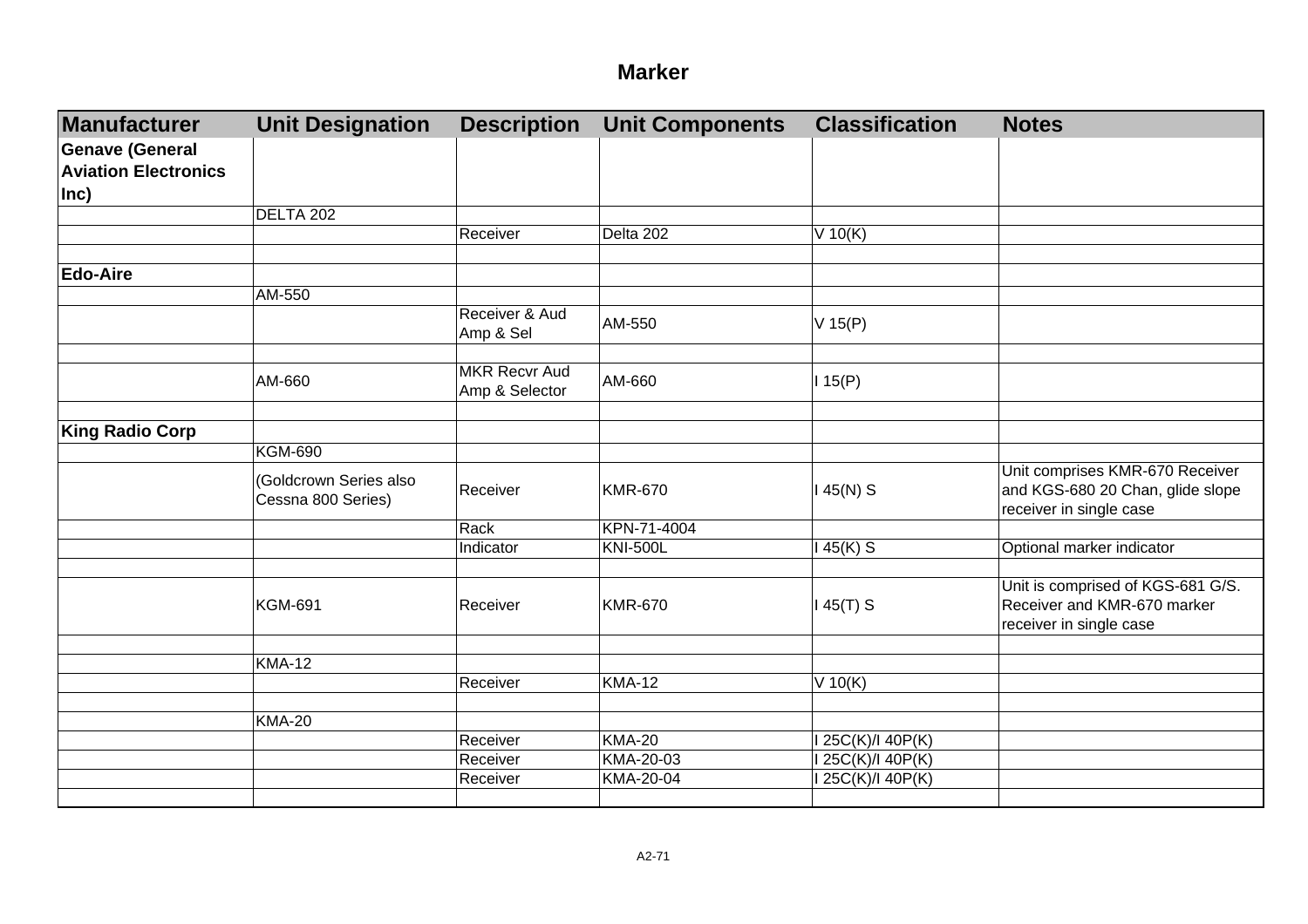# Marker

| Manufacturer | Unit Designation | Description | Unit Components | Classification | Notes |
|---|---|---|---|---|---|
| **Genave (General Aviation Electronics Inc)** | | | | | |
| | DELTA 202 | | | | |
| | | Receiver | Delta 202 | V 10(K) | |
| | | | | | |
| **Edo-Aire** | | | | | |
| | AM-550 | | | | |
| | | Receiver & Aud Amp & Sel | AM-550 | V 15(P) | |
| | | | | | |
| | AM-660 | MKR Recvr Aud Amp & Selector | AM-660 | I 15(P) | |
| | | | | | |
| **King Radio Corp** | | | | | |
| | KGM-690 | | | | |
| | (Goldcrown Series also Cessna 800 Series) | Receiver | KMR-670 | I 45(N) S | Unit comprises KMR-670 Receiver and KGS-680 20 Chan, glide slope receiver in single case |
| | | Rack | KPN-71-4004 | | |
| | | Indicator | KNI-500L | I 45(K) S | Optional marker indicator |
| | | | | | |
| | KGM-691 | Receiver | KMR-670 | I 45(T) S | Unit is comprised of KGS-681 G/S. Receiver and KMR-670 marker receiver in single case |
| | | | | | |
| | KMA-12 | | | | |
| | | Receiver | KMA-12 | V 10(K) | |
| | | | | | |
| | KMA-20 | | | | |
| | | Receiver | KMA-20 | I 25C(K)/I 40P(K) | |
| | | Receiver | KMA-20-03 | I 25C(K)/I 40P(K) | |
| | | Receiver | KMA-20-04 | I 25C(K)/I 40P(K) | |
| | | | | | |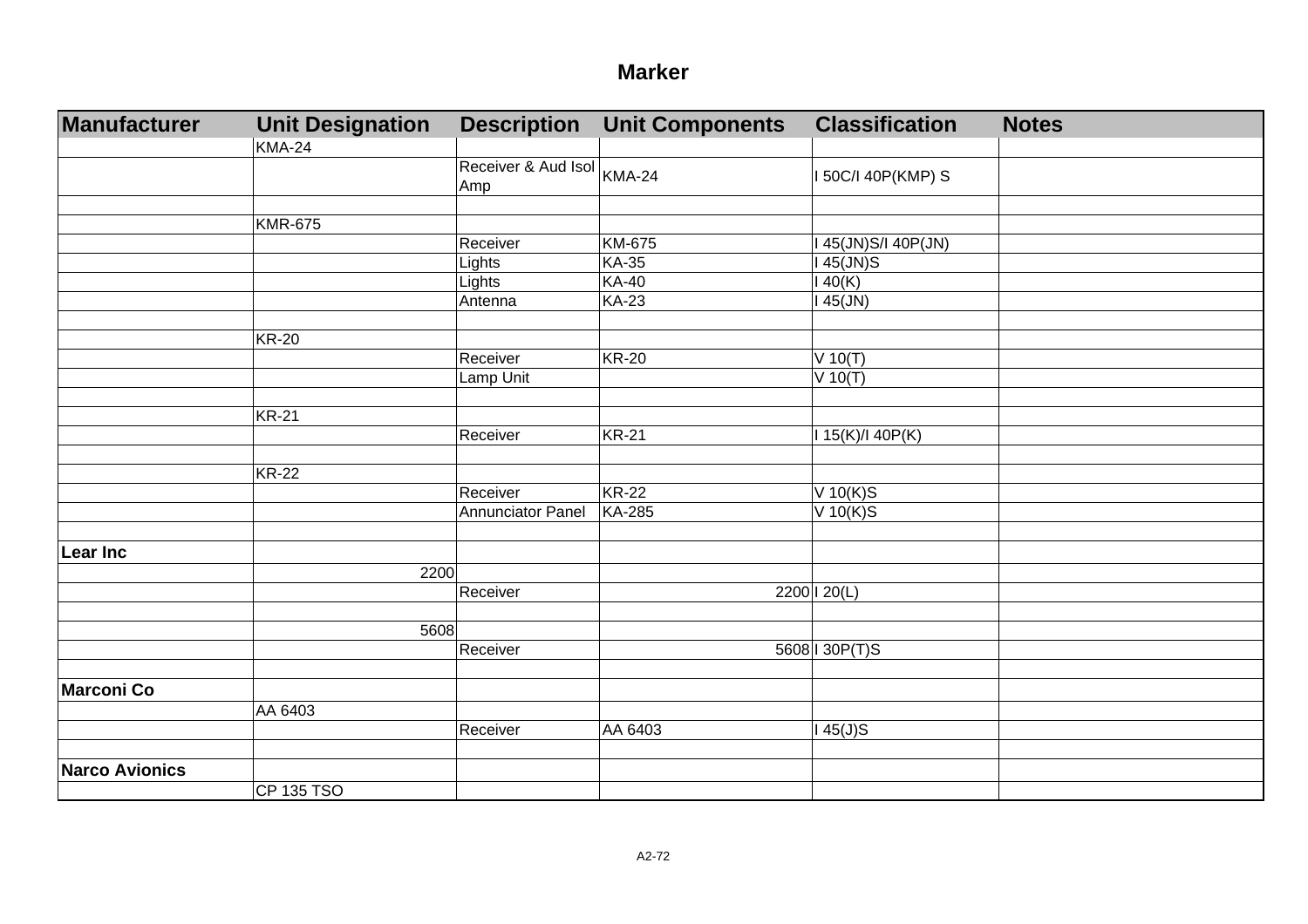# Marker

| Manufacturer | Unit Designation | Description | Unit Components | Classification | Notes |
|---|---|---|---|---|---|
| | KMA-24 | | | | |
| | | Receiver & Aud Isol Amp | KMA-24 | I 50C/I 40P(KMP) S | |
| | | | | | |
| | KMR-675 | | | | |
| | | Receiver | KM-675 | I 45(JN)S/I 40P(JN) | |
| | | Lights | KA-35 | I 45(JN)S | |
| | | Lights | KA-40 | I 40(K) | |
| | | Antenna | KA-23 | I 45(JN) | |
| | | | | | |
| | KR-20 | | | | |
| | | Receiver | KR-20 | V 10(T) | |
| | | Lamp Unit | | V 10(T) | |
| | | | | | |
| | KR-21 | | | | |
| | | Receiver | KR-21 | I 15(K)/I 40P(K) | |
| | | | | | |
| | KR-22 | | | | |
| | | Receiver | KR-22 | V 10(K)S | |
| | | Annunciator Panel | KA-285 | V 10(K)S | |
| | | | | | |
| **Lear Inc** | | | | | |
| | 2200 | | | | |
| | | Receiver | 2200 | I 20(L) | |
| | | | | | |
| | 5608 | | | | |
| | | Receiver | 5608 | I 30P(T)S | |
| | | | | | |
| **Marconi Co** | | | | | |
| | AA 6403 | | | | |
| | | Receiver | AA 6403 | I 45(J)S | |
| | | | | | |
| **Narco Avionics** | | | | | |
| | CP 135 TSO | | | | |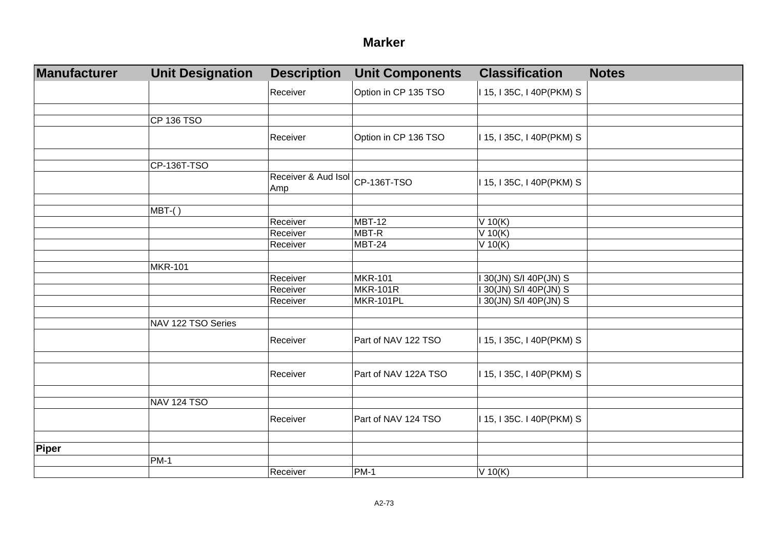# Marker

| Manufacturer | Unit Designation | Description | Unit Components | Classification | Notes |
|---|---|---|---|---|---|
| | | Receiver | Option in CP 135 TSO | I 15, I 35C, I 40P(PKM) S | |
| | | | | | |
| | CP 136 TSO | | | | |
| | | Receiver | Option in CP 136 TSO | I 15, I 35C, I 40P(PKM) S | |
| | | | | | |
| | CP-136T-TSO | | | | |
| | | Receiver & Aud Isol Amp | CP-136T-TSO | I 15, I 35C, I 40P(PKM) S | |
| | | | | | |
| | MBT-( ) | | | | |
| | | Receiver | MBT-12 | V 10(K) | |
| | | Receiver | MBT-R | V 10(K) | |
| | | Receiver | MBT-24 | V 10(K) | |
| | | | | | |
| | MKR-101 | | | | |
| | | Receiver | MKR-101 | I 30(JN) S/I 40P(JN) S | |
| | | Receiver | MKR-101R | I 30(JN) S/I 40P(JN) S | |
| | | Receiver | MKR-101PL | I 30(JN) S/I 40P(JN) S | |
| | | | | | |
| | NAV 122 TSO Series | | | | |
| | | Receiver | Part of NAV 122 TSO | I 15, I 35C, I 40P(PKM) S | |
| | | | | | |
| | | Receiver | Part of NAV 122A TSO | I 15, I 35C, I 40P(PKM) S | |
| | | | | | |
| | NAV 124 TSO | | | | |
| | | Receiver | Part of NAV 124 TSO | I 15, I 35C. I 40P(PKM) S | |
| | | | | | |
| **Piper** | | | | | |
| | PM-1 | | | | |
| | | Receiver | PM-1 | V 10(K) | |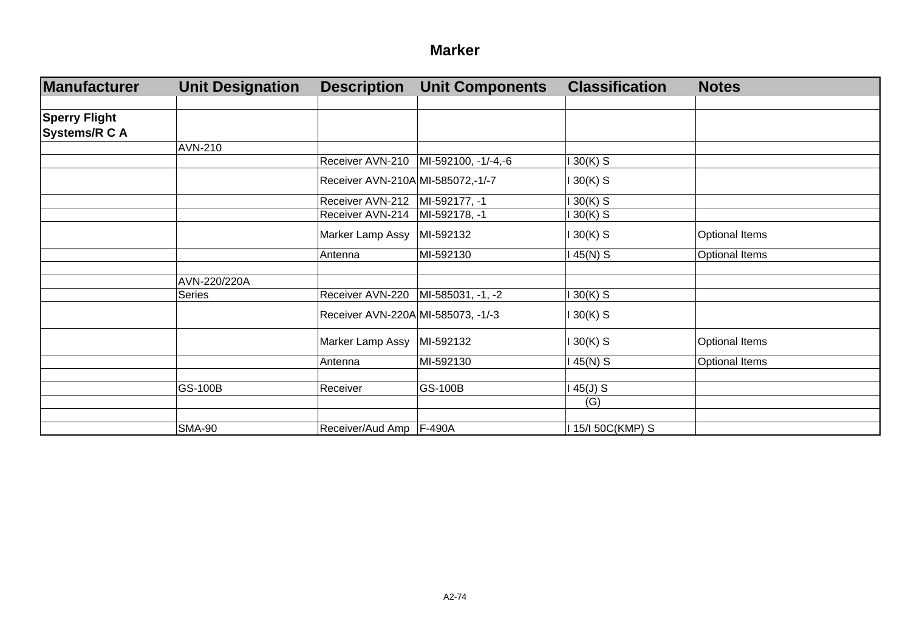# Marker

| Manufacturer | Unit Designation | Description | Unit Components | Classification | Notes |
|---|---|---|---|---|---|
| | | | | | |
| **Sperry Flight Systems/R C A** | | | | | |
| | AVN-210 | | | | |
| | | Receiver AVN-210 | MI-592100, -1/-4,-6 | I 30(K) S | |
| | | Receiver AVN-210A | MI-585072,-1/-7 | I 30(K) S | |
| | | Receiver AVN-212 | MI-592177, -1 | I 30(K) S | |
| | | Receiver AVN-214 | MI-592178, -1 | I 30(K) S | |
| | | Marker Lamp Assy | MI-592132 | I 30(K) S | Optional Items |
| | | Antenna | MI-592130 | I 45(N) S | Optional Items |
| | | | | | |
| | AVN-220/220A | | | | |
| | Series | Receiver AVN-220 | MI-585031, -1, -2 | I 30(K) S | |
| | | Receiver AVN-220A | MI-585073, -1/-3 | I 30(K) S | |
| | | Marker Lamp Assy | MI-592132 | I 30(K) S | Optional Items |
| | | Antenna | MI-592130 | I 45(N) S | Optional Items |
| | | | | | |
| | GS-100B | Receiver | GS-100B | I 45(J) S | |
| | | | | (G) | |
| | | | | | |
| | SMA-90 | Receiver/Aud Amp | F-490A | I 15/I 50C(KMP) S | |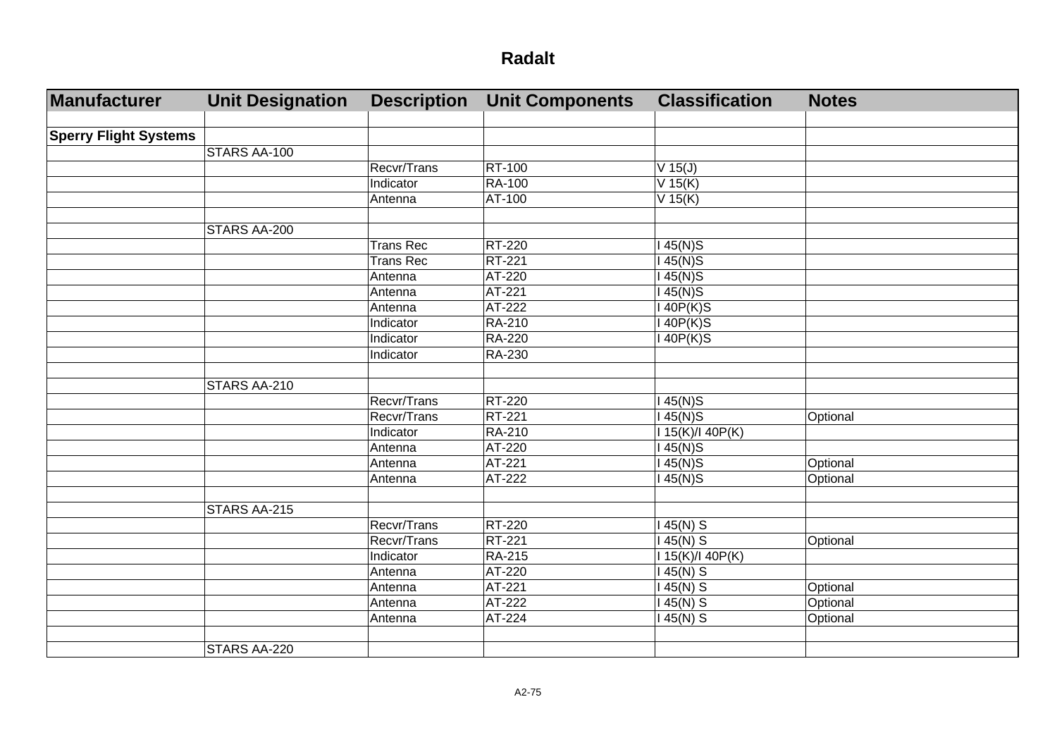# Radalt

| Manufacturer | Unit Designation | Description | Unit Components | Classification | Notes |
|---|---|---|---|---|---|
| | | | | | |
| **Sperry Flight Systems** | | | | | |
| | STARS AA-100 | | | | |
| | | Recvr/Trans | RT-100 | V 15(J) | |
| | | Indicator | RA-100 | V 15(K) | |
| | | Antenna | AT-100 | V 15(K) | |
| | | | | | |
| | STARS AA-200 | | | | |
| | | Trans Rec | RT-220 | I 45(N)S | |
| | | Trans Rec | RT-221 | I 45(N)S | |
| | | Antenna | AT-220 | I 45(N)S | |
| | | Antenna | AT-221 | I 45(N)S | |
| | | Antenna | AT-222 | I 40P(K)S | |
| | | Indicator | RA-210 | I 40P(K)S | |
| | | Indicator | RA-220 | I 40P(K)S | |
| | | Indicator | RA-230 | | |
| | | | | | |
| | STARS AA-210 | | | | |
| | | Recvr/Trans | RT-220 | I 45(N)S | |
| | | Recvr/Trans | RT-221 | I 45(N)S | Optional |
| | | Indicator | RA-210 | I 15(K)/I 40P(K) | |
| | | Antenna | AT-220 | I 45(N)S | |
| | | Antenna | AT-221 | I 45(N)S | Optional |
| | | Antenna | AT-222 | I 45(N)S | Optional |
| | | | | | |
| | STARS AA-215 | | | | |
| | | Recvr/Trans | RT-220 | I 45(N) S | |
| | | Recvr/Trans | RT-221 | I 45(N) S | Optional |
| | | Indicator | RA-215 | I 15(K)/I 40P(K) | |
| | | Antenna | AT-220 | I 45(N) S | |
| | | Antenna | AT-221 | I 45(N) S | Optional |
| | | Antenna | AT-222 | I 45(N) S | Optional |
| | | Antenna | AT-224 | I 45(N) S | Optional |
| | | | | | |
| | STARS AA-220 | | | | |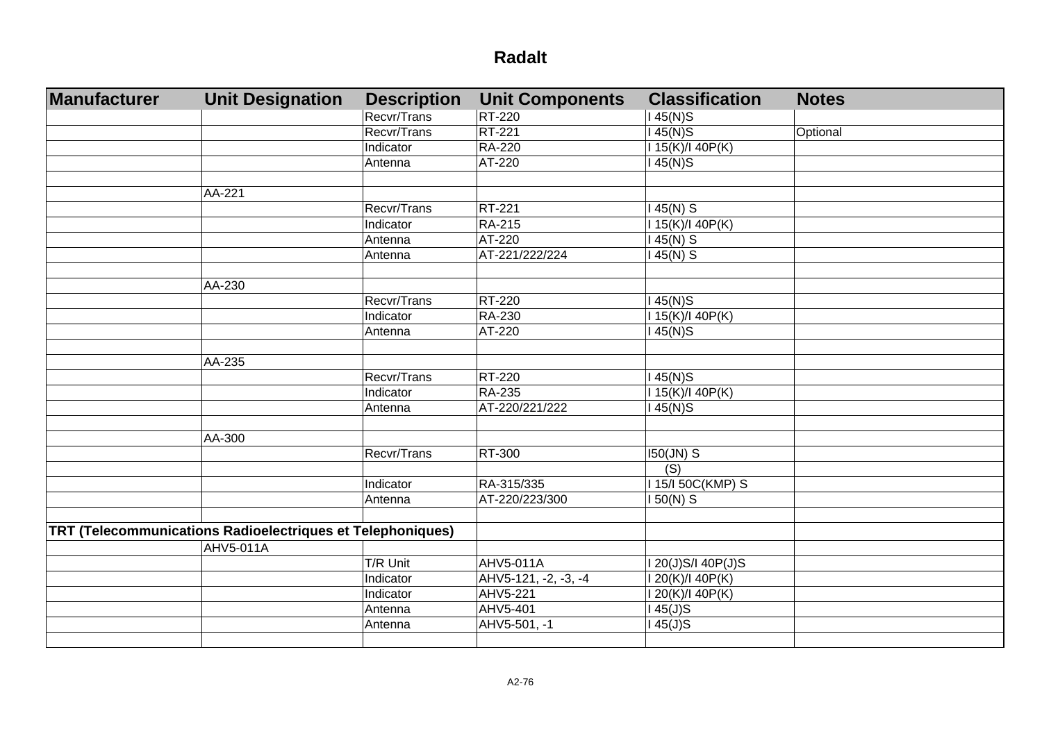# Radalt

| Manufacturer | Unit Designation | Description | Unit Components | Classification | Notes |
| --- | --- | --- | --- | --- | --- |
| | | Recvr/Trans | RT-220 | I 45(N)S | |
| | | Recvr/Trans | RT-221 | I 45(N)S | Optional |
| | | Indicator | RA-220 | I 15(K)/I 40P(K) | |
| | | Antenna | AT-220 | I 45(N)S | |
| | | | | | |
| | AA-221 | | | | |
| | | Recvr/Trans | RT-221 | I 45(N) S | |
| | | Indicator | RA-215 | I 15(K)/I 40P(K) | |
| | | Antenna | AT-220 | I 45(N) S | |
| | | Antenna | AT-221/222/224 | I 45(N) S | |
| | | | | | |
| | AA-230 | | | | |
| | | Recvr/Trans | RT-220 | I 45(N)S | |
| | | Indicator | RA-230 | I 15(K)/I 40P(K) | |
| | | Antenna | AT-220 | I 45(N)S | |
| | | | | | |
| | AA-235 | | | | |
| | | Recvr/Trans | RT-220 | I 45(N)S | |
| | | Indicator | RA-235 | I 15(K)/I 40P(K) | |
| | | Antenna | AT-220/221/222 | I 45(N)S | |
| | | | | | |
| | AA-300 | | | | |
| | | Recvr/Trans | RT-300 | I50(JN) S | |
| | | | | (S) | |
| | | Indicator | RA-315/335 | I 15/I 50C(KMP) S | |
| | | Antenna | AT-220/223/300 | I 50(N) S | |
| | | | | | |
| **TRT (Telecommunications Radioelectriques et Telephoniques)** | | | | | |
| | AHV5-011A | | | | |
| | | T/R Unit | AHV5-011A | I 20(J)S/I 40P(J)S | |
| | | Indicator | AHV5-121, -2, -3, -4 | I 20(K)/I 40P(K) | |
| | | Indicator | AHV5-221 | I 20(K)/I 40P(K) | |
| | | Antenna | AHV5-401 | I 45(J)S | |
| | | Antenna | AHV5-501, -1 | I 45(J)S | |
| | | | | | |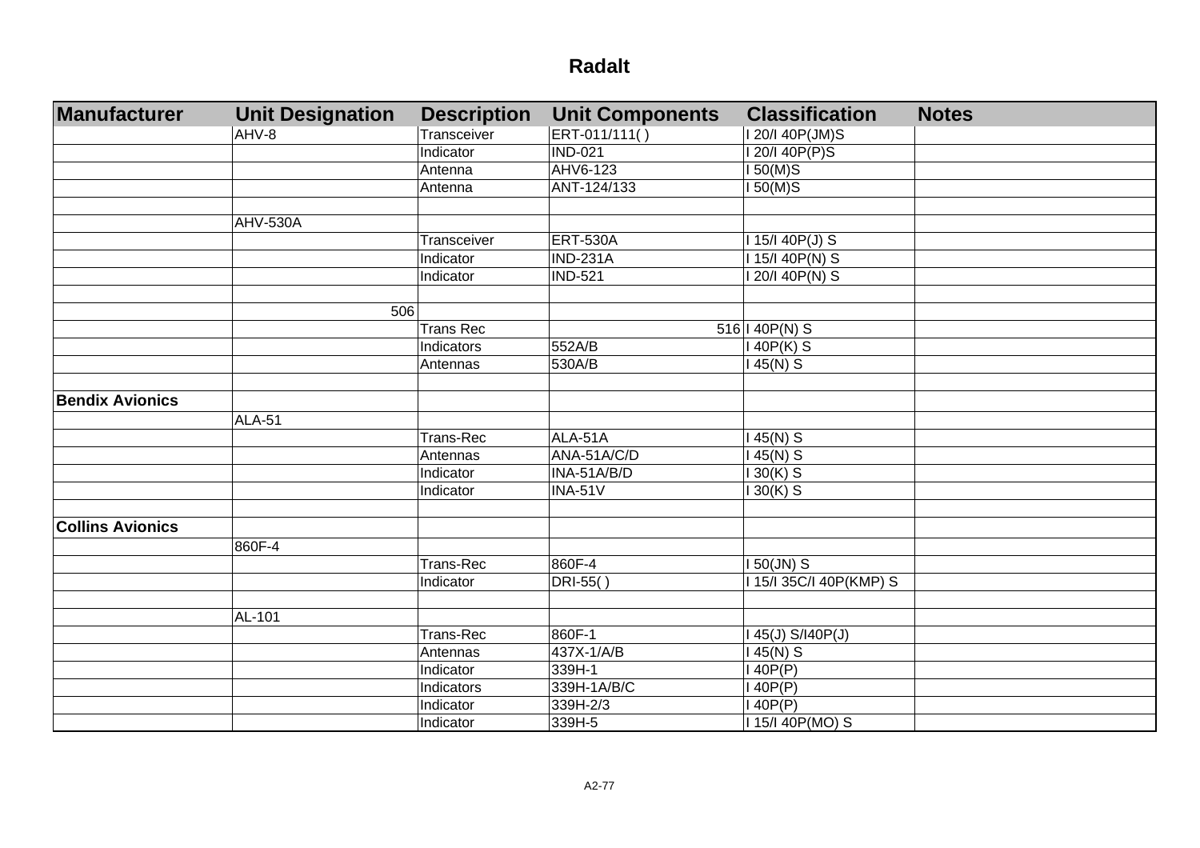# Radalt

| Manufacturer | Unit Designation | Description | Unit Components | Classification | Notes |
|---|---|---|---|---|---|
| | AHV-8 | Transceiver | ERT-011/111( ) | I 20/I 40P(JM)S | |
| | | Indicator | IND-021 | I 20/I 40P(P)S | |
| | | Antenna | AHV6-123 | I 50(M)S | |
| | | Antenna | ANT-124/133 | I 50(M)S | |
| | | | | | |
| | AHV-530A | | | | |
| | | Transceiver | ERT-530A | I 15/I 40P(J) S | |
| | | Indicator | IND-231A | I 15/I 40P(N) S | |
| | | Indicator | IND-521 | I 20/I 40P(N) S | |
| | | | | | |
| | 506 | | | | |
| | | Trans Rec | 516 | I 40P(N) S | |
| | | Indicators | 552A/B | I 40P(K) S | |
| | | Antennas | 530A/B | I 45(N) S | |
| | | | | | |
| **Bendix Avionics** | | | | | |
| | ALA-51 | | | | |
| | | Trans-Rec | ALA-51A | I 45(N) S | |
| | | Antennas | ANA-51A/C/D | I 45(N) S | |
| | | Indicator | INA-51A/B/D | I 30(K) S | |
| | | Indicator | INA-51V | I 30(K) S | |
| | | | | | |
| **Collins Avionics** | | | | | |
| | 860F-4 | | | | |
| | | Trans-Rec | 860F-4 | I 50(JN) S | |
| | | Indicator | DRI-55( ) | I 15/I 35C/I 40P(KMP) S | |
| | | | | | |
| | AL-101 | | | | |
| | | Trans-Rec | 860F-1 | I 45(J) S/I40P(J) | |
| | | Antennas | 437X-1/A/B | I 45(N) S | |
| | | Indicator | 339H-1 | I 40P(P) | |
| | | Indicators | 339H-1A/B/C | I 40P(P) | |
| | | Indicator | 339H-2/3 | I 40P(P) | |
| | | Indicator | 339H-5 | I 15/I 40P(MO) S | |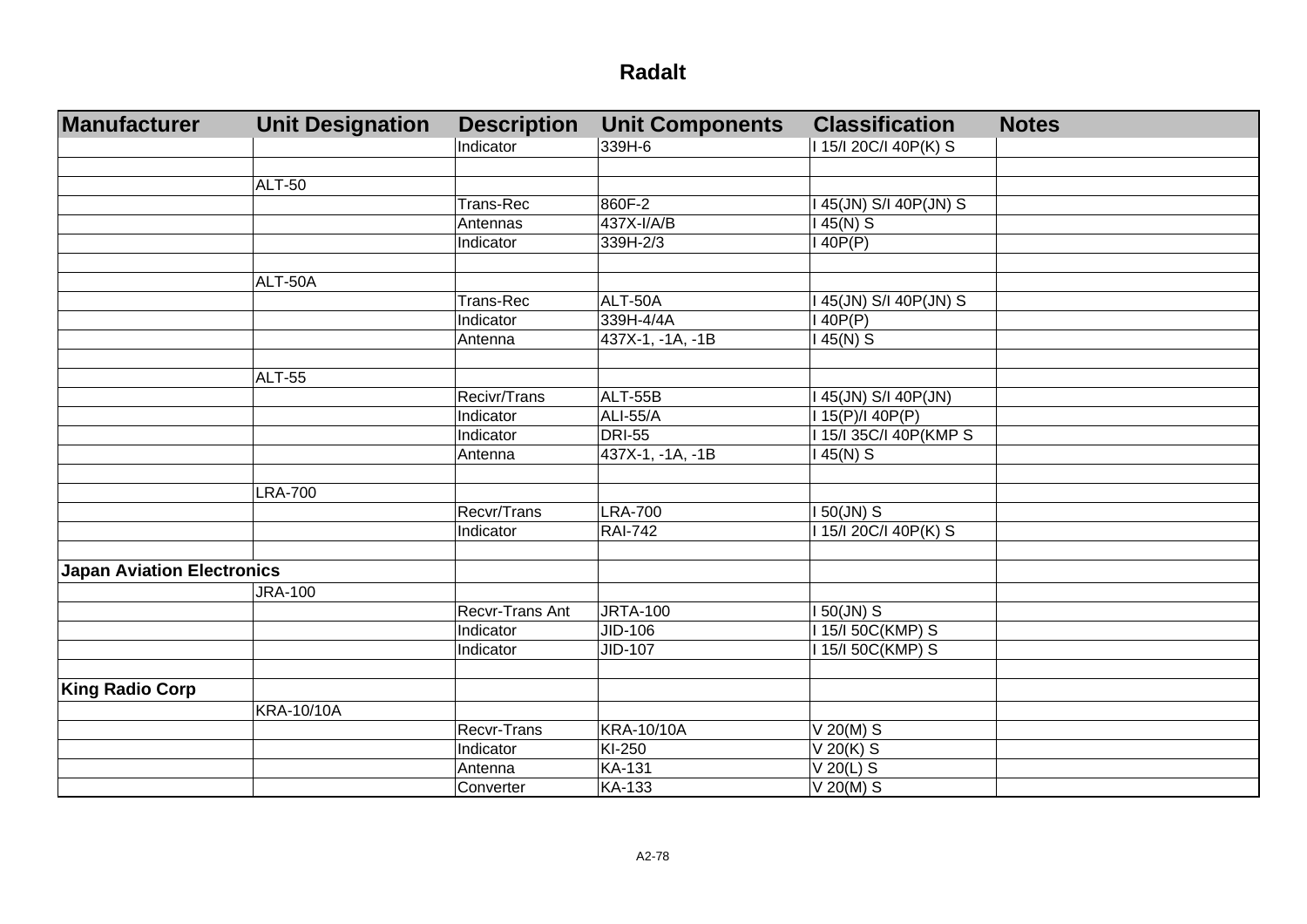# Radalt

| Manufacturer | Unit Designation | Description | Unit Components | Classification | Notes |
|---|---|---|---|---|---|
| | | Indicator | 339H-6 | I 15/I 20C/I 40P(K) S | |
| | | | | | |
| | ALT-50 | | | | |
| | | Trans-Rec | 860F-2 | I 45(JN) S/I 40P(JN) S | |
| | | Antennas | 437X-I/A/B | I 45(N) S | |
| | | Indicator | 339H-2/3 | I 40P(P) | |
| | | | | | |
| | ALT-50A | | | | |
| | | Trans-Rec | ALT-50A | I 45(JN) S/I 40P(JN) S | |
| | | Indicator | 339H-4/4A | I 40P(P) | |
| | | Antenna | 437X-1, -1A, -1B | I 45(N) S | |
| | | | | | |
| | ALT-55 | | | | |
| | | Recivr/Trans | ALT-55B | I 45(JN) S/I 40P(JN) | |
| | | Indicator | ALI-55/A | I 15(P)/I 40P(P) | |
| | | Indicator | DRI-55 | I 15/I 35C/I 40P(KMP S | |
| | | Antenna | 437X-1, -1A, -1B | I 45(N) S | |
| | | | | | |
| | LRA-700 | | | | |
| | | Recvr/Trans | LRA-700 | I 50(JN) S | |
| | | Indicator | RAI-742 | I 15/I 20C/I 40P(K) S | |
| | | | | | |
| **Japan Aviation Electronics** | | | | | |
| | JRA-100 | | | | |
| | | Recvr-Trans Ant | JRTA-100 | I 50(JN) S | |
| | | Indicator | JID-106 | I 15/I 50C(KMP) S | |
| | | Indicator | JID-107 | I 15/I 50C(KMP) S | |
| | | | | | |
| **King Radio Corp** | | | | | |
| | KRA-10/10A | | | | |
| | | Recvr-Trans | KRA-10/10A | V 20(M) S | |
| | | Indicator | KI-250 | V 20(K) S | |
| | | Antenna | KA-131 | V 20(L) S | |
| | | Converter | KA-133 | V 20(M) S | |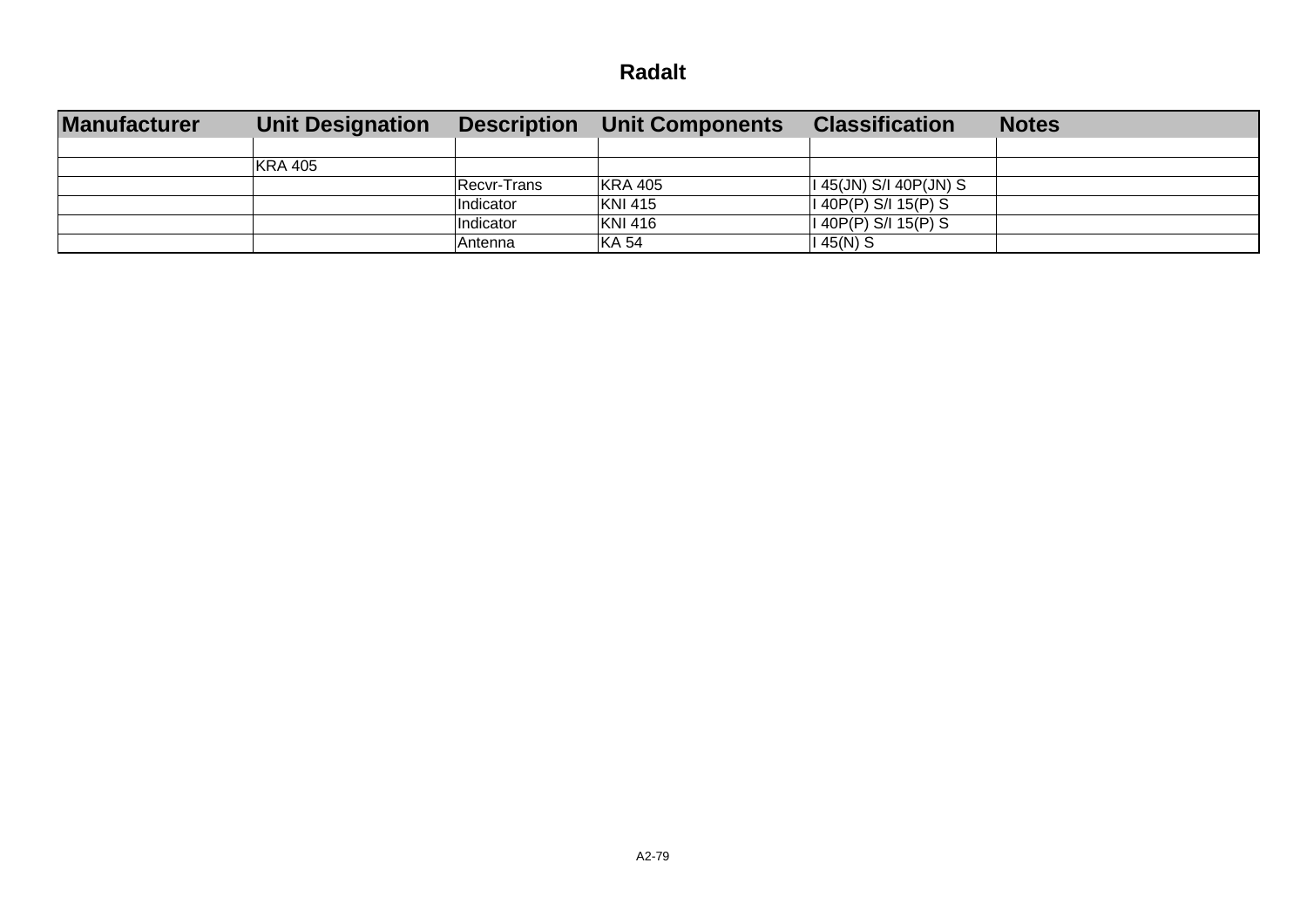# Radalt

| Manufacturer | Unit Designation | Description | Unit Components | Classification | Notes |
|---|---|---|---|---|---|
| | | | | | |
| | KRA 405 | | | | |
| | | Recvr-Trans | KRA 405 | I 45(JN) S/I 40P(JN) S | |
| | | Indicator | KNI 415 | I 40P(P) S/I 15(P) S | |
| | | Indicator | KNI 416 | I 40P(P) S/I 15(P) S | |
| | | Antenna | KA 54 | I 45(N) S | |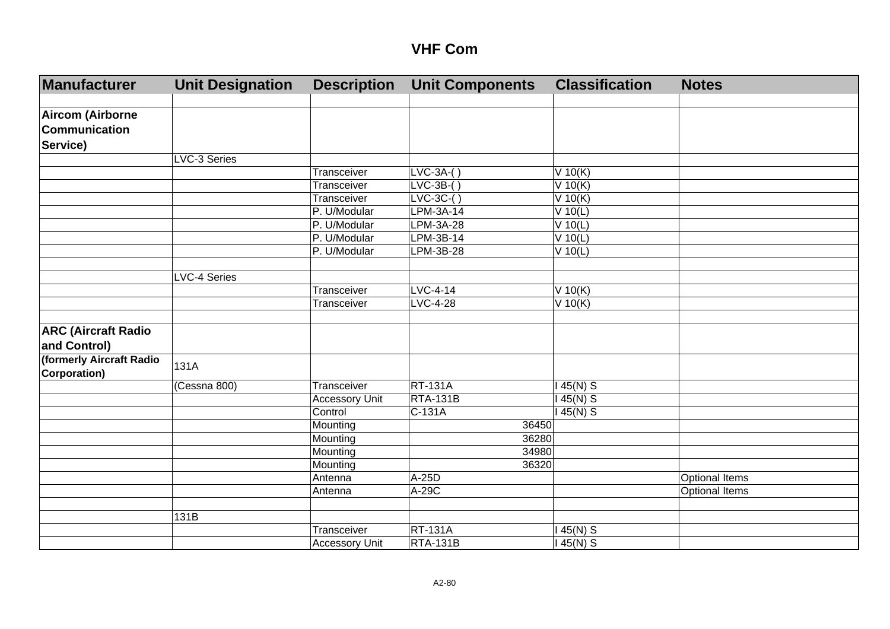# VHF Com

| Manufacturer | Unit Designation | Description | Unit Components | Classification | Notes |
|---|---|---|---|---|---|
| | | | | | |
| **Aircom (Airborne Communication Service)** | | | | | |
| | LVC-3 Series | | | | |
| | | Transceiver | LVC-3A-( ) | V 10(K) | |
| | | Transceiver | LVC-3B-( ) | V 10(K) | |
| | | Transceiver | LVC-3C-( ) | V 10(K) | |
| | | P. U/Modular | LPM-3A-14 | V 10(L) | |
| | | P. U/Modular | LPM-3A-28 | V 10(L) | |
| | | P. U/Modular | LPM-3B-14 | V 10(L) | |
| | | P. U/Modular | LPM-3B-28 | V 10(L) | |
| | | | | | |
| | LVC-4 Series | | | | |
| | | Transceiver | LVC-4-14 | V 10(K) | |
| | | Transceiver | LVC-4-28 | V 10(K) | |
| | | | | | |
| **ARC (Aircraft Radio and Control)** | | | | | |
| **(formerly Aircraft Radio Corporation)** | 131A | | | | |
| | (Cessna 800) | Transceiver | RT-131A | I 45(N) S | |
| | | Accessory Unit | RTA-131B | I 45(N) S | |
| | | Control | C-131A | I 45(N) S | |
| | | Mounting | 36450 | | |
| | | Mounting | 36280 | | |
| | | Mounting | 34980 | | |
| | | Mounting | 36320 | | |
| | | Antenna | A-25D | | Optional Items |
| | | Antenna | A-29C | | Optional Items |
| | | | | | |
| | 131B | | | | |
| | | Transceiver | RT-131A | I 45(N) S | |
| | | Accessory Unit | RTA-131B | I 45(N) S | |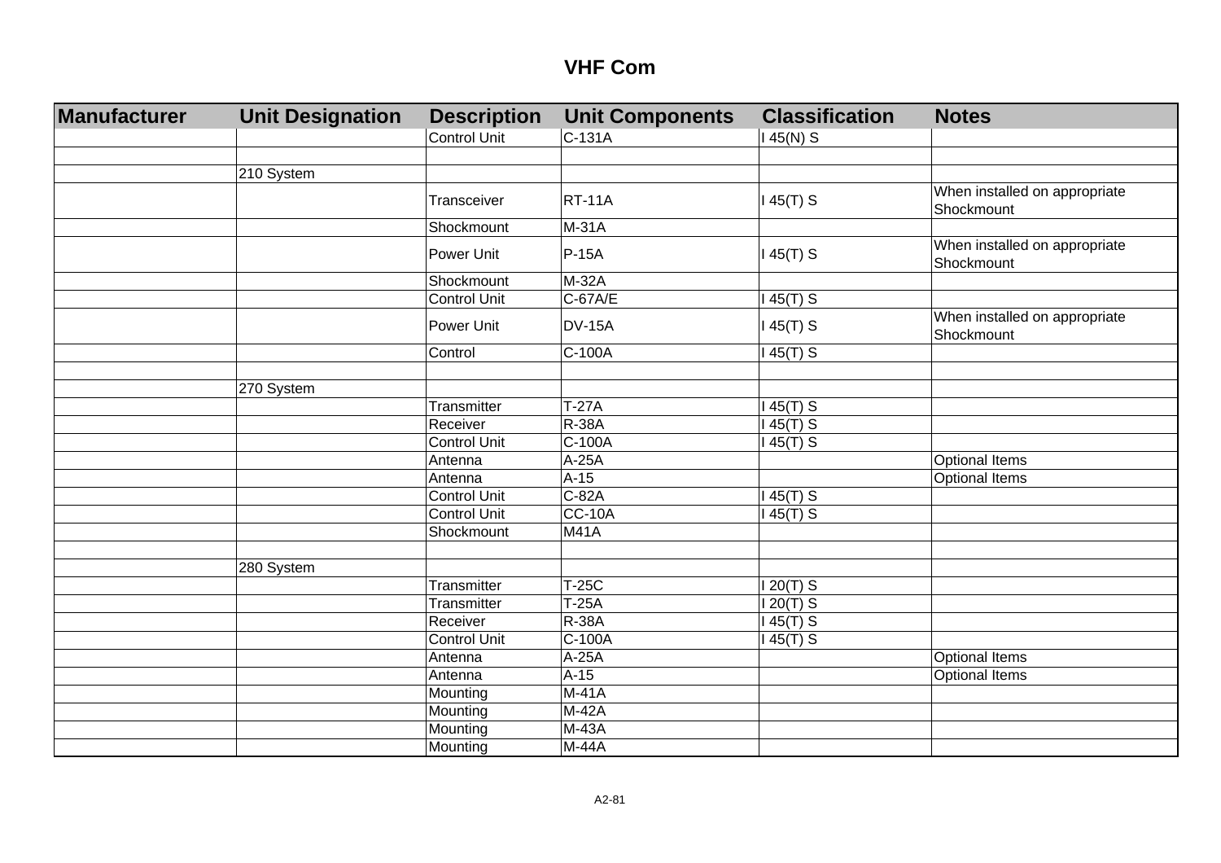# VHF Com

| Manufacturer | Unit Designation | Description | Unit Components | Classification | Notes |
|---|---|---|---|---|---|
| | | Control Unit | C-131A | I 45(N) S | |
| | | | | | |
| | 210 System | | | | |
| | | Transceiver | RT-11A | I 45(T) S | When installed on appropriate Shockmount |
| | | Shockmount | M-31A | | |
| | | Power Unit | P-15A | I 45(T) S | When installed on appropriate Shockmount |
| | | Shockmount | M-32A | | |
| | | Control Unit | C-67A/E | I 45(T) S | |
| | | Power Unit | DV-15A | I 45(T) S | When installed on appropriate Shockmount |
| | | Control | C-100A | I 45(T) S | |
| | | | | | |
| | 270 System | | | | |
| | | Transmitter | T-27A | I 45(T) S | |
| | | Receiver | R-38A | I 45(T) S | |
| | | Control Unit | C-100A | I 45(T) S | |
| | | Antenna | A-25A | | Optional Items |
| | | Antenna | A-15 | | Optional Items |
| | | Control Unit | C-82A | I 45(T) S | |
| | | Control Unit | CC-10A | I 45(T) S | |
| | | Shockmount | M41A | | |
| | | | | | |
| | 280 System | | | | |
| | | Transmitter | T-25C | I 20(T) S | |
| | | Transmitter | T-25A | I 20(T) S | |
| | | Receiver | R-38A | I 45(T) S | |
| | | Control Unit | C-100A | I 45(T) S | |
| | | Antenna | A-25A | | Optional Items |
| | | Antenna | A-15 | | Optional Items |
| | | Mounting | M-41A | | |
| | | Mounting | M-42A | | |
| | | Mounting | M-43A | | |
| | | Mounting | M-44A | | |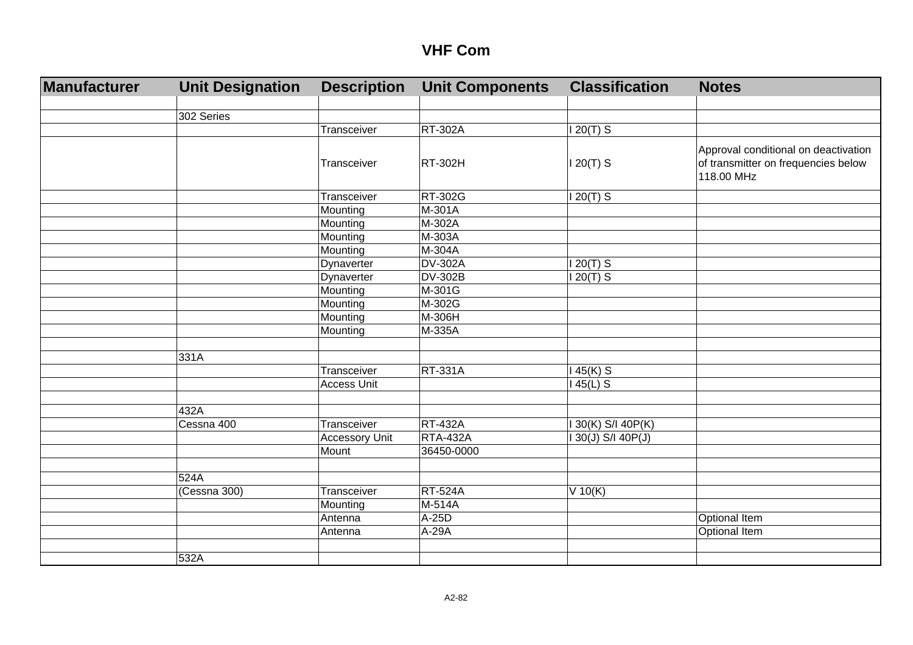# VHF Com

| Manufacturer | Unit Designation | Description | Unit Components | Classification | Notes |
|---|---|---|---|---|---|
| | | | | | |
| | 302 Series | | | | |
| | | Transceiver | RT-302A | I 20(T) S | |
| | | Transceiver | RT-302H | I 20(T) S | Approval conditional on deactivation of transmitter on frequencies below 118.00 MHz |
| | | Transceiver | RT-302G | I 20(T) S | |
| | | Mounting | M-301A | | |
| | | Mounting | M-302A | | |
| | | Mounting | M-303A | | |
| | | Mounting | M-304A | | |
| | | Dynaverter | DV-302A | I 20(T) S | |
| | | Dynaverter | DV-302B | I 20(T) S | |
| | | Mounting | M-301G | | |
| | | Mounting | M-302G | | |
| | | Mounting | M-306H | | |
| | | Mounting | M-335A | | |
| | | | | | |
| | 331A | | | | |
| | | Transceiver | RT-331A | I 45(K) S | |
| | | Access Unit | | I 45(L) S | |
| | | | | | |
| | 432A | | | | |
| | Cessna 400 | Transceiver | RT-432A | I 30(K) S/I 40P(K) | |
| | | Accessory Unit | RTA-432A | I 30(J) S/I 40P(J) | |
| | | Mount | 36450-0000 | | |
| | | | | | |
| | 524A | | | | |
| | (Cessna 300) | Transceiver | RT-524A | V 10(K) | |
| | | Mounting | M-514A | | |
| | | Antenna | A-25D | | Optional Item |
| | | Antenna | A-29A | | Optional Item |
| | | | | | |
| | 532A | | | | |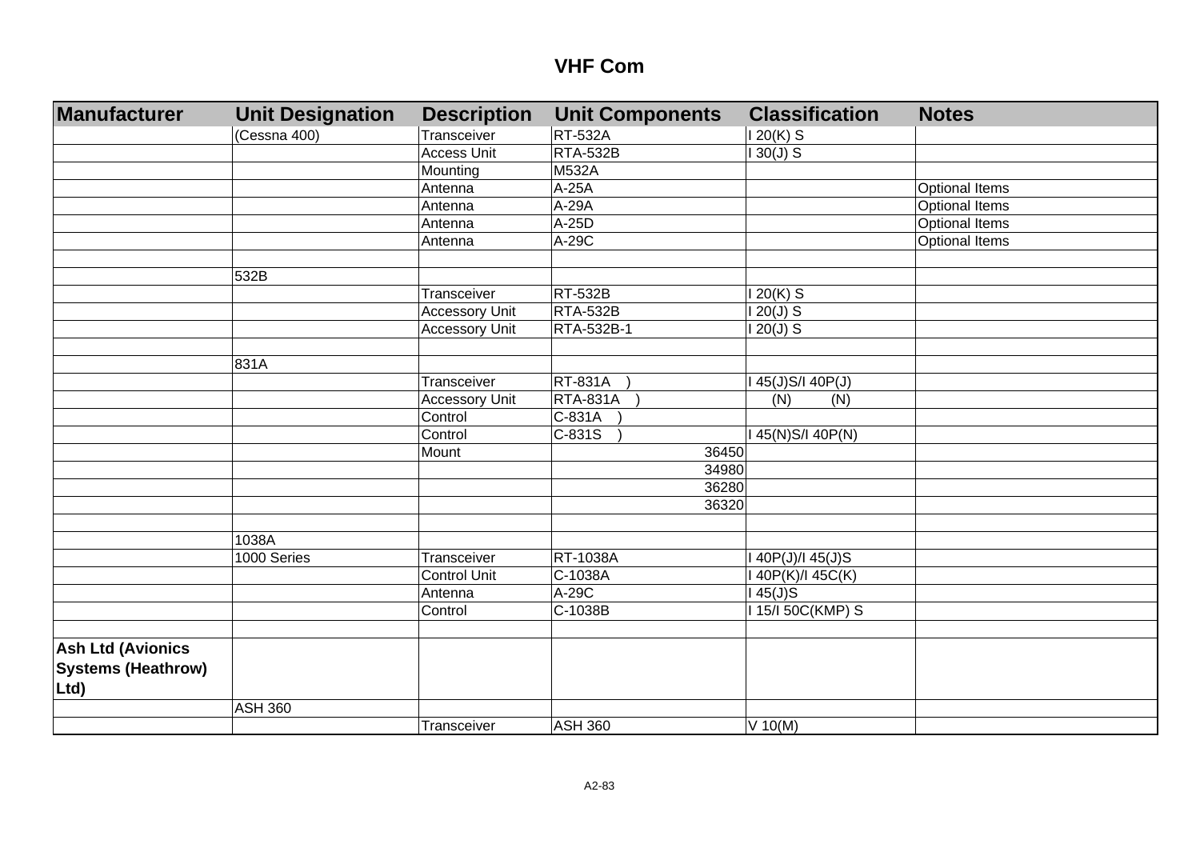# VHF Com

| Manufacturer | Unit Designation | Description | Unit Components | Classification | Notes |
|---|---|---|---|---|---|
| | (Cessna 400) | Transceiver | RT-532A | I 20(K) S | |
| | | Access Unit | RTA-532B | I 30(J) S | |
| | | Mounting | M532A | | |
| | | Antenna | A-25A | | Optional Items |
| | | Antenna | A-29A | | Optional Items |
| | | Antenna | A-25D | | Optional Items |
| | | Antenna | A-29C | | Optional Items |
| | | | | | |
| | 532B | | | | |
| | | Transceiver | RT-532B | I 20(K) S | |
| | | Accessory Unit | RTA-532B | I 20(J) S | |
| | | Accessory Unit | RTA-532B-1 | I 20(J) S | |
| | | | | | |
| | 831A | | | | |
| | | Transceiver | RT-831A ) | I 45(J)S/I 40P(J) | |
| | | Accessory Unit | RTA-831A ) | (N) (N) | |
| | | Control | C-831A ) | | |
| | | Control | C-831S ) | I 45(N)S/I 40P(N) | |
| | | Mount | 36450 | | |
| | | | 34980 | | |
| | | | 36280 | | |
| | | | 36320 | | |
| | | | | | |
| | 1038A | | | | |
| | 1000 Series | Transceiver | RT-1038A | I 40P(J)/I 45(J)S | |
| | | Control Unit | C-1038A | I 40P(K)/I 45C(K) | |
| | | Antenna | A-29C | I 45(J)S | |
| | | Control | C-1038B | I 15/I 50C(KMP) S | |
| | | | | | |
| **Ash Ltd (Avionics Systems (Heathrow) Ltd)** | | | | | |
| | ASH 360 | | | | |
| | | Transceiver | ASH 360 | V 10(M) | |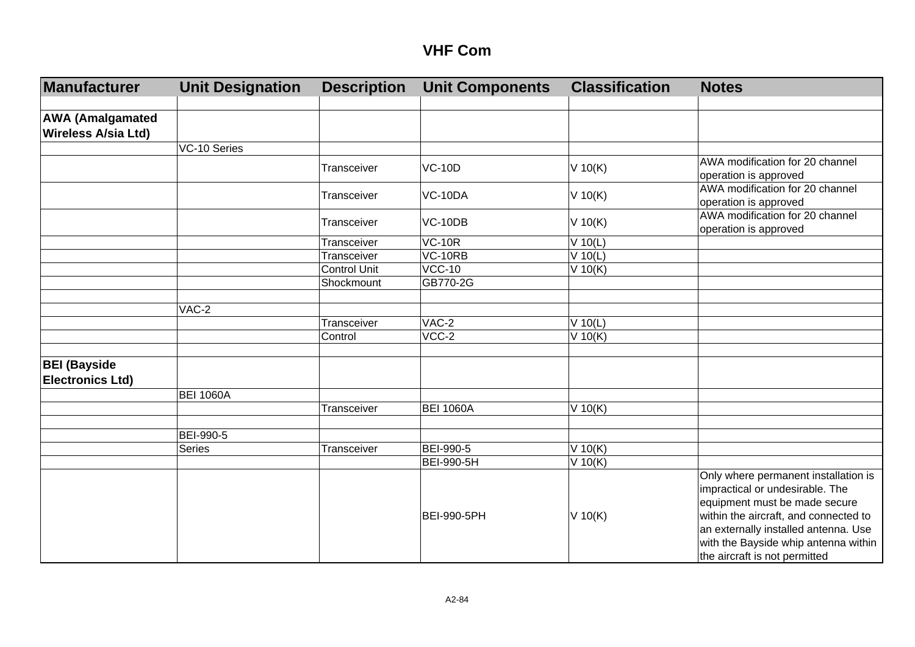# VHF Com

| Manufacturer | Unit Designation | Description | Unit Components | Classification | Notes |
|---|---|---|---|---|---|
| | | | | | |
| **AWA (Amalgamated Wireless A/sia Ltd)** | | | | | |
| | VC-10 Series | | | | |
| | | Transceiver | VC-10D | V 10(K) | AWA modification for 20 channel operation is approved |
| | | Transceiver | VC-10DA | V 10(K) | AWA modification for 20 channel operation is approved |
| | | Transceiver | VC-10DB | V 10(K) | AWA modification for 20 channel operation is approved |
| | | Transceiver | VC-10R | V 10(L) | |
| | | Transceiver | VC-10RB | V 10(L) | |
| | | Control Unit | VCC-10 | V 10(K) | |
| | | Shockmount | GB770-2G | | |
| | | | | | |
| | VAC-2 | | | | |
| | | Transceiver | VAC-2 | V 10(L) | |
| | | Control | VCC-2 | V 10(K) | |
| | | | | | |
| **BEI (Bayside Electronics Ltd)** | | | | | |
| | BEI 1060A | | | | |
| | | Transceiver | BEI 1060A | V 10(K) | |
| | | | | | |
| | BEI-990-5 | | | | |
| | Series | Transceiver | BEI-990-5 | V 10(K) | |
| | | | BEI-990-5H | V 10(K) | |
| | | | BEI-990-5PH | V 10(K) | Only where permanent installation is impractical or undesirable. The equipment must be made secure within the aircraft, and connected to an externally installed antenna. Use with the Bayside whip antenna within the aircraft is not permitted |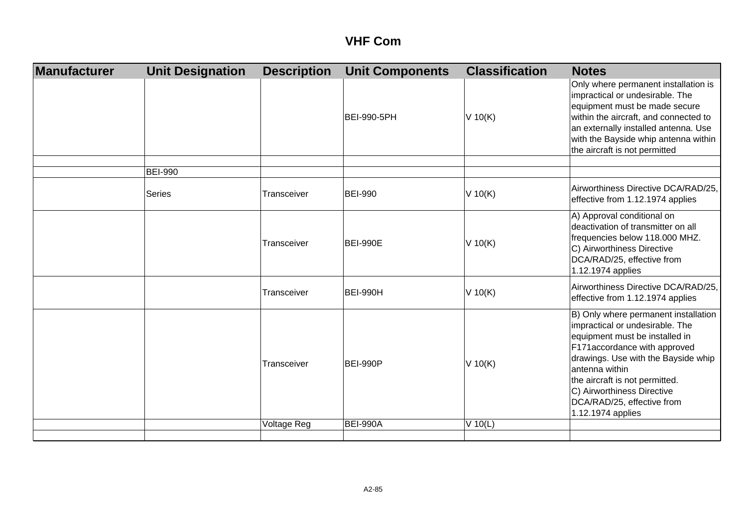# VHF Com

| Manufacturer | Unit Designation | Description | Unit Components | Classification | Notes |
|---|---|---|---|---|---|
| | | | BEI-990-5PH | V 10(K) | Only where permanent installation is impractical or undesirable. The equipment must be made secure within the aircraft, and connected to an externally installed antenna. Use with the Bayside whip antenna within the aircraft is not permitted |
| | | | | | |
| | BEI-990 | | | | |
| | Series | Transceiver | BEI-990 | V 10(K) | Airworthiness Directive DCA/RAD/25, effective from 1.12.1974 applies |
| | | Transceiver | BEI-990E | V 10(K) | A) Approval conditional on deactivation of transmitter on all frequencies below 118.000 MHZ.<br>C) Airworthiness Directive DCA/RAD/25, effective from 1.12.1974 applies |
| | | Transceiver | BEI-990H | V 10(K) | Airworthiness Directive DCA/RAD/25, effective from 1.12.1974 applies |
| | | Transceiver | BEI-990P | V 10(K) | B) Only where permanent installation impractical or undesirable. The equipment must be installed in F171accordance with approved drawings. Use with the Bayside whip antenna within<br>the aircraft is not permitted.<br>C) Airworthiness Directive DCA/RAD/25, effective from 1.12.1974 applies |
| | | Voltage Reg | BEI-990A | V 10(L) | |
| | | | | | |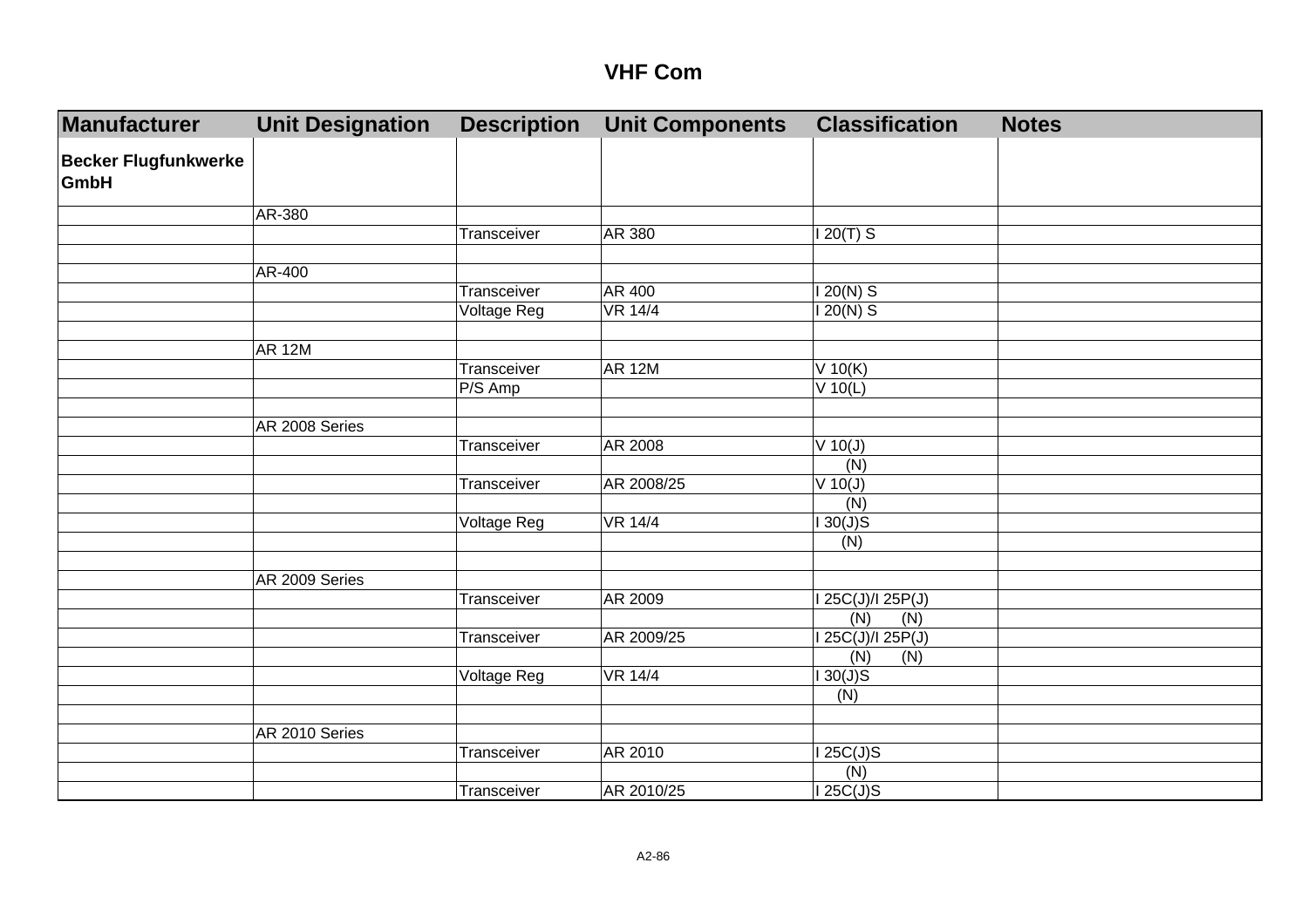# VHF Com

| Manufacturer | Unit Designation | Description | Unit Components | Classification | Notes |
|---|---|---|---|---|---|
| **Becker Flugfunkwerke GmbH** | | | | | |
| | AR-380 | | | | |
| | | Transceiver | AR 380 | I 20(T) S | |
| | | | | | |
| | AR-400 | | | | |
| | | Transceiver | AR 400 | I 20(N) S | |
| | | Voltage Reg | VR 14/4 | I 20(N) S | |
| | | | | | |
| | AR 12M | | | | |
| | | Transceiver | AR 12M | V 10(K) | |
| | | P/S Amp | | V 10(L) | |
| | | | | | |
| | AR 2008 Series | | | | |
| | | Transceiver | AR 2008 | V 10(J) | |
| | | | | (N) | |
| | | Transceiver | AR 2008/25 | V 10(J) | |
| | | | | (N) | |
| | | Voltage Reg | VR 14/4 | I 30(J)S | |
| | | | | (N) | |
| | | | | | |
| | AR 2009 Series | | | | |
| | | Transceiver | AR 2009 | I 25C(J)/I 25P(J) | |
| | | | | (N) (N) | |
| | | Transceiver | AR 2009/25 | I 25C(J)/I 25P(J) | |
| | | | | (N) (N) | |
| | | Voltage Reg | VR 14/4 | I 30(J)S | |
| | | | | (N) | |
| | | | | | |
| | AR 2010 Series | | | | |
| | | Transceiver | AR 2010 | I 25C(J)S | |
| | | | | (N) | |
| | | Transceiver | AR 2010/25 | I 25C(J)S | |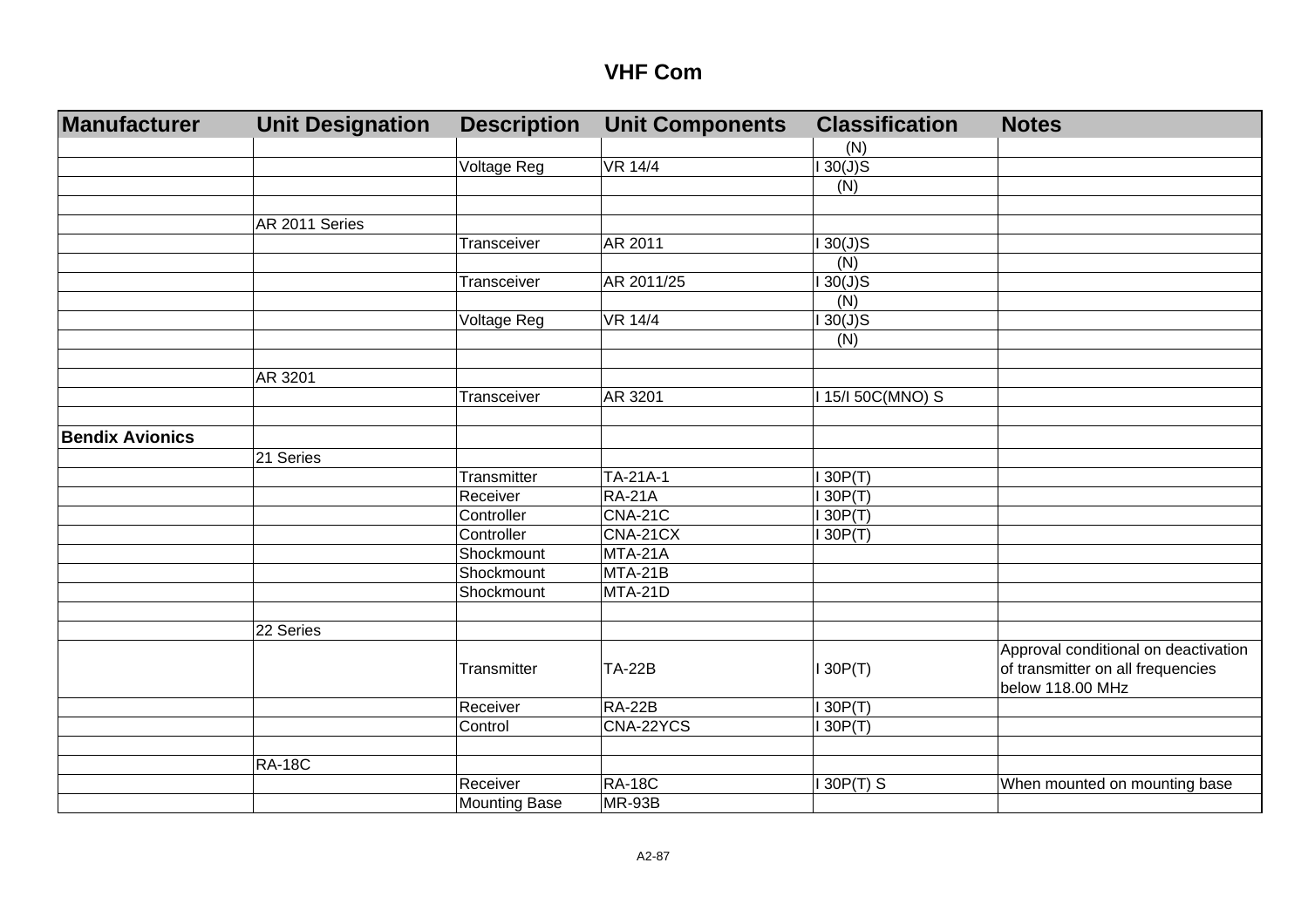# VHF Com

| Manufacturer | Unit Designation | Description | Unit Components | Classification | Notes |
|---|---|---|---|---|---|
| | | | | (N) | |
| | | Voltage Reg | VR 14/4 | I 30(J)S | |
| | | | | (N) | |
| | | | | | |
| | AR 2011 Series | | | | |
| | | Transceiver | AR 2011 | I 30(J)S | |
| | | | | (N) | |
| | | Transceiver | AR 2011/25 | I 30(J)S | |
| | | | | (N) | |
| | | Voltage Reg | VR 14/4 | I 30(J)S | |
| | | | | (N) | |
| | | | | | |
| | AR 3201 | | | | |
| | | Transceiver | AR 3201 | I 15/I 50C(MNO) S | |
| | | | | | |
| **Bendix Avionics** | | | | | |
| | 21 Series | | | | |
| | | Transmitter | TA-21A-1 | I 30P(T) | |
| | | Receiver | RA-21A | I 30P(T) | |
| | | Controller | CNA-21C | I 30P(T) | |
| | | Controller | CNA-21CX | I 30P(T) | |
| | | Shockmount | MTA-21A | | |
| | | Shockmount | MTA-21B | | |
| | | Shockmount | MTA-21D | | |
| | | | | | |
| | 22 Series | | | | |
| | | Transmitter | TA-22B | I 30P(T) | Approval conditional on deactivation of transmitter on all frequencies below 118.00 MHz |
| | | Receiver | RA-22B | I 30P(T) | |
| | | Control | CNA-22YCS | I 30P(T) | |
| | | | | | |
| | RA-18C | | | | |
| | | Receiver | RA-18C | I 30P(T) S | When mounted on mounting base |
| | | Mounting Base | MR-93B | | |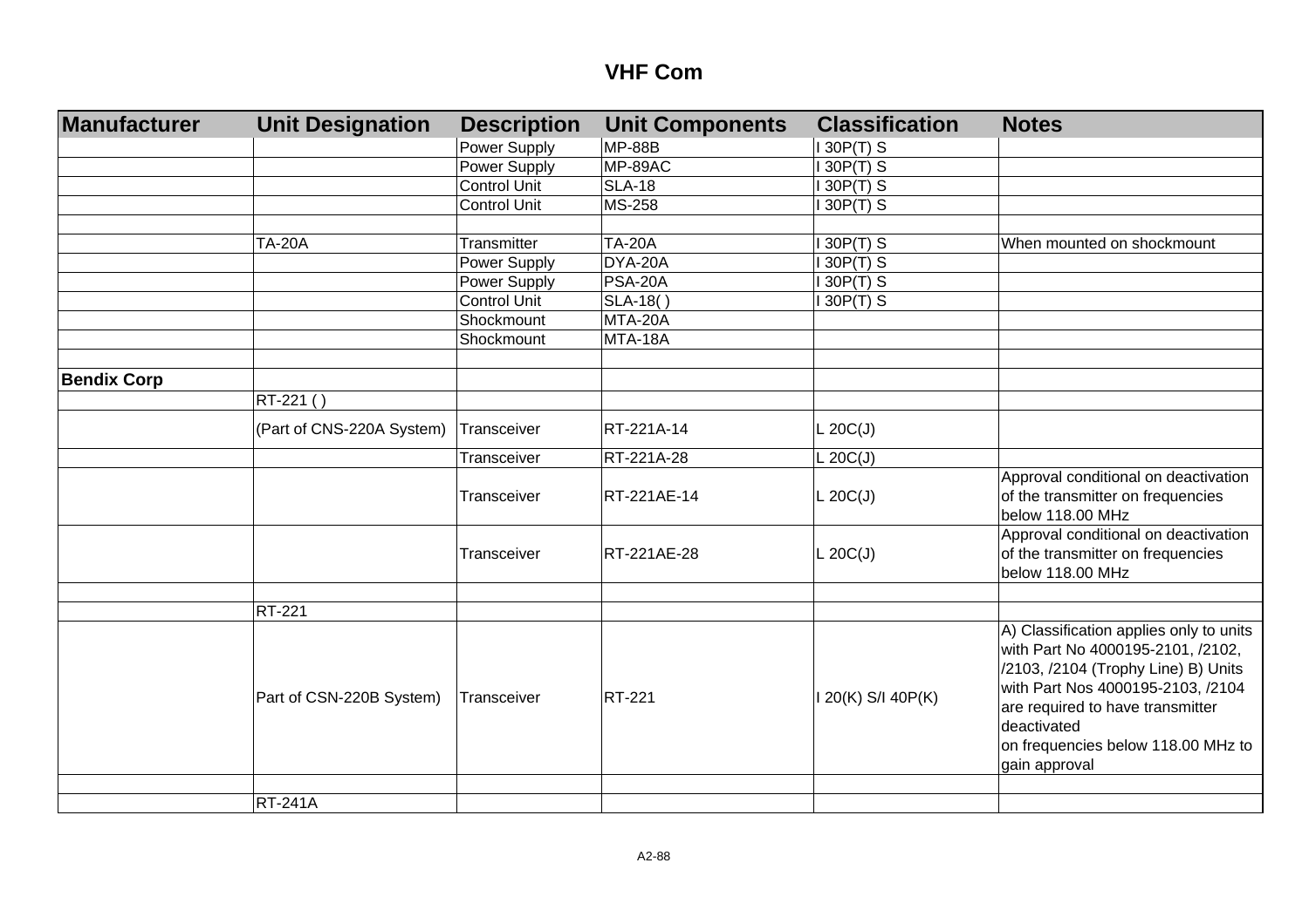# VHF Com

| Manufacturer | Unit Designation | Description | Unit Components | Classification | Notes |
|---|---|---|---|---|---|
| | | Power Supply | MP-88B | I 30P(T) S | |
| | | Power Supply | MP-89AC | I 30P(T) S | |
| | | Control Unit | SLA-18 | I 30P(T) S | |
| | | Control Unit | MS-258 | I 30P(T) S | |
| | | | | | |
| | TA-20A | Transmitter | TA-20A | I 30P(T) S | When mounted on shockmount |
| | | Power Supply | DYA-20A | I 30P(T) S | |
| | | Power Supply | PSA-20A | I 30P(T) S | |
| | | Control Unit | SLA-18( ) | I 30P(T) S | |
| | | Shockmount | MTA-20A | | |
| | | Shockmount | MTA-18A | | |
| | | | | | |
| **Bendix Corp** | | | | | |
| | RT-221 ( ) | | | | |
| | (Part of CNS-220A System) | Transceiver | RT-221A-14 | L 20C(J) | |
| | | Transceiver | RT-221A-28 | L 20C(J) | |
| | | Transceiver | RT-221AE-14 | L 20C(J) | Approval conditional on deactivation of the transmitter on frequencies below 118.00 MHz |
| | | Transceiver | RT-221AE-28 | L 20C(J) | Approval conditional on deactivation of the transmitter on frequencies below 118.00 MHz |
| | | | | | |
| | RT-221 | | | | |
| | Part of CSN-220B System) | Transceiver | RT-221 | I 20(K) S/I 40P(K) | A) Classification applies only to units with Part No 4000195-2101, /2102, /2103, /2104 (Trophy Line) B) Units with Part Nos 4000195-2103, /2104 are required to have transmitter deactivated on frequencies below 118.00 MHz to gain approval |
| | | | | | |
| | RT-241A | | | | |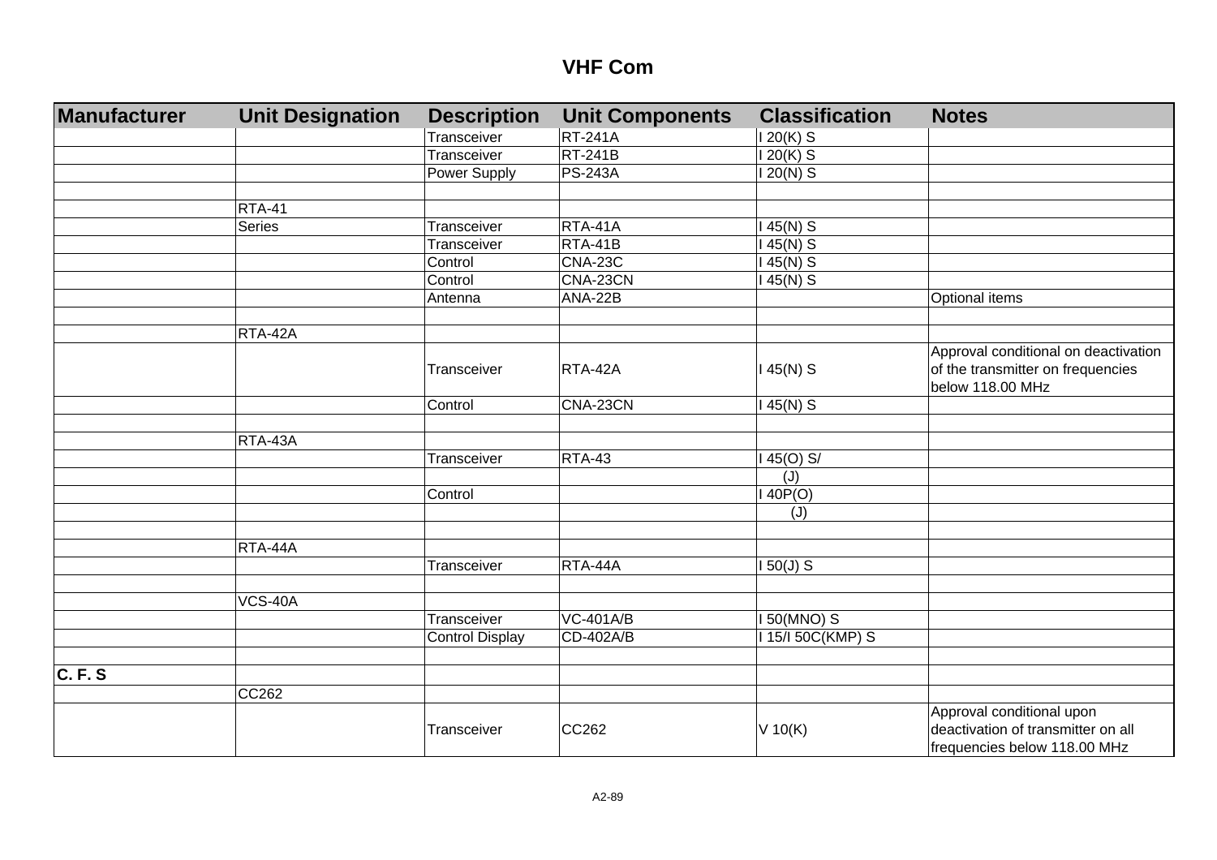# VHF Com

| Manufacturer | Unit Designation | Description | Unit Components | Classification | Notes |
|---|---|---|---|---|---|
| | | Transceiver | RT-241A | I 20(K) S | |
| | | Transceiver | RT-241B | I 20(K) S | |
| | | Power Supply | PS-243A | I 20(N) S | |
| | | | | | |
| | RTA-41 | | | | |
| | Series | Transceiver | RTA-41A | I 45(N) S | |
| | | Transceiver | RTA-41B | I 45(N) S | |
| | | Control | CNA-23C | I 45(N) S | |
| | | Control | CNA-23CN | I 45(N) S | |
| | | Antenna | ANA-22B | | Optional items |
| | | | | | |
| | RTA-42A | | | | |
| | | Transceiver | RTA-42A | I 45(N) S | Approval conditional on deactivation of the transmitter on frequencies below 118.00 MHz |
| | | Control | CNA-23CN | I 45(N) S | |
| | | | | | |
| | RTA-43A | | | | |
| | | Transceiver | RTA-43 | I 45(O) S/ | |
| | | | | (J) | |
| | | Control | | I 40P(O) | |
| | | | | (J) | |
| | | | | | |
| | RTA-44A | | | | |
| | | Transceiver | RTA-44A | I 50(J) S | |
| | | | | | |
| | VCS-40A | | | | |
| | | Transceiver | VC-401A/B | I 50(MNO) S | |
| | | Control Display | CD-402A/B | I 15/I 50C(KMP) S | |
| | | | | | |
| **C. F. S** | | | | | |
| | CC262 | | | | |
| | | Transceiver | CC262 | V 10(K) | Approval conditional upon deactivation of transmitter on all frequencies below 118.00 MHz |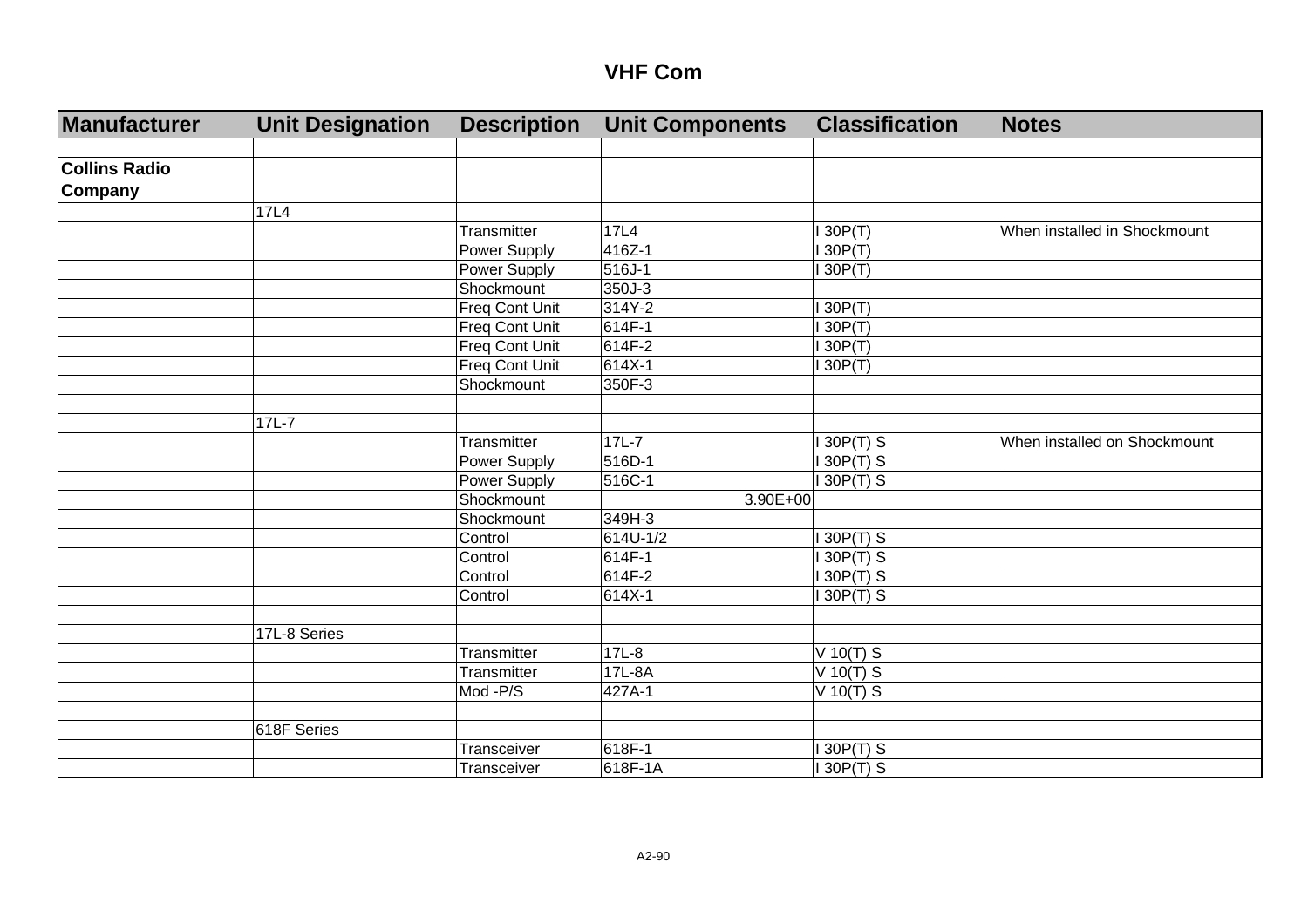# VHF Com

| Manufacturer | Unit Designation | Description | Unit Components | Classification | Notes |
|---|---|---|---|---|---|
| | | | | | |
| **Collins Radio Company** | | | | | |
| | 17L4 | | | | |
| | | Transmitter | 17L4 | I 30P(T) | When installed in Shockmount |
| | | Power Supply | 416Z-1 | I 30P(T) | |
| | | Power Supply | 516J-1 | I 30P(T) | |
| | | Shockmount | 350J-3 | | |
| | | Freq Cont Unit | 314Y-2 | I 30P(T) | |
| | | Freq Cont Unit | 614F-1 | I 30P(T) | |
| | | Freq Cont Unit | 614F-2 | I 30P(T) | |
| | | Freq Cont Unit | 614X-1 | I 30P(T) | |
| | | Shockmount | 350F-3 | | |
| | | | | | |
| | 17L-7 | | | | |
| | | Transmitter | 17L-7 | I 30P(T) S | When installed on Shockmount |
| | | Power Supply | 516D-1 | I 30P(T) S | |
| | | Power Supply | 516C-1 | I 30P(T) S | |
| | | Shockmount | 3.90E+00 | | |
| | | Shockmount | 349H-3 | | |
| | | Control | 614U-1/2 | I 30P(T) S | |
| | | Control | 614F-1 | I 30P(T) S | |
| | | Control | 614F-2 | I 30P(T) S | |
| | | Control | 614X-1 | I 30P(T) S | |
| | | | | | |
| | 17L-8 Series | | | | |
| | | Transmitter | 17L-8 | V 10(T) S | |
| | | Transmitter | 17L-8A | V 10(T) S | |
| | | Mod -P/S | 427A-1 | V 10(T) S | |
| | | | | | |
| | 618F Series | | | | |
| | | Transceiver | 618F-1 | I 30P(T) S | |
| | | Transceiver | 618F-1A | I 30P(T) S | |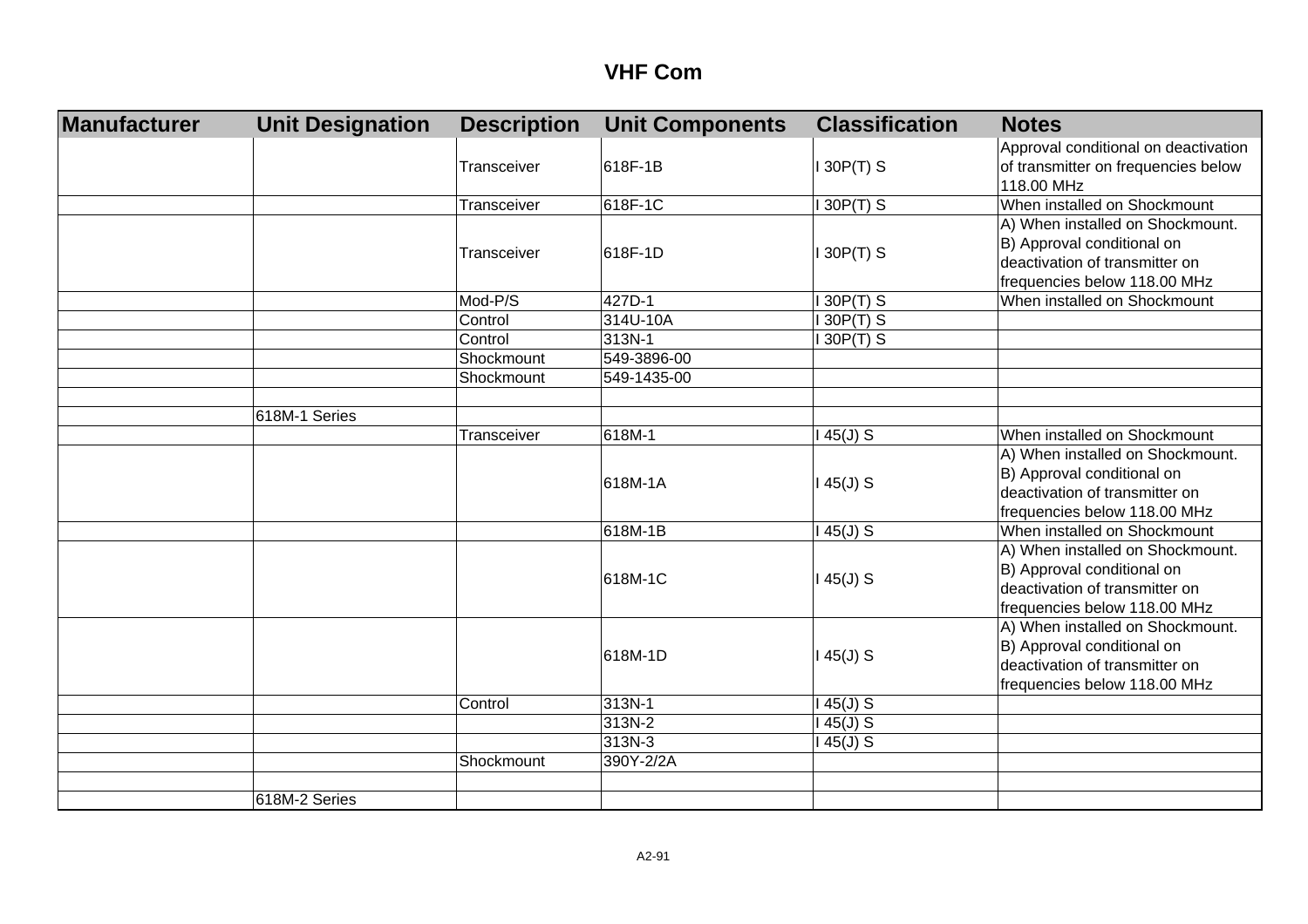# VHF Com

| Manufacturer | Unit Designation | Description | Unit Components | Classification | Notes |
|---|---|---|---|---|---|
| | | Transceiver | 618F-1B | I 30P(T) S | Approval conditional on deactivation of transmitter on frequencies below 118.00 MHz |
| | | Transceiver | 618F-1C | I 30P(T) S | When installed on Shockmount |
| | | Transceiver | 618F-1D | I 30P(T) S | A) When installed on Shockmount. B) Approval conditional on deactivation of transmitter on frequencies below 118.00 MHz |
| | | Mod-P/S | 427D-1 | I 30P(T) S | When installed on Shockmount |
| | | Control | 314U-10A | I 30P(T) S | |
| | | Control | 313N-1 | I 30P(T) S | |
| | | Shockmount | 549-3896-00 | | |
| | | Shockmount | 549-1435-00 | | |
| | | | | | |
| | 618M-1 Series | | | | |
| | | Transceiver | 618M-1 | I 45(J) S | When installed on Shockmount |
| | | | 618M-1A | I 45(J) S | A) When installed on Shockmount. B) Approval conditional on deactivation of transmitter on frequencies below 118.00 MHz |
| | | | 618M-1B | I 45(J) S | When installed on Shockmount |
| | | | 618M-1C | I 45(J) S | A) When installed on Shockmount. B) Approval conditional on deactivation of transmitter on frequencies below 118.00 MHz |
| | | | 618M-1D | I 45(J) S | A) When installed on Shockmount. B) Approval conditional on deactivation of transmitter on frequencies below 118.00 MHz |
| | | Control | 313N-1 | I 45(J) S | |
| | | | 313N-2 | I 45(J) S | |
| | | | 313N-3 | I 45(J) S | |
| | | Shockmount | 390Y-2/2A | | |
| | | | | | |
| | 618M-2 Series | | | | |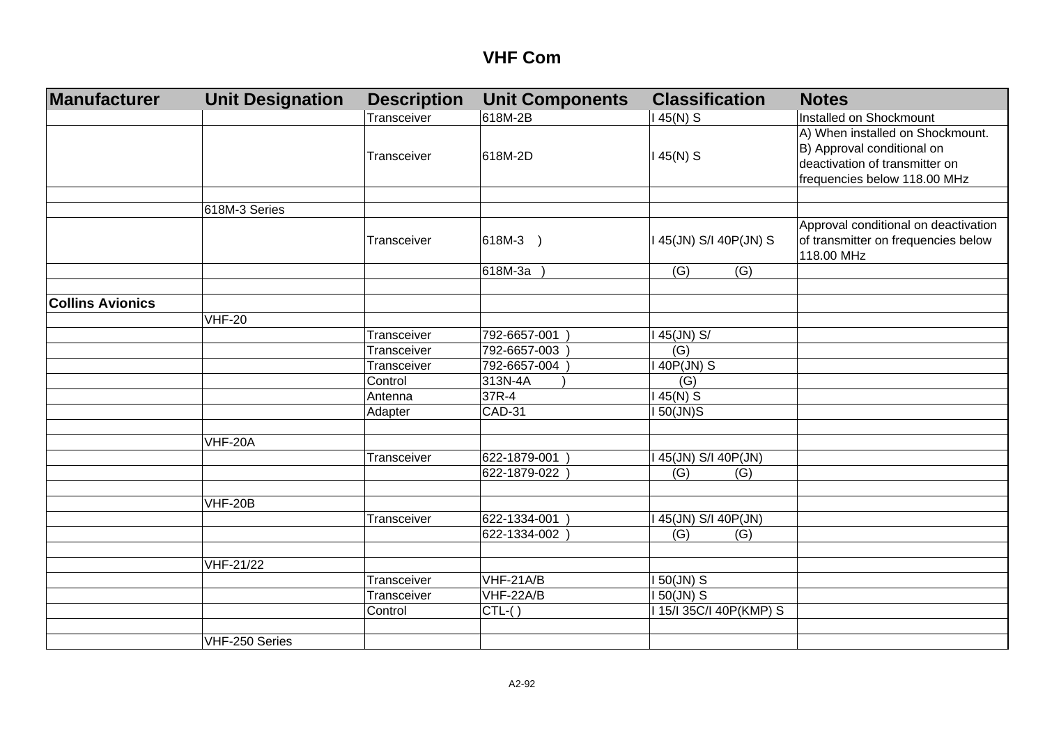# VHF Com

| Manufacturer | Unit Designation | Description | Unit Components | Classification | Notes |
|---|---|---|---|---|---|
| | | Transceiver | 618M-2B | I 45(N) S | Installed on Shockmount |
| | | Transceiver | 618M-2D | I 45(N) S | A) When installed on Shockmount. B) Approval conditional on deactivation of transmitter on frequencies below 118.00 MHz |
| | | | | | |
| | 618M-3 Series | | | | |
| | | Transceiver | 618M-3 ) | I 45(JN) S/I 40P(JN) S | Approval conditional on deactivation of transmitter on frequencies below 118.00 MHz |
| | | | 618M-3a ) | (G) (G) | |
| | | | | | |
| **Collins Avionics** | | | | | |
| | VHF-20 | | | | |
| | | Transceiver | 792-6657-001 ) | I 45(JN) S/ | |
| | | Transceiver | 792-6657-003 ) | (G) | |
| | | Transceiver | 792-6657-004 ) | I 40P(JN) S | |
| | | Control | 313N-4A ) | (G) | |
| | | Antenna | 37R-4 | I 45(N) S | |
| | | Adapter | CAD-31 | I 50(JN)S | |
| | | | | | |
| | VHF-20A | | | | |
| | | Transceiver | 622-1879-001 ) | I 45(JN) S/I 40P(JN) | |
| | | | 622-1879-022 ) | (G) (G) | |
| | | | | | |
| | VHF-20B | | | | |
| | | Transceiver | 622-1334-001 ) | I 45(JN) S/I 40P(JN) | |
| | | | 622-1334-002 ) | (G) (G) | |
| | | | | | |
| | VHF-21/22 | | | | |
| | | Transceiver | VHF-21A/B | I 50(JN) S | |
| | | Transceiver | VHF-22A/B | I 50(JN) S | |
| | | Control | CTL-( ) | I 15/I 35C/I 40P(KMP) S | |
| | | | | | |
| | VHF-250 Series | | | | |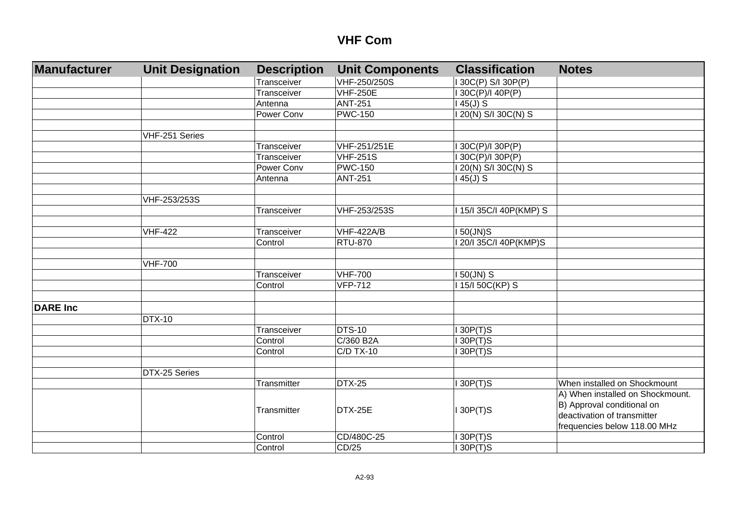# VHF Com

| Manufacturer | Unit Designation | Description | Unit Components | Classification | Notes |
|---|---|---|---|---|---|
| | | Transceiver | VHF-250/250S | I 30C(P) S/I 30P(P) | |
| | | Transceiver | VHF-250E | I 30C(P)/I 40P(P) | |
| | | Antenna | ANT-251 | I 45(J) S | |
| | | Power Conv | PWC-150 | I 20(N) S/I 30C(N) S | |
| | | | | | |
| | VHF-251 Series | | | | |
| | | Transceiver | VHF-251/251E | I 30C(P)/I 30P(P) | |
| | | Transceiver | VHF-251S | I 30C(P)/I 30P(P) | |
| | | Power Conv | PWC-150 | I 20(N) S/I 30C(N) S | |
| | | Antenna | ANT-251 | I 45(J) S | |
| | | | | | |
| | VHF-253/253S | | | | |
| | | Transceiver | VHF-253/253S | I 15/I 35C/I 40P(KMP) S | |
| | | | | | |
| | VHF-422 | Transceiver | VHF-422A/B | I 50(JN)S | |
| | | Control | RTU-870 | I 20/I 35C/I 40P(KMP)S | |
| | | | | | |
| | VHF-700 | | | | |
| | | Transceiver | VHF-700 | I 50(JN) S | |
| | | Control | VFP-712 | I 15/I 50C(KP) S | |
| | | | | | |
| **DARE Inc** | | | | | |
| | DTX-10 | | | | |
| | | Transceiver | DTS-10 | I 30P(T)S | |
| | | Control | C/360 B2A | I 30P(T)S | |
| | | Control | C/D TX-10 | I 30P(T)S | |
| | | | | | |
| | DTX-25 Series | | | | |
| | | Transmitter | DTX-25 | I 30P(T)S | When installed on Shockmount |
| | | Transmitter | DTX-25E | I 30P(T)S | A) When installed on Shockmount. B) Approval conditional on deactivation of transmitter frequencies below 118.00 MHz |
| | | Control | CD/480C-25 | I 30P(T)S | |
| | | Control | CD/25 | I 30P(T)S | |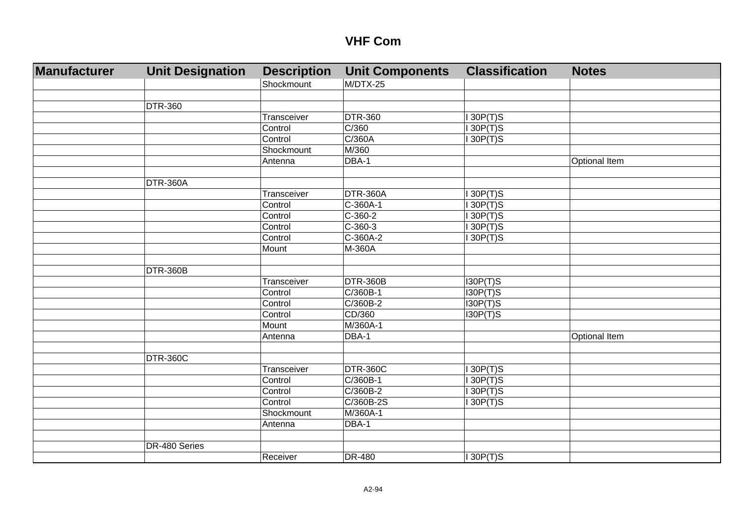# VHF Com

| Manufacturer | Unit Designation | Description | Unit Components | Classification | Notes |
|---|---|---|---|---|---|
| | | Shockmount | M/DTX-25 | | |
| | | | | | |
| | DTR-360 | | | | |
| | | Transceiver | DTR-360 | I 30P(T)S | |
| | | Control | C/360 | I 30P(T)S | |
| | | Control | C/360A | I 30P(T)S | |
| | | Shockmount | M/360 | | |
| | | Antenna | DBA-1 | | Optional Item |
| | | | | | |
| | DTR-360A | | | | |
| | | Transceiver | DTR-360A | I 30P(T)S | |
| | | Control | C-360A-1 | I 30P(T)S | |
| | | Control | C-360-2 | I 30P(T)S | |
| | | Control | C-360-3 | I 30P(T)S | |
| | | Control | C-360A-2 | I 30P(T)S | |
| | | Mount | M-360A | | |
| | | | | | |
| | DTR-360B | | | | |
| | | Transceiver | DTR-360B | I30P(T)S | |
| | | Control | C/360B-1 | I30P(T)S | |
| | | Control | C/360B-2 | I30P(T)S | |
| | | Control | CD/360 | I30P(T)S | |
| | | Mount | M/360A-1 | | |
| | | Antenna | DBA-1 | | Optional Item |
| | | | | | |
| | DTR-360C | | | | |
| | | Transceiver | DTR-360C | I 30P(T)S | |
| | | Control | C/360B-1 | I 30P(T)S | |
| | | Control | C/360B-2 | I 30P(T)S | |
| | | Control | C/360B-2S | I 30P(T)S | |
| | | Shockmount | M/360A-1 | | |
| | | Antenna | DBA-1 | | |
| | | | | | |
| | DR-480 Series | | | | |
| | | Receiver | DR-480 | I 30P(T)S | |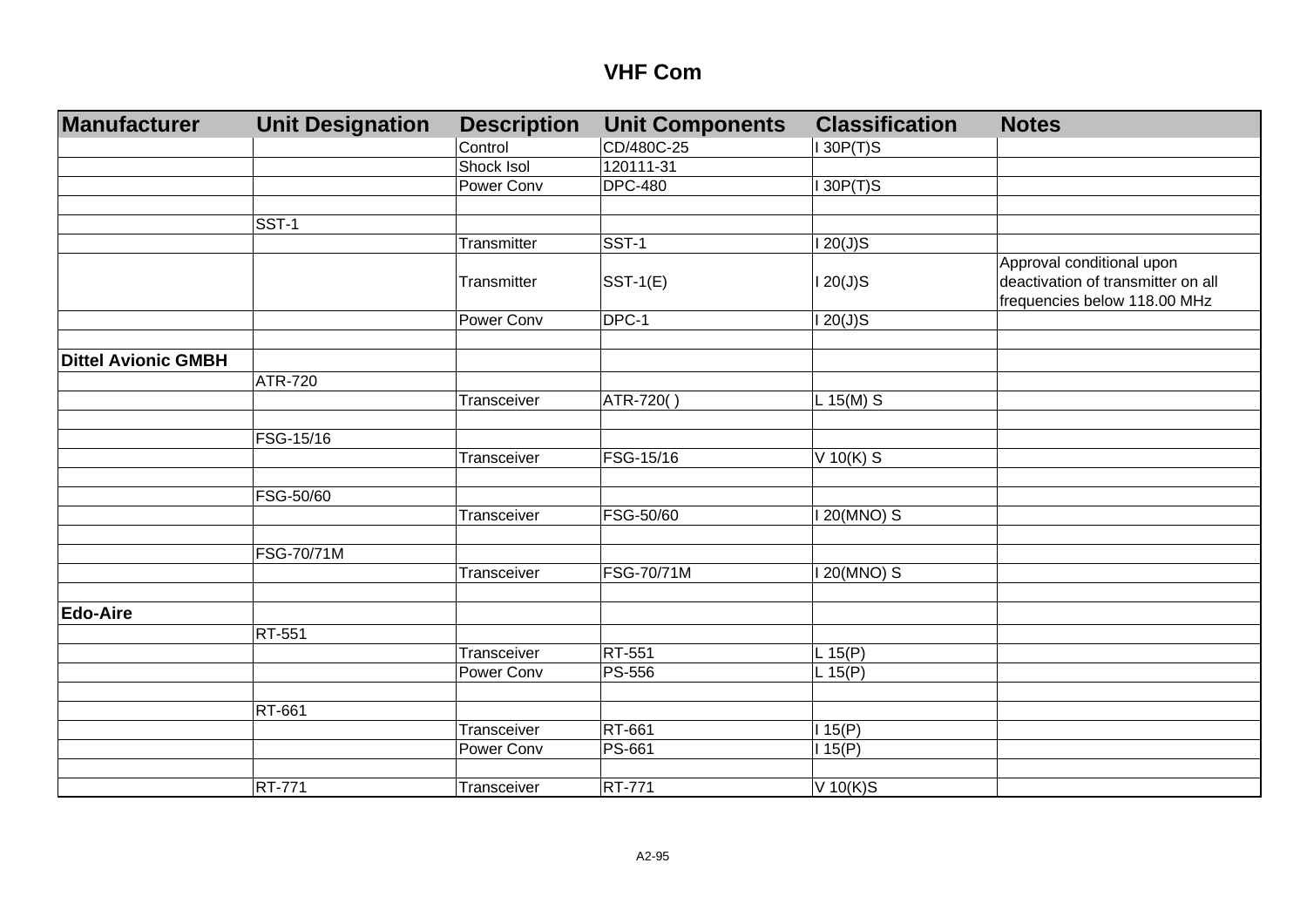# VHF Com

| Manufacturer | Unit Designation | Description | Unit Components | Classification | Notes |
|---|---|---|---|---|---|
| | | Control | CD/480C-25 | I 30P(T)S | |
| | | Shock Isol | 120111-31 | | |
| | | Power Conv | DPC-480 | I 30P(T)S | |
| | | | | | |
| | SST-1 | | | | |
| | | Transmitter | SST-1 | I 20(J)S | |
| | | Transmitter | SST-1(E) | I 20(J)S | Approval conditional upon deactivation of transmitter on all frequencies below 118.00 MHz |
| | | Power Conv | DPC-1 | I 20(J)S | |
| | | | | | |
| **Dittel Avionic GMBH** | | | | | |
| | ATR-720 | | | | |
| | | Transceiver | ATR-720( ) | L 15(M) S | |
| | | | | | |
| | FSG-15/16 | | | | |
| | | Transceiver | FSG-15/16 | V 10(K) S | |
| | | | | | |
| | FSG-50/60 | | | | |
| | | Transceiver | FSG-50/60 | I 20(MNO) S | |
| | | | | | |
| | FSG-70/71M | | | | |
| | | Transceiver | FSG-70/71M | I 20(MNO) S | |
| | | | | | |
| **Edo-Aire** | | | | | |
| | RT-551 | | | | |
| | | Transceiver | RT-551 | L 15(P) | |
| | | Power Conv | PS-556 | L 15(P) | |
| | | | | | |
| | RT-661 | | | | |
| | | Transceiver | RT-661 | I 15(P) | |
| | | Power Conv | PS-661 | I 15(P) | |
| | | | | | |
| | RT-771 | Transceiver | RT-771 | V 10(K)S | |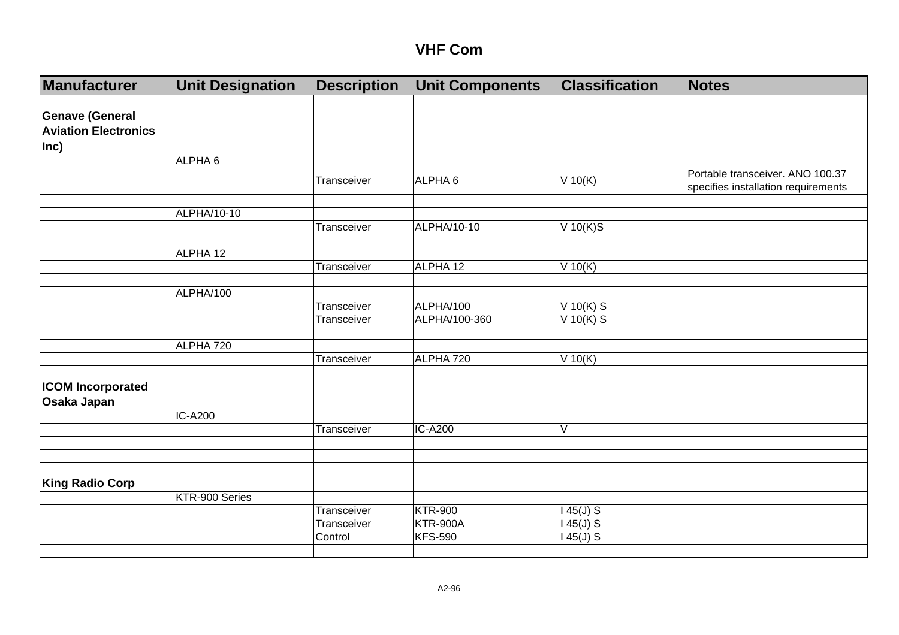# VHF Com

| Manufacturer | Unit Designation | Description | Unit Components | Classification | Notes |
|---|---|---|---|---|---|
| | | | | | |
| **Genave (General Aviation Electronics Inc)** | | | | | |
| | ALPHA 6 | | | | |
| | | Transceiver | ALPHA 6 | V 10(K) | Portable transceiver. ANO 100.37 specifies installation requirements |
| | | | | | |
| | ALPHA/10-10 | | | | |
| | | Transceiver | ALPHA/10-10 | V 10(K)S | |
| | | | | | |
| | ALPHA 12 | | | | |
| | | Transceiver | ALPHA 12 | V 10(K) | |
| | | | | | |
| | ALPHA/100 | | | | |
| | | Transceiver | ALPHA/100 | V 10(K) S | |
| | | Transceiver | ALPHA/100-360 | V 10(K) S | |
| | | | | | |
| | ALPHA 720 | | | | |
| | | Transceiver | ALPHA 720 | V 10(K) | |
| | | | | | |
| **ICOM Incorporated Osaka Japan** | | | | | |
| | IC-A200 | | | | |
| | | Transceiver | IC-A200 | V | |
| | | | | | |
| | | | | | |
| | | | | | |
| **King Radio Corp** | | | | | |
| | KTR-900 Series | | | | |
| | | Transceiver | KTR-900 | I 45(J) S | |
| | | Transceiver | KTR-900A | I 45(J) S | |
| | | Control | KFS-590 | I 45(J) S | |
| | | | | | |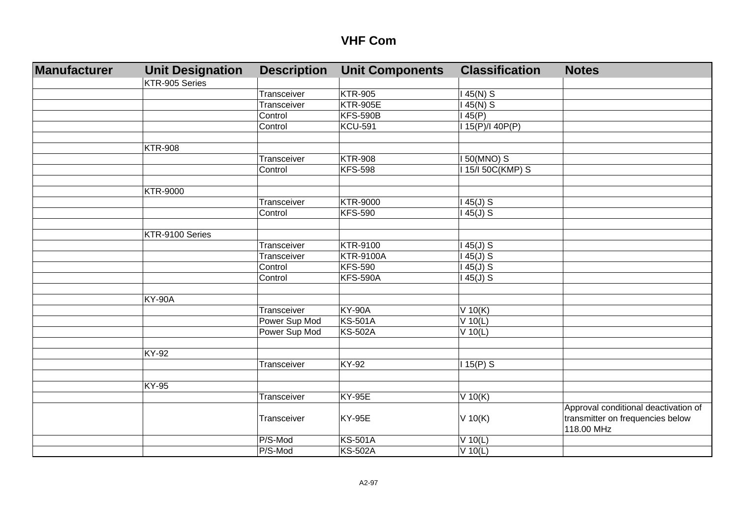# VHF Com

| Manufacturer | Unit Designation | Description | Unit Components | Classification | Notes |
|---|---|---|---|---|---|
| | KTR-905 Series | | | | |
| | | Transceiver | KTR-905 | I 45(N) S | |
| | | Transceiver | KTR-905E | I 45(N) S | |
| | | Control | KFS-590B | I 45(P) | |
| | | Control | KCU-591 | I 15(P)/I 40P(P) | |
| | | | | | |
| | KTR-908 | | | | |
| | | Transceiver | KTR-908 | I 50(MNO) S | |
| | | Control | KFS-598 | I 15/I 50C(KMP) S | |
| | | | | | |
| | KTR-9000 | | | | |
| | | Transceiver | KTR-9000 | I 45(J) S | |
| | | Control | KFS-590 | I 45(J) S | |
| | | | | | |
| | KTR-9100 Series | | | | |
| | | Transceiver | KTR-9100 | I 45(J) S | |
| | | Transceiver | KTR-9100A | I 45(J) S | |
| | | Control | KFS-590 | I 45(J) S | |
| | | Control | KFS-590A | I 45(J) S | |
| | | | | | |
| | KY-90A | | | | |
| | | Transceiver | KY-90A | V 10(K) | |
| | | Power Sup Mod | KS-501A | V 10(L) | |
| | | Power Sup Mod | KS-502A | V 10(L) | |
| | | | | | |
| | KY-92 | | | | |
| | | Transceiver | KY-92 | I 15(P) S | |
| | | | | | |
| | KY-95 | | | | |
| | | Transceiver | KY-95E | V 10(K) | |
| | | Transceiver | KY-95E | V 10(K) | Approval conditional deactivation of transmitter on frequencies below 118.00 MHz |
| | | P/S-Mod | KS-501A | V 10(L) | |
| | | P/S-Mod | KS-502A | V 10(L) | |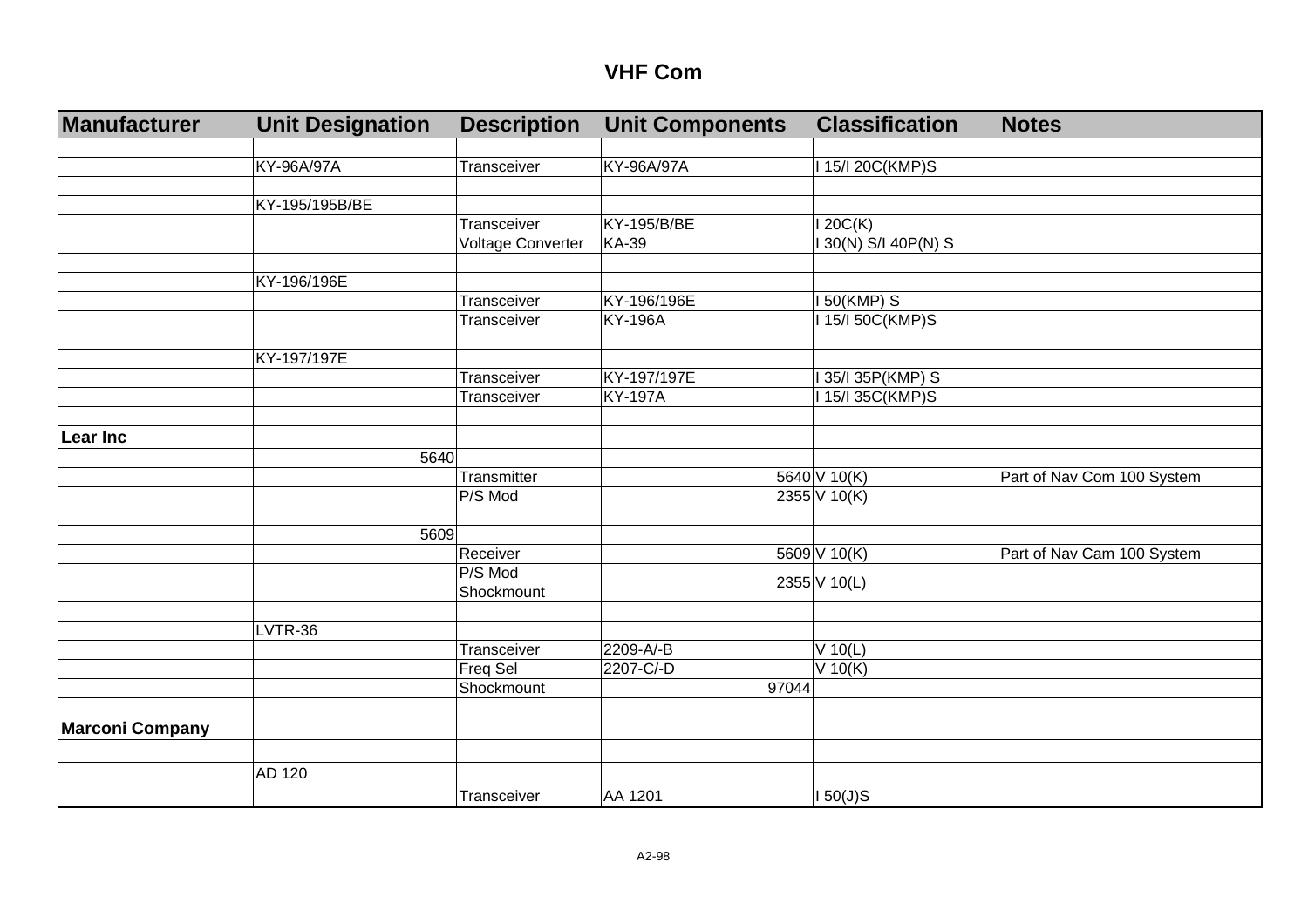# VHF Com

| Manufacturer | Unit Designation | Description | Unit Components | Classification | Notes |
|---|---|---|---|---|---|
| | | | | | |
| | KY-96A/97A | Transceiver | KY-96A/97A | I 15/I 20C(KMP)S | |
| | | | | | |
| | KY-195/195B/BE | | | | |
| | | Transceiver | KY-195/B/BE | I 20C(K) | |
| | | Voltage Converter | KA-39 | I 30(N) S/I 40P(N) S | |
| | | | | | |
| | KY-196/196E | | | | |
| | | Transceiver | KY-196/196E | I 50(KMP) S | |
| | | Transceiver | KY-196A | I 15/I 50C(KMP)S | |
| | | | | | |
| | KY-197/197E | | | | |
| | | Transceiver | KY-197/197E | I 35/I 35P(KMP) S | |
| | | Transceiver | KY-197A | I 15/I 35C(KMP)S | |
| | | | | | |
| **Lear Inc** | | | | | |
| | 5640 | | | | |
| | | Transmitter | 5640 | V 10(K) | Part of Nav Com 100 System |
| | | P/S Mod | 2355 | V 10(K) | |
| | | | | | |
| | 5609 | | | | |
| | | Receiver | 5609 | V 10(K) | Part of Nav Cam 100 System |
| | | P/S Mod Shockmount | 2355 | V 10(L) | |
| | | | | | |
| | LVTR-36 | | | | |
| | | Transceiver | 2209-A/-B | V 10(L) | |
| | | Freq Sel | 2207-C/-D | V 10(K) | |
| | | Shockmount | 97044 | | |
| | | | | | |
| **Marconi Company** | | | | | |
| | | | | | |
| | AD 120 | | | | |
| | | Transceiver | AA 1201 | I 50(J)S | |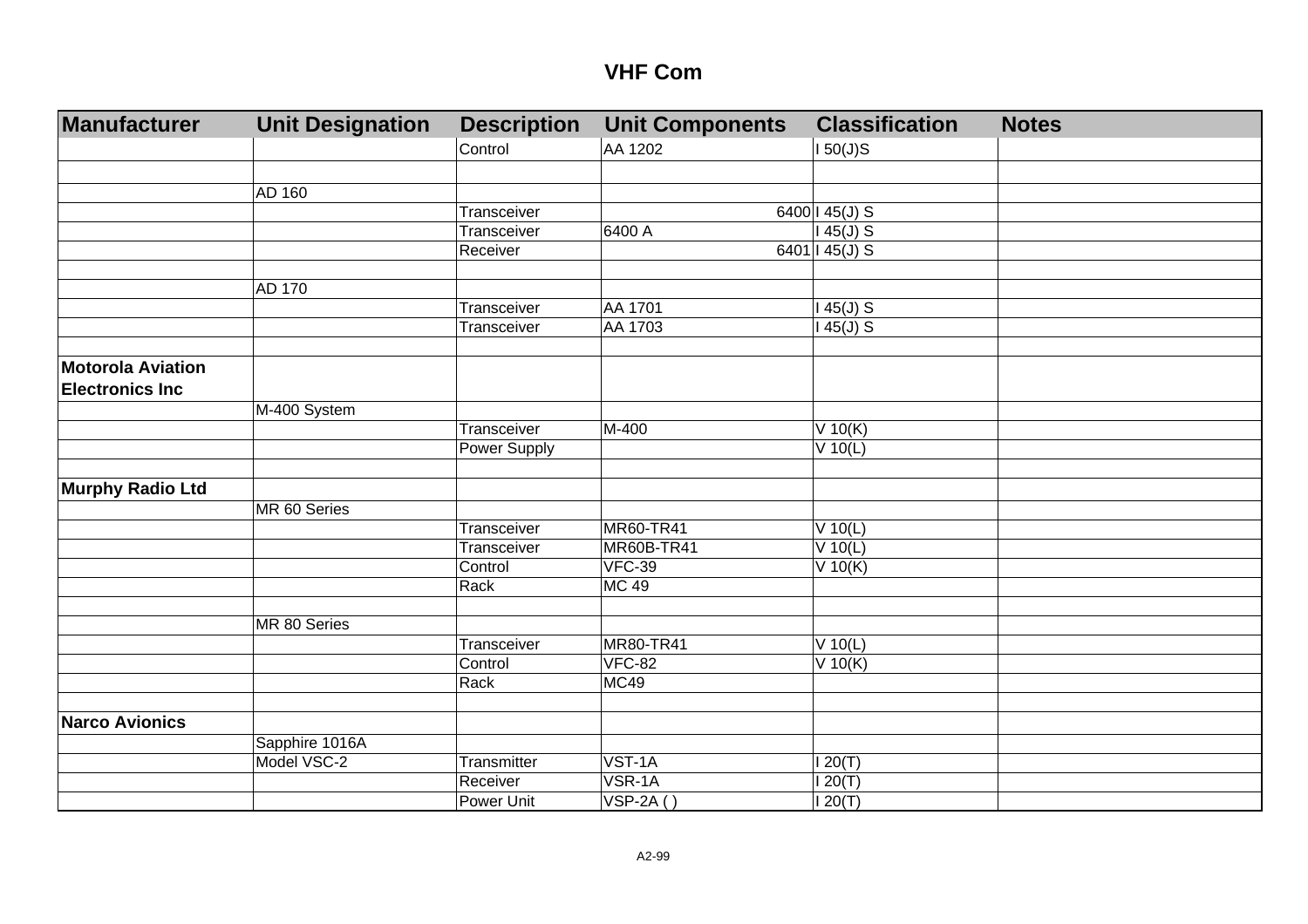# VHF Com

| Manufacturer | Unit Designation | Description | Unit Components | Classification | Notes |
|---|---|---|---|---|---|
| | | Control | AA 1202 | I 50(J)S | |
| | | | | | |
| | AD 160 | | | | |
| | | Transceiver | 6400 | I 45(J) S | |
| | | Transceiver | 6400 A | I 45(J) S | |
| | | Receiver | 6401 | I 45(J) S | |
| | | | | | |
| | AD 170 | | | | |
| | | Transceiver | AA 1701 | I 45(J) S | |
| | | Transceiver | AA 1703 | I 45(J) S | |
| | | | | | |
| **Motorola Aviation Electronics Inc** | | | | | |
| | M-400 System | | | | |
| | | Transceiver | M-400 | V 10(K) | |
| | | Power Supply | | V 10(L) | |
| | | | | | |
| **Murphy Radio Ltd** | | | | | |
| | MR 60 Series | | | | |
| | | Transceiver | MR60-TR41 | V 10(L) | |
| | | Transceiver | MR60B-TR41 | V 10(L) | |
| | | Control | VFC-39 | V 10(K) | |
| | | Rack | MC 49 | | |
| | | | | | |
| | MR 80 Series | | | | |
| | | Transceiver | MR80-TR41 | V 10(L) | |
| | | Control | VFC-82 | V 10(K) | |
| | | Rack | MC49 | | |
| | | | | | |
| **Narco Avionics** | | | | | |
| | Sapphire 1016A | | | | |
| | Model VSC-2 | Transmitter | VST-1A | I 20(T) | |
| | | Receiver | VSR-1A | I 20(T) | |
| | | Power Unit | VSP-2A ( ) | I 20(T) | |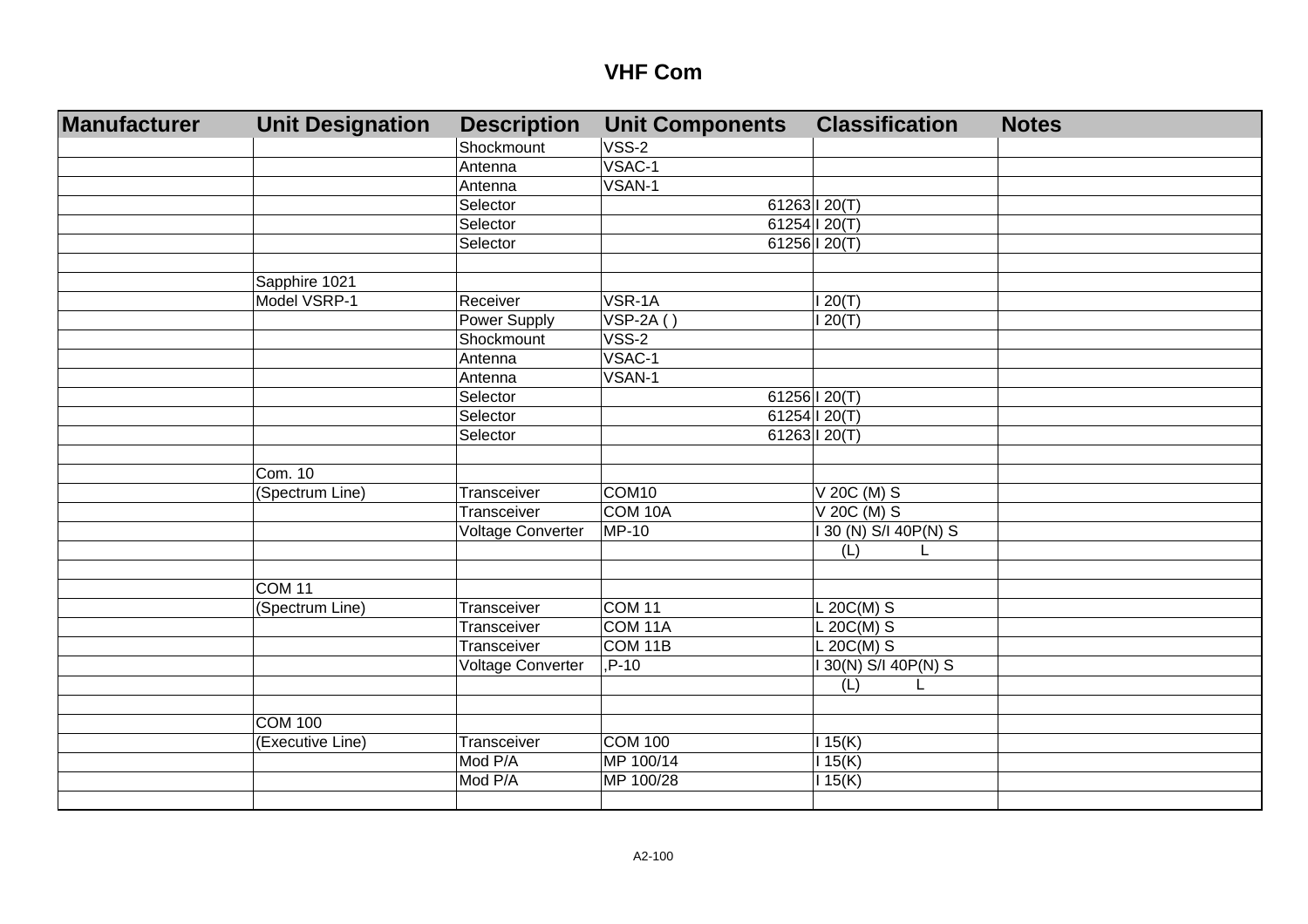# VHF Com

| Manufacturer | Unit Designation | Description | Unit Components | Classification | Notes |
|---|---|---|---|---|---|
| | | Shockmount | VSS-2 | | |
| | | Antenna | VSAC-1 | | |
| | | Antenna | VSAN-1 | | |
| | | Selector | 61263 | I 20(T) | |
| | | Selector | 61254 | I 20(T) | |
| | | Selector | 61256 | I 20(T) | |
| | | | | | |
| | Sapphire 1021 | | | | |
| | Model VSRP-1 | Receiver | VSR-1A | I 20(T) | |
| | | Power Supply | VSP-2A ( ) | I 20(T) | |
| | | Shockmount | VSS-2 | | |
| | | Antenna | VSAC-1 | | |
| | | Antenna | VSAN-1 | | |
| | | Selector | 61256 | I 20(T) | |
| | | Selector | 61254 | I 20(T) | |
| | | Selector | 61263 | I 20(T) | |
| | | | | | |
| | Com. 10 | | | | |
| | (Spectrum Line) | Transceiver | COM10 | V 20C (M) S | |
| | | Transceiver | COM 10A | V 20C (M) S | |
| | | Voltage Converter | MP-10 | I 30 (N) S/I 40P(N) S | |
| | | | | (L) L | |
| | | | | | |
| | COM 11 | | | | |
| | (Spectrum Line) | Transceiver | COM 11 | L 20C(M) S | |
| | | Transceiver | COM 11A | L 20C(M) S | |
| | | Transceiver | COM 11B | L 20C(M) S | |
| | | Voltage Converter | ,P-10 | I 30(N) S/I 40P(N) S | |
| | | | | (L) L | |
| | | | | | |
| | COM 100 | | | | |
| | (Executive Line) | Transceiver | COM 100 | I 15(K) | |
| | | Mod P/A | MP 100/14 | I 15(K) | |
| | | Mod P/A | MP 100/28 | I 15(K) | |
| | | | | | |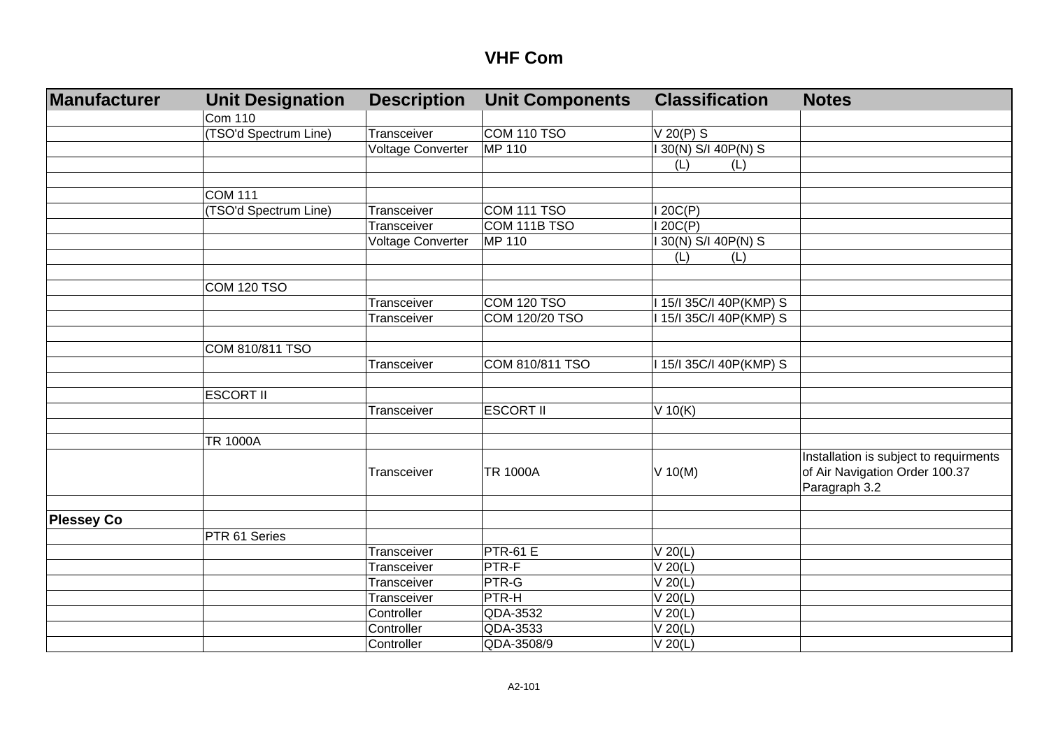# VHF Com

| Manufacturer | Unit Designation | Description | Unit Components | Classification | Notes |
|---|---|---|---|---|---|
| | Com 110 | | | | |
| | (TSO'd Spectrum Line) | Transceiver | COM 110 TSO | V 20(P) S | |
| | | Voltage Converter | MP 110 | I 30(N) S/I 40P(N) S | |
| | | | | (L) (L) | |
| | | | | | |
| | COM 111 | | | | |
| | (TSO'd Spectrum Line) | Transceiver | COM 111 TSO | I 20C(P) | |
| | | Transceiver | COM 111B TSO | I 20C(P) | |
| | | Voltage Converter | MP 110 | I 30(N) S/I 40P(N) S | |
| | | | | (L) (L) | |
| | | | | | |
| | COM 120 TSO | | | | |
| | | Transceiver | COM 120 TSO | I 15/I 35C/I 40P(KMP) S | |
| | | Transceiver | COM 120/20 TSO | I 15/I 35C/I 40P(KMP) S | |
| | | | | | |
| | COM 810/811 TSO | | | | |
| | | Transceiver | COM 810/811 TSO | I 15/I 35C/I 40P(KMP) S | |
| | | | | | |
| | ESCORT II | | | | |
| | | Transceiver | ESCORT II | V 10(K) | |
| | | | | | |
| | TR 1000A | | | | |
| | | Transceiver | TR 1000A | V 10(M) | Installation is subject to requirments of Air Navigation Order 100.37 Paragraph 3.2 |
| | | | | | |
| **Plessey Co** | | | | | |
| | PTR 61 Series | | | | |
| | | Transceiver | PTR-61 E | V 20(L) | |
| | | Transceiver | PTR-F | V 20(L) | |
| | | Transceiver | PTR-G | V 20(L) | |
| | | Transceiver | PTR-H | V 20(L) | |
| | | Controller | QDA-3532 | V 20(L) | |
| | | Controller | QDA-3533 | V 20(L) | |
| | | Controller | QDA-3508/9 | V 20(L) | |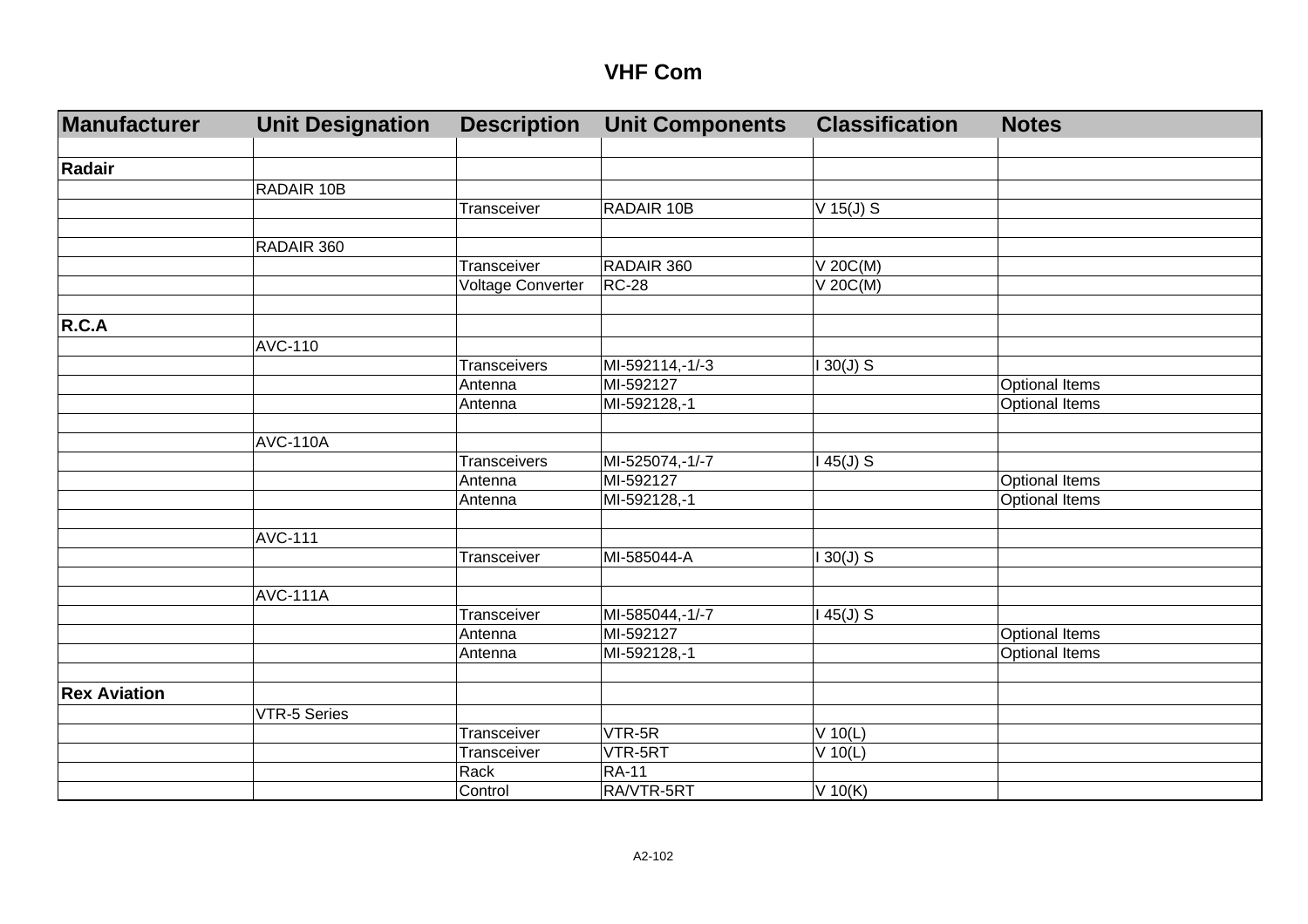# VHF Com

| Manufacturer | Unit Designation | Description | Unit Components | Classification | Notes |
|---|---|---|---|---|---|
| | | | | | |
| **Radair** | | | | | |
| | RADAIR 10B | | | | |
| | | Transceiver | RADAIR 10B | V 15(J) S | |
| | | | | | |
| | RADAIR 360 | | | | |
| | | Transceiver | RADAIR 360 | V 20C(M) | |
| | | Voltage Converter | RC-28 | V 20C(M) | |
| | | | | | |
| **R.C.A** | | | | | |
| | AVC-110 | | | | |
| | | Transceivers | MI-592114,-1/-3 | I 30(J) S | |
| | | Antenna | MI-592127 | | Optional Items |
| | | Antenna | MI-592128,-1 | | Optional Items |
| | | | | | |
| | AVC-110A | | | | |
| | | Transceivers | MI-525074,-1/-7 | I 45(J) S | |
| | | Antenna | MI-592127 | | Optional Items |
| | | Antenna | MI-592128,-1 | | Optional Items |
| | | | | | |
| | AVC-111 | | | | |
| | | Transceiver | MI-585044-A | I 30(J) S | |
| | | | | | |
| | AVC-111A | | | | |
| | | Transceiver | MI-585044,-1/-7 | I 45(J) S | |
| | | Antenna | MI-592127 | | Optional Items |
| | | Antenna | MI-592128,-1 | | Optional Items |
| | | | | | |
| **Rex Aviation** | | | | | |
| | VTR-5 Series | | | | |
| | | Transceiver | VTR-5R | V 10(L) | |
| | | Transceiver | VTR-5RT | V 10(L) | |
| | | Rack | RA-11 | | |
| | | Control | RA/VTR-5RT | V 10(K) | |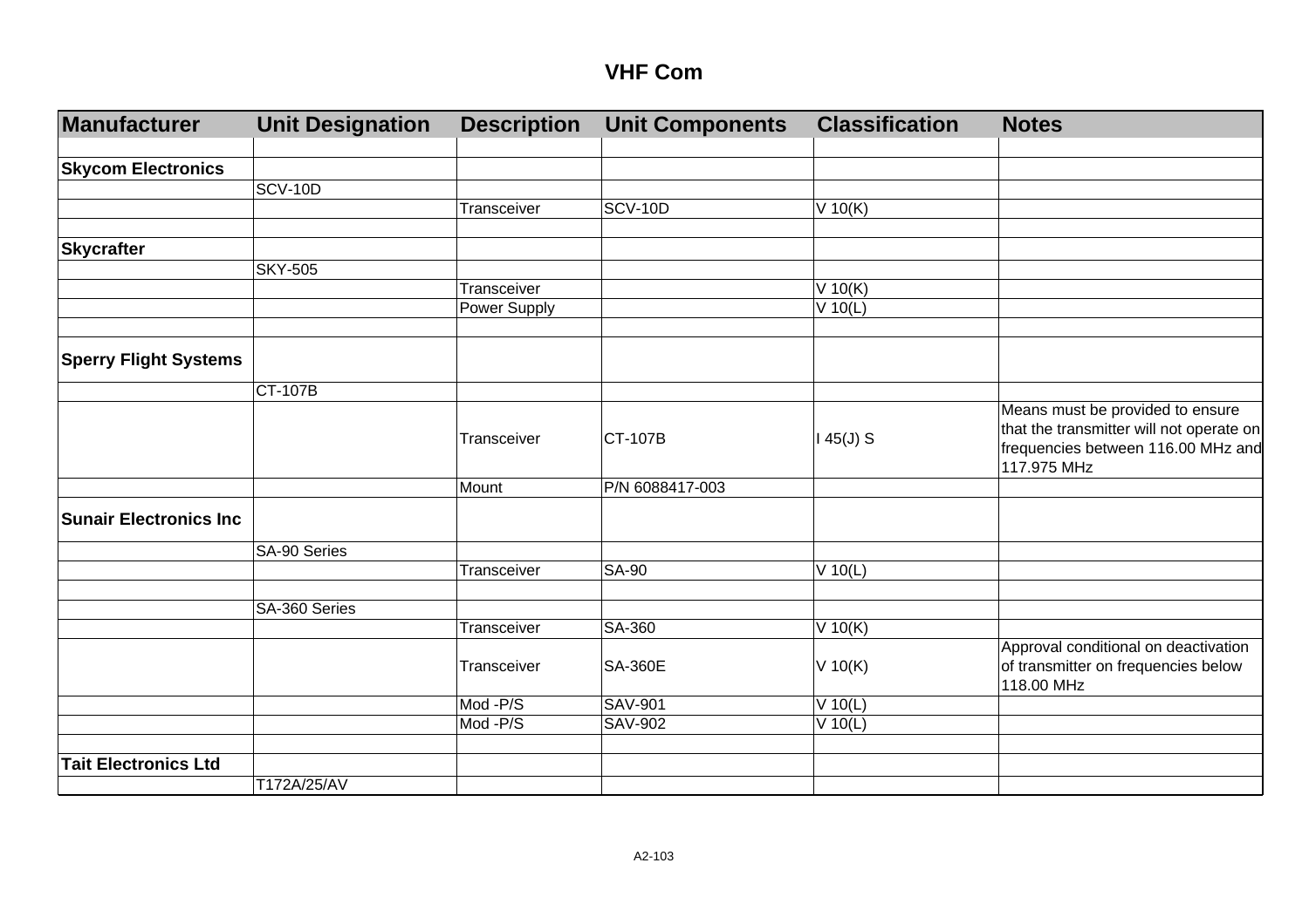# VHF Com

| Manufacturer | Unit Designation | Description | Unit Components | Classification | Notes |
|---|---|---|---|---|---|
| | | | | | |
| **Skycom Electronics** | | | | | |
| | SCV-10D | | | | |
| | | Transceiver | SCV-10D | V 10(K) | |
| | | | | | |
| **Skycrafter** | | | | | |
| | SKY-505 | | | | |
| | | Transceiver | | V 10(K) | |
| | | Power Supply | | V 10(L) | |
| | | | | | |
| **Sperry Flight Systems** | | | | | |
| | CT-107B | | | | |
| | | Transceiver | CT-107B | I 45(J) S | Means must be provided to ensure that the transmitter will not operate on frequencies between 116.00 MHz and 117.975 MHz |
| | | Mount | P/N 6088417-003 | | |
| **Sunair Electronics Inc** | | | | | |
| | SA-90 Series | | | | |
| | | Transceiver | SA-90 | V 10(L) | |
| | | | | | |
| | SA-360 Series | | | | |
| | | Transceiver | SA-360 | V 10(K) | |
| | | Transceiver | SA-360E | V 10(K) | Approval conditional on deactivation of transmitter on frequencies below 118.00 MHz |
| | | Mod -P/S | SAV-901 | V 10(L) | |
| | | Mod -P/S | SAV-902 | V 10(L) | |
| | | | | | |
| **Tait Electronics Ltd** | | | | | |
| | T172A/25/AV | | | | |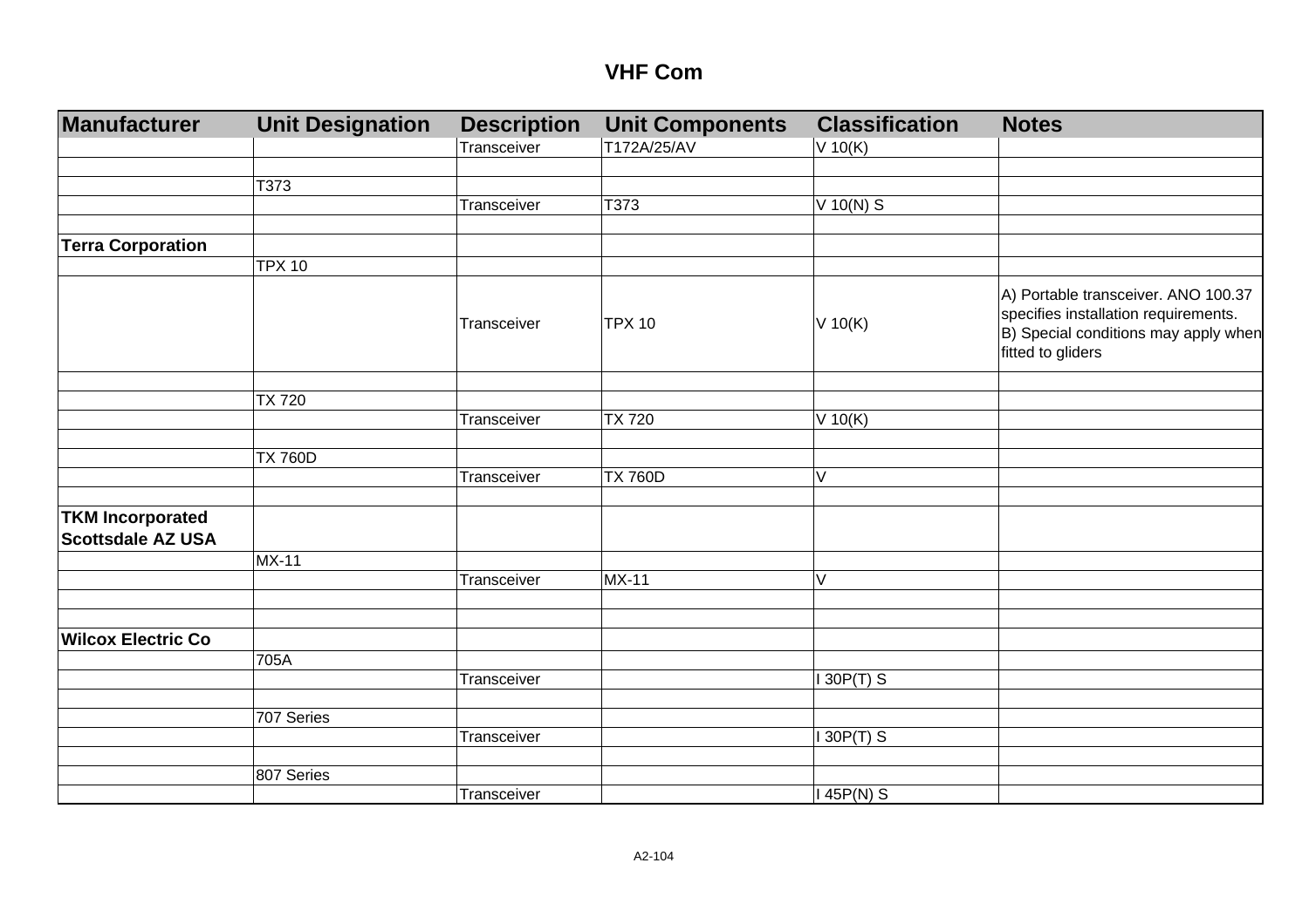# VHF Com

| Manufacturer | Unit Designation | Description | Unit Components | Classification | Notes |
|---|---|---|---|---|---|
| | | Transceiver | T172A/25/AV | V 10(K) | |
| | | | | | |
| | T373 | | | | |
| | | Transceiver | T373 | V 10(N) S | |
| | | | | | |
| **Terra Corporation** | | | | | |
| | TPX 10 | | | | |
| | | Transceiver | TPX 10 | V 10(K) | A) Portable transceiver. ANO 100.37 specifies installation requirements. B) Special conditions may apply when fitted to gliders |
| | | | | | |
| | TX 720 | | | | |
| | | Transceiver | TX 720 | V 10(K) | |
| | | | | | |
| | TX 760D | | | | |
| | | Transceiver | TX 760D | V | |
| | | | | | |
| **TKM Incorporated Scottsdale AZ USA** | | | | | |
| | MX-11 | | | | |
| | | Transceiver | MX-11 | V | |
| | | | | | |
| | | | | | |
| **Wilcox Electric Co** | | | | | |
| | 705A | | | | |
| | | Transceiver | | I 30P(T) S | |
| | | | | | |
| | 707 Series | | | | |
| | | Transceiver | | I 30P(T) S | |
| | | | | | |
| | 807 Series | | | | |
| | | Transceiver | | I 45P(N) S | |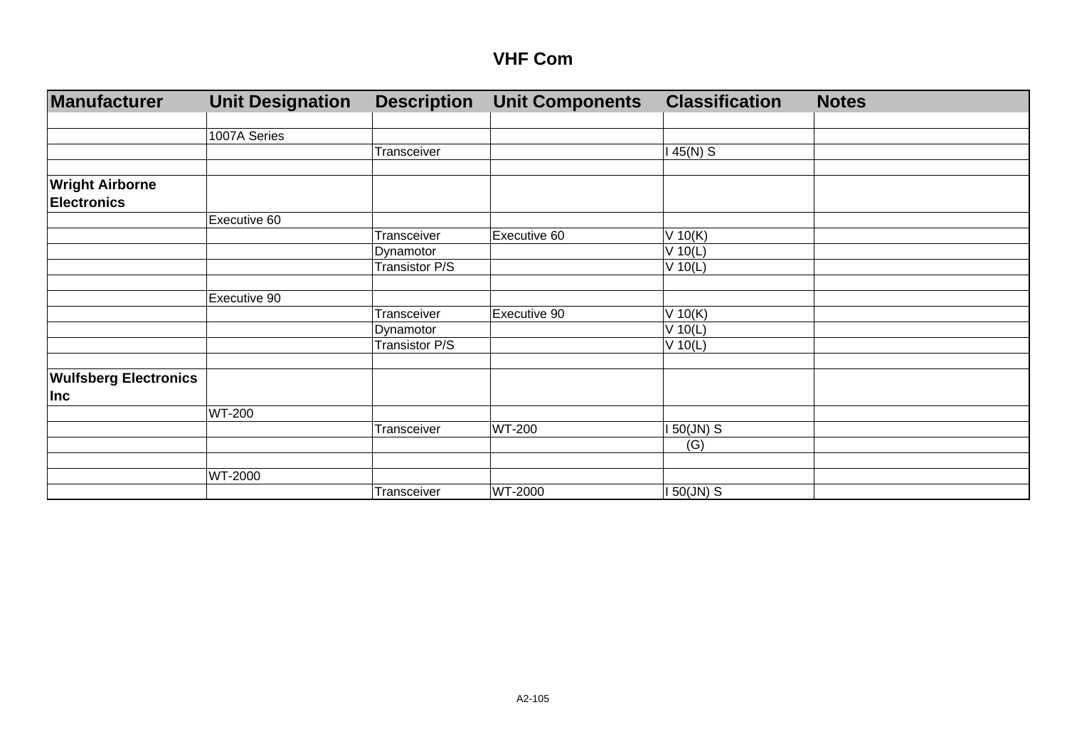## VHF Com

| Manufacturer | Unit Designation | Description | Unit Components | Classification | Notes |
|---|---|---|---|---|---|
| | | | | | |
| | 1007A Series | | | | |
| | | Transceiver | | I 45(N) S | |
| | | | | | |
| **Wright Airborne Electronics** | | | | | |
| | Executive 60 | | | | |
| | | Transceiver | Executive 60 | V 10(K) | |
| | | Dynamotor | | V 10(L) | |
| | | Transistor P/S | | V 10(L) | |
| | | | | | |
| | Executive 90 | | | | |
| | | Transceiver | Executive 90 | V 10(K) | |
| | | Dynamotor | | V 10(L) | |
| | | Transistor P/S | | V 10(L) | |
| | | | | | |
| **Wulfsberg Electronics Inc** | | | | | |
| | WT-200 | | | | |
| | | Transceiver | WT-200 | I 50(JN) S | |
| | | | | (G) | |
| | | | | | |
| | WT-2000 | | | | |
| | | Transceiver | WT-2000 | I 50(JN) S | |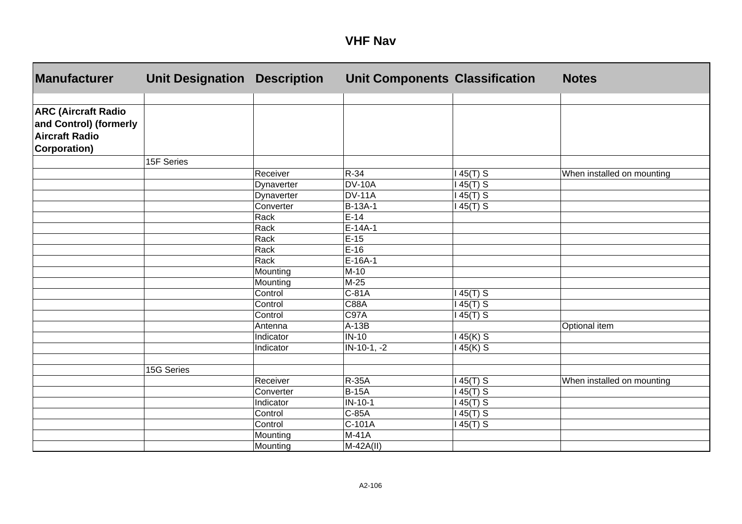# VHF Nav

| Manufacturer | Unit Designation | Description | Unit Components | Classification | Notes |
|---|---|---|---|---|---|
| | | | | | |
| **ARC (Aircraft Radio and Control) (formerly Aircraft Radio Corporation)** | | | | | |
| | 15F Series | | | | |
| | | Receiver | R-34 | I 45(T) S | When installed on mounting |
| | | Dynaverter | DV-10A | I 45(T) S | |
| | | Dynaverter | DV-11A | I 45(T) S | |
| | | Converter | B-13A-1 | I 45(T) S | |
| | | Rack | E-14 | | |
| | | Rack | E-14A-1 | | |
| | | Rack | E-15 | | |
| | | Rack | E-16 | | |
| | | Rack | E-16A-1 | | |
| | | Mounting | M-10 | | |
| | | Mounting | M-25 | | |
| | | Control | C-81A | I 45(T) S | |
| | | Control | C88A | I 45(T) S | |
| | | Control | C97A | I 45(T) S | |
| | | Antenna | A-13B | | Optional item |
| | | Indicator | IN-10 | I 45(K) S | |
| | | Indicator | IN-10-1, -2 | I 45(K) S | |
| | | | | | |
| | 15G Series | | | | |
| | | Receiver | R-35A | I 45(T) S | When installed on mounting |
| | | Converter | B-15A | I 45(T) S | |
| | | Indicator | IN-10-1 | I 45(T) S | |
| | | Control | C-85A | I 45(T) S | |
| | | Control | C-101A | I 45(T) S | |
| | | Mounting | M-41A | | |
| | | Mounting | M-42A(II) | | |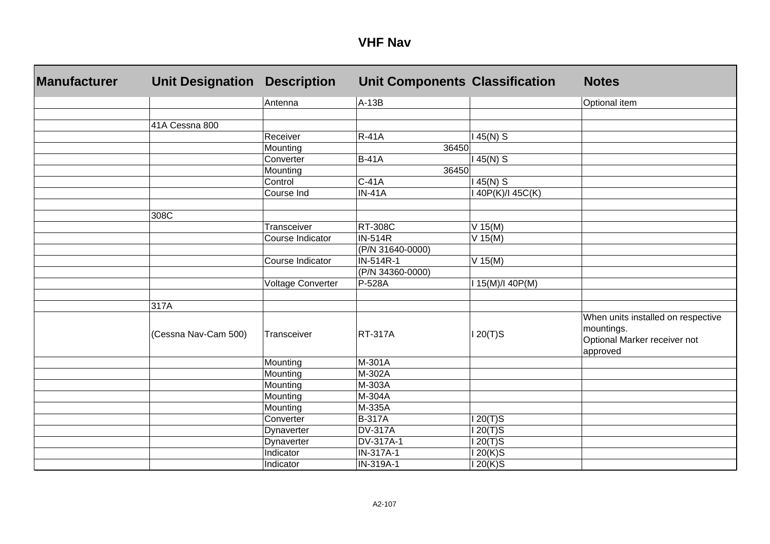# VHF Nav

| Manufacturer | Unit Designation | Description | Unit Components | Classification | Notes |
|---|---|---|---|---|---|
| | | Antenna | A-13B | | Optional item |
| | | | | | |
| | 41A Cessna 800 | | | | |
| | | Receiver | R-41A | I 45(N) S | |
| | | Mounting | 36450 | | |
| | | Converter | B-41A | I 45(N) S | |
| | | Mounting | 36450 | | |
| | | Control | C-41A | I 45(N) S | |
| | | Course Ind | IN-41A | I 40P(K)/I 45C(K) | |
| | | | | | |
| | 308C | | | | |
| | | Transceiver | RT-308C | V 15(M) | |
| | | Course Indicator | IN-514R | V 15(M) | |
| | | | (P/N 31640-0000) | | |
| | | Course Indicator | IN-514R-1 | V 15(M) | |
| | | | (P/N 34360-0000) | | |
| | | Voltage Converter | P-528A | I 15(M)/I 40P(M) | |
| | | | | | |
| | 317A | | | | |
| | (Cessna Nav-Cam 500) | Transceiver | RT-317A | I 20(T)S | When units installed on respective mountings. Optional Marker receiver not approved |
| | | Mounting | M-301A | | |
| | | Mounting | M-302A | | |
| | | Mounting | M-303A | | |
| | | Mounting | M-304A | | |
| | | Mounting | M-335A | | |
| | | Converter | B-317A | I 20(T)S | |
| | | Dynaverter | DV-317A | I 20(T)S | |
| | | Dynaverter | DV-317A-1 | I 20(T)S | |
| | | Indicator | IN-317A-1 | I 20(K)S | |
| | | Indicator | IN-319A-1 | I 20(K)S | |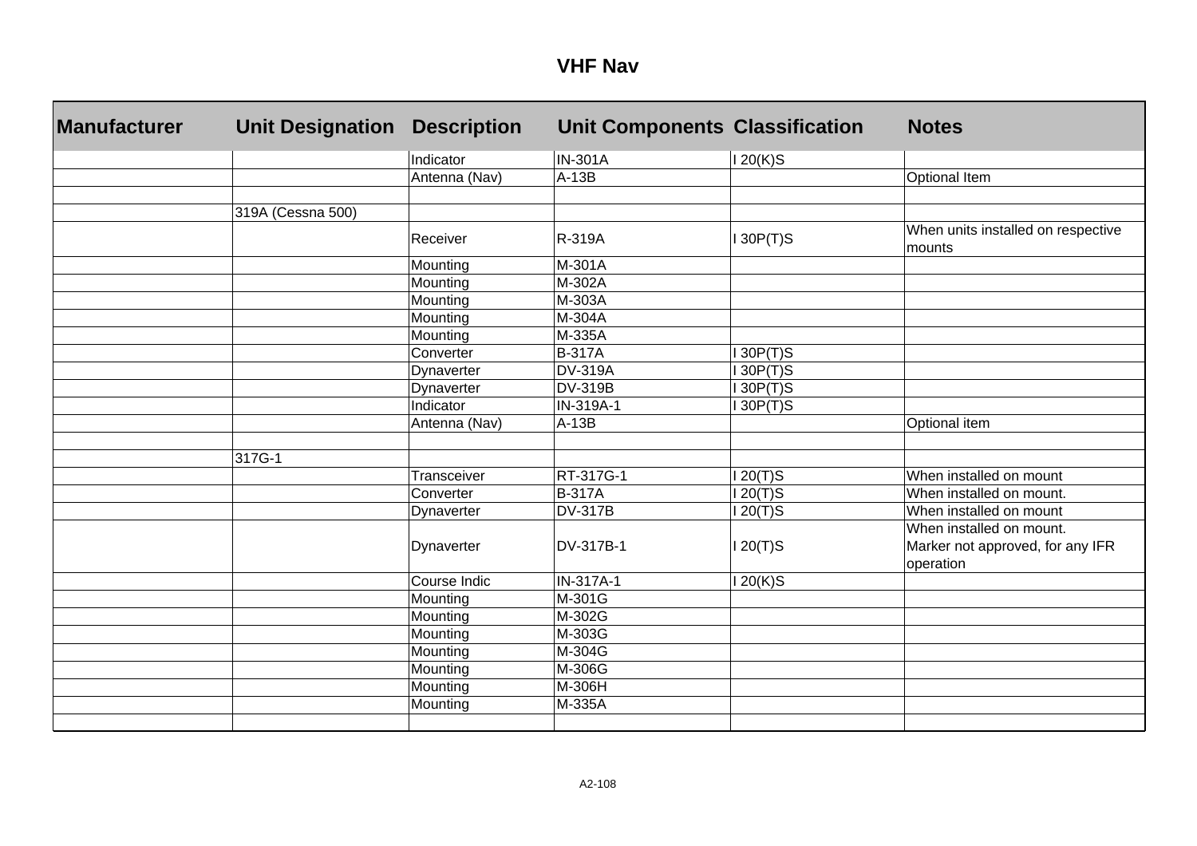## VHF Nav

| Manufacturer | Unit Designation | Description | Unit Components | Classification | Notes |
|---|---|---|---|---|---|
| | | Indicator | IN-301A | I 20(K)S | |
| | | Antenna (Nav) | A-13B | | Optional Item |
| | | | | | |
| | 319A (Cessna 500) | | | | |
| | | Receiver | R-319A | I 30P(T)S | When units installed on respective mounts |
| | | Mounting | M-301A | | |
| | | Mounting | M-302A | | |
| | | Mounting | M-303A | | |
| | | Mounting | M-304A | | |
| | | Mounting | M-335A | | |
| | | Converter | B-317A | I 30P(T)S | |
| | | Dynaverter | DV-319A | I 30P(T)S | |
| | | Dynaverter | DV-319B | I 30P(T)S | |
| | | Indicator | IN-319A-1 | I 30P(T)S | |
| | | Antenna (Nav) | A-13B | | Optional item |
| | | | | | |
| | 317G-1 | | | | |
| | | Transceiver | RT-317G-1 | I 20(T)S | When installed on mount |
| | | Converter | B-317A | I 20(T)S | When installed on mount. |
| | | Dynaverter | DV-317B | I 20(T)S | When installed on mount |
| | | Dynaverter | DV-317B-1 | I 20(T)S | When installed on mount. Marker not approved, for any IFR operation |
| | | Course Indic | IN-317A-1 | I 20(K)S | |
| | | Mounting | M-301G | | |
| | | Mounting | M-302G | | |
| | | Mounting | M-303G | | |
| | | Mounting | M-304G | | |
| | | Mounting | M-306G | | |
| | | Mounting | M-306H | | |
| | | Mounting | M-335A | | |
| | | | | | |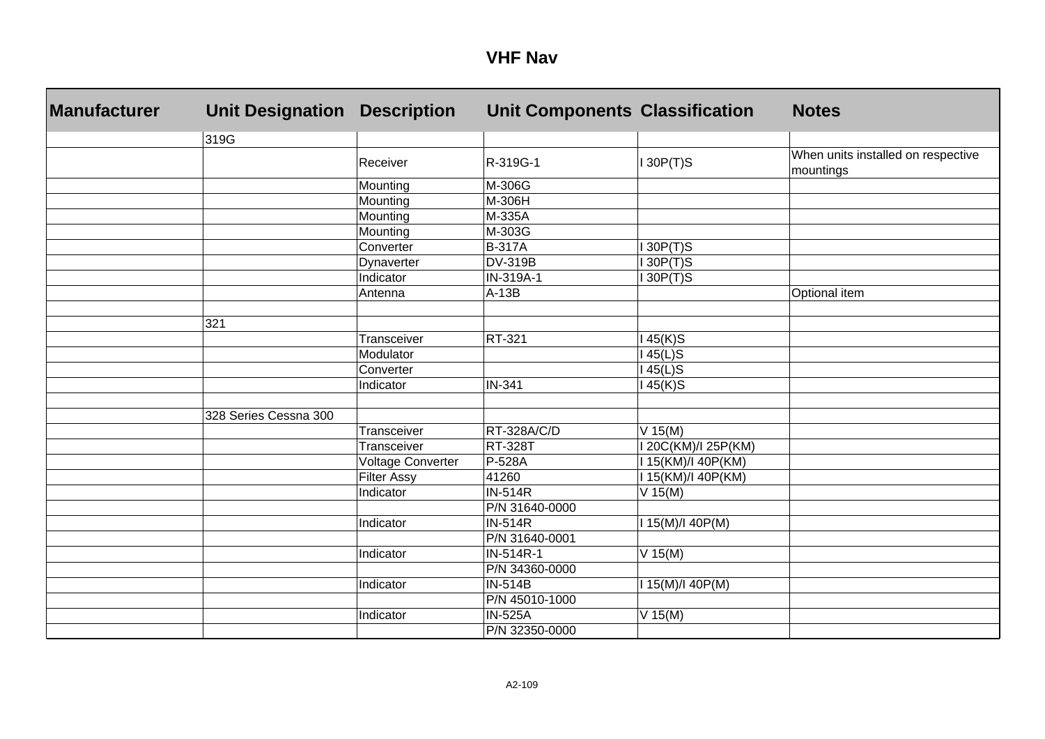# VHF Nav

| Manufacturer | Unit Designation | Description | Unit Components | Classification | Notes |
|---|---|---|---|---|---|
| | 319G | | | | |
| | | Receiver | R-319G-1 | I 30P(T)S | When units installed on respective mountings |
| | | Mounting | M-306G | | |
| | | Mounting | M-306H | | |
| | | Mounting | M-335A | | |
| | | Mounting | M-303G | | |
| | | Converter | B-317A | I 30P(T)S | |
| | | Dynaverter | DV-319B | I 30P(T)S | |
| | | Indicator | IN-319A-1 | I 30P(T)S | |
| | | Antenna | A-13B | | Optional item |
| | | | | | |
| | 321 | | | | |
| | | Transceiver | RT-321 | I 45(K)S | |
| | | Modulator | | I 45(L)S | |
| | | Converter | | I 45(L)S | |
| | | Indicator | IN-341 | I 45(K)S | |
| | | | | | |
| | 328 Series Cessna 300 | | | | |
| | | Transceiver | RT-328A/C/D | V 15(M) | |
| | | Transceiver | RT-328T | I 20C(KM)/I 25P(KM) | |
| | | Voltage Converter | P-528A | I 15(KM)/I 40P(KM) | |
| | | Filter Assy | 41260 | I 15(KM)/I 40P(KM) | |
| | | Indicator | IN-514R | V 15(M) | |
| | | | P/N 31640-0000 | | |
| | | Indicator | IN-514R | I 15(M)/I 40P(M) | |
| | | | P/N 31640-0001 | | |
| | | Indicator | IN-514R-1 | V 15(M) | |
| | | | P/N 34360-0000 | | |
| | | Indicator | IN-514B | I 15(M)/I 40P(M) | |
| | | | P/N 45010-1000 | | |
| | | Indicator | IN-525A | V 15(M) | |
| | | | P/N 32350-0000 | | |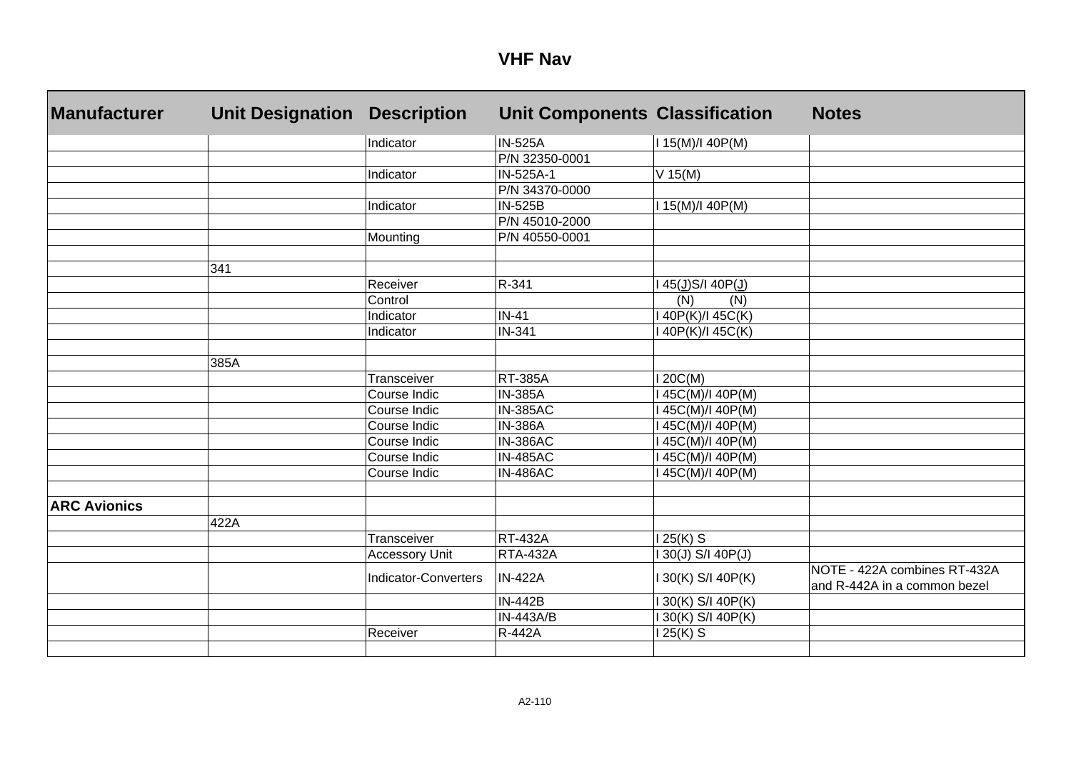# VHF Nav

| Manufacturer | Unit Designation | Description | Unit Components | Classification | Notes |
|---|---|---|---|---|---|
| | | Indicator | IN-525A | I 15(M)/I 40P(M) | |
| | | | P/N 32350-0001 | | |
| | | Indicator | IN-525A-1 | V 15(M) | |
| | | | P/N 34370-0000 | | |
| | | Indicator | IN-525B | I 15(M)/I 40P(M) | |
| | | | P/N 45010-2000 | | |
| | | Mounting | P/N 40550-0001 | | |
| | | | | | |
| | 341 | | | | |
| | | Receiver | R-341 | I 45(J)S/I 40P(J) | |
| | | Control | | (N) (N) | |
| | | Indicator | IN-41 | I 40P(K)/I 45C(K) | |
| | | Indicator | IN-341 | I 40P(K)/I 45C(K) | |
| | | | | | |
| | 385A | | | | |
| | | Transceiver | RT-385A | I 20C(M) | |
| | | Course Indic | IN-385A | I 45C(M)/I 40P(M) | |
| | | Course Indic | IN-385AC | I 45C(M)/I 40P(M) | |
| | | Course Indic | IN-386A | I 45C(M)/I 40P(M) | |
| | | Course Indic | IN-386AC | I 45C(M)/I 40P(M) | |
| | | Course Indic | IN-485AC | I 45C(M)/I 40P(M) | |
| | | Course Indic | IN-486AC | I 45C(M)/I 40P(M) | |
| | | | | | |
| **ARC Avionics** | | | | | |
| | 422A | | | | |
| | | Transceiver | RT-432A | I 25(K) S | |
| | | Accessory Unit | RTA-432A | I 30(J) S/I 40P(J) | |
| | | Indicator-Converters | IN-422A | I 30(K) S/I 40P(K) | NOTE - 422A combines RT-432A and R-442A in a common bezel |
| | | | IN-442B | I 30(K) S/I 40P(K) | |
| | | | IN-443A/B | I 30(K) S/I 40P(K) | |
| | | Receiver | R-442A | I 25(K) S | |
| | | | | | |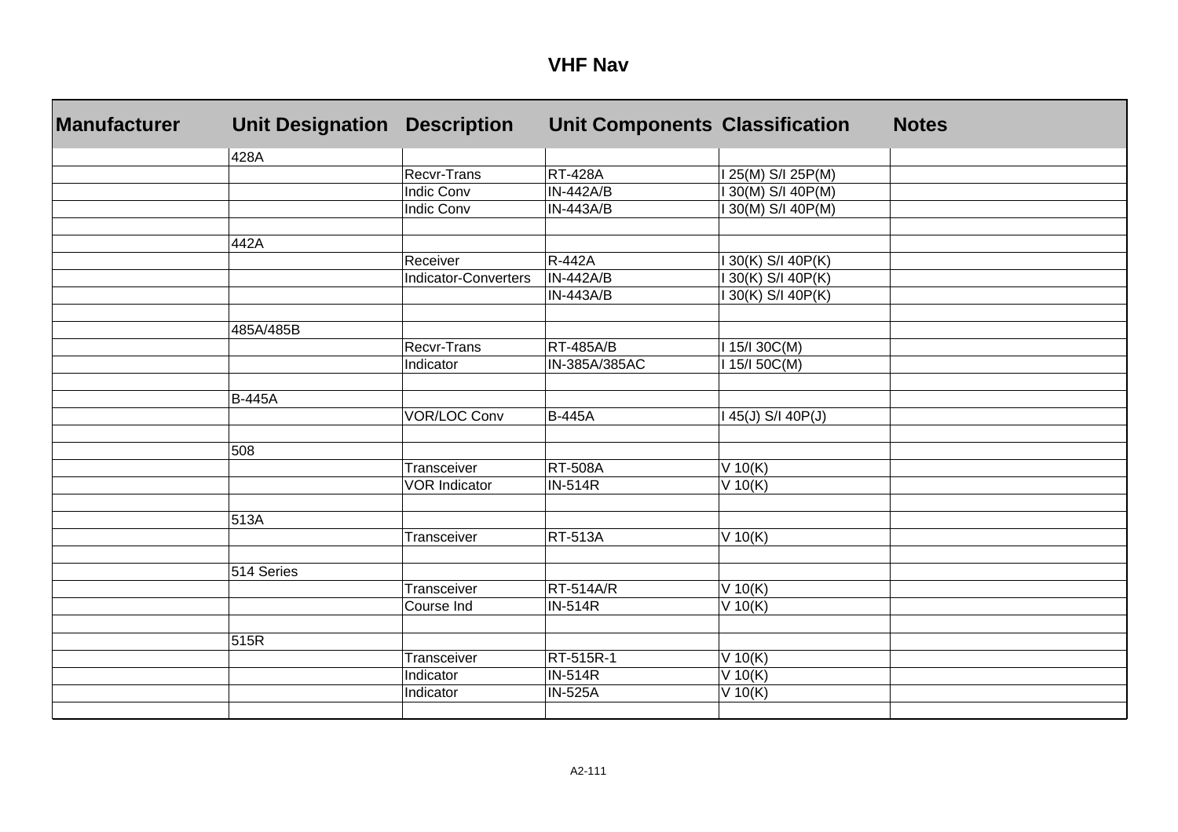# VHF Nav

| Manufacturer | Unit Designation | Description | Unit Components | Classification | Notes |
|---|---|---|---|---|---|
| | 428A | | | | |
| | | Recvr-Trans | RT-428A | I 25(M) S/I 25P(M) | |
| | | Indic Conv | IN-442A/B | I 30(M) S/I 40P(M) | |
| | | Indic Conv | IN-443A/B | I 30(M) S/I 40P(M) | |
| | | | | | |
| | 442A | | | | |
| | | Receiver | R-442A | I 30(K) S/I 40P(K) | |
| | | Indicator-Converters | IN-442A/B | I 30(K) S/I 40P(K) | |
| | | | IN-443A/B | I 30(K) S/I 40P(K) | |
| | | | | | |
| | 485A/485B | | | | |
| | | Recvr-Trans | RT-485A/B | I 15/I 30C(M) | |
| | | Indicator | IN-385A/385AC | I 15/I 50C(M) | |
| | | | | | |
| | B-445A | | | | |
| | | VOR/LOC Conv | B-445A | I 45(J) S/I 40P(J) | |
| | | | | | |
| | 508 | | | | |
| | | Transceiver | RT-508A | V 10(K) | |
| | | VOR Indicator | IN-514R | V 10(K) | |
| | | | | | |
| | 513A | | | | |
| | | Transceiver | RT-513A | V 10(K) | |
| | | | | | |
| | 514 Series | | | | |
| | | Transceiver | RT-514A/R | V 10(K) | |
| | | Course Ind | IN-514R | V 10(K) | |
| | | | | | |
| | 515R | | | | |
| | | Transceiver | RT-515R-1 | V 10(K) | |
| | | Indicator | IN-514R | V 10(K) | |
| | | Indicator | IN-525A | V 10(K) | |
| | | | | | |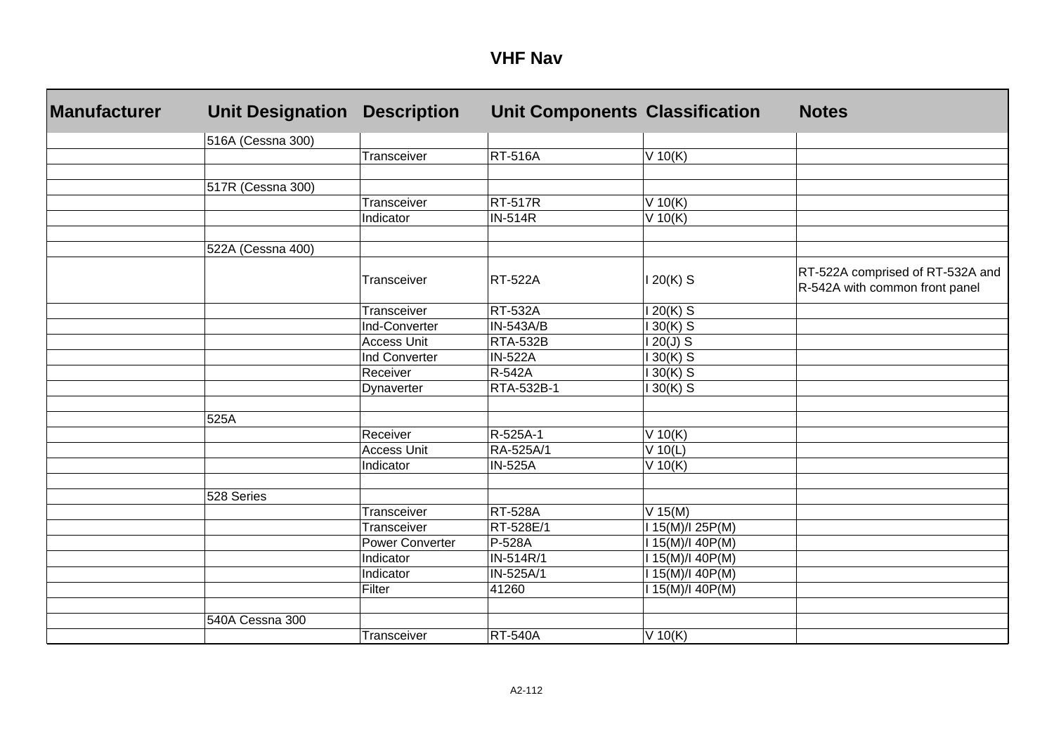# VHF Nav

| Manufacturer | Unit Designation | Description | Unit Components | Classification | Notes |
|---|---|---|---|---|---|
| | 516A (Cessna 300) | | | | |
| | | Transceiver | RT-516A | V 10(K) | |
| | | | | | |
| | 517R (Cessna 300) | | | | |
| | | Transceiver | RT-517R | V 10(K) | |
| | | Indicator | IN-514R | V 10(K) | |
| | | | | | |
| | 522A (Cessna 400) | | | | |
| | | Transceiver | RT-522A | I 20(K) S | RT-522A comprised of RT-532A and R-542A with common front panel |
| | | Transceiver | RT-532A | I 20(K) S | |
| | | Ind-Converter | IN-543A/B | I 30(K) S | |
| | | Access Unit | RTA-532B | I 20(J) S | |
| | | Ind Converter | IN-522A | I 30(K) S | |
| | | Receiver | R-542A | I 30(K) S | |
| | | Dynaverter | RTA-532B-1 | I 30(K) S | |
| | | | | | |
| | 525A | | | | |
| | | Receiver | R-525A-1 | V 10(K) | |
| | | Access Unit | RA-525A/1 | V 10(L) | |
| | | Indicator | IN-525A | V 10(K) | |
| | | | | | |
| | 528 Series | | | | |
| | | Transceiver | RT-528A | V 15(M) | |
| | | Transceiver | RT-528E/1 | I 15(M)/I 25P(M) | |
| | | Power Converter | P-528A | I 15(M)/I 40P(M) | |
| | | Indicator | IN-514R/1 | I 15(M)/I 40P(M) | |
| | | Indicator | IN-525A/1 | I 15(M)/I 40P(M) | |
| | | Filter | 41260 | I 15(M)/I 40P(M) | |
| | | | | | |
| | 540A Cessna 300 | | | | |
| | | Transceiver | RT-540A | V 10(K) | |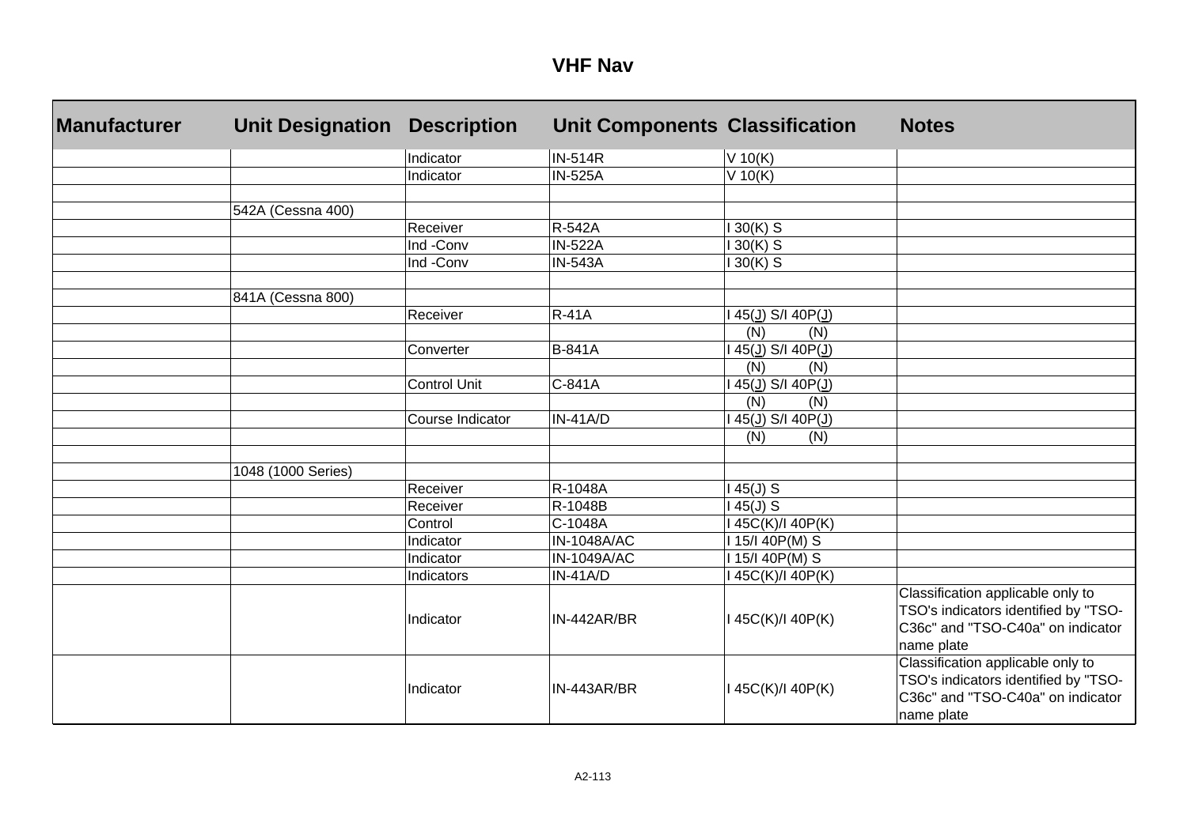## VHF Nav

| Manufacturer | Unit Designation | Description | Unit Components | Classification | Notes |
|---|---|---|---|---|---|
| | | Indicator | IN-514R | V 10(K) | |
| | | Indicator | IN-525A | V 10(K) | |
| | | | | | |
| | 542A (Cessna 400) | | | | |
| | | Receiver | R-542A | I 30(K) S | |
| | | Ind -Conv | IN-522A | I 30(K) S | |
| | | Ind -Conv | IN-543A | I 30(K) S | |
| | | | | | |
| | 841A (Cessna 800) | | | | |
| | | Receiver | R-41A | I 45(J) S/I 40P(J) | |
| | | | | (N) (N) | |
| | | Converter | B-841A | I 45(J) S/I 40P(J) | |
| | | | | (N) (N) | |
| | | Control Unit | C-841A | I 45(J) S/I 40P(J) | |
| | | | | (N) (N) | |
| | | Course Indicator | IN-41A/D | I 45(J) S/I 40P(J) | |
| | | | | (N) (N) | |
| | | | | | |
| | 1048 (1000 Series) | | | | |
| | | Receiver | R-1048A | I 45(J) S | |
| | | Receiver | R-1048B | I 45(J) S | |
| | | Control | C-1048A | I 45C(K)/I 40P(K) | |
| | | Indicator | IN-1048A/AC | I 15/I 40P(M) S | |
| | | Indicator | IN-1049A/AC | I 15/I 40P(M) S | |
| | | Indicators | IN-41A/D | I 45C(K)/I 40P(K) | |
| | | Indicator | IN-442AR/BR | I 45C(K)/I 40P(K) | Classification applicable only to TSO's indicators identified by "TSO-C36c" and "TSO-C40a" on indicator name plate |
| | | Indicator | IN-443AR/BR | I 45C(K)/I 40P(K) | Classification applicable only to TSO's indicators identified by "TSO-C36c" and "TSO-C40a" on indicator name plate |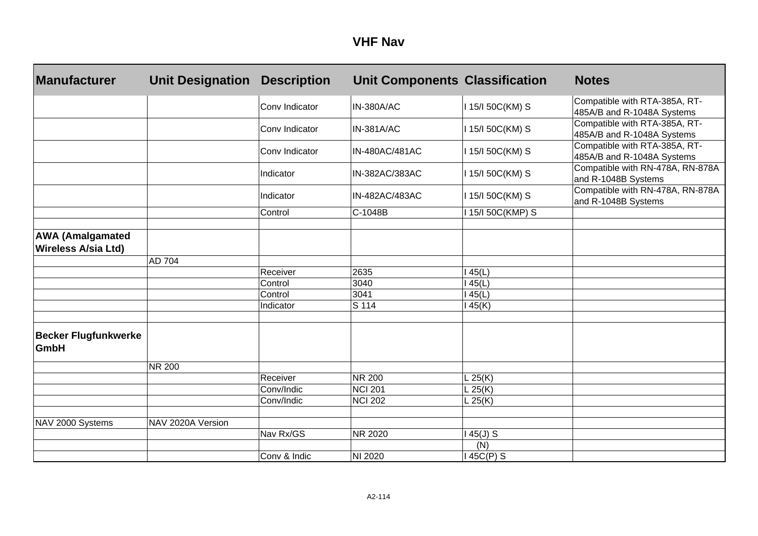# VHF Nav

| Manufacturer | Unit Designation | Description | Unit Components | Classification | Notes |
|---|---|---|---|---|---|
| | | Conv Indicator | IN-380A/AC | I 15/I 50C(KM) S | Compatible with RTA-385A, RT-485A/B and R-1048A Systems |
| | | Conv Indicator | IN-381A/AC | I 15/I 50C(KM) S | Compatible with RTA-385A, RT-485A/B and R-1048A Systems |
| | | Conv Indicator | IN-480AC/481AC | I 15/I 50C(KM) S | Compatible with RTA-385A, RT-485A/B and R-1048A Systems |
| | | Indicator | IN-382AC/383AC | I 15/I 50C(KM) S | Compatible with RN-478A, RN-878A and R-1048B Systems |
| | | Indicator | IN-482AC/483AC | I 15/I 50C(KM) S | Compatible with RN-478A, RN-878A and R-1048B Systems |
| | | Control | C-1048B | I 15/I 50C(KMP) S | |
| | | | | | |
| **AWA (Amalgamated Wireless A/sia Ltd)** | | | | | |
| | AD 704 | | | | |
| | | Receiver | 2635 | I 45(L) | |
| | | Control | 3040 | I 45(L) | |
| | | Control | 3041 | I 45(L) | |
| | | Indicator | S 114 | I 45(K) | |
| | | | | | |
| **Becker Flugfunkwerke GmbH** | | | | | |
| | NR 200 | | | | |
| | | Receiver | NR 200 | L 25(K) | |
| | | Conv/Indic | NCI 201 | L 25(K) | |
| | | Conv/Indic | NCI 202 | L 25(K) | |
| | | | | | |
| NAV 2000 Systems | NAV 2020A Version | | | | |
| | | Nav Rx/GS | NR 2020 | I 45(J) S | |
| | | | | (N) | |
| | | Conv & Indic | NI 2020 | I 45C(P) S | |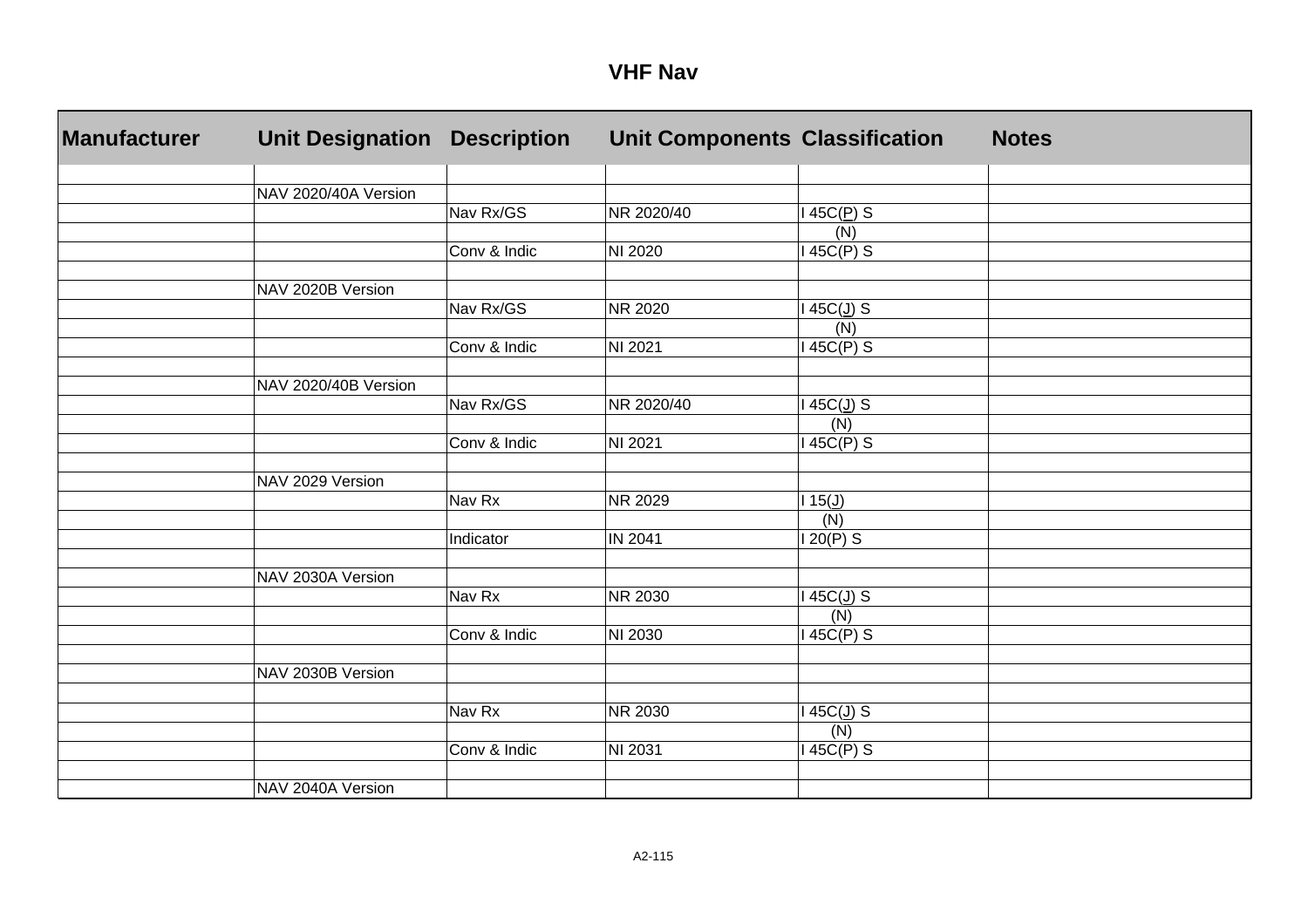# VHF Nav

| Manufacturer | Unit Designation | Description | Unit Components | Classification | Notes |
| --- | --- | --- | --- | --- | --- |
| | | | | | |
| | NAV 2020/40A Version | | | | |
| | | Nav Rx/GS | NR 2020/40 | I 45C(P) S | |
| | | | | (N) | |
| | | Conv & Indic | NI 2020 | I 45C(P) S | |
| | | | | | |
| | NAV 2020B Version | | | | |
| | | Nav Rx/GS | NR 2020 | I 45C(J) S | |
| | | | | (N) | |
| | | Conv & Indic | NI 2021 | I 45C(P) S | |
| | | | | | |
| | NAV 2020/40B Version | | | | |
| | | Nav Rx/GS | NR 2020/40 | I 45C(J) S | |
| | | | | (N) | |
| | | Conv & Indic | NI 2021 | I 45C(P) S | |
| | | | | | |
| | NAV 2029 Version | | | | |
| | | Nav Rx | NR 2029 | I 15(J) | |
| | | | | (N) | |
| | | Indicator | IN 2041 | I 20(P) S | |
| | | | | | |
| | NAV 2030A Version | | | | |
| | | Nav Rx | NR 2030 | I 45C(J) S | |
| | | | | (N) | |
| | | Conv & Indic | NI 2030 | I 45C(P) S | |
| | | | | | |
| | NAV 2030B Version | | | | |
| | | | | | |
| | | Nav Rx | NR 2030 | I 45C(J) S | |
| | | | | (N) | |
| | | Conv & Indic | NI 2031 | I 45C(P) S | |
| | | | | | |
| | NAV 2040A Version | | | | |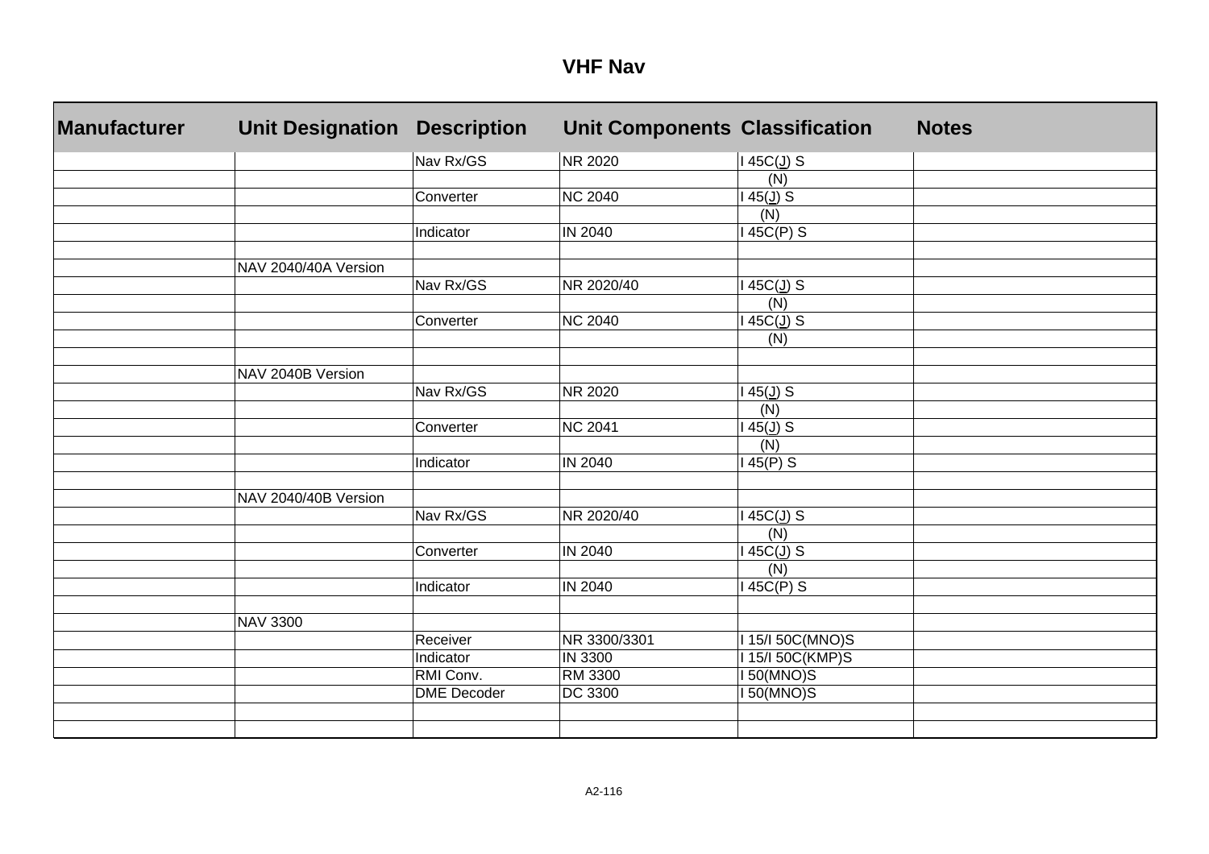# VHF Nav

| Manufacturer | Unit Designation | Description | Unit Components | Classification | Notes |
|---|---|---|---|---|---|
| | | Nav Rx/GS | NR 2020 | I 45C(J) S | |
| | | | | (N) | |
| | | Converter | NC 2040 | I 45(J) S | |
| | | | | (N) | |
| | | Indicator | IN 2040 | I 45C(P) S | |
| | | | | | |
| | NAV 2040/40A Version | | | | |
| | | Nav Rx/GS | NR 2020/40 | I 45C(J) S | |
| | | | | (N) | |
| | | Converter | NC 2040 | I 45C(J) S | |
| | | | | (N) | |
| | | | | | |
| | NAV 2040B Version | | | | |
| | | Nav Rx/GS | NR 2020 | I 45(J) S | |
| | | | | (N) | |
| | | Converter | NC 2041 | I 45(J) S | |
| | | | | (N) | |
| | | Indicator | IN 2040 | I 45(P) S | |
| | | | | | |
| | NAV 2040/40B Version | | | | |
| | | Nav Rx/GS | NR 2020/40 | I 45C(J) S | |
| | | | | (N) | |
| | | Converter | IN 2040 | I 45C(J) S | |
| | | | | (N) | |
| | | Indicator | IN 2040 | I 45C(P) S | |
| | | | | | |
| | NAV 3300 | | | | |
| | | Receiver | NR 3300/3301 | I 15/I 50C(MNO)S | |
| | | Indicator | IN 3300 | I 15/I 50C(KMP)S | |
| | | RMI Conv. | RM 3300 | I 50(MNO)S | |
| | | DME Decoder | DC 3300 | I 50(MNO)S | |
| | | | | | |
| | | | | | |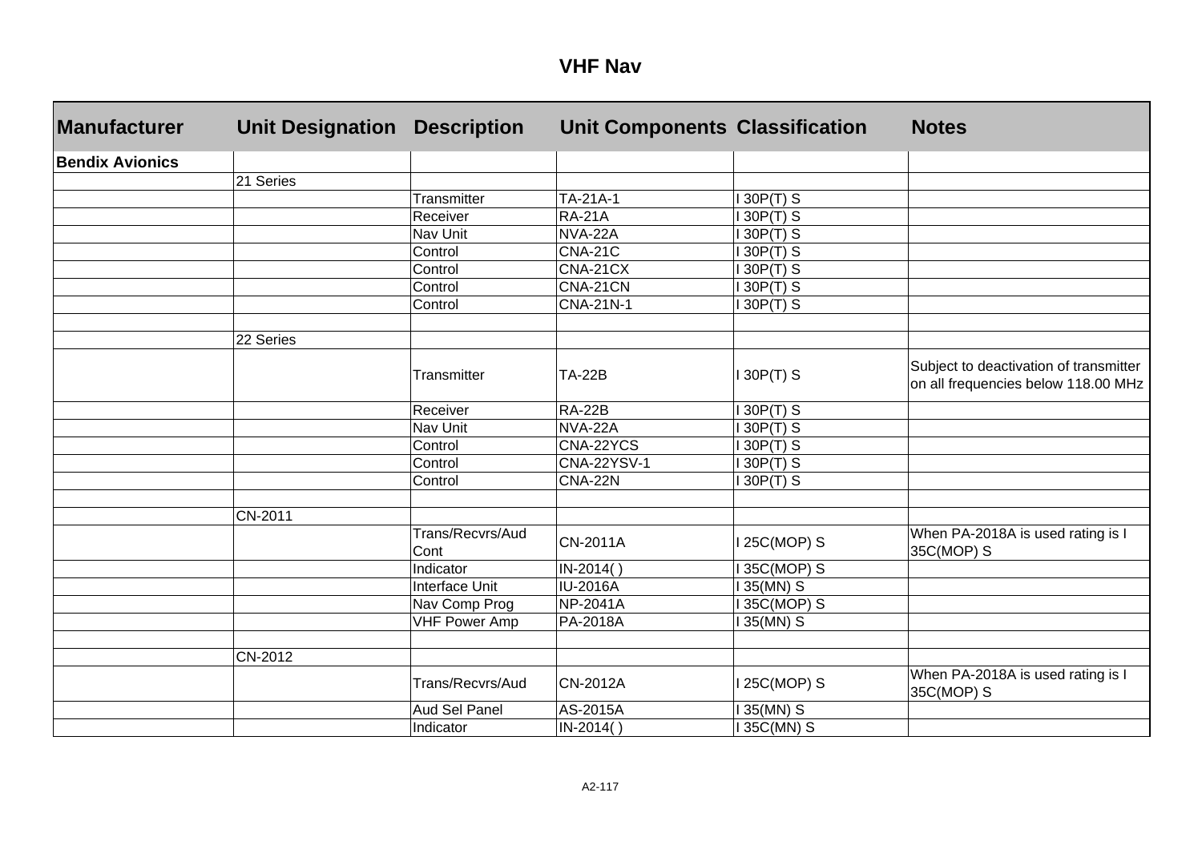# VHF Nav

| Manufacturer | Unit Designation | Description | Unit Components | Classification | Notes |
|---|---|---|---|---|---|
| **Bendix Avionics** | | | | | |
| | 21 Series | | | | |
| | | Transmitter | TA-21A-1 | I 30P(T) S | |
| | | Receiver | RA-21A | I 30P(T) S | |
| | | Nav Unit | NVA-22A | I 30P(T) S | |
| | | Control | CNA-21C | I 30P(T) S | |
| | | Control | CNA-21CX | I 30P(T) S | |
| | | Control | CNA-21CN | I 30P(T) S | |
| | | Control | CNA-21N-1 | I 30P(T) S | |
| | | | | | |
| | 22 Series | | | | |
| | | Transmitter | TA-22B | I 30P(T) S | Subject to deactivation of transmitter on all frequencies below 118.00 MHz |
| | | Receiver | RA-22B | I 30P(T) S | |
| | | Nav Unit | NVA-22A | I 30P(T) S | |
| | | Control | CNA-22YCS | I 30P(T) S | |
| | | Control | CNA-22YSV-1 | I 30P(T) S | |
| | | Control | CNA-22N | I 30P(T) S | |
| | | | | | |
| | CN-2011 | | | | |
| | | Trans/Recvrs/Aud Cont | CN-2011A | I 25C(MOP) S | When PA-2018A is used rating is I 35C(MOP) S |
| | | Indicator | IN-2014( ) | I 35C(MOP) S | |
| | | Interface Unit | IU-2016A | I 35(MN) S | |
| | | Nav Comp Prog | NP-2041A | I 35C(MOP) S | |
| | | VHF Power Amp | PA-2018A | I 35(MN) S | |
| | | | | | |
| | CN-2012 | | | | |
| | | Trans/Recvrs/Aud | CN-2012A | I 25C(MOP) S | When PA-2018A is used rating is I 35C(MOP) S |
| | | Aud Sel Panel | AS-2015A | I 35(MN) S | |
| | | Indicator | IN-2014( ) | I 35C(MN) S | |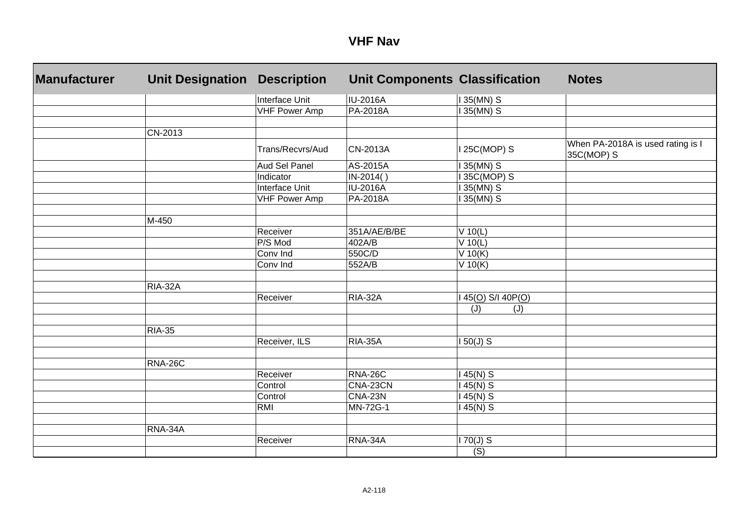# VHF Nav

| Manufacturer | Unit Designation | Description | Unit Components | Classification | Notes |
|---|---|---|---|---|---|
| | | Interface Unit | IU-2016A | I 35(MN) S | |
| | | VHF Power Amp | PA-2018A | I 35(MN) S | |
| | | | | | |
| | CN-2013 | | | | |
| | | Trans/Recvrs/Aud | CN-2013A | I 25C(MOP) S | When PA-2018A is used rating is I 35C(MOP) S |
| | | Aud Sel Panel | AS-2015A | I 35(MN) S | |
| | | Indicator | IN-2014( ) | I 35C(MOP) S | |
| | | Interface Unit | IU-2016A | I 35(MN) S | |
| | | VHF Power Amp | PA-2018A | I 35(MN) S | |
| | | | | | |
| | M-450 | | | | |
| | | Receiver | 351A/AE/B/BE | V 10(L) | |
| | | P/S Mod | 402A/B | V 10(L) | |
| | | Conv Ind | 550C/D | V 10(K) | |
| | | Conv Ind | 552A/B | V 10(K) | |
| | | | | | |
| | RIA-32A | | | | |
| | | Receiver | RIA-32A | I 45(O) S/I 40P(O) | |
| | | | | (J) (J) | |
| | | | | | |
| | RIA-35 | | | | |
| | | Receiver, ILS | RIA-35A | I 50(J) S | |
| | | | | | |
| | RNA-26C | | | | |
| | | Receiver | RNA-26C | I 45(N) S | |
| | | Control | CNA-23CN | I 45(N) S | |
| | | Control | CNA-23N | I 45(N) S | |
| | | RMI | MN-72G-1 | I 45(N) S | |
| | | | | | |
| | RNA-34A | | | | |
| | | Receiver | RNA-34A | I 70(J) S | |
| | | | | (S) | |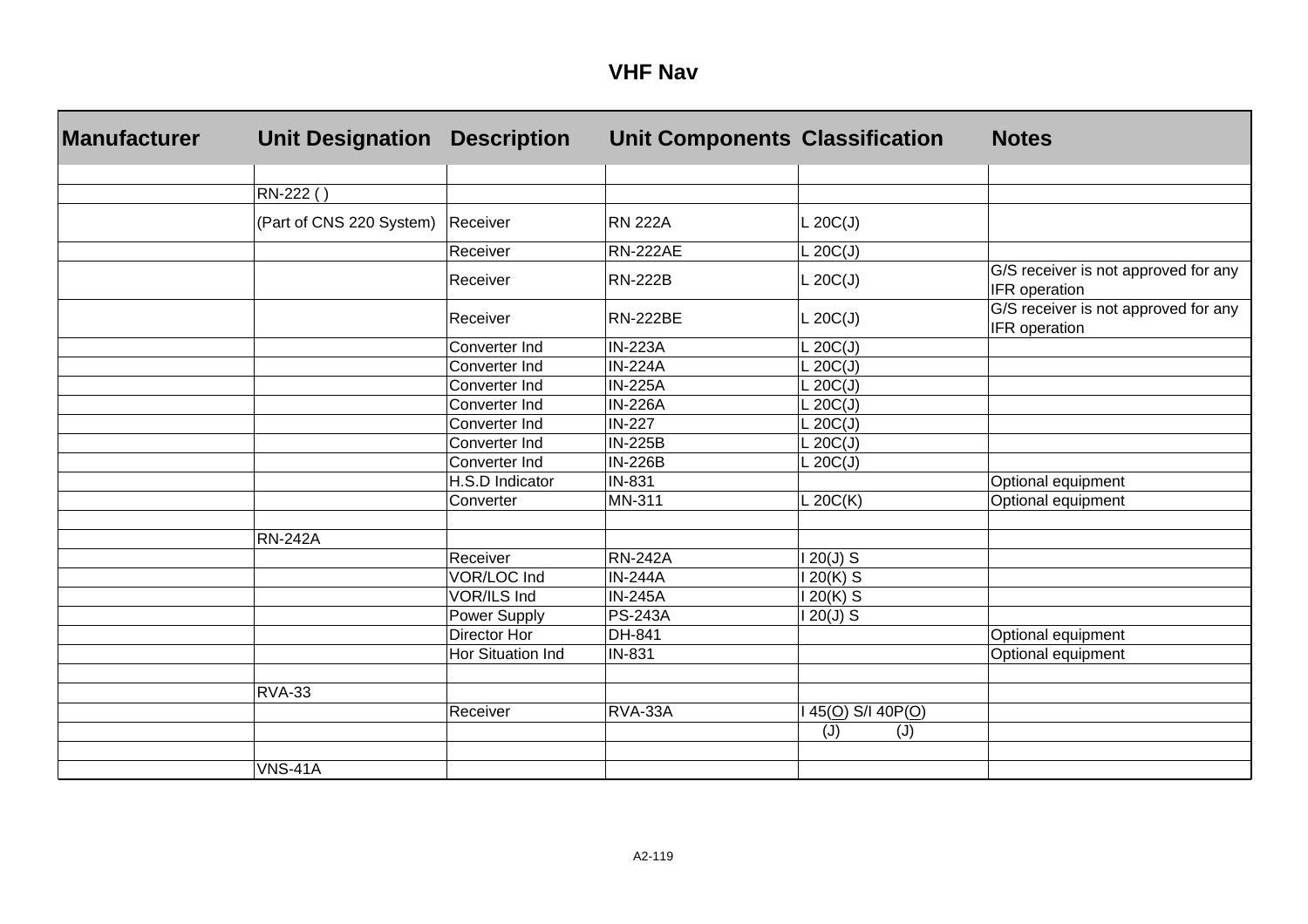# VHF Nav

| Manufacturer | Unit Designation | Description | Unit Components | Classification | Notes |
|---|---|---|---|---|---|
| | | | | | |
| | RN-222 ( ) | | | | |
| | (Part of CNS 220 System) | Receiver | RN 222A | L 20C(J) | |
| | | Receiver | RN-222AE | L 20C(J) | |
| | | Receiver | RN-222B | L 20C(J) | G/S receiver is not approved for any IFR operation |
| | | Receiver | RN-222BE | L 20C(J) | G/S receiver is not approved for any IFR operation |
| | | Converter Ind | IN-223A | L 20C(J) | |
| | | Converter Ind | IN-224A | L 20C(J) | |
| | | Converter Ind | IN-225A | L 20C(J) | |
| | | Converter Ind | IN-226A | L 20C(J) | |
| | | Converter Ind | IN-227 | L 20C(J) | |
| | | Converter Ind | IN-225B | L 20C(J) | |
| | | Converter Ind | IN-226B | L 20C(J) | |
| | | H.S.D Indicator | IN-831 | | Optional equipment |
| | | Converter | MN-311 | L 20C(K) | Optional equipment |
| | | | | | |
| | RN-242A | | | | |
| | | Receiver | RN-242A | I 20(J) S | |
| | | VOR/LOC Ind | IN-244A | I 20(K) S | |
| | | VOR/ILS Ind | IN-245A | I 20(K) S | |
| | | Power Supply | PS-243A | I 20(J) S | |
| | | Director Hor | DH-841 | | Optional equipment |
| | | Hor Situation Ind | IN-831 | | Optional equipment |
| | | | | | |
| | RVA-33 | | | | |
| | | Receiver | RVA-33A | I 45(O) S/I 40P(O) | |
| | | | | (J) (J) | |
| | | | | | |
| | VNS-41A | | | | |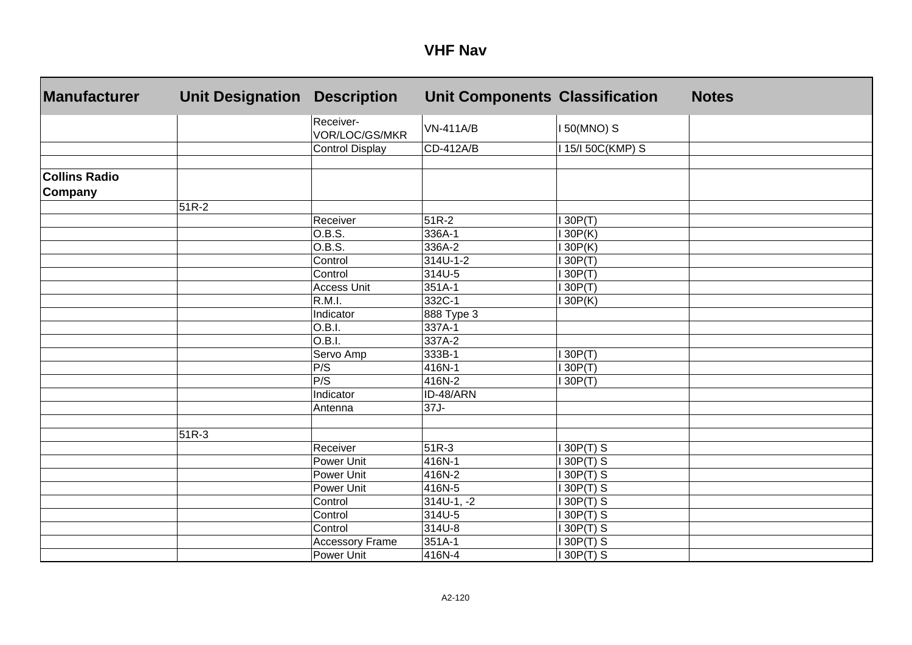# VHF Nav

| Manufacturer | Unit Designation | Description | Unit Components | Classification | Notes |
|---|---|---|---|---|---|
| | | Receiver-VOR/LOC/GS/MKR | VN-411A/B | I 50(MNO) S | |
| | | Control Display | CD-412A/B | I 15/I 50C(KMP) S | |
| | | | | | |
| **Collins Radio Company** | | | | | |
| | 51R-2 | | | | |
| | | Receiver | 51R-2 | I 30P(T) | |
| | | O.B.S. | 336A-1 | I 30P(K) | |
| | | O.B.S. | 336A-2 | I 30P(K) | |
| | | Control | 314U-1-2 | I 30P(T) | |
| | | Control | 314U-5 | I 30P(T) | |
| | | Access Unit | 351A-1 | I 30P(T) | |
| | | R.M.I. | 332C-1 | I 30P(K) | |
| | | Indicator | 888 Type 3 | | |
| | | O.B.I. | 337A-1 | | |
| | | O.B.I. | 337A-2 | | |
| | | Servo Amp | 333B-1 | I 30P(T) | |
| | | P/S | 416N-1 | I 30P(T) | |
| | | P/S | 416N-2 | I 30P(T) | |
| | | Indicator | ID-48/ARN | | |
| | | Antenna | 37J- | | |
| | | | | | |
| | 51R-3 | | | | |
| | | Receiver | 51R-3 | I 30P(T) S | |
| | | Power Unit | 416N-1 | I 30P(T) S | |
| | | Power Unit | 416N-2 | I 30P(T) S | |
| | | Power Unit | 416N-5 | I 30P(T) S | |
| | | Control | 314U-1, -2 | I 30P(T) S | |
| | | Control | 314U-5 | I 30P(T) S | |
| | | Control | 314U-8 | I 30P(T) S | |
| | | Accessory Frame | 351A-1 | I 30P(T) S | |
| | | Power Unit | 416N-4 | I 30P(T) S | |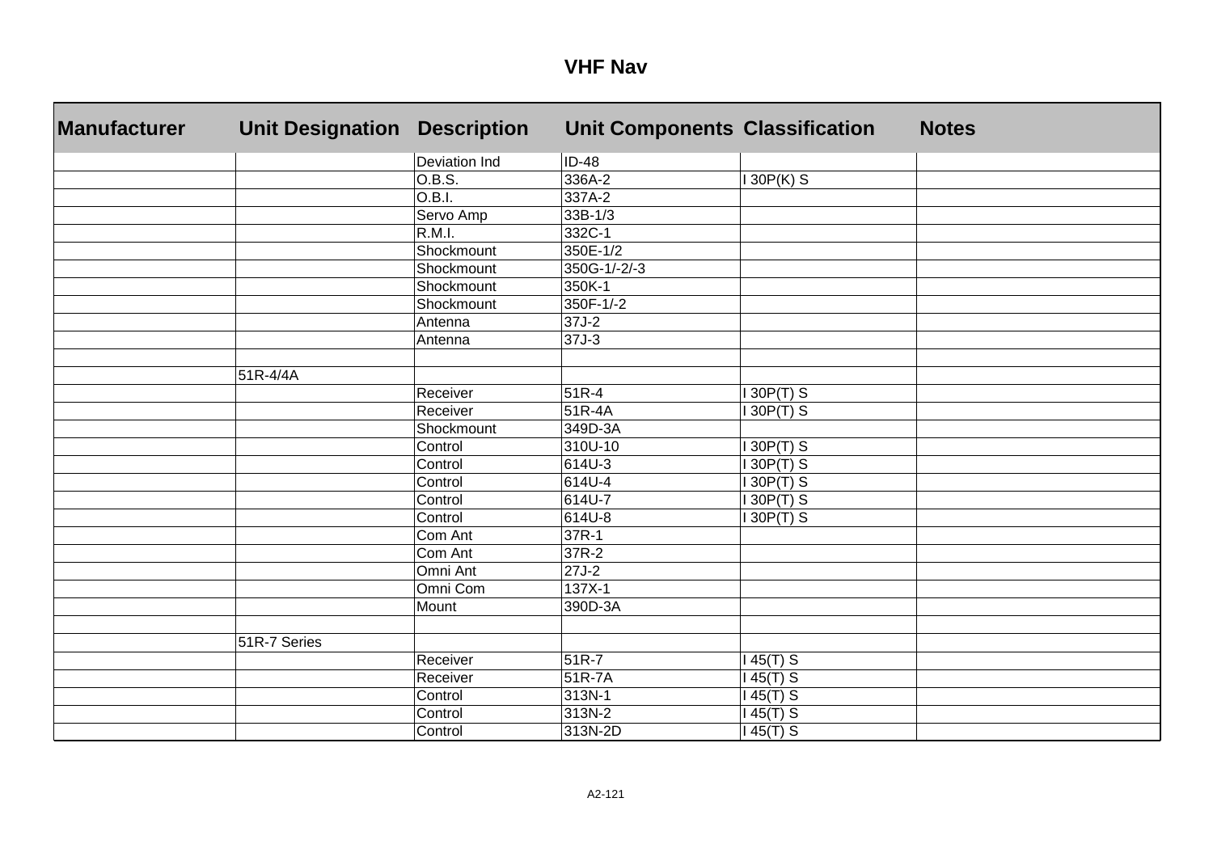# VHF Nav

| Manufacturer | Unit Designation | Description | Unit Components | Classification | Notes |
|---|---|---|---|---|---|
| | | Deviation Ind | ID-48 | | |
| | | O.B.S. | 336A-2 | I 30P(K) S | |
| | | O.B.I. | 337A-2 | | |
| | | Servo Amp | 33B-1/3 | | |
| | | R.M.I. | 332C-1 | | |
| | | Shockmount | 350E-1/2 | | |
| | | Shockmount | 350G-1/-2/-3 | | |
| | | Shockmount | 350K-1 | | |
| | | Shockmount | 350F-1/-2 | | |
| | | Antenna | 37J-2 | | |
| | | Antenna | 37J-3 | | |
| | | | | | |
| | 51R-4/4A | | | | |
| | | Receiver | 51R-4 | I 30P(T) S | |
| | | Receiver | 51R-4A | I 30P(T) S | |
| | | Shockmount | 349D-3A | | |
| | | Control | 310U-10 | I 30P(T) S | |
| | | Control | 614U-3 | I 30P(T) S | |
| | | Control | 614U-4 | I 30P(T) S | |
| | | Control | 614U-7 | I 30P(T) S | |
| | | Control | 614U-8 | I 30P(T) S | |
| | | Com Ant | 37R-1 | | |
| | | Com Ant | 37R-2 | | |
| | | Omni Ant | 27J-2 | | |
| | | Omni Com | 137X-1 | | |
| | | Mount | 390D-3A | | |
| | | | | | |
| | 51R-7 Series | | | | |
| | | Receiver | 51R-7 | I 45(T) S | |
| | | Receiver | 51R-7A | I 45(T) S | |
| | | Control | 313N-1 | I 45(T) S | |
| | | Control | 313N-2 | I 45(T) S | |
| | | Control | 313N-2D | I 45(T) S | |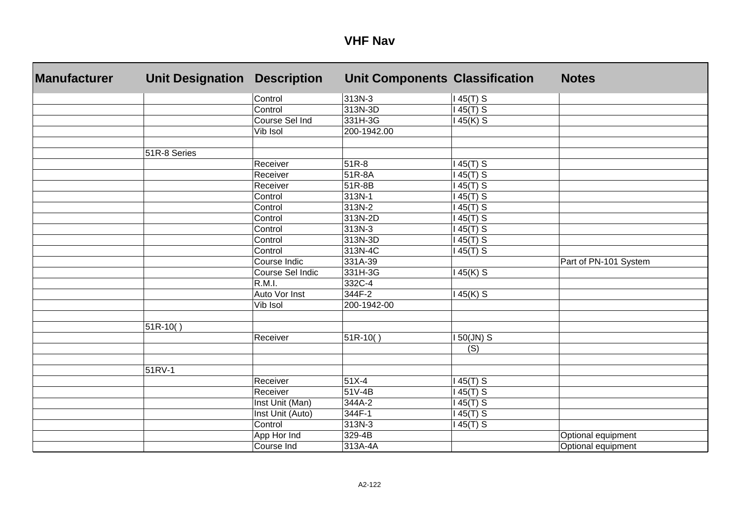# VHF Nav

| Manufacturer | Unit Designation | Description | Unit Components | Classification | Notes |
|---|---|---|---|---|---|
| | | Control | 313N-3 | I 45(T) S | |
| | | Control | 313N-3D | I 45(T) S | |
| | | Course Sel Ind | 331H-3G | I 45(K) S | |
| | | Vib Isol | 200-1942.00 | | |
| | | | | | |
| | 51R-8 Series | | | | |
| | | Receiver | 51R-8 | I 45(T) S | |
| | | Receiver | 51R-8A | I 45(T) S | |
| | | Receiver | 51R-8B | I 45(T) S | |
| | | Control | 313N-1 | I 45(T) S | |
| | | Control | 313N-2 | I 45(T) S | |
| | | Control | 313N-2D | I 45(T) S | |
| | | Control | 313N-3 | I 45(T) S | |
| | | Control | 313N-3D | I 45(T) S | |
| | | Control | 313N-4C | I 45(T) S | |
| | | Course Indic | 331A-39 | | Part of PN-101 System |
| | | Course Sel Indic | 331H-3G | I 45(K) S | |
| | | R.M.I. | 332C-4 | | |
| | | Auto Vor Inst | 344F-2 | I 45(K) S | |
| | | Vib Isol | 200-1942-00 | | |
| | | | | | |
| | 51R-10( ) | | | | |
| | | Receiver | 51R-10( ) | I 50(JN) S | |
| | | | | (S) | |
| | | | | | |
| | 51RV-1 | | | | |
| | | Receiver | 51X-4 | I 45(T) S | |
| | | Receiver | 51V-4B | I 45(T) S | |
| | | Inst Unit (Man) | 344A-2 | I 45(T) S | |
| | | Inst Unit (Auto) | 344F-1 | I 45(T) S | |
| | | Control | 313N-3 | I 45(T) S | |
| | | App Hor Ind | 329-4B | | Optional equipment |
| | | Course Ind | 313A-4A | | Optional equipment |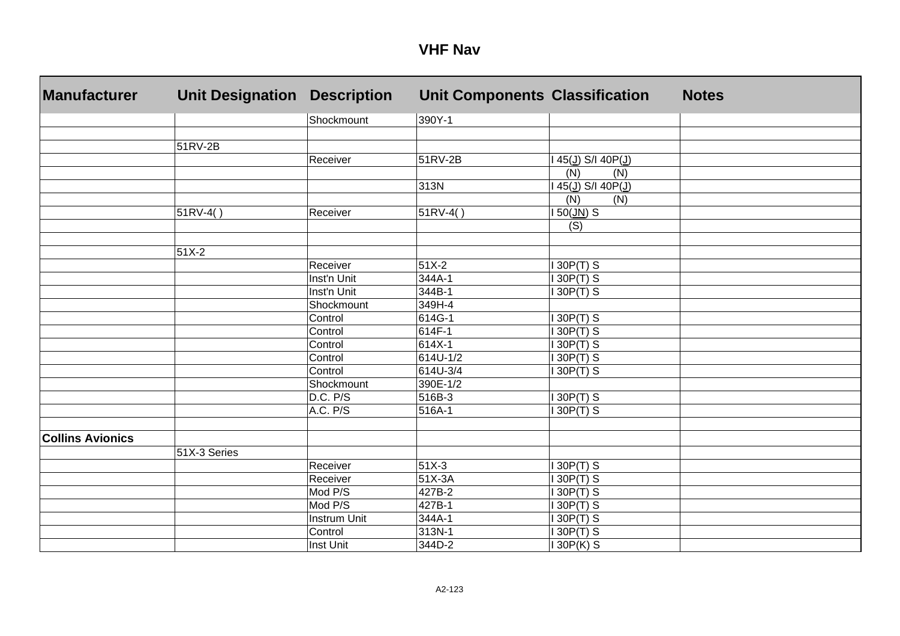# VHF Nav

| Manufacturer | Unit Designation | Description | Unit Components | Classification | Notes |
|---|---|---|---|---|---|
| | | Shockmount | 390Y-1 | | |
| | | | | | |
| | 51RV-2B | | | | |
| | | Receiver | 51RV-2B | I 45(J) S/I 40P(J) | |
| | | | | (N) (N) | |
| | | | 313N | I 45(J) S/I 40P(J) | |
| | | | | (N) (N) | |
| | 51RV-4( ) | Receiver | 51RV-4( ) | I 50(JN) S | |
| | | | | (S) | |
| | | | | | |
| | 51X-2 | | | | |
| | | Receiver | 51X-2 | I 30P(T) S | |
| | | Inst'n Unit | 344A-1 | I 30P(T) S | |
| | | Inst'n Unit | 344B-1 | I 30P(T) S | |
| | | Shockmount | 349H-4 | | |
| | | Control | 614G-1 | I 30P(T) S | |
| | | Control | 614F-1 | I 30P(T) S | |
| | | Control | 614X-1 | I 30P(T) S | |
| | | Control | 614U-1/2 | I 30P(T) S | |
| | | Control | 614U-3/4 | I 30P(T) S | |
| | | Shockmount | 390E-1/2 | | |
| | | D.C. P/S | 516B-3 | I 30P(T) S | |
| | | A.C. P/S | 516A-1 | I 30P(T) S | |
| | | | | | |
| **Collins Avionics** | | | | | |
| | 51X-3 Series | | | | |
| | | Receiver | 51X-3 | I 30P(T) S | |
| | | Receiver | 51X-3A | I 30P(T) S | |
| | | Mod P/S | 427B-2 | I 30P(T) S | |
| | | Mod P/S | 427B-1 | I 30P(T) S | |
| | | Instrum Unit | 344A-1 | I 30P(T) S | |
| | | Control | 313N-1 | I 30P(T) S | |
| | | Inst Unit | 344D-2 | I 30P(K) S | |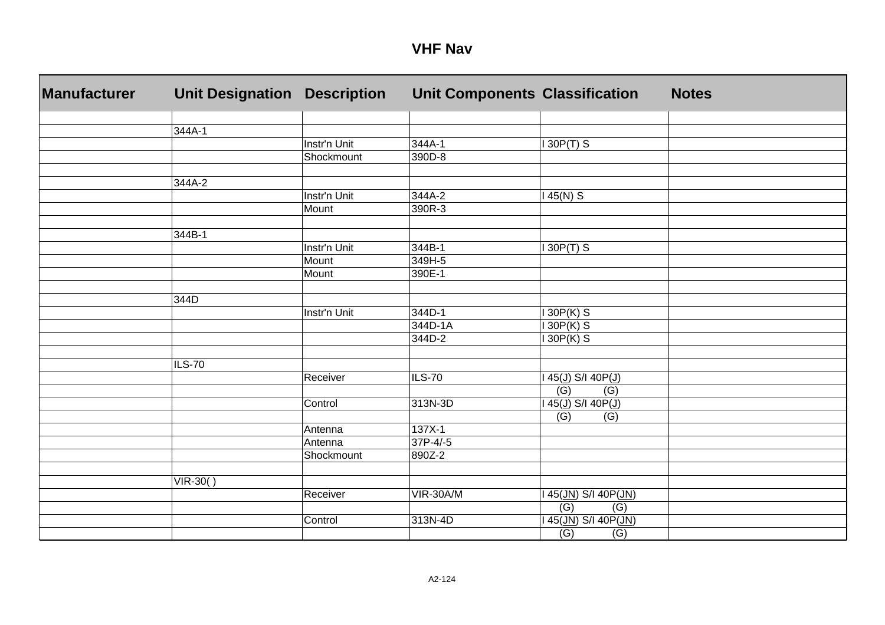# VHF Nav

| Manufacturer | Unit Designation | Description | Unit Components | Classification | Notes |
|---|---|---|---|---|---|
| | | | | | |
| | 344A-1 | | | | |
| | | Instr'n Unit | 344A-1 | I 30P(T) S | |
| | | Shockmount | 390D-8 | | |
| | | | | | |
| | 344A-2 | | | | |
| | | Instr'n Unit | 344A-2 | I 45(N) S | |
| | | Mount | 390R-3 | | |
| | | | | | |
| | 344B-1 | | | | |
| | | Instr'n Unit | 344B-1 | I 30P(T) S | |
| | | Mount | 349H-5 | | |
| | | Mount | 390E-1 | | |
| | | | | | |
| | 344D | | | | |
| | | Instr'n Unit | 344D-1 | I 30P(K) S | |
| | | | 344D-1A | I 30P(K) S | |
| | | | 344D-2 | I 30P(K) S | |
| | | | | | |
| | ILS-70 | | | | |
| | | Receiver | ILS-70 | I 45(J) S/I 40P(J) | |
| | | | | (G) (G) | |
| | | Control | 313N-3D | I 45(J) S/I 40P(J) | |
| | | | | (G) (G) | |
| | | Antenna | 137X-1 | | |
| | | Antenna | 37P-4/-5 | | |
| | | Shockmount | 890Z-2 | | |
| | | | | | |
| | VIR-30( ) | | | | |
| | | Receiver | VIR-30A/M | I 45(JN) S/I 40P(JN) | |
| | | | | (G) (G) | |
| | | Control | 313N-4D | I 45(JN) S/I 40P(JN) | |
| | | | | (G) (G) | |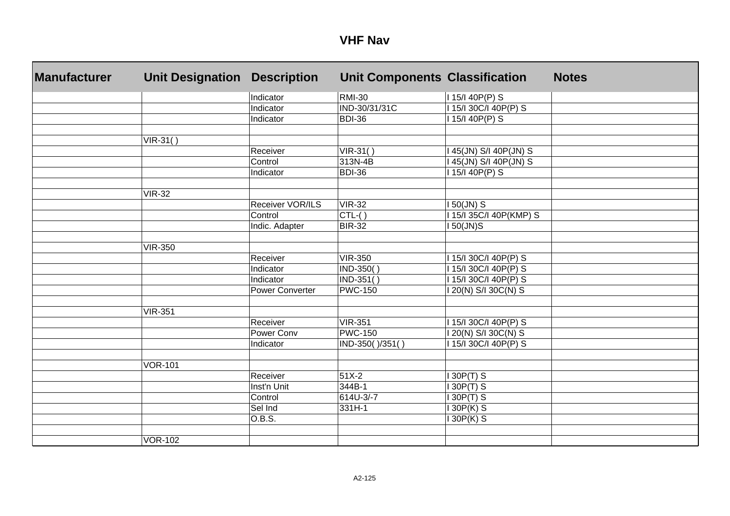# VHF Nav

| Manufacturer | Unit Designation | Description | Unit Components | Classification | Notes |
|---|---|---|---|---|---|
| | | Indicator | RMI-30 | I 15/I 40P(P) S | |
| | | Indicator | IND-30/31/31C | I 15/I 30C/I 40P(P) S | |
| | | Indicator | BDI-36 | I 15/I 40P(P) S | |
| | | | | | |
| | VIR-31( ) | | | | |
| | | Receiver | VIR-31( ) | I 45(JN) S/I 40P(JN) S | |
| | | Control | 313N-4B | I 45(JN) S/I 40P(JN) S | |
| | | Indicator | BDI-36 | I 15/I 40P(P) S | |
| | | | | | |
| | VIR-32 | | | | |
| | | Receiver VOR/ILS | VIR-32 | I 50(JN) S | |
| | | Control | CTL-( ) | I 15/I 35C/I 40P(KMP) S | |
| | | Indic. Adapter | BIR-32 | I 50(JN)S | |
| | | | | | |
| | VIR-350 | | | | |
| | | Receiver | VIR-350 | I 15/I 30C/I 40P(P) S | |
| | | Indicator | IND-350( ) | I 15/I 30C/I 40P(P) S | |
| | | Indicator | IND-351( ) | I 15/I 30C/I 40P(P) S | |
| | | Power Converter | PWC-150 | I 20(N) S/I 30C(N) S | |
| | | | | | |
| | VIR-351 | | | | |
| | | Receiver | VIR-351 | I 15/I 30C/I 40P(P) S | |
| | | Power Conv | PWC-150 | I 20(N) S/I 30C(N) S | |
| | | Indicator | IND-350( )/351( ) | I 15/I 30C/I 40P(P) S | |
| | | | | | |
| | VOR-101 | | | | |
| | | Receiver | 51X-2 | I 30P(T) S | |
| | | Inst'n Unit | 344B-1 | I 30P(T) S | |
| | | Control | 614U-3/-7 | I 30P(T) S | |
| | | Sel Ind | 331H-1 | I 30P(K) S | |
| | | O.B.S. | | I 30P(K) S | |
| | | | | | |
| | VOR-102 | | | | |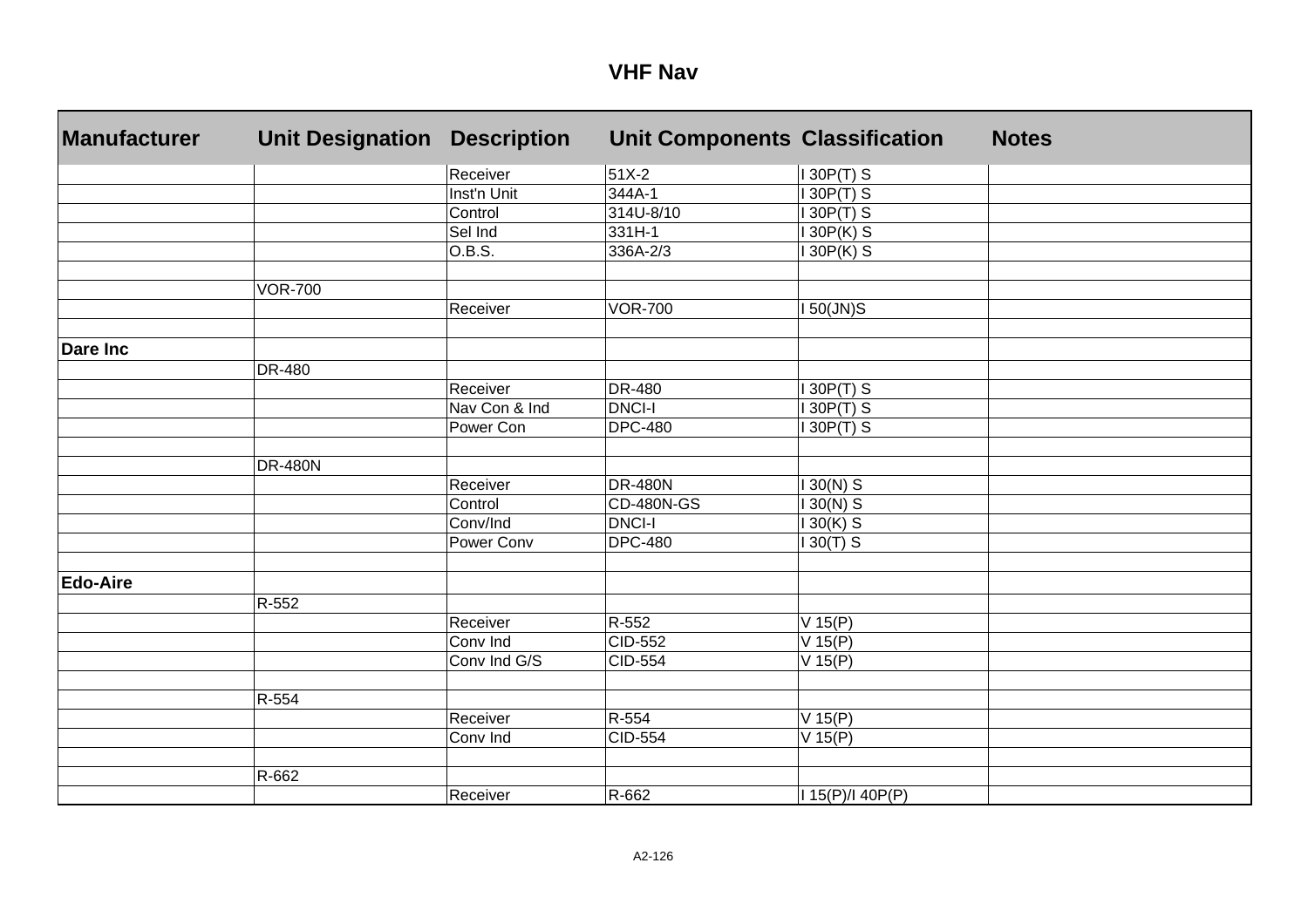# VHF Nav

| Manufacturer | Unit Designation | Description | Unit Components | Classification | Notes |
|---|---|---|---|---|---|
| | | Receiver | 51X-2 | I 30P(T) S | |
| | | Inst'n Unit | 344A-1 | I 30P(T) S | |
| | | Control | 314U-8/10 | I 30P(T) S | |
| | | Sel Ind | 331H-1 | I 30P(K) S | |
| | | O.B.S. | 336A-2/3 | I 30P(K) S | |
| | | | | | |
| | VOR-700 | | | | |
| | | Receiver | VOR-700 | I 50(JN)S | |
| | | | | | |
| **Dare Inc** | | | | | |
| | DR-480 | | | | |
| | | Receiver | DR-480 | I 30P(T) S | |
| | | Nav Con & Ind | DNCI-I | I 30P(T) S | |
| | | Power Con | DPC-480 | I 30P(T) S | |
| | | | | | |
| | DR-480N | | | | |
| | | Receiver | DR-480N | I 30(N) S | |
| | | Control | CD-480N-GS | I 30(N) S | |
| | | Conv/Ind | DNCI-I | I 30(K) S | |
| | | Power Conv | DPC-480 | I 30(T) S | |
| | | | | | |
| **Edo-Aire** | | | | | |
| | R-552 | | | | |
| | | Receiver | R-552 | V 15(P) | |
| | | Conv Ind | CID-552 | V 15(P) | |
| | | Conv Ind G/S | CID-554 | V 15(P) | |
| | | | | | |
| | R-554 | | | | |
| | | Receiver | R-554 | V 15(P) | |
| | | Conv Ind | CID-554 | V 15(P) | |
| | | | | | |
| | R-662 | | | | |
| | | Receiver | R-662 | I 15(P)/I 40P(P) | |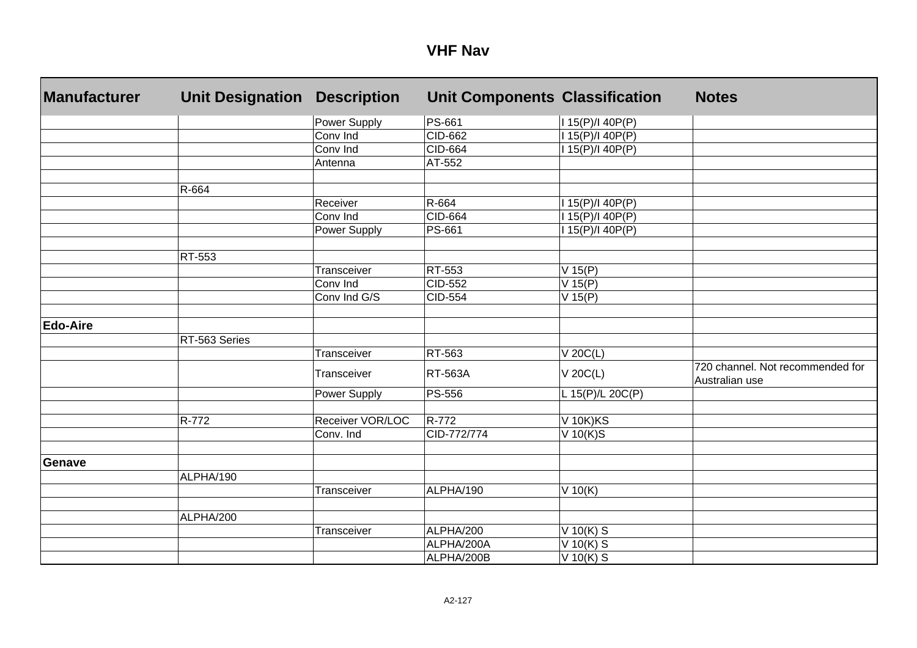# VHF Nav

| Manufacturer | Unit Designation | Description | Unit Components | Classification | Notes |
|---|---|---|---|---|---|
| | | Power Supply | PS-661 | I 15(P)/I 40P(P) | |
| | | Conv Ind | CID-662 | I 15(P)/I 40P(P) | |
| | | Conv Ind | CID-664 | I 15(P)/I 40P(P) | |
| | | Antenna | AT-552 | | |
| | | | | | |
| | R-664 | | | | |
| | | Receiver | R-664 | I 15(P)/I 40P(P) | |
| | | Conv Ind | CID-664 | I 15(P)/I 40P(P) | |
| | | Power Supply | PS-661 | I 15(P)/I 40P(P) | |
| | | | | | |
| | RT-553 | | | | |
| | | Transceiver | RT-553 | V 15(P) | |
| | | Conv Ind | CID-552 | V 15(P) | |
| | | Conv Ind G/S | CID-554 | V 15(P) | |
| | | | | | |
| **Edo-Aire** | | | | | |
| | RT-563 Series | | | | |
| | | Transceiver | RT-563 | V 20C(L) | |
| | | Transceiver | RT-563A | V 20C(L) | 720 channel. Not recommended for Australian use |
| | | Power Supply | PS-556 | L 15(P)/L 20C(P) | |
| | | | | | |
| | R-772 | Receiver VOR/LOC | R-772 | V 10K)KS | |
| | | Conv. Ind | CID-772/774 | V 10(K)S | |
| | | | | | |
| **Genave** | | | | | |
| | ALPHA/190 | | | | |
| | | Transceiver | ALPHA/190 | V 10(K) | |
| | | | | | |
| | ALPHA/200 | | | | |
| | | Transceiver | ALPHA/200 | V 10(K) S | |
| | | | ALPHA/200A | V 10(K) S | |
| | | | ALPHA/200B | V 10(K) S | |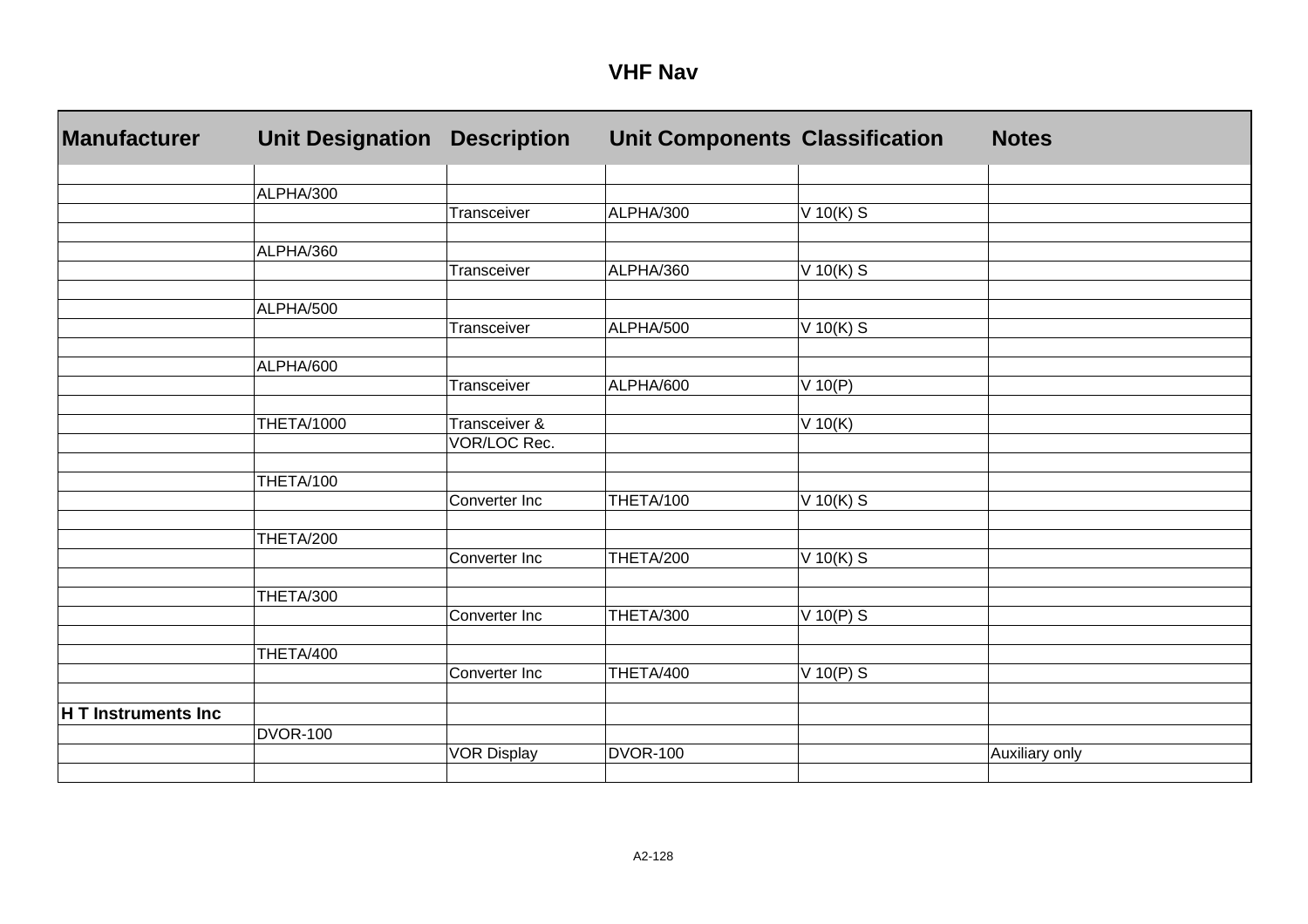# VHF Nav

| Manufacturer | Unit Designation | Description | Unit Components | Classification | Notes |
|---|---|---|---|---|---|
| | | | | | |
| | ALPHA/300 | | | | |
| | | Transceiver | ALPHA/300 | V 10(K) S | |
| | | | | | |
| | ALPHA/360 | | | | |
| | | Transceiver | ALPHA/360 | V 10(K) S | |
| | | | | | |
| | ALPHA/500 | | | | |
| | | Transceiver | ALPHA/500 | V 10(K) S | |
| | | | | | |
| | ALPHA/600 | | | | |
| | | Transceiver | ALPHA/600 | V 10(P) | |
| | | | | | |
| | THETA/1000 | Transceiver & | | V 10(K) | |
| | | VOR/LOC Rec. | | | |
| | | | | | |
| | THETA/100 | | | | |
| | | Converter Inc | THETA/100 | V 10(K) S | |
| | | | | | |
| | THETA/200 | | | | |
| | | Converter Inc | THETA/200 | V 10(K) S | |
| | | | | | |
| | THETA/300 | | | | |
| | | Converter Inc | THETA/300 | V 10(P) S | |
| | | | | | |
| | THETA/400 | | | | |
| | | Converter Inc | THETA/400 | V 10(P) S | |
| | | | | | |
| **H T Instruments Inc** | | | | | |
| | DVOR-100 | | | | |
| | | VOR Display | DVOR-100 | | Auxiliary only |
| | | | | | |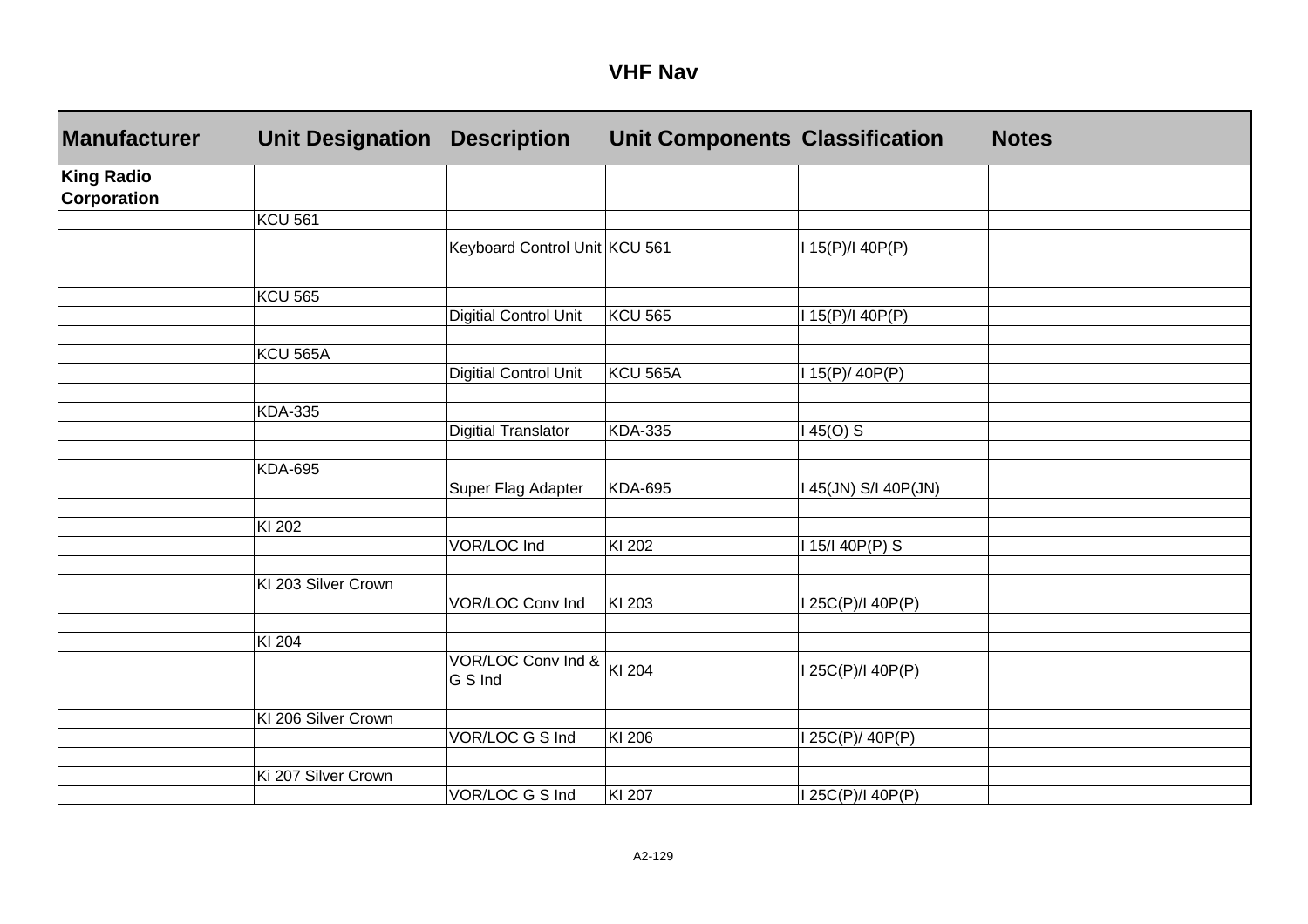# VHF Nav

| Manufacturer | Unit Designation | Description | Unit Components | Classification | Notes |
|---|---|---|---|---|---|
| **King Radio Corporation** | | | | | |
| | KCU 561 | | | | |
| | | Keyboard Control Unit | KCU 561 | I 15(P)/I 40P(P) | |
| | | | | | |
| | KCU 565 | | | | |
| | | Digitial Control Unit | KCU 565 | I 15(P)/I 40P(P) | |
| | | | | | |
| | KCU 565A | | | | |
| | | Digitial Control Unit | KCU 565A | I 15(P)/ 40P(P) | |
| | | | | | |
| | KDA-335 | | | | |
| | | Digitial Translator | KDA-335 | I 45(O) S | |
| | | | | | |
| | KDA-695 | | | | |
| | | Super Flag Adapter | KDA-695 | I 45(JN) S/I 40P(JN) | |
| | | | | | |
| | KI 202 | | | | |
| | | VOR/LOC Ind | KI 202 | I 15/I 40P(P) S | |
| | | | | | |
| | KI 203 Silver Crown | | | | |
| | | VOR/LOC Conv Ind | KI 203 | I 25C(P)/I 40P(P) | |
| | | | | | |
| | KI 204 | | | | |
| | | VOR/LOC Conv Ind & G S Ind | KI 204 | I 25C(P)/I 40P(P) | |
| | | | | | |
| | KI 206 Silver Crown | | | | |
| | | VOR/LOC G S Ind | KI 206 | I 25C(P)/ 40P(P) | |
| | | | | | |
| | Ki 207 Silver Crown | | | | |
| | | VOR/LOC G S Ind | KI 207 | I 25C(P)/I 40P(P) | |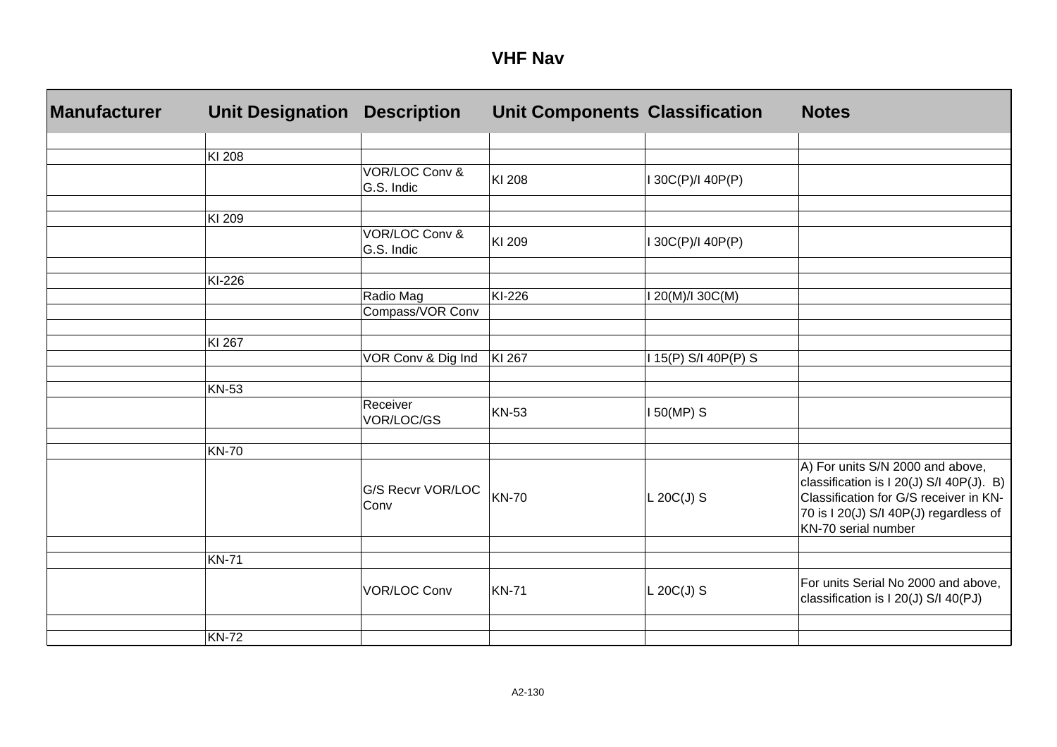# VHF Nav

| Manufacturer | Unit Designation | Description | Unit Components | Classification | Notes |
|---|---|---|---|---|---|
| | | | | | |
| | KI 208 | | | | |
| | | VOR/LOC Conv & G.S. Indic | KI 208 | I 30C(P)/I 40P(P) | |
| | | | | | |
| | KI 209 | | | | |
| | | VOR/LOC Conv & G.S. Indic | KI 209 | I 30C(P)/I 40P(P) | |
| | | | | | |
| | KI-226 | | | | |
| | | Radio Mag | KI-226 | I 20(M)/I 30C(M) | |
| | | Compass/VOR Conv | | | |
| | | | | | |
| | KI 267 | | | | |
| | | VOR Conv & Dig Ind | KI 267 | I 15(P) S/I 40P(P) S | |
| | | | | | |
| | KN-53 | | | | |
| | | Receiver VOR/LOC/GS | KN-53 | I 50(MP) S | |
| | | | | | |
| | KN-70 | | | | |
| | | G/S Recvr VOR/LOC Conv | KN-70 | L 20C(J) S | A) For units S/N 2000 and above, classification is I 20(J) S/I 40P(J). B) Classification for G/S receiver in KN-70 is I 20(J) S/I 40P(J) regardless of KN-70 serial number |
| | | | | | |
| | KN-71 | | | | |
| | | VOR/LOC Conv | KN-71 | L 20C(J) S | For units Serial No 2000 and above, classification is I 20(J) S/I 40(PJ) |
| | | | | | |
| | KN-72 | | | | |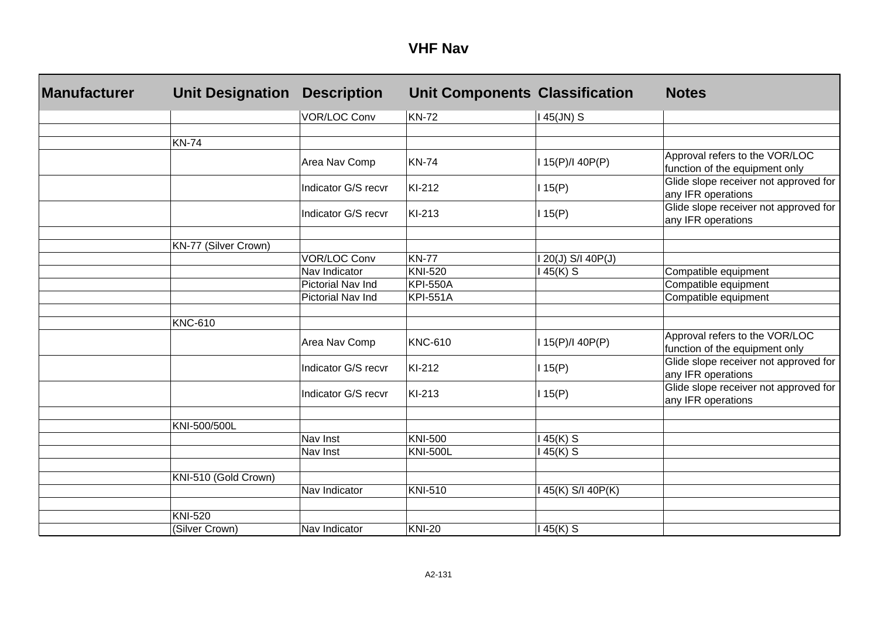# VHF Nav

| Manufacturer | Unit Designation | Description | Unit Components | Classification | Notes |
|---|---|---|---|---|---|
| | | VOR/LOC Conv | KN-72 | I 45(JN) S | |
| | | | | | |
| | KN-74 | | | | |
| | | Area Nav Comp | KN-74 | I 15(P)/I 40P(P) | Approval refers to the VOR/LOC function of the equipment only |
| | | Indicator G/S recvr | KI-212 | I 15(P) | Glide slope receiver not approved for any IFR operations |
| | | Indicator G/S recvr | KI-213 | I 15(P) | Glide slope receiver not approved for any IFR operations |
| | | | | | |
| | KN-77 (Silver Crown) | | | | |
| | | VOR/LOC Conv | KN-77 | I 20(J) S/I 40P(J) | |
| | | Nav Indicator | KNI-520 | I 45(K) S | Compatible equipment |
| | | Pictorial Nav Ind | KPI-550A | | Compatible equipment |
| | | Pictorial Nav Ind | KPI-551A | | Compatible equipment |
| | | | | | |
| | KNC-610 | | | | |
| | | Area Nav Comp | KNC-610 | I 15(P)/I 40P(P) | Approval refers to the VOR/LOC function of the equipment only |
| | | Indicator G/S recvr | KI-212 | I 15(P) | Glide slope receiver not approved for any IFR operations |
| | | Indicator G/S recvr | KI-213 | I 15(P) | Glide slope receiver not approved for any IFR operations |
| | | | | | |
| | KNI-500/500L | | | | |
| | | Nav Inst | KNI-500 | I 45(K) S | |
| | | Nav Inst | KNI-500L | I 45(K) S | |
| | | | | | |
| | KNI-510 (Gold Crown) | | | | |
| | | Nav Indicator | KNI-510 | I 45(K) S/I 40P(K) | |
| | | | | | |
| | KNI-520 | | | | |
| | (Silver Crown) | Nav Indicator | KNI-20 | I 45(K) S | |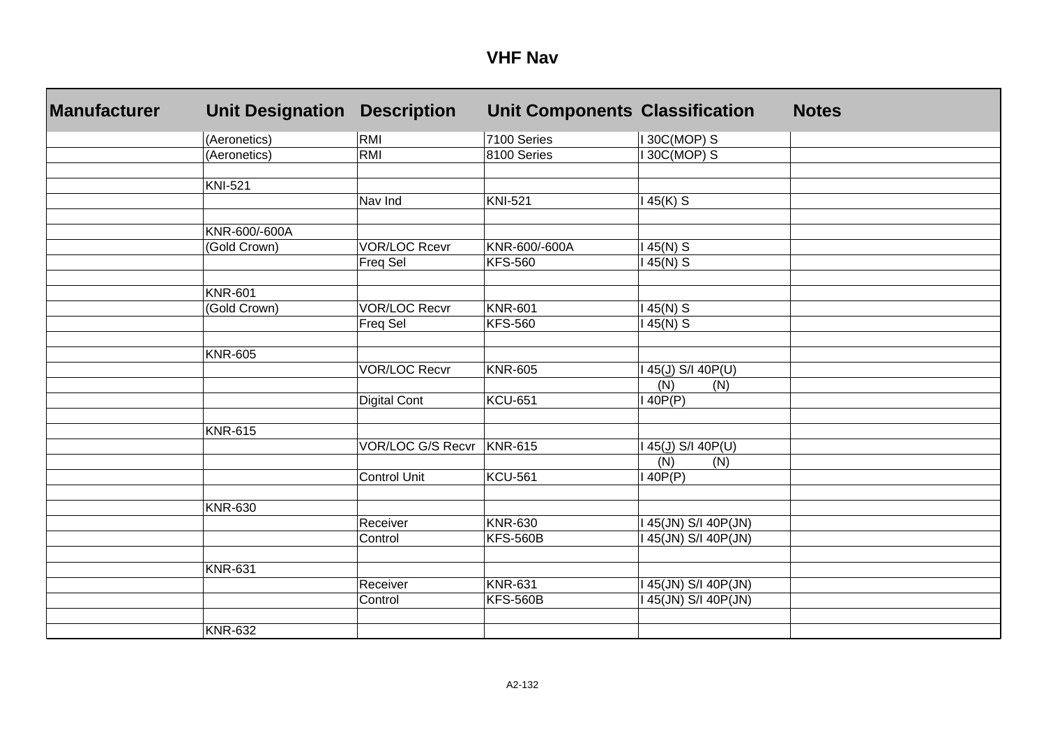# VHF Nav

| Manufacturer | Unit Designation | Description | Unit Components | Classification | Notes |
|---|---|---|---|---|---|
| | (Aeronetics) | RMI | 7100 Series | I 30C(MOP) S | |
| | (Aeronetics) | RMI | 8100 Series | I 30C(MOP) S | |
| | | | | | |
| | KNI-521 | | | | |
| | | Nav Ind | KNI-521 | I 45(K) S | |
| | | | | | |
| | KNR-600/-600A | | | | |
| | (Gold Crown) | VOR/LOC Rcevr | KNR-600/-600A | I 45(N) S | |
| | | Freq Sel | KFS-560 | I 45(N) S | |
| | | | | | |
| | KNR-601 | | | | |
| | (Gold Crown) | VOR/LOC Recvr | KNR-601 | I 45(N) S | |
| | | Freq Sel | KFS-560 | I 45(N) S | |
| | | | | | |
| | KNR-605 | | | | |
| | | VOR/LOC Recvr | KNR-605 | I 45(J) S/I 40P(U) | |
| | | | | (N) (N) | |
| | | Digital Cont | KCU-651 | I 40P(P) | |
| | | | | | |
| | KNR-615 | | | | |
| | | VOR/LOC G/S Recvr | KNR-615 | I 45(J) S/I 40P(U) | |
| | | | | (N) (N) | |
| | | Control Unit | KCU-561 | I 40P(P) | |
| | | | | | |
| | KNR-630 | | | | |
| | | Receiver | KNR-630 | I 45(JN) S/I 40P(JN) | |
| | | Control | KFS-560B | I 45(JN) S/I 40P(JN) | |
| | | | | | |
| | KNR-631 | | | | |
| | | Receiver | KNR-631 | I 45(JN) S/I 40P(JN) | |
| | | Control | KFS-560B | I 45(JN) S/I 40P(JN) | |
| | | | | | |
| | KNR-632 | | | | |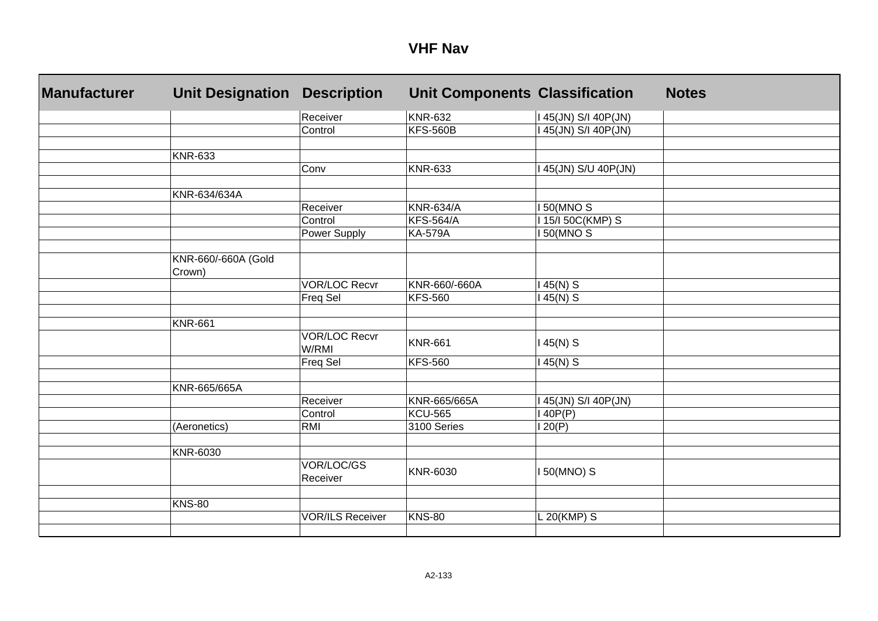# VHF Nav

| Manufacturer | Unit Designation | Description | Unit Components | Classification | Notes |
|---|---|---|---|---|---|
| | | Receiver | KNR-632 | I 45(JN) S/I 40P(JN) | |
| | | Control | KFS-560B | I 45(JN) S/I 40P(JN) | |
| | | | | | |
| | KNR-633 | | | | |
| | | Conv | KNR-633 | I 45(JN) S/U 40P(JN) | |
| | | | | | |
| | KNR-634/634A | | | | |
| | | Receiver | KNR-634/A | I 50(MNO S | |
| | | Control | KFS-564/A | I 15/I 50C(KMP) S | |
| | | Power Supply | KA-579A | I 50(MNO S | |
| | | | | | |
| | KNR-660/-660A (Gold Crown) | | | | |
| | | VOR/LOC Recvr | KNR-660/-660A | I 45(N) S | |
| | | Freq Sel | KFS-560 | I 45(N) S | |
| | | | | | |
| | KNR-661 | | | | |
| | | VOR/LOC Recvr W/RMI | KNR-661 | I 45(N) S | |
| | | Freq Sel | KFS-560 | I 45(N) S | |
| | | | | | |
| | KNR-665/665A | | | | |
| | | Receiver | KNR-665/665A | I 45(JN) S/I 40P(JN) | |
| | | Control | KCU-565 | I 40P(P) | |
| | (Aeronetics) | RMI | 3100 Series | I 20(P) | |
| | | | | | |
| | KNR-6030 | | | | |
| | | VOR/LOC/GS Receiver | KNR-6030 | I 50(MNO) S | |
| | | | | | |
| | KNS-80 | | | | |
| | | VOR/ILS Receiver | KNS-80 | L 20(KMP) S | |
| | | | | | |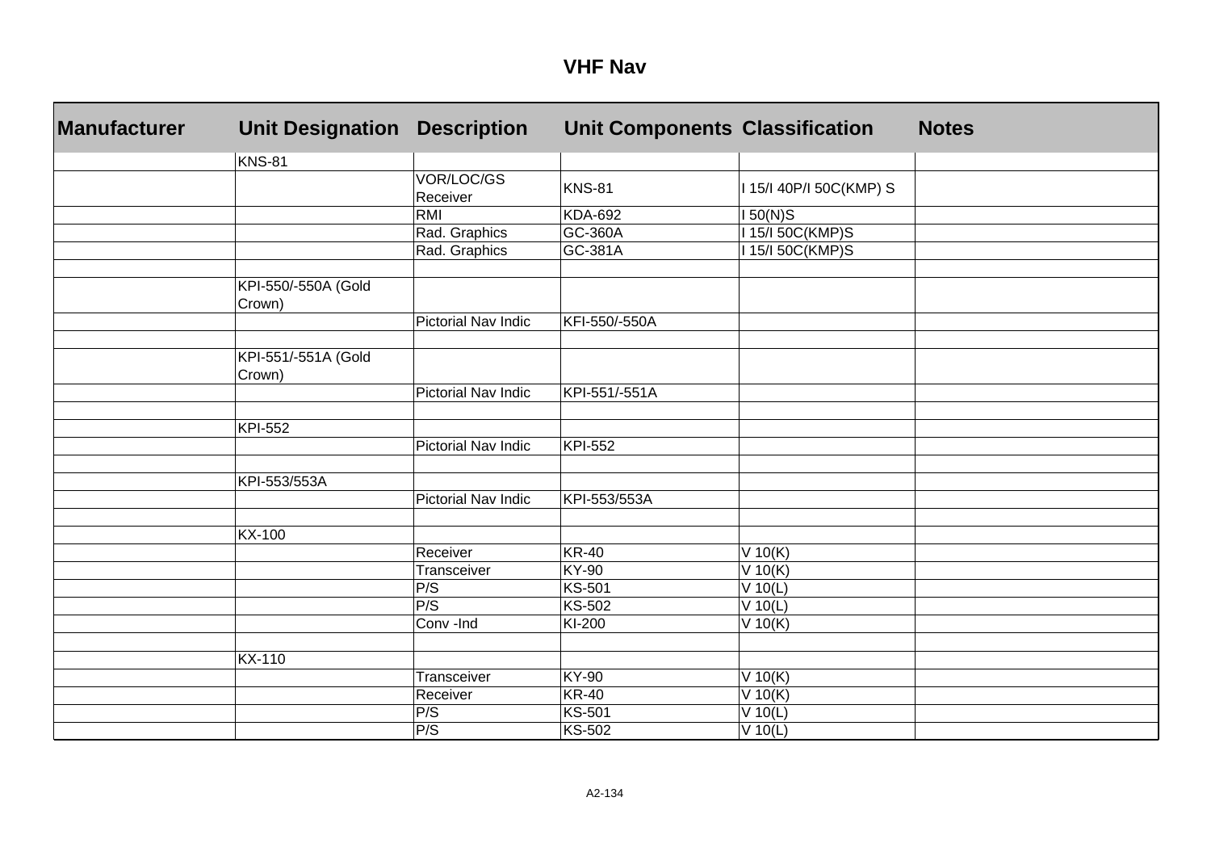# VHF Nav

| Manufacturer | Unit Designation | Description | Unit Components | Classification | Notes |
|---|---|---|---|---|---|
| | KNS-81 | | | | |
| | | VOR/LOC/GS Receiver | KNS-81 | I 15/I 40P/I 50C(KMP) S | |
| | | RMI | KDA-692 | I 50(N)S | |
| | | Rad. Graphics | GC-360A | I 15/I 50C(KMP)S | |
| | | Rad. Graphics | GC-381A | I 15/I 50C(KMP)S | |
| | | | | | |
| | KPI-550/-550A (Gold Crown) | | | | |
| | | Pictorial Nav Indic | KFI-550/-550A | | |
| | | | | | |
| | KPI-551/-551A (Gold Crown) | | | | |
| | | Pictorial Nav Indic | KPI-551/-551A | | |
| | | | | | |
| | KPI-552 | | | | |
| | | Pictorial Nav Indic | KPI-552 | | |
| | | | | | |
| | KPI-553/553A | | | | |
| | | Pictorial Nav Indic | KPI-553/553A | | |
| | | | | | |
| | KX-100 | | | | |
| | | Receiver | KR-40 | V 10(K) | |
| | | Transceiver | KY-90 | V 10(K) | |
| | | P/S | KS-501 | V 10(L) | |
| | | P/S | KS-502 | V 10(L) | |
| | | Conv -Ind | KI-200 | V 10(K) | |
| | | | | | |
| | KX-110 | | | | |
| | | Transceiver | KY-90 | V 10(K) | |
| | | Receiver | KR-40 | V 10(K) | |
| | | P/S | KS-501 | V 10(L) | |
| | | P/S | KS-502 | V 10(L) | |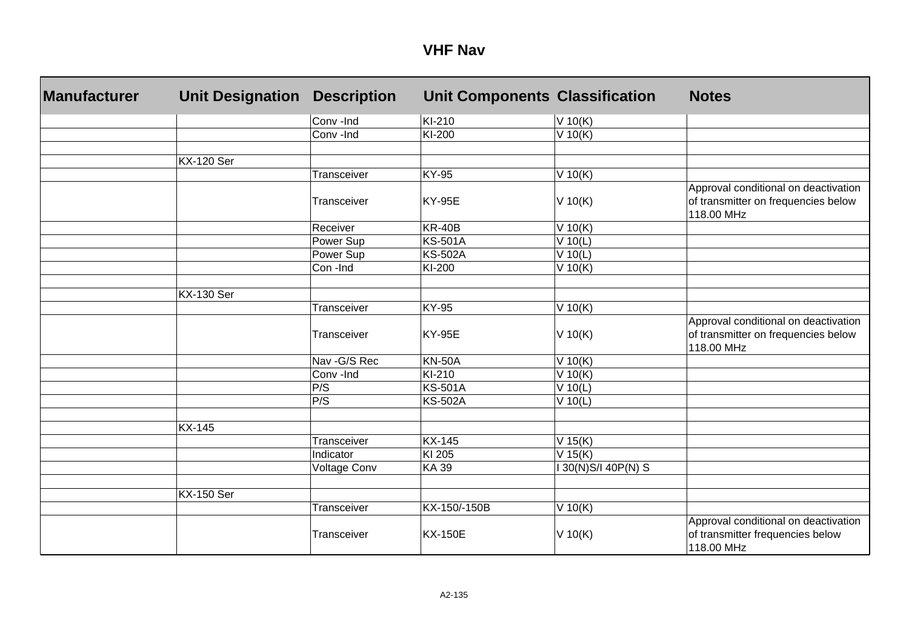# VHF Nav

| Manufacturer | Unit Designation | Description | Unit Components | Classification | Notes |
|---|---|---|---|---|---|
| | | Conv -Ind | KI-210 | V 10(K) | |
| | | Conv -Ind | KI-200 | V 10(K) | |
| | | | | | |
| | KX-120 Ser | | | | |
| | | Transceiver | KY-95 | V 10(K) | |
| | | Transceiver | KY-95E | V 10(K) | Approval conditional on deactivation of transmitter on frequencies below 118.00 MHz |
| | | Receiver | KR-40B | V 10(K) | |
| | | Power Sup | KS-501A | V 10(L) | |
| | | Power Sup | KS-502A | V 10(L) | |
| | | Con -Ind | KI-200 | V 10(K) | |
| | | | | | |
| | KX-130 Ser | | | | |
| | | Transceiver | KY-95 | V 10(K) | |
| | | Transceiver | KY-95E | V 10(K) | Approval conditional on deactivation of transmitter on frequencies below 118.00 MHz |
| | | Nav -G/S Rec | KN-50A | V 10(K) | |
| | | Conv -Ind | KI-210 | V 10(K) | |
| | | P/S | KS-501A | V 10(L) | |
| | | P/S | KS-502A | V 10(L) | |
| | | | | | |
| | KX-145 | | | | |
| | | Transceiver | KX-145 | V 15(K) | |
| | | Indicator | KI 205 | V 15(K) | |
| | | Voltage Conv | KA 39 | I 30(N)S/I 40P(N) S | |
| | | | | | |
| | KX-150 Ser | | | | |
| | | Transceiver | KX-150/-150B | V 10(K) | |
| | | Transceiver | KX-150E | V 10(K) | Approval conditional on deactivation of transmitter frequencies below 118.00 MHz |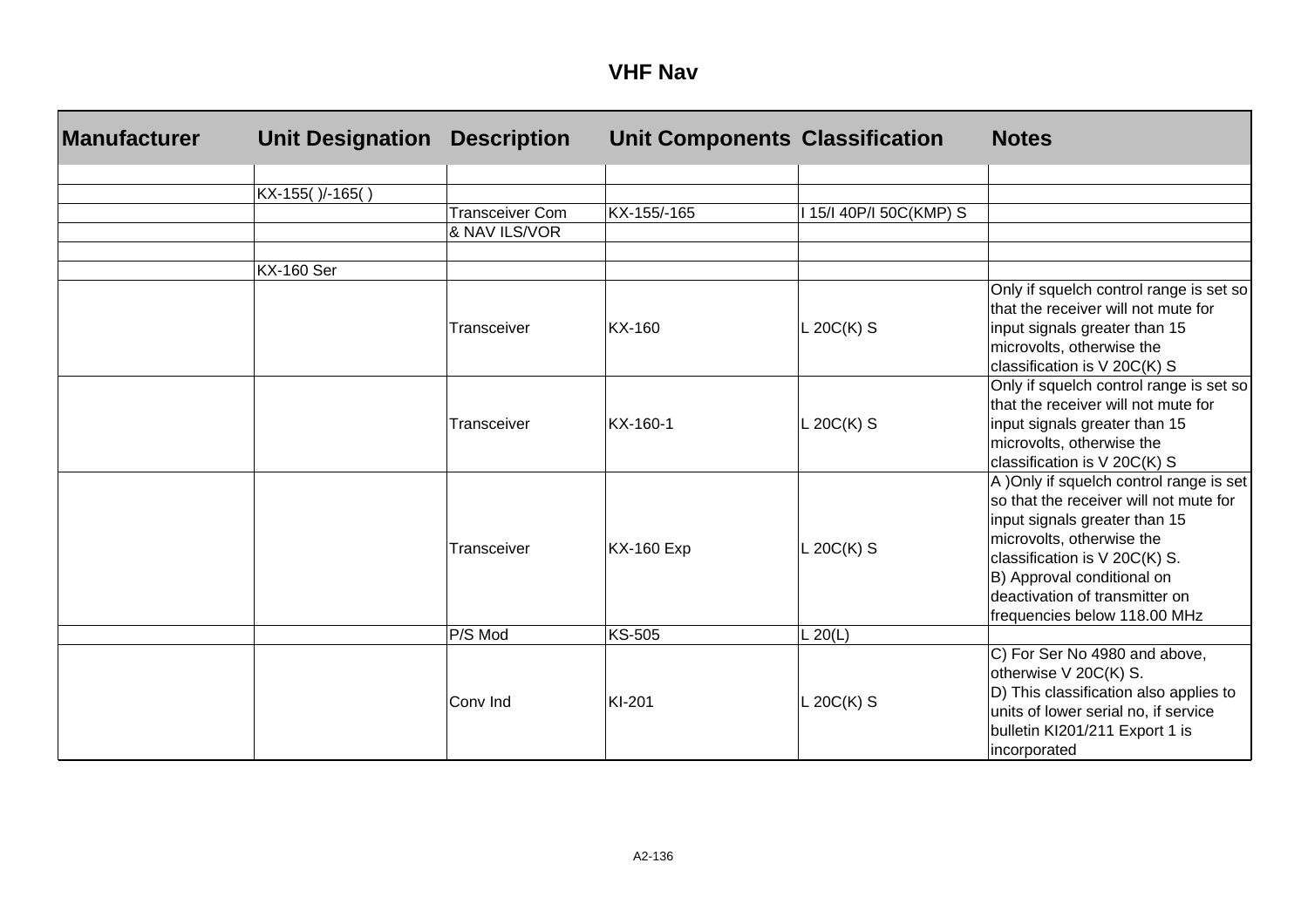# VHF Nav

| Manufacturer | Unit Designation | Description | Unit Components | Classification | Notes |
|---|---|---|---|---|---|
| | | | | | |
| | KX-155( )/-165( ) | | | | |
| | | Transceiver Com | KX-155/-165 | I 15/I 40P/I 50C(KMP) S | |
| | | & NAV ILS/VOR | | | |
| | | | | | |
| | KX-160 Ser | | | | |
| | | Transceiver | KX-160 | L 20C(K) S | Only if squelch control range is set so that the receiver will not mute for input signals greater than 15 microvolts, otherwise the classification is V 20C(K) S |
| | | Transceiver | KX-160-1 | L 20C(K) S | Only if squelch control range is set so that the receiver will not mute for input signals greater than 15 microvolts, otherwise the classification is V 20C(K) S |
| | | Transceiver | KX-160 Exp | L 20C(K) S | A )Only if squelch control range is set so that the receiver will not mute for input signals greater than 15 microvolts, otherwise the classification is V 20C(K) S. B) Approval conditional on deactivation of transmitter on frequencies below 118.00 MHz |
| | | P/S Mod | KS-505 | L 20(L) | |
| | | Conv Ind | KI-201 | L 20C(K) S | C) For Ser No 4980 and above, otherwise V 20C(K) S. D) This classification also applies to units of lower serial no, if service bulletin KI201/211 Export 1 is incorporated |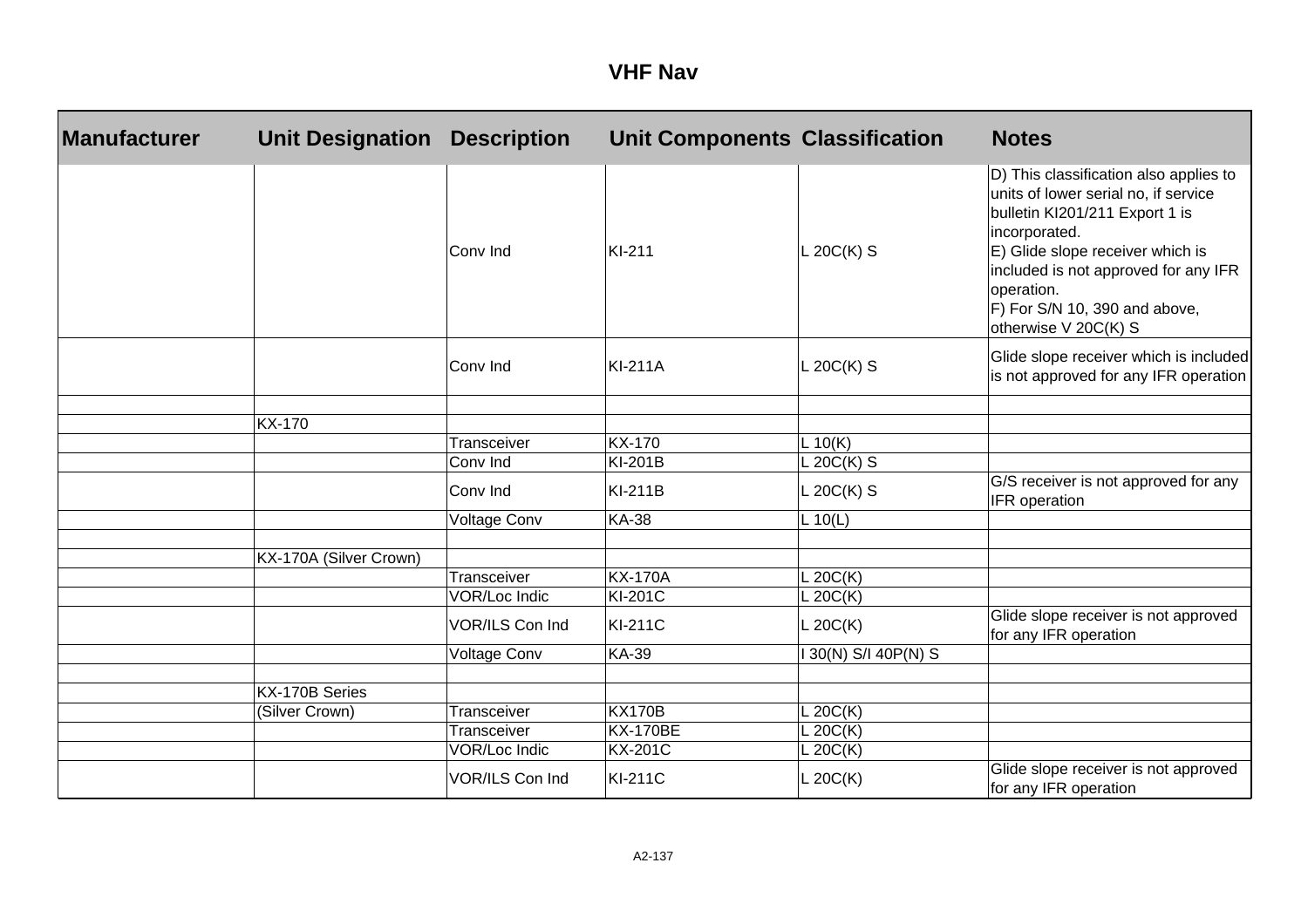# VHF Nav

| Manufacturer | Unit Designation | Description | Unit Components | Classification | Notes |
|---|---|---|---|---|---|
| | | Conv Ind | KI-211 | L 20C(K) S | D) This classification also applies to units of lower serial no, if service bulletin KI201/211 Export 1 is incorporated.<br>E) Glide slope receiver which is included is not approved for any IFR operation.<br>F) For S/N 10, 390 and above, otherwise V 20C(K) S |
| | | Conv Ind | KI-211A | L 20C(K) S | Glide slope receiver which is included is not approved for any IFR operation |
| | | | | | |
| | KX-170 | | | | |
| | | Transceiver | KX-170 | L 10(K) | |
| | | Conv Ind | KI-201B | L 20C(K) S | |
| | | Conv Ind | KI-211B | L 20C(K) S | G/S receiver is not approved for any IFR operation |
| | | Voltage Conv | KA-38 | L 10(L) | |
| | | | | | |
| | KX-170A (Silver Crown) | | | | |
| | | Transceiver | KX-170A | L 20C(K) | |
| | | VOR/Loc Indic | KI-201C | L 20C(K) | |
| | | VOR/ILS Con Ind | KI-211C | L 20C(K) | Glide slope receiver is not approved for any IFR operation |
| | | Voltage Conv | KA-39 | I 30(N) S/I 40P(N) S | |
| | | | | | |
| | KX-170B Series | | | | |
| | (Silver Crown) | Transceiver | KX170B | L 20C(K) | |
| | | Transceiver | KX-170BE | L 20C(K) | |
| | | VOR/Loc Indic | KX-201C | L 20C(K) | |
| | | VOR/ILS Con Ind | KI-211C | L 20C(K) | Glide slope receiver is not approved for any IFR operation |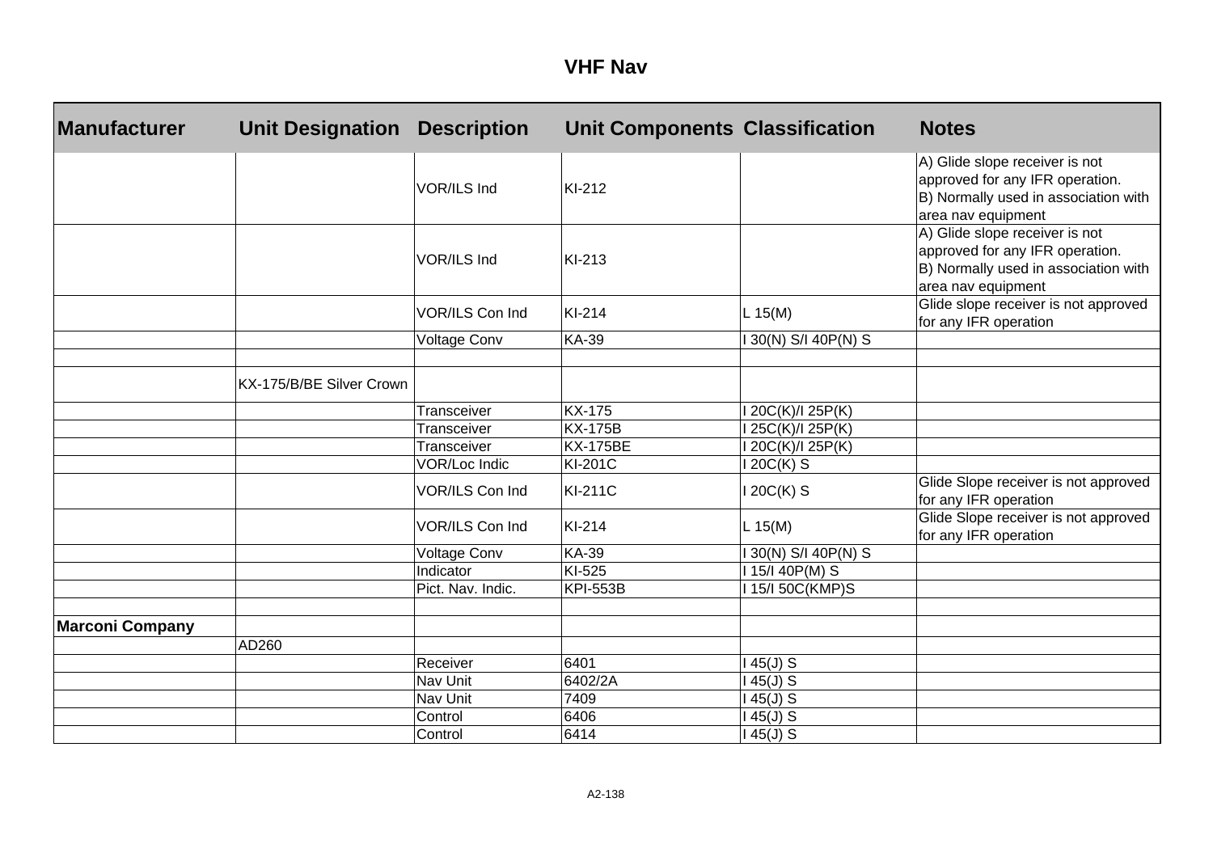# VHF Nav

| Manufacturer | Unit Designation | Description | Unit Components | Classification | Notes |
|---|---|---|---|---|---|
| | | VOR/ILS Ind | KI-212 | | A) Glide slope receiver is not approved for any IFR operation. B) Normally used in association with area nav equipment |
| | | VOR/ILS Ind | KI-213 | | A) Glide slope receiver is not approved for any IFR operation. B) Normally used in association with area nav equipment |
| | | VOR/ILS Con Ind | KI-214 | L 15(M) | Glide slope receiver is not approved for any IFR operation |
| | | Voltage Conv | KA-39 | I 30(N) S/I 40P(N) S | |
| | | | | | |
| | KX-175/B/BE Silver Crown | | | | |
| | | Transceiver | KX-175 | I 20C(K)/I 25P(K) | |
| | | Transceiver | KX-175B | I 25C(K)/I 25P(K) | |
| | | Transceiver | KX-175BE | I 20C(K)/I 25P(K) | |
| | | VOR/Loc Indic | KI-201C | I 20C(K) S | |
| | | VOR/ILS Con Ind | KI-211C | I 20C(K) S | Glide Slope receiver is not approved for any IFR operation |
| | | VOR/ILS Con Ind | KI-214 | L 15(M) | Glide Slope receiver is not approved for any IFR operation |
| | | Voltage Conv | KA-39 | I 30(N) S/I 40P(N) S | |
| | | Indicator | KI-525 | I 15/I 40P(M) S | |
| | | Pict. Nav. Indic. | KPI-553B | I 15/I 50C(KMP)S | |
| | | | | | |
| **Marconi Company** | | | | | |
| | AD260 | | | | |
| | | Receiver | 6401 | I 45(J) S | |
| | | Nav Unit | 6402/2A | I 45(J) S | |
| | | Nav Unit | 7409 | I 45(J) S | |
| | | Control | 6406 | I 45(J) S | |
| | | Control | 6414 | I 45(J) S | |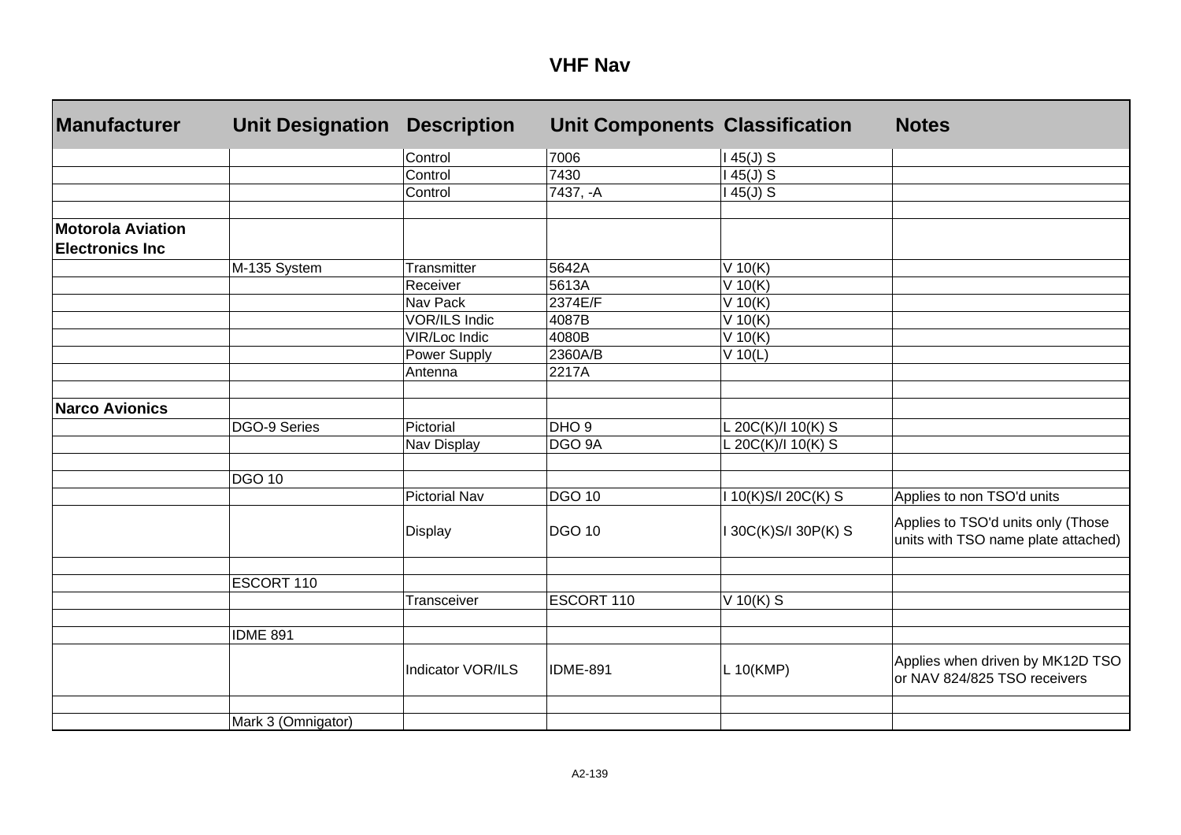# VHF Nav

| Manufacturer | Unit Designation | Description | Unit Components | Classification | Notes |
|---|---|---|---|---|---|
| | | Control | 7006 | I 45(J) S | |
| | | Control | 7430 | I 45(J) S | |
| | | Control | 7437, -A | I 45(J) S | |
| | | | | | |
| **Motorola Aviation Electronics Inc** | | | | | |
| | M-135 System | Transmitter | 5642A | V 10(K) | |
| | | Receiver | 5613A | V 10(K) | |
| | | Nav Pack | 2374E/F | V 10(K) | |
| | | VOR/ILS Indic | 4087B | V 10(K) | |
| | | VIR/Loc Indic | 4080B | V 10(K) | |
| | | Power Supply | 2360A/B | V 10(L) | |
| | | Antenna | 2217A | | |
| | | | | | |
| **Narco Avionics** | | | | | |
| | DGO-9 Series | Pictorial | DHO 9 | L 20C(K)/I 10(K) S | |
| | | Nav Display | DGO 9A | L 20C(K)/I 10(K) S | |
| | | | | | |
| | DGO 10 | | | | |
| | | Pictorial Nav | DGO 10 | I 10(K)S/I 20C(K) S | Applies to non TSO'd units |
| | | Display | DGO 10 | I 30C(K)S/I 30P(K) S | Applies to TSO'd units only (Those units with TSO name plate attached) |
| | | | | | |
| | ESCORT 110 | | | | |
| | | Transceiver | ESCORT 110 | V 10(K) S | |
| | | | | | |
| | IDME 891 | | | | |
| | | Indicator VOR/ILS | IDME-891 | L 10(KMP) | Applies when driven by MK12D TSO or NAV 824/825 TSO receivers |
| | | | | | |
| | Mark 3 (Omnigator) | | | | |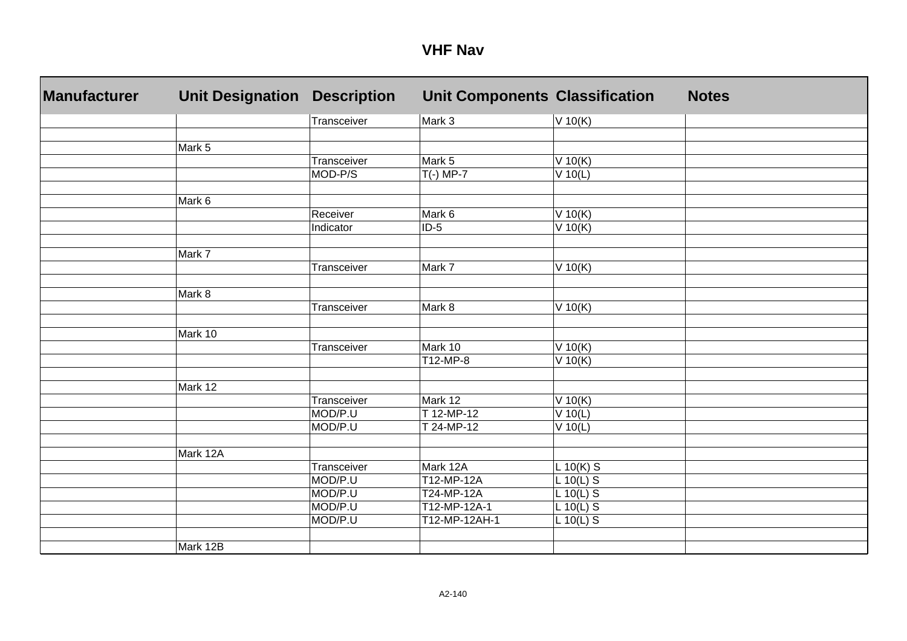# VHF Nav

| Manufacturer | Unit Designation | Description | Unit Components | Classification | Notes |
|---|---|---|---|---|---|
| | | Transceiver | Mark 3 | V 10(K) | |
| | | | | | |
| | Mark 5 | | | | |
| | | Transceiver | Mark 5 | V 10(K) | |
| | | MOD-P/S | T(-) MP-7 | V 10(L) | |
| | | | | | |
| | Mark 6 | | | | |
| | | Receiver | Mark 6 | V 10(K) | |
| | | Indicator | ID-5 | V 10(K) | |
| | | | | | |
| | Mark 7 | | | | |
| | | Transceiver | Mark 7 | V 10(K) | |
| | | | | | |
| | Mark 8 | | | | |
| | | Transceiver | Mark 8 | V 10(K) | |
| | | | | | |
| | Mark 10 | | | | |
| | | Transceiver | Mark 10 | V 10(K) | |
| | | | T12-MP-8 | V 10(K) | |
| | | | | | |
| | Mark 12 | | | | |
| | | Transceiver | Mark 12 | V 10(K) | |
| | | MOD/P.U | T 12-MP-12 | V 10(L) | |
| | | MOD/P.U | T 24-MP-12 | V 10(L) | |
| | | | | | |
| | Mark 12A | | | | |
| | | Transceiver | Mark 12A | L 10(K) S | |
| | | MOD/P.U | T12-MP-12A | L 10(L) S | |
| | | MOD/P.U | T24-MP-12A | L 10(L) S | |
| | | MOD/P.U | T12-MP-12A-1 | L 10(L) S | |
| | | MOD/P.U | T12-MP-12AH-1 | L 10(L) S | |
| | | | | | |
| | Mark 12B | | | | |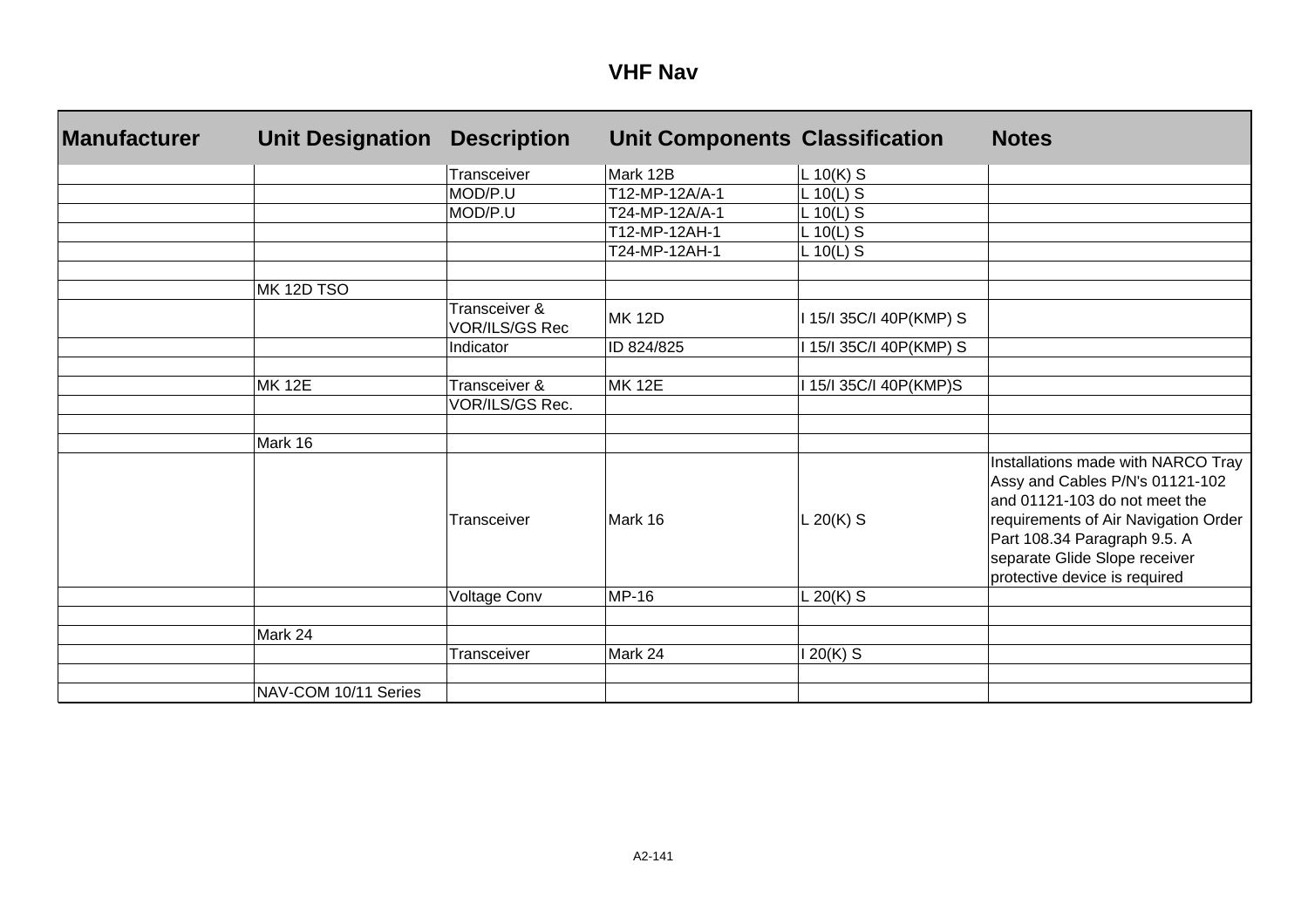# VHF Nav

| Manufacturer | Unit Designation | Description | Unit Components | Classification | Notes |
|---|---|---|---|---|---|
| | | Transceiver | Mark 12B | L 10(K) S | |
| | | MOD/P.U | T12-MP-12A/A-1 | L 10(L) S | |
| | | MOD/P.U | T24-MP-12A/A-1 | L 10(L) S | |
| | | | T12-MP-12AH-1 | L 10(L) S | |
| | | | T24-MP-12AH-1 | L 10(L) S | |
| | | | | | |
| | MK 12D TSO | | | | |
| | | Transceiver & VOR/ILS/GS Rec | MK 12D | I 15/I 35C/I 40P(KMP) S | |
| | | Indicator | ID 824/825 | I 15/I 35C/I 40P(KMP) S | |
| | | | | | |
| | MK 12E | Transceiver & | MK 12E | I 15/I 35C/I 40P(KMP)S | |
| | | VOR/ILS/GS Rec. | | | |
| | | | | | |
| | Mark 16 | | | | |
| | | Transceiver | Mark 16 | L 20(K) S | Installations made with NARCO Tray Assy and Cables P/N's 01121-102 and 01121-103 do not meet the requirements of Air Navigation Order Part 108.34 Paragraph 9.5. A separate Glide Slope receiver protective device is required |
| | | Voltage Conv | MP-16 | L 20(K) S | |
| | | | | | |
| | Mark 24 | | | | |
| | | Transceiver | Mark 24 | I 20(K) S | |
| | | | | | |
| | NAV-COM 10/11 Series | | | | |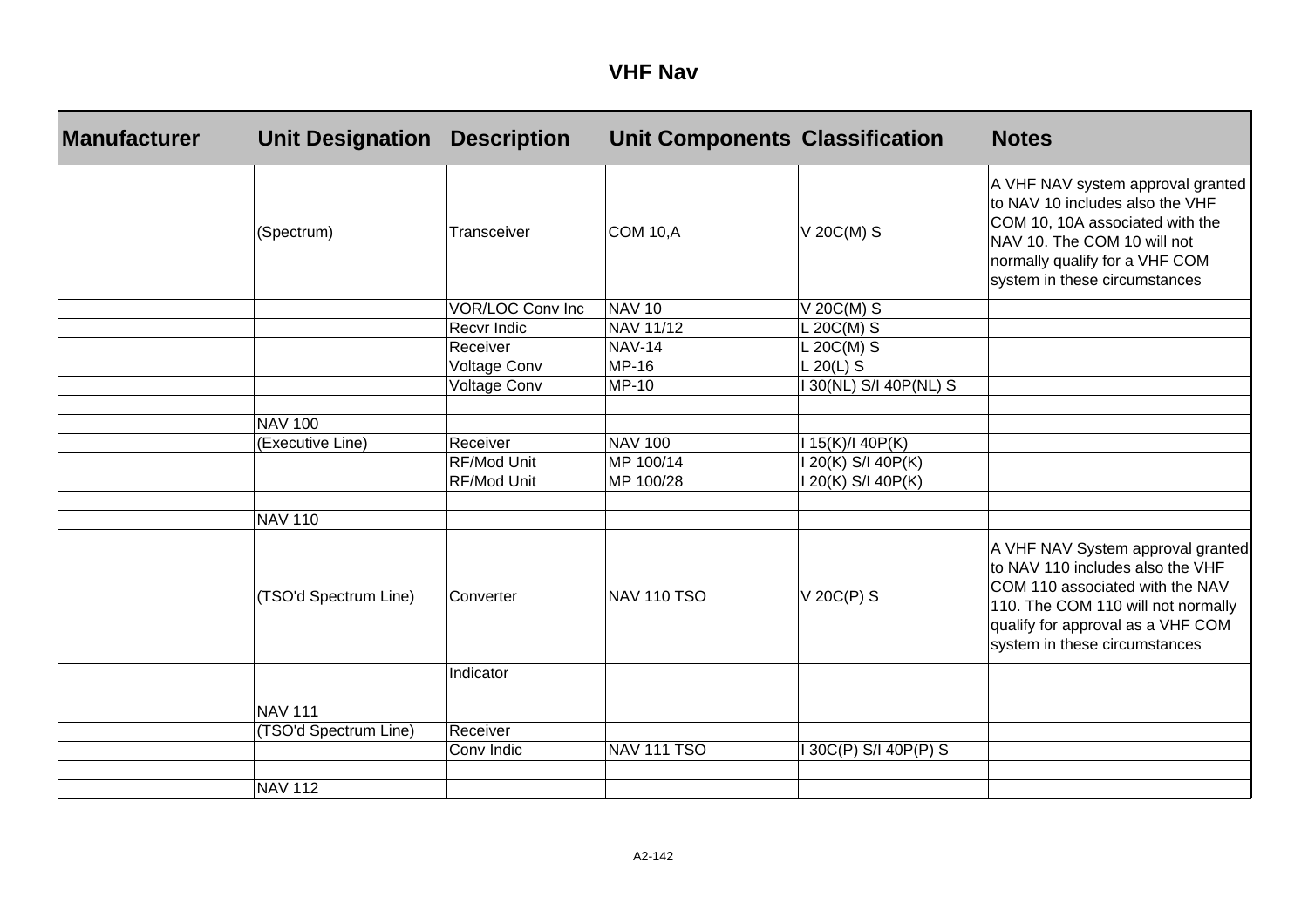## VHF Nav

| Manufacturer | Unit Designation | Description | Unit Components | Classification | Notes |
|---|---|---|---|---|---|
| | (Spectrum) | Transceiver | COM 10,A | V 20C(M) S | A VHF NAV system approval granted to NAV 10 includes also the VHF COM 10, 10A associated with the NAV 10. The COM 10 will not normally qualify for a VHF COM system in these circumstances |
| | | VOR/LOC Conv Inc | NAV 10 | V 20C(M) S | |
| | | Recvr Indic | NAV 11/12 | L 20C(M) S | |
| | | Receiver | NAV-14 | L 20C(M) S | |
| | | Voltage Conv | MP-16 | L 20(L) S | |
| | | Voltage Conv | MP-10 | I 30(NL) S/I 40P(NL) S | |
| | | | | | |
| | NAV 100 | | | | |
| | (Executive Line) | Receiver | NAV 100 | I 15(K)/I 40P(K) | |
| | | RF/Mod Unit | MP 100/14 | I 20(K) S/I 40P(K) | |
| | | RF/Mod Unit | MP 100/28 | I 20(K) S/I 40P(K) | |
| | | | | | |
| | NAV 110 | | | | |
| | (TSO'd Spectrum Line) | Converter | NAV 110 TSO | V 20C(P) S | A VHF NAV System approval granted to NAV 110 includes also the VHF COM 110 associated with the NAV 110. The COM 110 will not normally qualify for approval as a VHF COM system in these circumstances |
| | | Indicator | | | |
| | | | | | |
| | NAV 111 | | | | |
| | (TSO'd Spectrum Line) | Receiver | | | |
| | | Conv Indic | NAV 111 TSO | I 30C(P) S/I 40P(P) S | |
| | | | | | |
| | NAV 112 | | | | |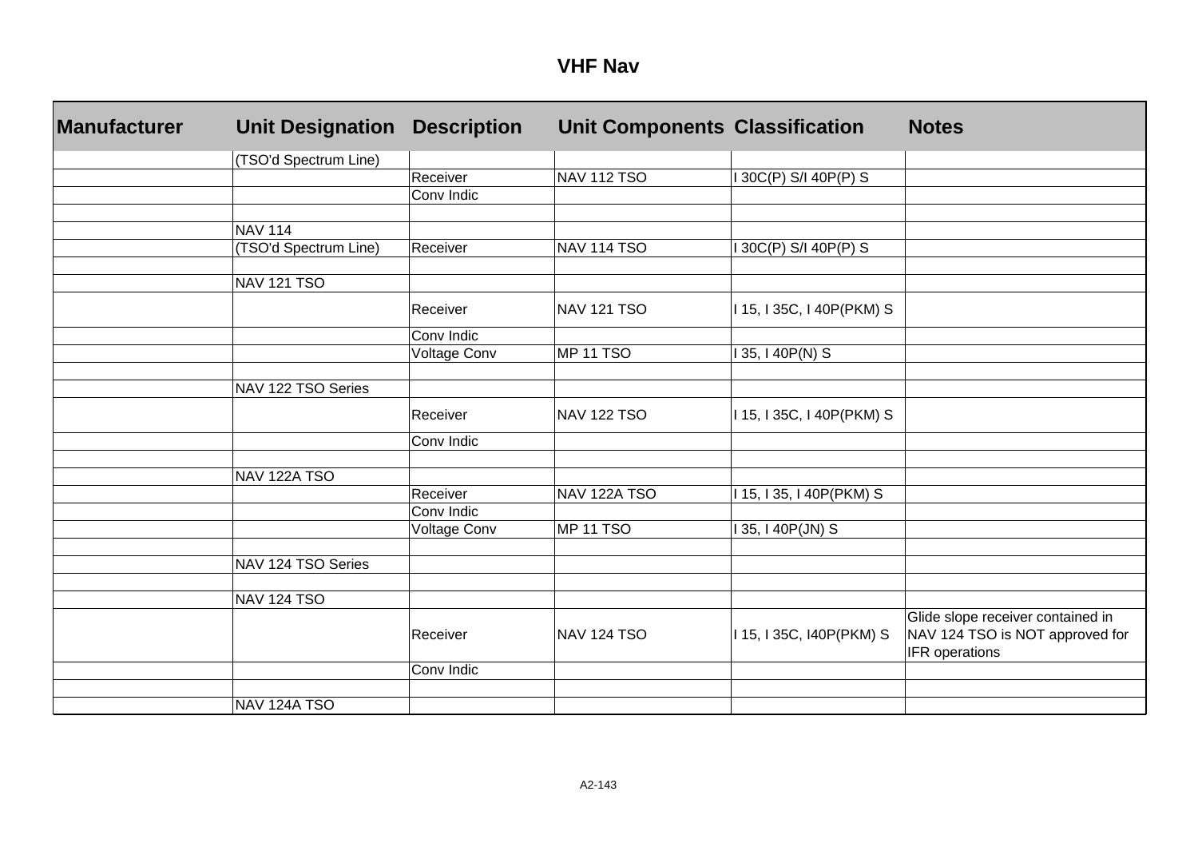# VHF Nav

| Manufacturer | Unit Designation | Description | Unit Components | Classification | Notes |
|---|---|---|---|---|---|
| | (TSO'd Spectrum Line) | | | | |
| | | Receiver | NAV 112 TSO | I 30C(P) S/I 40P(P) S | |
| | | Conv Indic | | | |
| | | | | | |
| | NAV 114 | | | | |
| | (TSO'd Spectrum Line) | Receiver | NAV 114 TSO | I 30C(P) S/I 40P(P) S | |
| | | | | | |
| | NAV 121 TSO | | | | |
| | | Receiver | NAV 121 TSO | I 15, I 35C, I 40P(PKM) S | |
| | | Conv Indic | | | |
| | | Voltage Conv | MP 11 TSO | I 35, I 40P(N) S | |
| | | | | | |
| | NAV 122 TSO Series | | | | |
| | | Receiver | NAV 122 TSO | I 15, I 35C, I 40P(PKM) S | |
| | | Conv Indic | | | |
| | | | | | |
| | NAV 122A TSO | | | | |
| | | Receiver | NAV 122A TSO | I 15, I 35, I 40P(PKM) S | |
| | | Conv Indic | | | |
| | | Voltage Conv | MP 11 TSO | I 35, I 40P(JN) S | |
| | | | | | |
| | NAV 124 TSO Series | | | | |
| | | | | | |
| | NAV 124 TSO | | | | |
| | | Receiver | NAV 124 TSO | I 15, I 35C, I40P(PKM) S | Glide slope receiver contained in NAV 124 TSO is NOT approved for IFR operations |
| | | Conv Indic | | | |
| | | | | | |
| | NAV 124A TSO | | | | |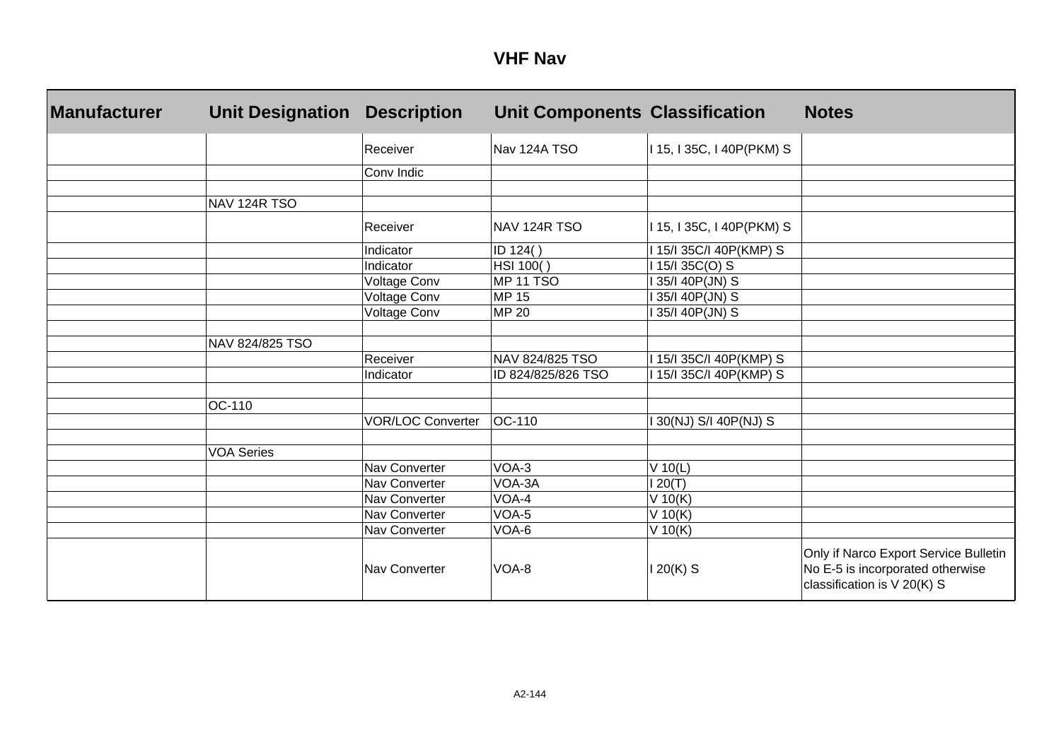## VHF Nav

| Manufacturer | Unit Designation | Description | Unit Components | Classification | Notes |
|---|---|---|---|---|---|
| | | Receiver | Nav 124A TSO | I 15, I 35C, I 40P(PKM) S | |
| | | Conv Indic | | | |
| | | | | | |
| | NAV 124R TSO | | | | |
| | | Receiver | NAV 124R TSO | I 15, I 35C, I 40P(PKM) S | |
| | | Indicator | ID 124( ) | I 15/I 35C/I 40P(KMP) S | |
| | | Indicator | HSI 100( ) | I 15/I 35C(O) S | |
| | | Voltage Conv | MP 11 TSO | I 35/I 40P(JN) S | |
| | | Voltage Conv | MP 15 | I 35/I 40P(JN) S | |
| | | Voltage Conv | MP 20 | I 35/I 40P(JN) S | |
| | | | | | |
| | NAV 824/825 TSO | | | | |
| | | Receiver | NAV 824/825 TSO | I 15/I 35C/I 40P(KMP) S | |
| | | Indicator | ID 824/825/826 TSO | I 15/I 35C/I 40P(KMP) S | |
| | | | | | |
| | OC-110 | | | | |
| | | VOR/LOC Converter | OC-110 | I 30(NJ) S/I 40P(NJ) S | |
| | | | | | |
| | VOA Series | | | | |
| | | Nav Converter | VOA-3 | V 10(L) | |
| | | Nav Converter | VOA-3A | I 20(T) | |
| | | Nav Converter | VOA-4 | V 10(K) | |
| | | Nav Converter | VOA-5 | V 10(K) | |
| | | Nav Converter | VOA-6 | V 10(K) | |
| | | Nav Converter | VOA-8 | I 20(K) S | Only if Narco Export Service Bulletin No E-5 is incorporated otherwise classification is V 20(K) S |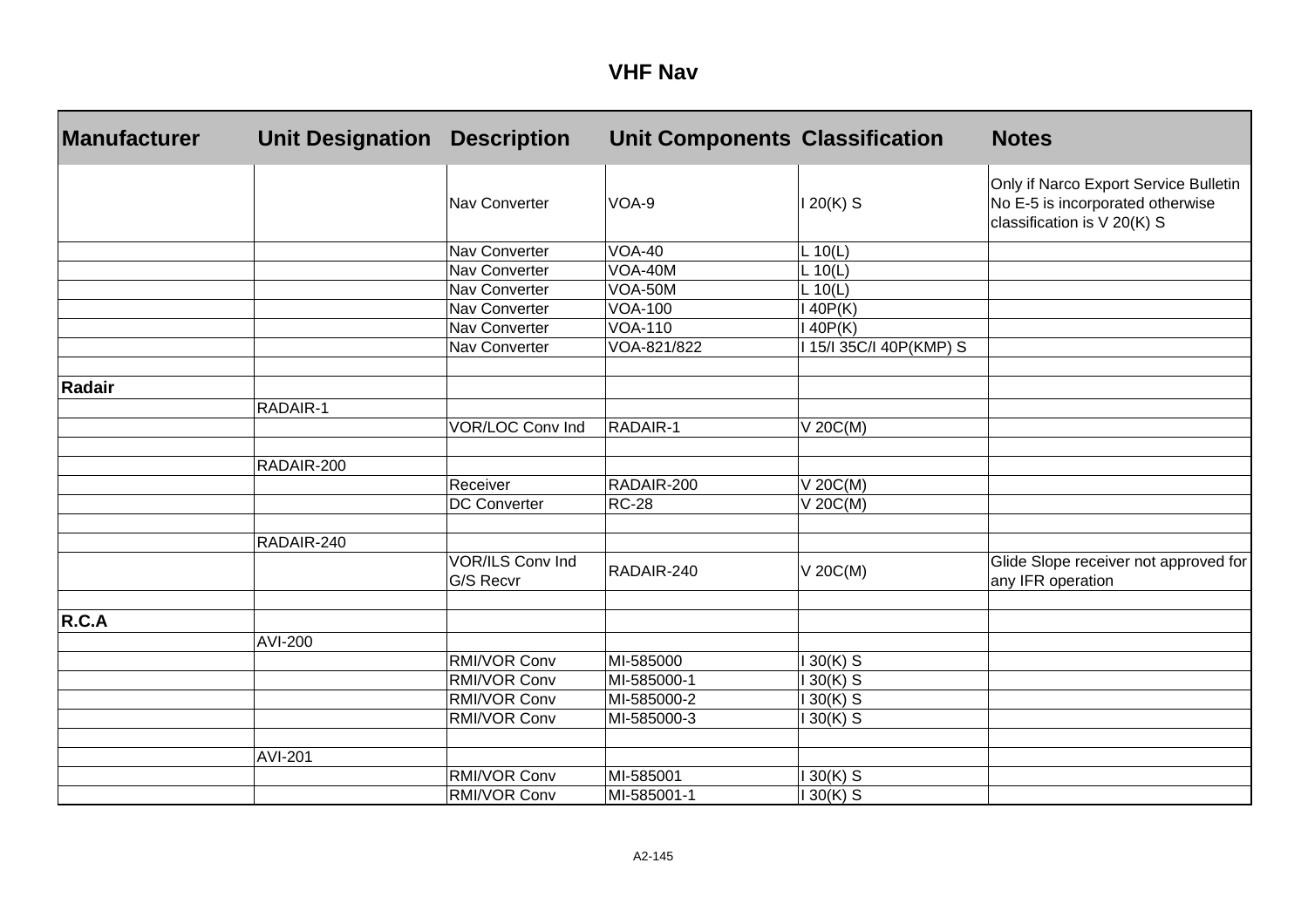# VHF Nav

| Manufacturer | Unit Designation | Description | Unit Components | Classification | Notes |
|---|---|---|---|---|---|
| | | Nav Converter | VOA-9 | I 20(K) S | Only if Narco Export Service Bulletin No E-5 is incorporated otherwise classification is V 20(K) S |
| | | Nav Converter | VOA-40 | L 10(L) | |
| | | Nav Converter | VOA-40M | L 10(L) | |
| | | Nav Converter | VOA-50M | L 10(L) | |
| | | Nav Converter | VOA-100 | I 40P(K) | |
| | | Nav Converter | VOA-110 | I 40P(K) | |
| | | Nav Converter | VOA-821/822 | I 15/I 35C/I 40P(KMP) S | |
| | | | | | |
| **Radair** | | | | | |
| | RADAIR-1 | | | | |
| | | VOR/LOC Conv Ind | RADAIR-1 | V 20C(M) | |
| | | | | | |
| | RADAIR-200 | | | | |
| | | Receiver | RADAIR-200 | V 20C(M) | |
| | | DC Converter | RC-28 | V 20C(M) | |
| | | | | | |
| | RADAIR-240 | | | | |
| | | VOR/ILS Conv Ind G/S Recvr | RADAIR-240 | V 20C(M) | Glide Slope receiver not approved for any IFR operation |
| | | | | | |
| **R.C.A** | | | | | |
| | AVI-200 | | | | |
| | | RMI/VOR Conv | MI-585000 | I 30(K) S | |
| | | RMI/VOR Conv | MI-585000-1 | I 30(K) S | |
| | | RMI/VOR Conv | MI-585000-2 | I 30(K) S | |
| | | RMI/VOR Conv | MI-585000-3 | I 30(K) S | |
| | | | | | |
| | AVI-201 | | | | |
| | | RMI/VOR Conv | MI-585001 | I 30(K) S | |
| | | RMI/VOR Conv | MI-585001-1 | I 30(K) S | |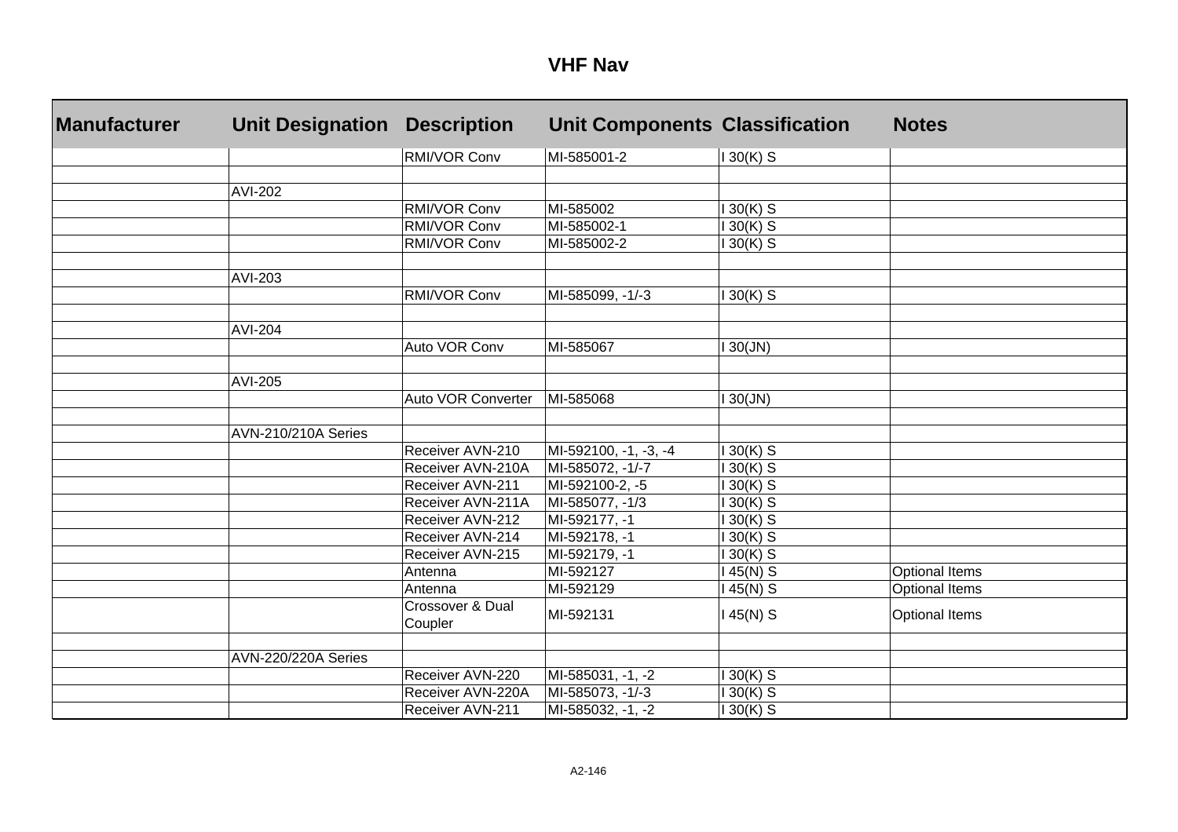# VHF Nav

| Manufacturer | Unit Designation | Description | Unit Components | Classification | Notes |
|---|---|---|---|---|---|
| | | RMI/VOR Conv | MI-585001-2 | I 30(K) S | |
| | | | | | |
| | AVI-202 | | | | |
| | | RMI/VOR Conv | MI-585002 | I 30(K) S | |
| | | RMI/VOR Conv | MI-585002-1 | I 30(K) S | |
| | | RMI/VOR Conv | MI-585002-2 | I 30(K) S | |
| | | | | | |
| | AVI-203 | | | | |
| | | RMI/VOR Conv | MI-585099, -1/-3 | I 30(K) S | |
| | | | | | |
| | AVI-204 | | | | |
| | | Auto VOR Conv | MI-585067 | I 30(JN) | |
| | | | | | |
| | AVI-205 | | | | |
| | | Auto VOR Converter | MI-585068 | I 30(JN) | |
| | | | | | |
| | AVN-210/210A Series | | | | |
| | | Receiver AVN-210 | MI-592100, -1, -3, -4 | I 30(K) S | |
| | | Receiver AVN-210A | MI-585072, -1/-7 | I 30(K) S | |
| | | Receiver AVN-211 | MI-592100-2, -5 | I 30(K) S | |
| | | Receiver AVN-211A | MI-585077, -1/3 | I 30(K) S | |
| | | Receiver AVN-212 | MI-592177, -1 | I 30(K) S | |
| | | Receiver AVN-214 | MI-592178, -1 | I 30(K) S | |
| | | Receiver AVN-215 | MI-592179, -1 | I 30(K) S | |
| | | Antenna | MI-592127 | I 45(N) S | Optional Items |
| | | Antenna | MI-592129 | I 45(N) S | Optional Items |
| | | Crossover & Dual Coupler | MI-592131 | I 45(N) S | Optional Items |
| | | | | | |
| | AVN-220/220A Series | | | | |
| | | Receiver AVN-220 | MI-585031, -1, -2 | I 30(K) S | |
| | | Receiver AVN-220A | MI-585073, -1/-3 | I 30(K) S | |
| | | Receiver AVN-211 | MI-585032, -1, -2 | I 30(K) S | |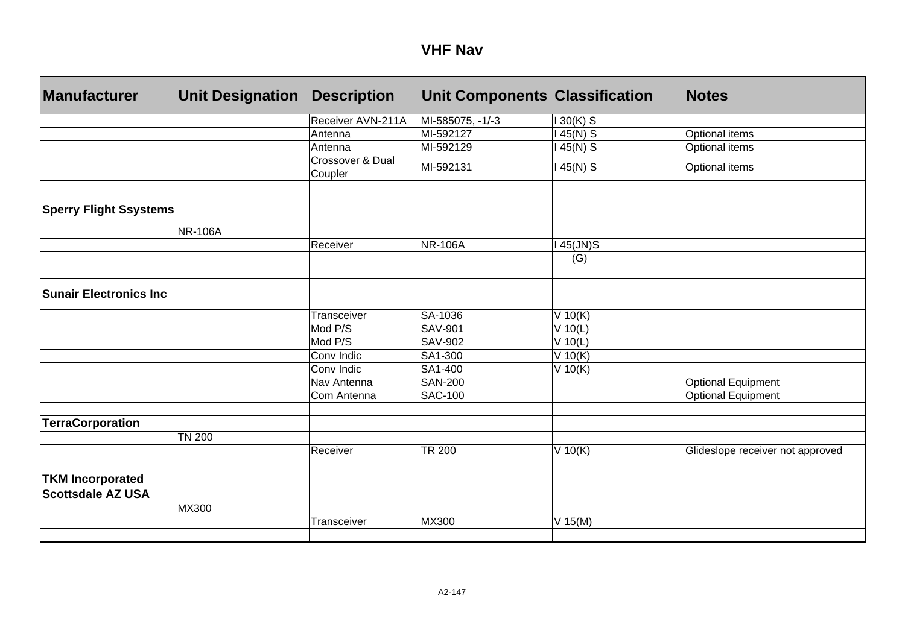# VHF Nav

| Manufacturer | Unit Designation | Description | Unit Components | Classification | Notes |
|---|---|---|---|---|---|
| | | Receiver AVN-211A | MI-585075, -1/-3 | I 30(K) S | |
| | | Antenna | MI-592127 | I 45(N) S | Optional items |
| | | Antenna | MI-592129 | I 45(N) S | Optional items |
| | | Crossover & Dual Coupler | MI-592131 | I 45(N) S | Optional items |
| | | | | | |
| **Sperry Flight Ssystems** | | | | | |
| | NR-106A | | | | |
| | | Receiver | NR-106A | I 45(JN)S | |
| | | | | (G) | |
| | | | | | |
| **Sunair Electronics Inc** | | | | | |
| | | Transceiver | SA-1036 | V 10(K) | |
| | | Mod P/S | SAV-901 | V 10(L) | |
| | | Mod P/S | SAV-902 | V 10(L) | |
| | | Conv Indic | SA1-300 | V 10(K) | |
| | | Conv Indic | SA1-400 | V 10(K) | |
| | | Nav Antenna | SAN-200 | | Optional Equipment |
| | | Com Antenna | SAC-100 | | Optional Equipment |
| | | | | | |
| **TerraCorporation** | | | | | |
| | TN 200 | | | | |
| | | Receiver | TR 200 | V 10(K) | Glideslope receiver not approved |
| | | | | | |
| **TKM Incorporated Scottsdale AZ USA** | | | | | |
| | MX300 | | | | |
| | | Transceiver | MX300 | V 15(M) | |
| | | | | | |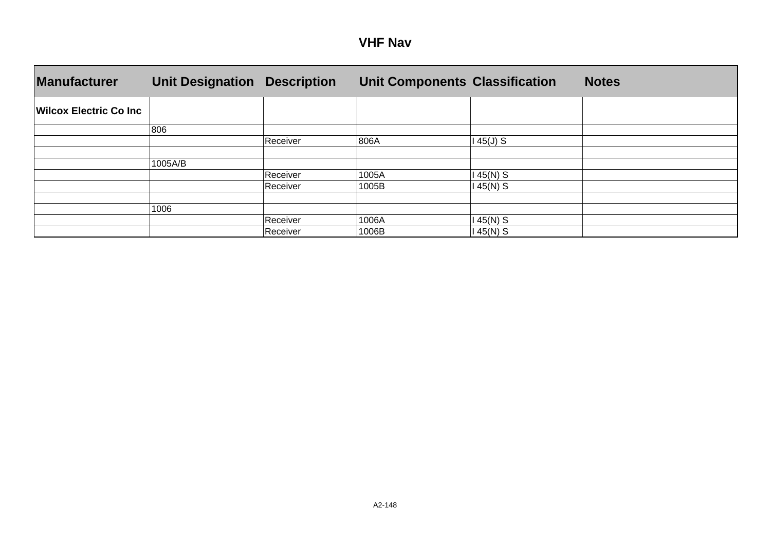# VHF Nav

| Manufacturer | Unit Designation | Description | Unit Components | Classification | Notes |
|---|---|---|---|---|---|
| **Wilcox Electric Co Inc** | | | | | |
| | 806 | | | | |
| | | Receiver | 806A | I 45(J) S | |
| | | | | | |
| | 1005A/B | | | | |
| | | Receiver | 1005A | I 45(N) S | |
| | | Receiver | 1005B | I 45(N) S | |
| | | | | | |
| | 1006 | | | | |
| | | Receiver | 1006A | I 45(N) S | |
| | | Receiver | 1006B | I 45(N) S | |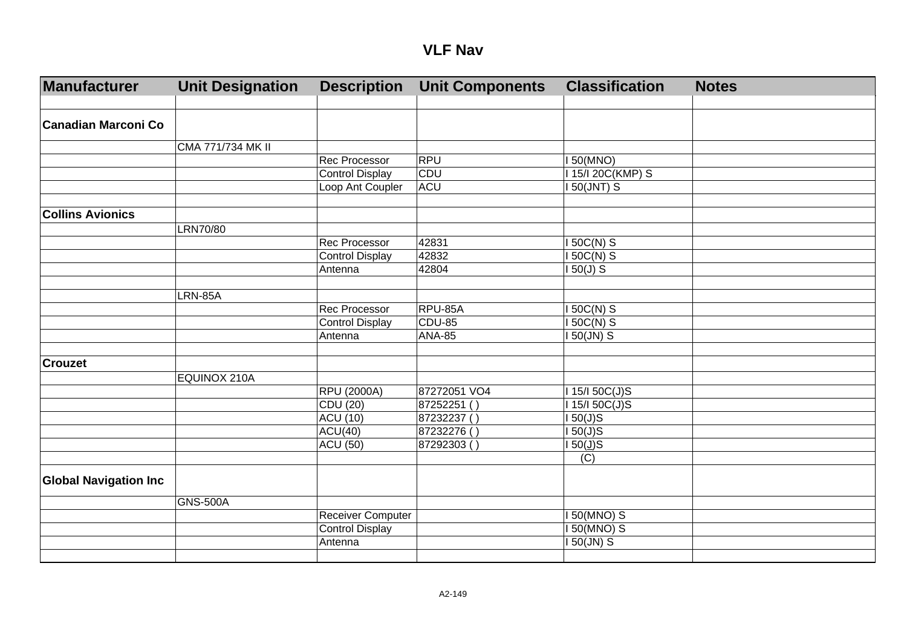# VLF Nav

| Manufacturer | Unit Designation | Description | Unit Components | Classification | Notes |
|---|---|---|---|---|---|
| | | | | | |
| **Canadian Marconi Co** | | | | | |
| | CMA 771/734 MK II | | | | |
| | | Rec Processor | RPU | I 50(MNO) | |
| | | Control Display | CDU | I 15/I 20C(KMP) S | |
| | | Loop Ant Coupler | ACU | I 50(JNT) S | |
| | | | | | |
| **Collins Avionics** | | | | | |
| | LRN70/80 | | | | |
| | | Rec Processor | 42831 | I 50C(N) S | |
| | | Control Display | 42832 | I 50C(N) S | |
| | | Antenna | 42804 | I 50(J) S | |
| | | | | | |
| | LRN-85A | | | | |
| | | Rec Processor | RPU-85A | I 50C(N) S | |
| | | Control Display | CDU-85 | I 50C(N) S | |
| | | Antenna | ANA-85 | I 50(JN) S | |
| | | | | | |
| **Crouzet** | | | | | |
| | EQUINOX 210A | | | | |
| | | RPU (2000A) | 87272051 VO4 | I 15/I 50C(J)S | |
| | | CDU (20) | 87252251 ( ) | I 15/I 50C(J)S | |
| | | ACU (10) | 87232237 ( ) | I 50(J)S | |
| | | ACU(40) | 87232276 ( ) | I 50(J)S | |
| | | ACU (50) | 87292303 ( ) | I 50(J)S | |
| | | | | (C) | |
| **Global Navigation Inc** | | | | | |
| | GNS-500A | | | | |
| | | Receiver Computer | | I 50(MNO) S | |
| | | Control Display | | I 50(MNO) S | |
| | | Antenna | | I 50(JN) S | |
| | | | | | |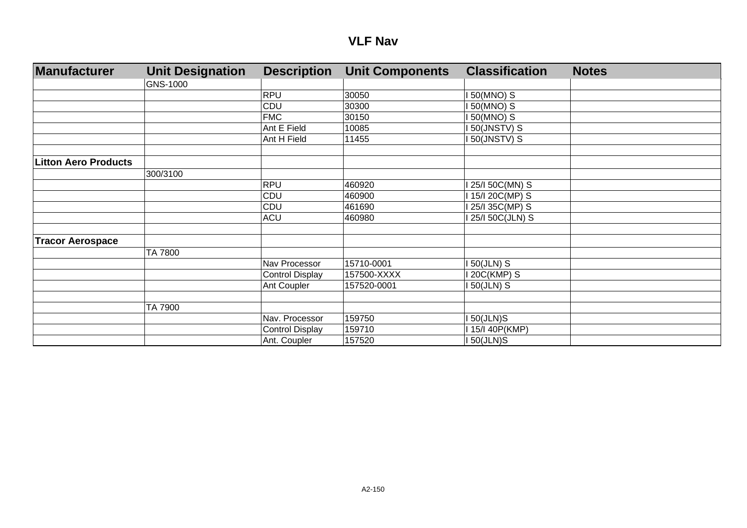# VLF Nav

| Manufacturer | Unit Designation | Description | Unit Components | Classification | Notes |
|---|---|---|---|---|---|
| | GNS-1000 | | | | |
| | | RPU | 30050 | I 50(MNO) S | |
| | | CDU | 30300 | I 50(MNO) S | |
| | | FMC | 30150 | I 50(MNO) S | |
| | | Ant E Field | 10085 | I 50(JNSTV) S | |
| | | Ant H Field | 11455 | I 50(JNSTV) S | |
| | | | | | |
| **Litton Aero Products** | | | | | |
| | 300/3100 | | | | |
| | | RPU | 460920 | I 25/I 50C(MN) S | |
| | | CDU | 460900 | I 15/I 20C(MP) S | |
| | | CDU | 461690 | I 25/I 35C(MP) S | |
| | | ACU | 460980 | I 25/I 50C(JLN) S | |
| | | | | | |
| **Tracor Aerospace** | | | | | |
| | TA 7800 | | | | |
| | | Nav Processor | 15710-0001 | I 50(JLN) S | |
| | | Control Display | 157500-XXXX | I 20C(KMP) S | |
| | | Ant Coupler | 157520-0001 | I 50(JLN) S | |
| | | | | | |
| | TA 7900 | | | | |
| | | Nav. Processor | 159750 | I 50(JLN)S | |
| | | Control Display | 159710 | I 15/I 40P(KMP) | |
| | | Ant. Coupler | 157520 | I 50(JLN)S | |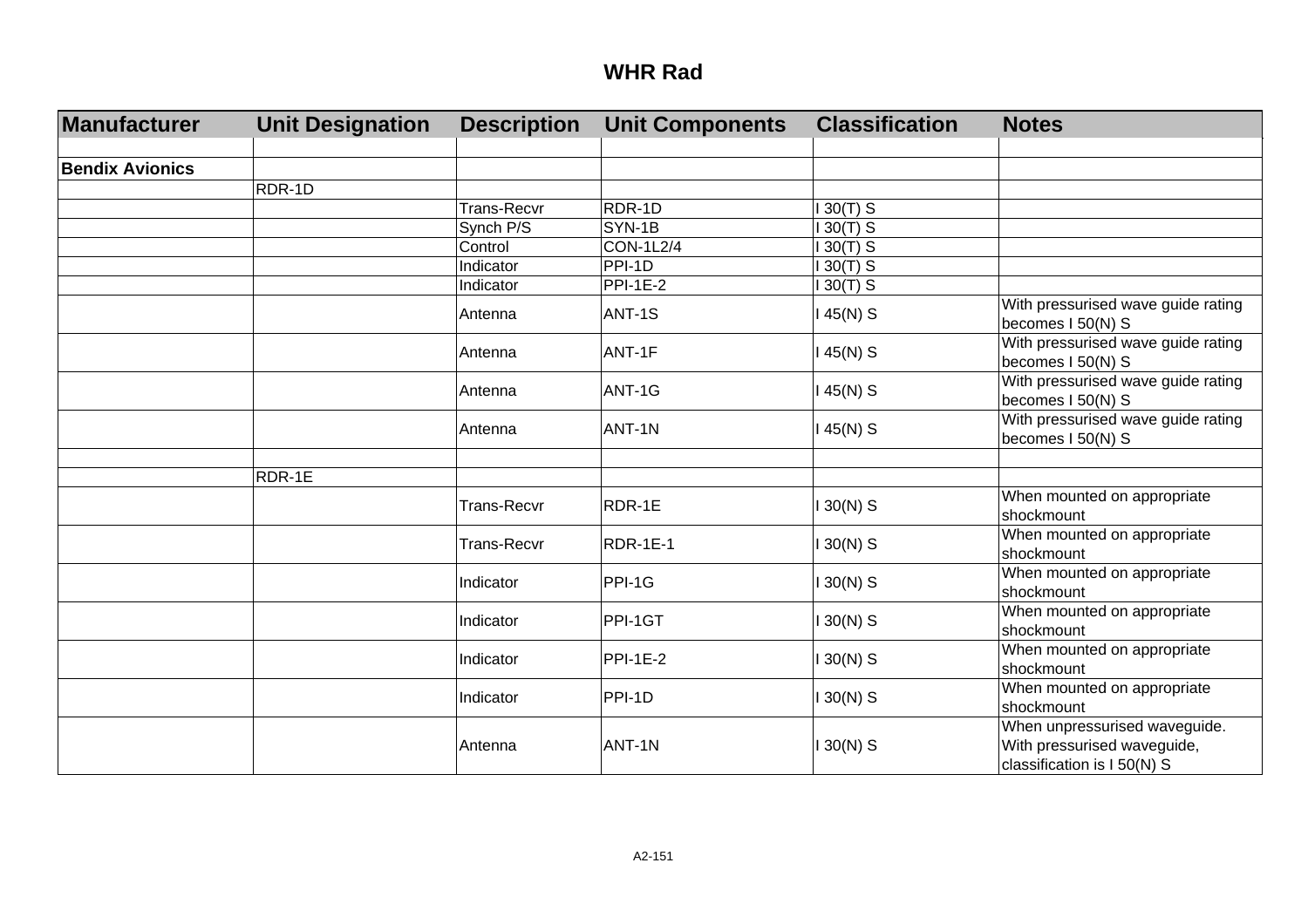# WHR Rad

| Manufacturer | Unit Designation | Description | Unit Components | Classification | Notes |
|---|---|---|---|---|---|
| | | | | | |
| **Bendix Avionics** | | | | | |
| | RDR-1D | | | | |
| | | Trans-Recvr | RDR-1D | I 30(T) S | |
| | | Synch P/S | SYN-1B | I 30(T) S | |
| | | Control | CON-1L2/4 | I 30(T) S | |
| | | Indicator | PPI-1D | I 30(T) S | |
| | | Indicator | PPI-1E-2 | I 30(T) S | |
| | | Antenna | ANT-1S | I 45(N) S | With pressurised wave guide rating becomes I 50(N) S |
| | | Antenna | ANT-1F | I 45(N) S | With pressurised wave guide rating becomes I 50(N) S |
| | | Antenna | ANT-1G | I 45(N) S | With pressurised wave guide rating becomes I 50(N) S |
| | | Antenna | ANT-1N | I 45(N) S | With pressurised wave guide rating becomes I 50(N) S |
| | | | | | |
| | RDR-1E | | | | |
| | | Trans-Recvr | RDR-1E | I 30(N) S | When mounted on appropriate shockmount |
| | | Trans-Recvr | RDR-1E-1 | I 30(N) S | When mounted on appropriate shockmount |
| | | Indicator | PPI-1G | I 30(N) S | When mounted on appropriate shockmount |
| | | Indicator | PPI-1GT | I 30(N) S | When mounted on appropriate shockmount |
| | | Indicator | PPI-1E-2 | I 30(N) S | When mounted on appropriate shockmount |
| | | Indicator | PPI-1D | I 30(N) S | When mounted on appropriate shockmount |
| | | Antenna | ANT-1N | I 30(N) S | When unpressurised waveguide. With pressurised waveguide, classification is I 50(N) S |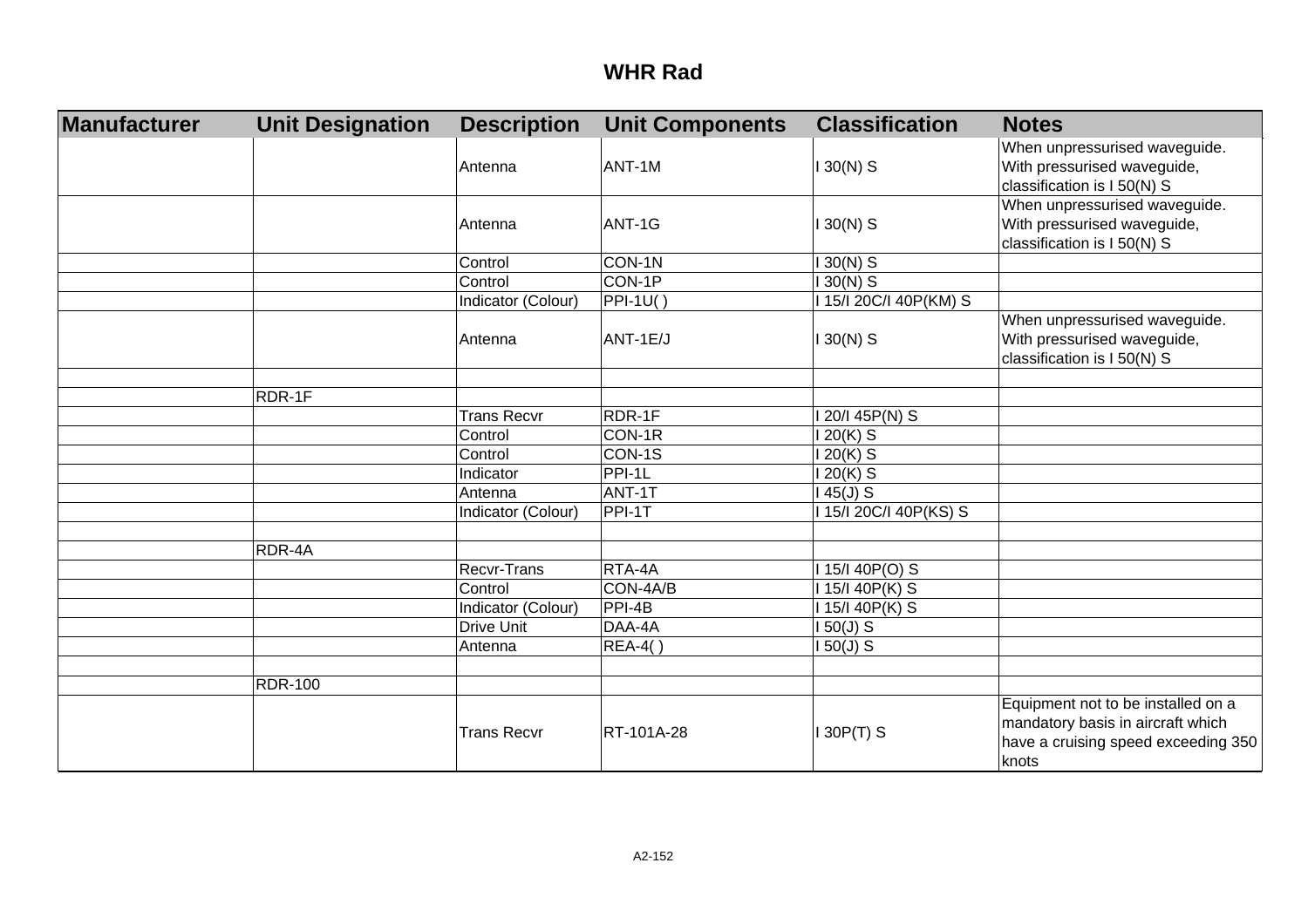# WHR Rad

| Manufacturer | Unit Designation | Description | Unit Components | Classification | Notes |
|---|---|---|---|---|---|
| | | Antenna | ANT-1M | I 30(N) S | When unpressurised waveguide. With pressurised waveguide, classification is I 50(N) S |
| | | Antenna | ANT-1G | I 30(N) S | When unpressurised waveguide. With pressurised waveguide, classification is I 50(N) S |
| | | Control | CON-1N | I 30(N) S | |
| | | Control | CON-1P | I 30(N) S | |
| | | Indicator (Colour) | PPI-1U( ) | I 15/I 20C/I 40P(KM) S | |
| | | Antenna | ANT-1E/J | I 30(N) S | When unpressurised waveguide. With pressurised waveguide, classification is I 50(N) S |
| | | | | | |
| | RDR-1F | | | | |
| | | Trans Recvr | RDR-1F | I 20/I 45P(N) S | |
| | | Control | CON-1R | I 20(K) S | |
| | | Control | CON-1S | I 20(K) S | |
| | | Indicator | PPI-1L | I 20(K) S | |
| | | Antenna | ANT-1T | I 45(J) S | |
| | | Indicator (Colour) | PPI-1T | I 15/I 20C/I 40P(KS) S | |
| | | | | | |
| | RDR-4A | | | | |
| | | Recvr-Trans | RTA-4A | I 15/I 40P(O) S | |
| | | Control | CON-4A/B | I 15/I 40P(K) S | |
| | | Indicator (Colour) | PPI-4B | I 15/I 40P(K) S | |
| | | Drive Unit | DAA-4A | I 50(J) S | |
| | | Antenna | REA-4( ) | I 50(J) S | |
| | | | | | |
| | RDR-100 | | | | |
| | | Trans Recvr | RT-101A-28 | I 30P(T) S | Equipment not to be installed on a mandatory basis in aircraft which have a cruising speed exceeding 350 knots |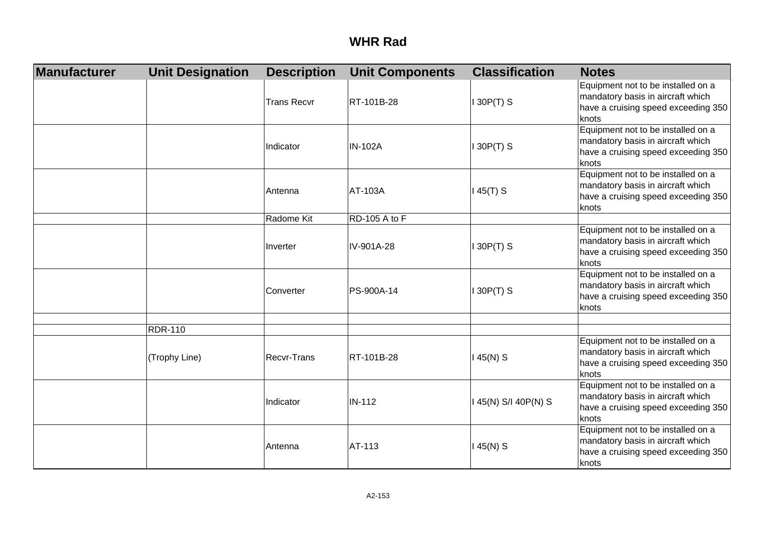# WHR Rad

| Manufacturer | Unit Designation | Description | Unit Components | Classification | Notes |
|---|---|---|---|---|---|
| | | Trans Recvr | RT-101B-28 | I 30P(T) S | Equipment not to be installed on a mandatory basis in aircraft which have a cruising speed exceeding 350 knots |
| | | Indicator | IN-102A | I 30P(T) S | Equipment not to be installed on a mandatory basis in aircraft which have a cruising speed exceeding 350 knots |
| | | Antenna | AT-103A | I 45(T) S | Equipment not to be installed on a mandatory basis in aircraft which have a cruising speed exceeding 350 knots |
| | | Radome Kit | RD-105 A to F | | |
| | | Inverter | IV-901A-28 | I 30P(T) S | Equipment not to be installed on a mandatory basis in aircraft which have a cruising speed exceeding 350 knots |
| | | Converter | PS-900A-14 | I 30P(T) S | Equipment not to be installed on a mandatory basis in aircraft which have a cruising speed exceeding 350 knots |
| | | | | | |
| | RDR-110 | | | | |
| | (Trophy Line) | Recvr-Trans | RT-101B-28 | I 45(N) S | Equipment not to be installed on a mandatory basis in aircraft which have a cruising speed exceeding 350 knots |
| | | Indicator | IN-112 | I 45(N) S/I 40P(N) S | Equipment not to be installed on a mandatory basis in aircraft which have a cruising speed exceeding 350 knots |
| | | Antenna | AT-113 | I 45(N) S | Equipment not to be installed on a mandatory basis in aircraft which have a cruising speed exceeding 350 knots |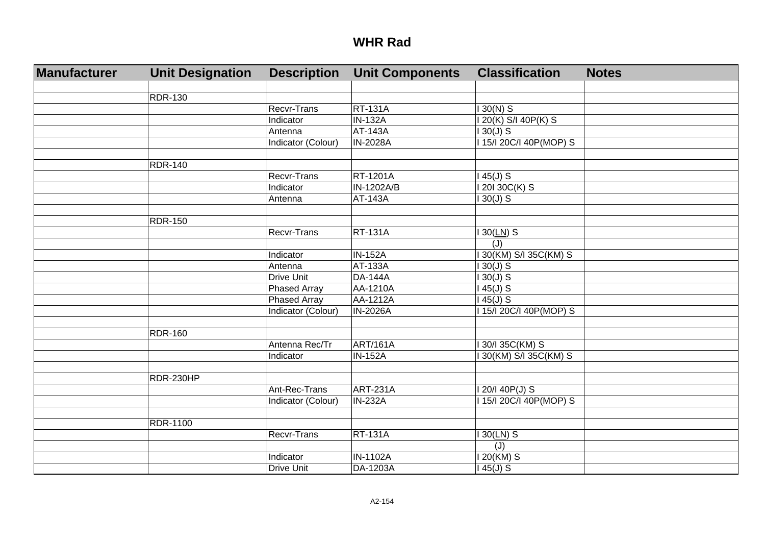# WHR Rad

| Manufacturer | Unit Designation | Description | Unit Components | Classification | Notes |
| --- | --- | --- | --- | --- | --- |
| | | | | | |
| | RDR-130 | | | | |
| | | Recvr-Trans | RT-131A | I 30(N) S | |
| | | Indicator | IN-132A | I 20(K) S/I 40P(K) S | |
| | | Antenna | AT-143A | I 30(J) S | |
| | | Indicator (Colour) | IN-2028A | I 15/I 20C/I 40P(MOP) S | |
| | | | | | |
| | RDR-140 | | | | |
| | | Recvr-Trans | RT-1201A | I 45(J) S | |
| | | Indicator | IN-1202A/B | I 20I 30C(K) S | |
| | | Antenna | AT-143A | I 30(J) S | |
| | | | | | |
| | RDR-150 | | | | |
| | | Recvr-Trans | RT-131A | I 30(LN) S | |
| | | | | (J) | |
| | | Indicator | IN-152A | I 30(KM) S/I 35C(KM) S | |
| | | Antenna | AT-133A | I 30(J) S | |
| | | Drive Unit | DA-144A | I 30(J) S | |
| | | Phased Array | AA-1210A | I 45(J) S | |
| | | Phased Array | AA-1212A | I 45(J) S | |
| | | Indicator (Colour) | IN-2026A | I 15/I 20C/I 40P(MOP) S | |
| | | | | | |
| | RDR-160 | | | | |
| | | Antenna Rec/Tr | ART/161A | I 30/I 35C(KM) S | |
| | | Indicator | IN-152A | I 30(KM) S/I 35C(KM) S | |
| | | | | | |
| | RDR-230HP | | | | |
| | | Ant-Rec-Trans | ART-231A | I 20/I 40P(J) S | |
| | | Indicator (Colour) | IN-232A | I 15/I 20C/I 40P(MOP) S | |
| | | | | | |
| | RDR-1100 | | | | |
| | | Recvr-Trans | RT-131A | I 30(LN) S | |
| | | | | (J) | |
| | | Indicator | IN-1102A | I 20(KM) S | |
| | | Drive Unit | DA-1203A | I 45(J) S | |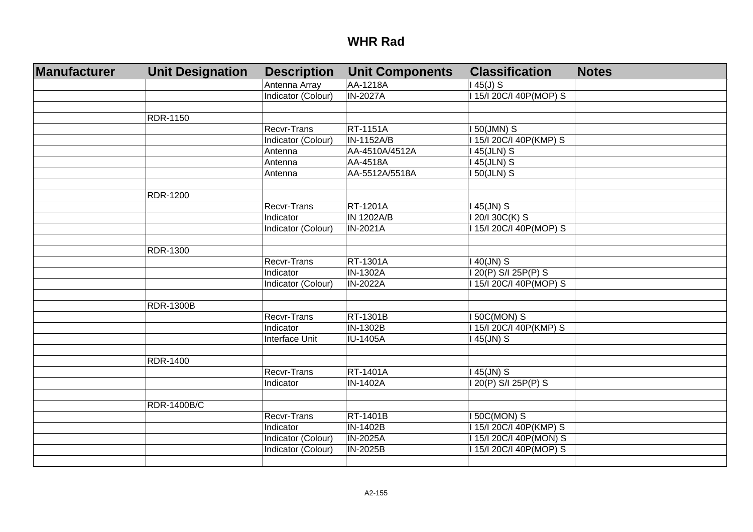# WHR Rad

| Manufacturer | Unit Designation | Description | Unit Components | Classification | Notes |
|---|---|---|---|---|---|
| | | Antenna Array | AA-1218A | I 45(J) S | |
| | | Indicator (Colour) | IN-2027A | I 15/I 20C/I 40P(MOP) S | |
| | | | | | |
| | RDR-1150 | | | | |
| | | Recvr-Trans | RT-1151A | I 50(JMN) S | |
| | | Indicator (Colour) | IN-1152A/B | I 15/I 20C/I 40P(KMP) S | |
| | | Antenna | AA-4510A/4512A | I 45(JLN) S | |
| | | Antenna | AA-4518A | I 45(JLN) S | |
| | | Antenna | AA-5512A/5518A | I 50(JLN) S | |
| | | | | | |
| | RDR-1200 | | | | |
| | | Recvr-Trans | RT-1201A | I 45(JN) S | |
| | | Indicator | IN 1202A/B | I 20/I 30C(K) S | |
| | | Indicator (Colour) | IN-2021A | I 15/I 20C/I 40P(MOP) S | |
| | | | | | |
| | RDR-1300 | | | | |
| | | Recvr-Trans | RT-1301A | I 40(JN) S | |
| | | Indicator | IN-1302A | I 20(P) S/I 25P(P) S | |
| | | Indicator (Colour) | IN-2022A | I 15/I 20C/I 40P(MOP) S | |
| | | | | | |
| | RDR-1300B | | | | |
| | | Recvr-Trans | RT-1301B | I 50C(MON) S | |
| | | Indicator | IN-1302B | I 15/I 20C/I 40P(KMP) S | |
| | | Interface Unit | IU-1405A | I 45(JN) S | |
| | | | | | |
| | RDR-1400 | | | | |
| | | Recvr-Trans | RT-1401A | I 45(JN) S | |
| | | Indicator | IN-1402A | I 20(P) S/I 25P(P) S | |
| | | | | | |
| | RDR-1400B/C | | | | |
| | | Recvr-Trans | RT-1401B | I 50C(MON) S | |
| | | Indicator | IN-1402B | I 15/I 20C/I 40P(KMP) S | |
| | | Indicator (Colour) | IN-2025A | I 15/I 20C/I 40P(MON) S | |
| | | Indicator (Colour) | IN-2025B | I 15/I 20C/I 40P(MOP) S | |
| | | | | | |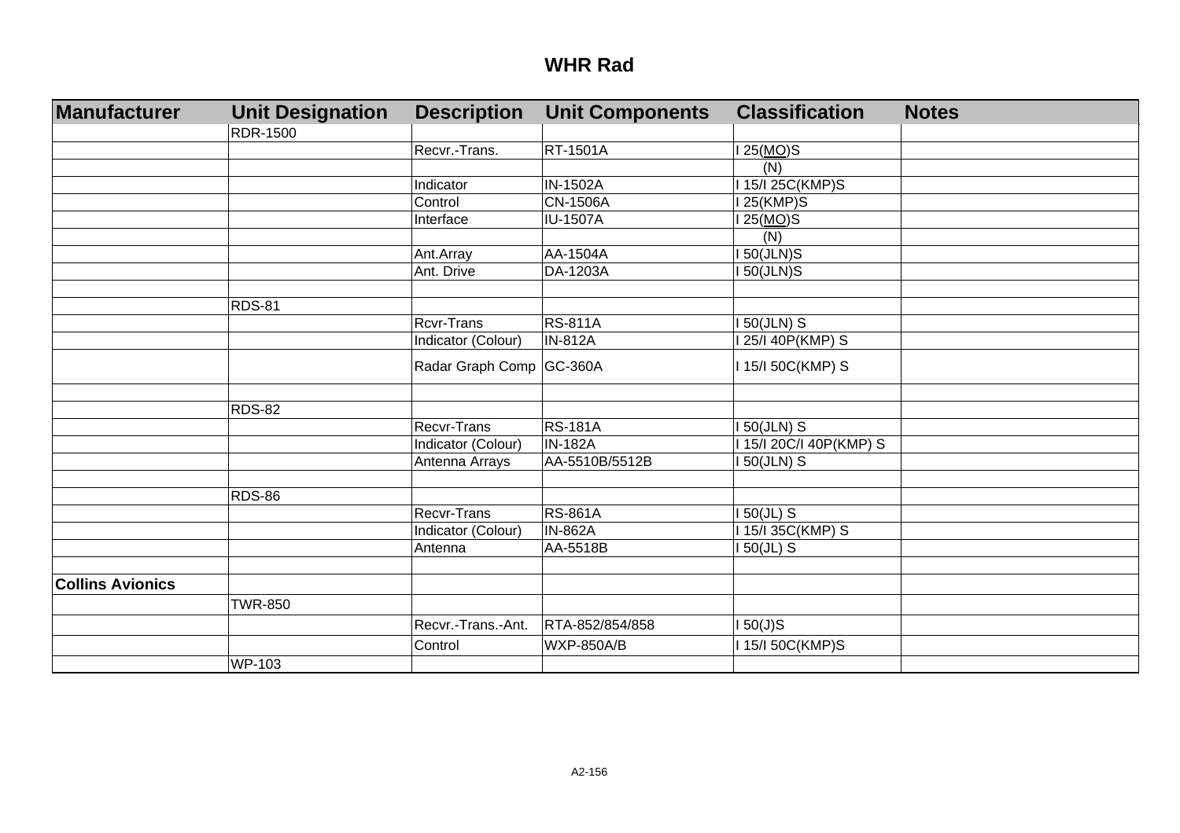# WHR Rad

| Manufacturer | Unit Designation | Description | Unit Components | Classification | Notes |
|---|---|---|---|---|---|
| | RDR-1500 | | | | |
| | | Recvr.-Trans. | RT-1501A | I 25(MO)S | |
| | | | | (N) | |
| | | Indicator | IN-1502A | I 15/I 25C(KMP)S | |
| | | Control | CN-1506A | I 25(KMP)S | |
| | | Interface | IU-1507A | I 25(MO)S | |
| | | | | (N) | |
| | | Ant.Array | AA-1504A | I 50(JLN)S | |
| | | Ant. Drive | DA-1203A | I 50(JLN)S | |
| | | | | | |
| | RDS-81 | | | | |
| | | Rcvr-Trans | RS-811A | I 50(JLN) S | |
| | | Indicator (Colour) | IN-812A | I 25/I 40P(KMP) S | |
| | | Radar Graph Comp | GC-360A | I 15/I 50C(KMP) S | |
| | | | | | |
| | RDS-82 | | | | |
| | | Recvr-Trans | RS-181A | I 50(JLN) S | |
| | | Indicator (Colour) | IN-182A | I 15/I 20C/I 40P(KMP) S | |
| | | Antenna Arrays | AA-5510B/5512B | I 50(JLN) S | |
| | | | | | |
| | RDS-86 | | | | |
| | | Recvr-Trans | RS-861A | I 50(JL) S | |
| | | Indicator (Colour) | IN-862A | I 15/I 35C(KMP) S | |
| | | Antenna | AA-5518B | I 50(JL) S | |
| | | | | | |
| **Collins Avionics** | | | | | |
| | TWR-850 | | | | |
| | | Recvr.-Trans.-Ant. | RTA-852/854/858 | I 50(J)S | |
| | | Control | WXP-850A/B | I 15/I 50C(KMP)S | |
| | WP-103 | | | | |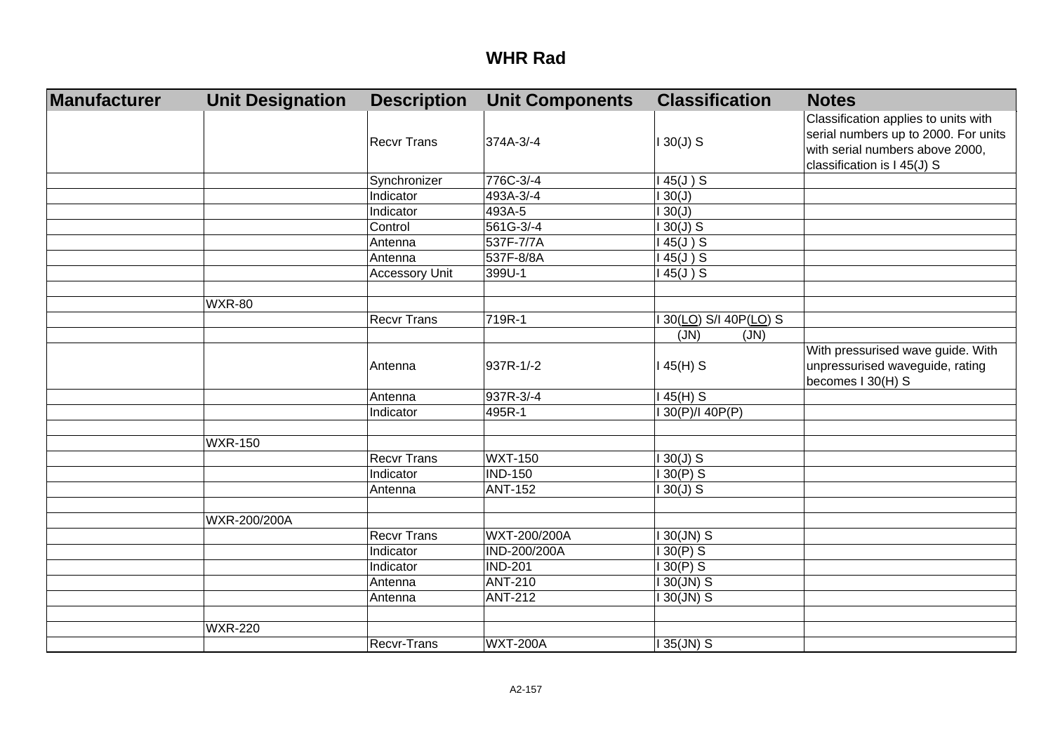# WHR Rad

| Manufacturer | Unit Designation | Description | Unit Components | Classification | Notes |
|---|---|---|---|---|---|
| | | Recvr Trans | 374A-3/-4 | I 30(J) S | Classification applies to units with serial numbers up to 2000. For units with serial numbers above 2000, classification is I 45(J) S |
| | | Synchronizer | 776C-3/-4 | I 45(J ) S | |
| | | Indicator | 493A-3/-4 | I 30(J) | |
| | | Indicator | 493A-5 | I 30(J) | |
| | | Control | 561G-3/-4 | I 30(J) S | |
| | | Antenna | 537F-7/7A | I 45(J ) S | |
| | | Antenna | 537F-8/8A | I 45(J ) S | |
| | | Accessory Unit | 399U-1 | I 45(J ) S | |
| | | | | | |
| | WXR-80 | | | | |
| | | Recvr Trans | 719R-1 | I 30(LO) S/I 40P(LO) S | |
| | | | | (JN) (JN) | |
| | | Antenna | 937R-1/-2 | I 45(H) S | With pressurised wave guide. With unpressurised waveguide, rating becomes I 30(H) S |
| | | Antenna | 937R-3/-4 | I 45(H) S | |
| | | Indicator | 495R-1 | I 30(P)/I 40P(P) | |
| | | | | | |
| | WXR-150 | | | | |
| | | Recvr Trans | WXT-150 | I 30(J) S | |
| | | Indicator | IND-150 | I 30(P) S | |
| | | Antenna | ANT-152 | I 30(J) S | |
| | | | | | |
| | WXR-200/200A | | | | |
| | | Recvr Trans | WXT-200/200A | I 30(JN) S | |
| | | Indicator | IND-200/200A | I 30(P) S | |
| | | Indicator | IND-201 | I 30(P) S | |
| | | Antenna | ANT-210 | I 30(JN) S | |
| | | Antenna | ANT-212 | I 30(JN) S | |
| | | | | | |
| | WXR-220 | | | | |
| | | Recvr-Trans | WXT-200A | I 35(JN) S | |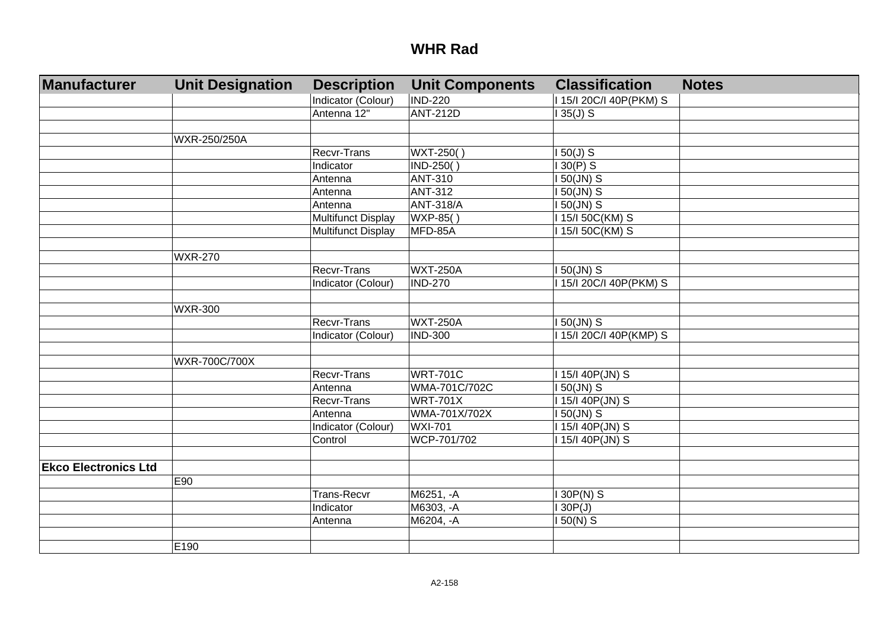# WHR Rad

| Manufacturer | Unit Designation | Description | Unit Components | Classification | Notes |
|---|---|---|---|---|---|
| | | Indicator (Colour) | IND-220 | I 15/I 20C/I 40P(PKM) S | |
| | | Antenna 12" | ANT-212D | I 35(J) S | |
| | | | | | |
| | WXR-250/250A | | | | |
| | | Recvr-Trans | WXT-250( ) | I 50(J) S | |
| | | Indicator | IND-250( ) | I 30(P) S | |
| | | Antenna | ANT-310 | I 50(JN) S | |
| | | Antenna | ANT-312 | I 50(JN) S | |
| | | Antenna | ANT-318/A | I 50(JN) S | |
| | | Multifunct Display | WXP-85( ) | I 15/I 50C(KM) S | |
| | | Multifunct Display | MFD-85A | I 15/I 50C(KM) S | |
| | | | | | |
| | WXR-270 | | | | |
| | | Recvr-Trans | WXT-250A | I 50(JN) S | |
| | | Indicator (Colour) | IND-270 | I 15/I 20C/I 40P(PKM) S | |
| | | | | | |
| | WXR-300 | | | | |
| | | Recvr-Trans | WXT-250A | I 50(JN) S | |
| | | Indicator (Colour) | IND-300 | I 15/I 20C/I 40P(KMP) S | |
| | | | | | |
| | WXR-700C/700X | | | | |
| | | Recvr-Trans | WRT-701C | I 15/I 40P(JN) S | |
| | | Antenna | WMA-701C/702C | I 50(JN) S | |
| | | Recvr-Trans | WRT-701X | I 15/I 40P(JN) S | |
| | | Antenna | WMA-701X/702X | I 50(JN) S | |
| | | Indicator (Colour) | WXI-701 | I 15/I 40P(JN) S | |
| | | Control | WCP-701/702 | I 15/I 40P(JN) S | |
| | | | | | |
| **Ekco Electronics Ltd** | | | | | |
| | E90 | | | | |
| | | Trans-Recvr | M6251, -A | I 30P(N) S | |
| | | Indicator | M6303, -A | I 30P(J) | |
| | | Antenna | M6204, -A | I 50(N) S | |
| | | | | | |
| | E190 | | | | |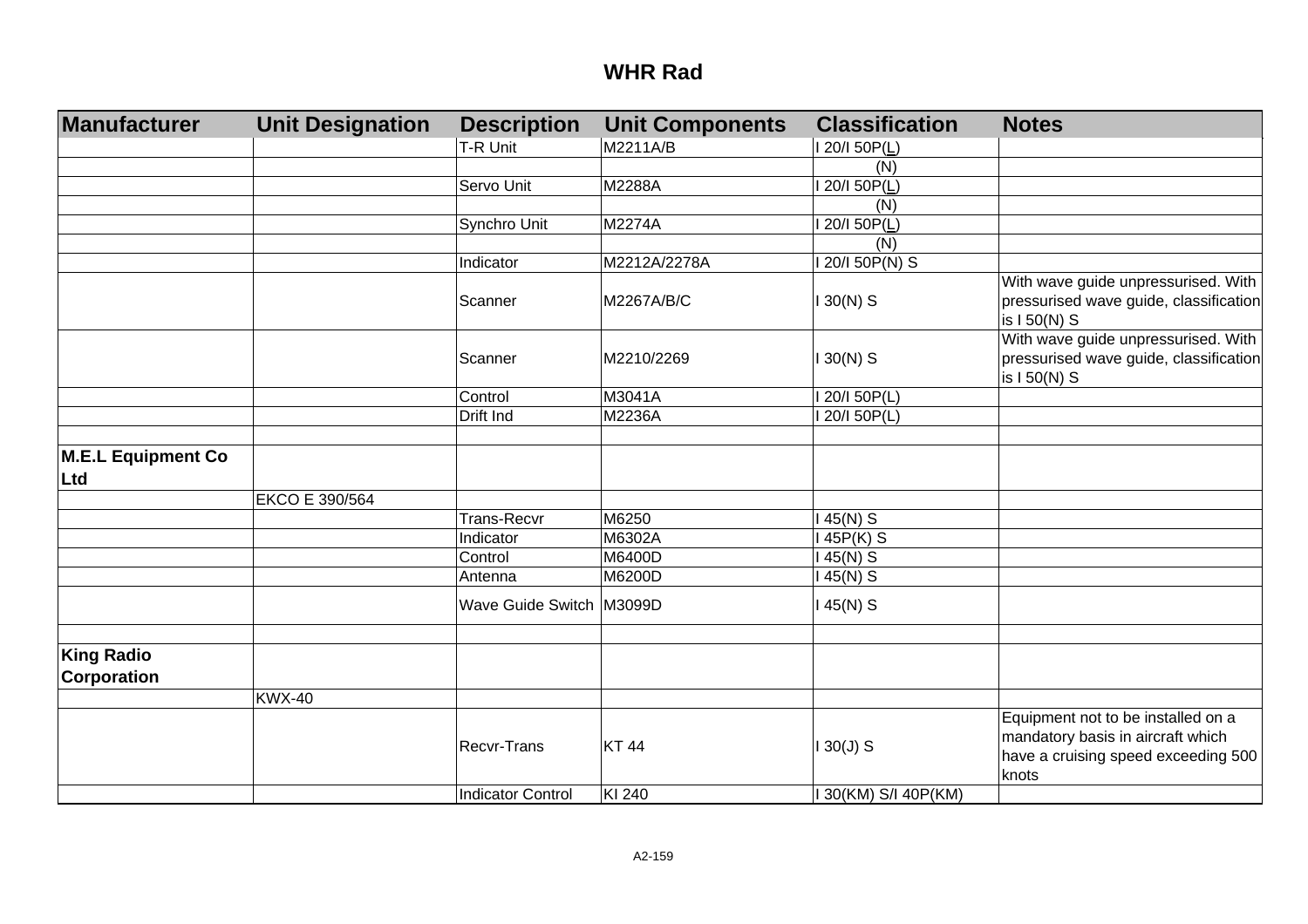# WHR Rad

| Manufacturer | Unit Designation | Description | Unit Components | Classification | Notes |
|---|---|---|---|---|---|
| | | T-R Unit | M2211A/B | I 20/I 50P(L) | |
| | | | | (N) | |
| | | Servo Unit | M2288A | I 20/I 50P(L) | |
| | | | | (N) | |
| | | Synchro Unit | M2274A | I 20/I 50P(L) | |
| | | | | (N) | |
| | | Indicator | M2212A/2278A | I 20/I 50P(N) S | |
| | | Scanner | M2267A/B/C | I 30(N) S | With wave guide unpressurised. With pressurised wave guide, classification is I 50(N) S |
| | | Scanner | M2210/2269 | I 30(N) S | With wave guide unpressurised. With pressurised wave guide, classification is I 50(N) S |
| | | Control | M3041A | I 20/I 50P(L) | |
| | | Drift Ind | M2236A | I 20/I 50P(L) | |
| | | | | | |
| **M.E.L Equipment Co Ltd** | | | | | |
| | EKCO E 390/564 | | | | |
| | | Trans-Recvr | M6250 | I 45(N) S | |
| | | Indicator | M6302A | I 45P(K) S | |
| | | Control | M6400D | I 45(N) S | |
| | | Antenna | M6200D | I 45(N) S | |
| | | Wave Guide Switch | M3099D | I 45(N) S | |
| | | | | | |
| **King Radio Corporation** | | | | | |
| | KWX-40 | | | | |
| | | Recvr-Trans | KT 44 | I 30(J) S | Equipment not to be installed on a mandatory basis in aircraft which have a cruising speed exceeding 500 knots |
| | | Indicator Control | KI 240 | I 30(KM) S/I 40P(KM) | |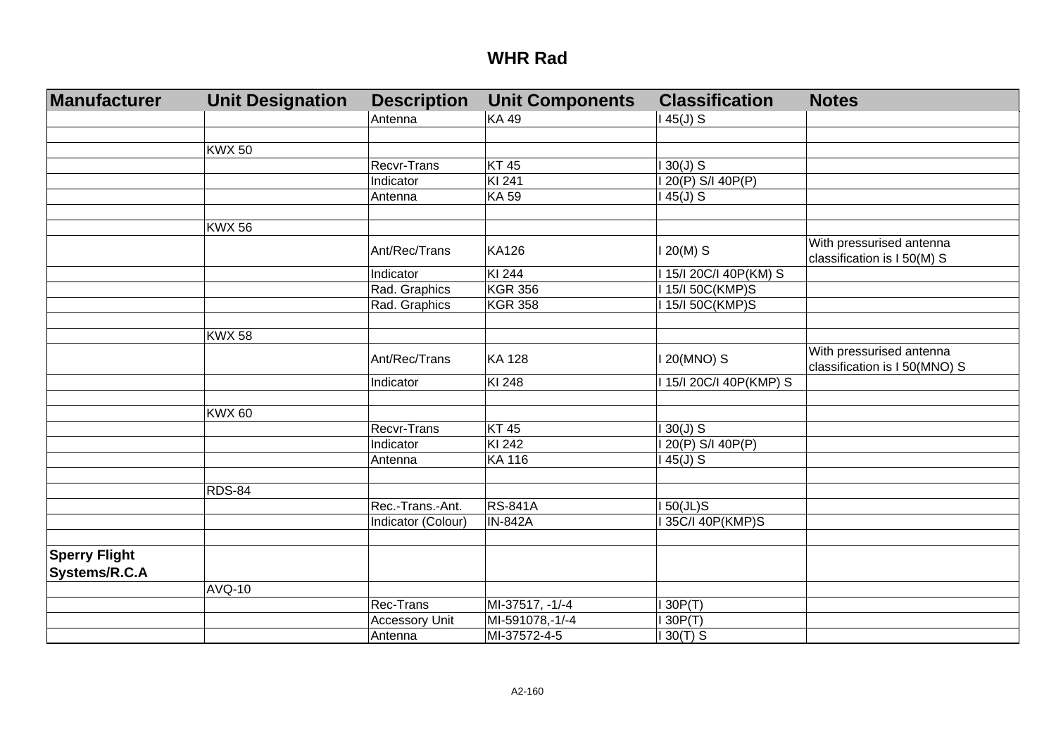# WHR Rad

| Manufacturer | Unit Designation | Description | Unit Components | Classification | Notes |
|---|---|---|---|---|---|
| | | Antenna | KA 49 | I 45(J) S | |
| | | | | | |
| | KWX 50 | | | | |
| | | Recvr-Trans | KT 45 | I 30(J) S | |
| | | Indicator | KI 241 | I 20(P) S/I 40P(P) | |
| | | Antenna | KA 59 | I 45(J) S | |
| | | | | | |
| | KWX 56 | | | | |
| | | Ant/Rec/Trans | KA126 | I 20(M) S | With pressurised antenna classification is I 50(M) S |
| | | Indicator | KI 244 | I 15/I 20C/I 40P(KM) S | |
| | | Rad. Graphics | KGR 356 | I 15/I 50C(KMP)S | |
| | | Rad. Graphics | KGR 358 | I 15/I 50C(KMP)S | |
| | | | | | |
| | KWX 58 | | | | |
| | | Ant/Rec/Trans | KA 128 | I 20(MNO) S | With pressurised antenna classification is I 50(MNO) S |
| | | Indicator | KI 248 | I 15/I 20C/I 40P(KMP) S | |
| | | | | | |
| | KWX 60 | | | | |
| | | Recvr-Trans | KT 45 | I 30(J) S | |
| | | Indicator | KI 242 | I 20(P) S/I 40P(P) | |
| | | Antenna | KA 116 | I 45(J) S | |
| | | | | | |
| | RDS-84 | | | | |
| | | Rec.-Trans.-Ant. | RS-841A | I 50(JL)S | |
| | | Indicator (Colour) | IN-842A | I 35C/I 40P(KMP)S | |
| | | | | | |
| **Sperry Flight Systems/R.C.A** | | | | | |
| | AVQ-10 | | | | |
| | | Rec-Trans | MI-37517, -1/-4 | I 30P(T) | |
| | | Accessory Unit | MI-591078,-1/-4 | I 30P(T) | |
| | | Antenna | MI-37572-4-5 | I 30(T) S | |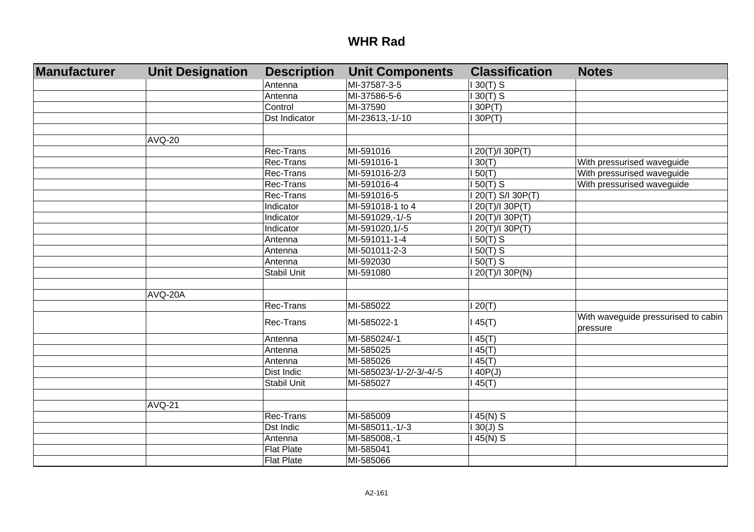## WHR Rad

| Manufacturer | Unit Designation | Description | Unit Components | Classification | Notes |
|---|---|---|---|---|---|
| | | Antenna | MI-37587-3-5 | I 30(T) S | |
| | | Antenna | MI-37586-5-6 | I 30(T) S | |
| | | Control | MI-37590 | I 30P(T) | |
| | | Dst Indicator | MI-23613,-1/-10 | I 30P(T) | |
| | | | | | |
| | AVQ-20 | | | | |
| | | Rec-Trans | MI-591016 | I 20(T)/I 30P(T) | |
| | | Rec-Trans | MI-591016-1 | I 30(T) | With pressurised waveguide |
| | | Rec-Trans | MI-591016-2/3 | I 50(T) | With pressurised waveguide |
| | | Rec-Trans | MI-591016-4 | I 50(T) S | With pressurised waveguide |
| | | Rec-Trans | MI-591016-5 | I 20(T) S/I 30P(T) | |
| | | Indicator | MI-591018-1 to 4 | I 20(T)/I 30P(T) | |
| | | Indicator | MI-591029,-1/-5 | I 20(T)/I 30P(T) | |
| | | Indicator | MI-591020,1/-5 | I 20(T)/I 30P(T) | |
| | | Antenna | MI-591011-1-4 | I 50(T) S | |
| | | Antenna | MI-501011-2-3 | I 50(T) S | |
| | | Antenna | MI-592030 | I 50(T) S | |
| | | Stabil Unit | MI-591080 | I 20(T)/I 30P(N) | |
| | | | | | |
| | AVQ-20A | | | | |
| | | Rec-Trans | MI-585022 | I 20(T) | |
| | | Rec-Trans | MI-585022-1 | I 45(T) | With waveguide pressurised to cabin pressure |
| | | Antenna | MI-585024/-1 | I 45(T) | |
| | | Antenna | MI-585025 | I 45(T) | |
| | | Antenna | MI-585026 | I 45(T) | |
| | | Dist Indic | MI-585023/-1/-2/-3/-4/-5 | I 40P(J) | |
| | | Stabil Unit | MI-585027 | I 45(T) | |
| | | | | | |
| | AVQ-21 | | | | |
| | | Rec-Trans | MI-585009 | I 45(N) S | |
| | | Dst Indic | MI-585011,-1/-3 | I 30(J) S | |
| | | Antenna | MI-585008,-1 | I 45(N) S | |
| | | Flat Plate | MI-585041 | | |
| | | Flat Plate | MI-585066 | | |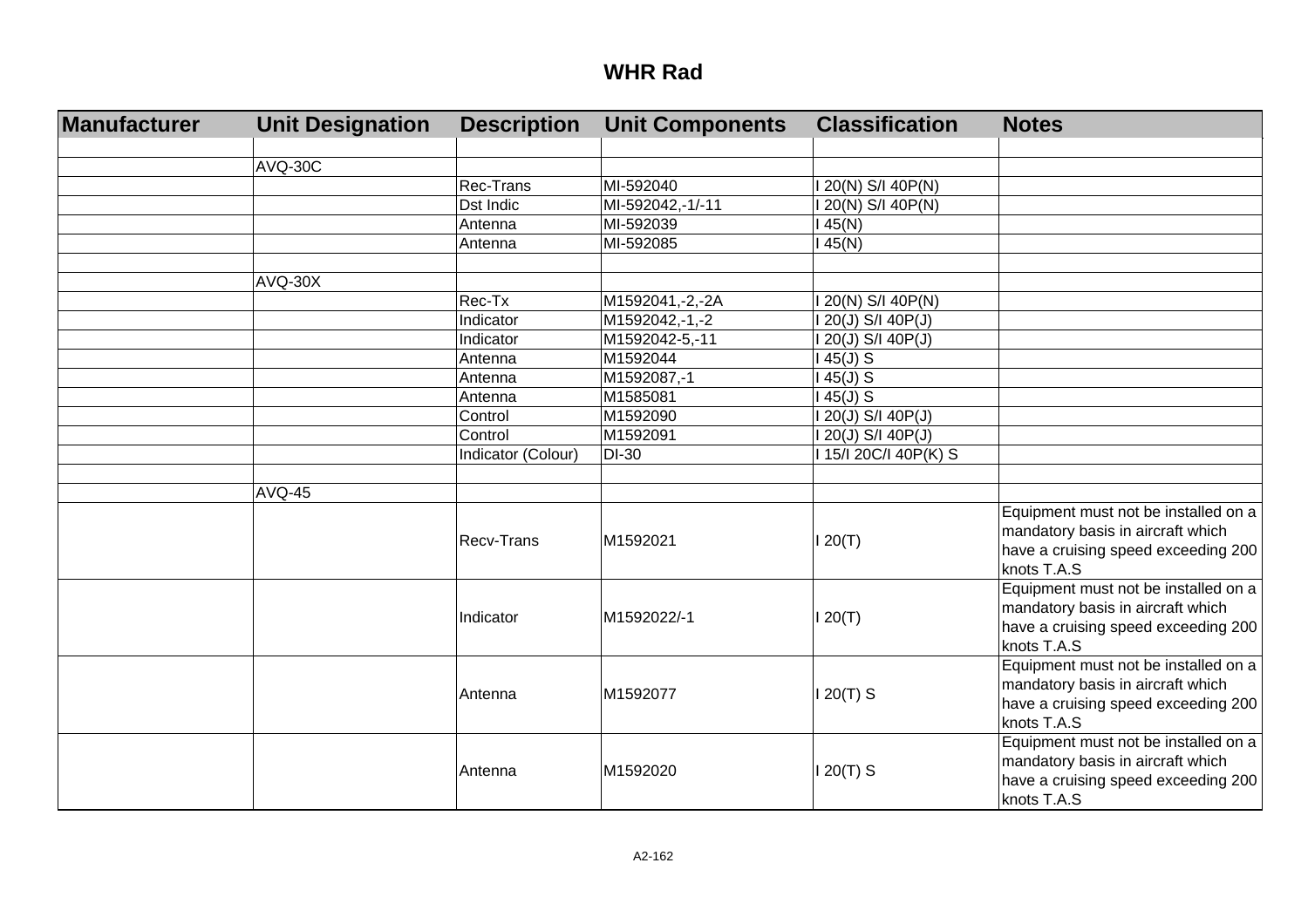# WHR Rad

| Manufacturer | Unit Designation | Description | Unit Components | Classification | Notes |
|---|---|---|---|---|---|
| | | | | | |
| | AVQ-30C | | | | |
| | | Rec-Trans | MI-592040 | I 20(N) S/I 40P(N) | |
| | | Dst Indic | MI-592042,-1/-11 | I 20(N) S/I 40P(N) | |
| | | Antenna | MI-592039 | I 45(N) | |
| | | Antenna | MI-592085 | I 45(N) | |
| | | | | | |
| | AVQ-30X | | | | |
| | | Rec-Tx | M1592041,-2,-2A | I 20(N) S/I 40P(N) | |
| | | Indicator | M1592042,-1,-2 | I 20(J) S/I 40P(J) | |
| | | Indicator | M1592042-5,-11 | I 20(J) S/I 40P(J) | |
| | | Antenna | M1592044 | I 45(J) S | |
| | | Antenna | M1592087,-1 | I 45(J) S | |
| | | Antenna | M1585081 | I 45(J) S | |
| | | Control | M1592090 | I 20(J) S/I 40P(J) | |
| | | Control | M1592091 | I 20(J) S/I 40P(J) | |
| | | Indicator (Colour) | DI-30 | I 15/I 20C/I 40P(K) S | |
| | | | | | |
| | AVQ-45 | | | | |
| | | Recv-Trans | M1592021 | I 20(T) | Equipment must not be installed on a mandatory basis in aircraft which have a cruising speed exceeding 200 knots T.A.S |
| | | Indicator | M1592022/-1 | I 20(T) | Equipment must not be installed on a mandatory basis in aircraft which have a cruising speed exceeding 200 knots T.A.S |
| | | Antenna | M1592077 | I 20(T) S | Equipment must not be installed on a mandatory basis in aircraft which have a cruising speed exceeding 200 knots T.A.S |
| | | Antenna | M1592020 | I 20(T) S | Equipment must not be installed on a mandatory basis in aircraft which have a cruising speed exceeding 200 knots T.A.S |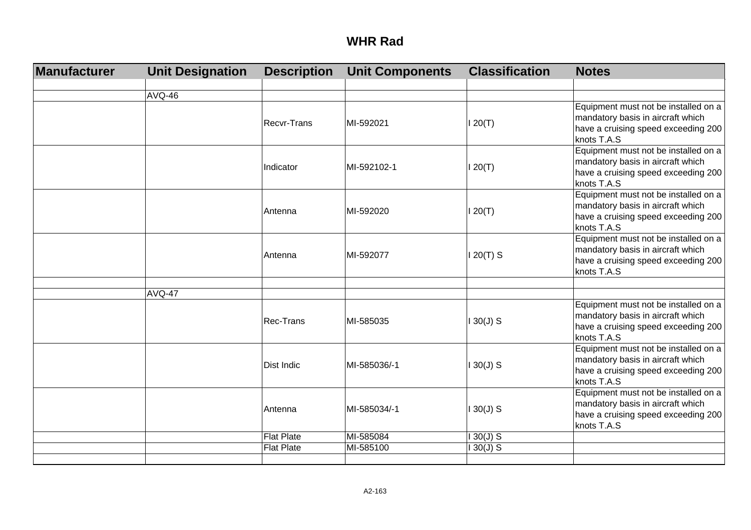# WHR Rad

| Manufacturer | Unit Designation | Description | Unit Components | Classification | Notes |
|---|---|---|---|---|---|
| | | | | | |
| | AVQ-46 | | | | |
| | | Recvr-Trans | MI-592021 | I 20(T) | Equipment must not be installed on a mandatory basis in aircraft which have a cruising speed exceeding 200 knots T.A.S |
| | | Indicator | MI-592102-1 | I 20(T) | Equipment must not be installed on a mandatory basis in aircraft which have a cruising speed exceeding 200 knots T.A.S |
| | | Antenna | MI-592020 | I 20(T) | Equipment must not be installed on a mandatory basis in aircraft which have a cruising speed exceeding 200 knots T.A.S |
| | | Antenna | MI-592077 | I 20(T) S | Equipment must not be installed on a mandatory basis in aircraft which have a cruising speed exceeding 200 knots T.A.S |
| | | | | | |
| | AVQ-47 | | | | |
| | | Rec-Trans | MI-585035 | I 30(J) S | Equipment must not be installed on a mandatory basis in aircraft which have a cruising speed exceeding 200 knots T.A.S |
| | | Dist Indic | MI-585036/-1 | I 30(J) S | Equipment must not be installed on a mandatory basis in aircraft which have a cruising speed exceeding 200 knots T.A.S |
| | | Antenna | MI-585034/-1 | I 30(J) S | Equipment must not be installed on a mandatory basis in aircraft which have a cruising speed exceeding 200 knots T.A.S |
| | | Flat Plate | MI-585084 | I 30(J) S | |
| | | Flat Plate | MI-585100 | I 30(J) S | |
| | | | | | |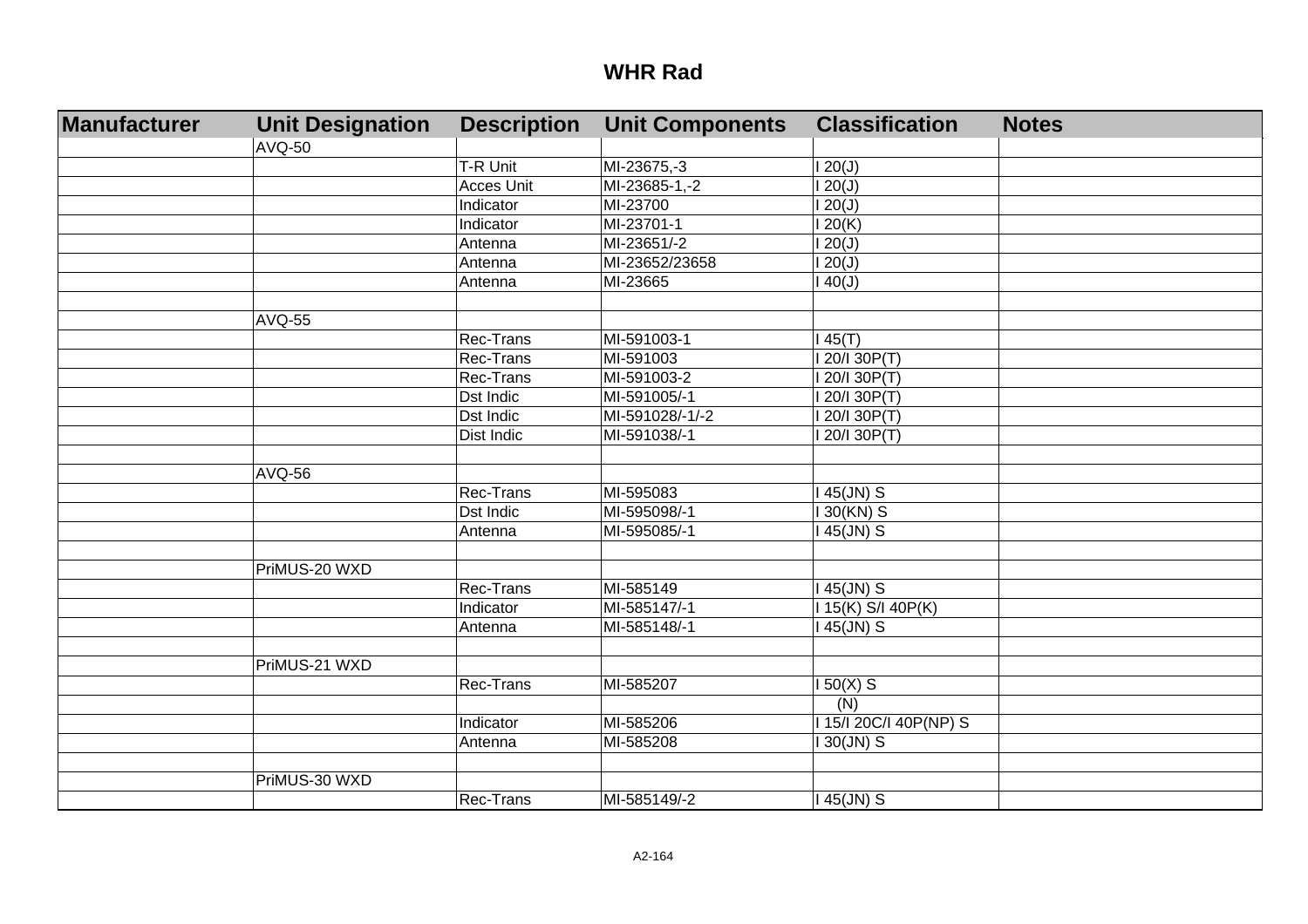# WHR Rad

| Manufacturer | Unit Designation | Description | Unit Components | Classification | Notes |
|---|---|---|---|---|---|
| | AVQ-50 | | | | |
| | | T-R Unit | MI-23675,-3 | I 20(J) | |
| | | Acces Unit | MI-23685-1,-2 | I 20(J) | |
| | | Indicator | MI-23700 | I 20(J) | |
| | | Indicator | MI-23701-1 | I 20(K) | |
| | | Antenna | MI-23651/-2 | I 20(J) | |
| | | Antenna | MI-23652/23658 | I 20(J) | |
| | | Antenna | MI-23665 | I 40(J) | |
| | | | | | |
| | AVQ-55 | | | | |
| | | Rec-Trans | MI-591003-1 | I 45(T) | |
| | | Rec-Trans | MI-591003 | I 20/I 30P(T) | |
| | | Rec-Trans | MI-591003-2 | I 20/I 30P(T) | |
| | | Dst Indic | MI-591005/-1 | I 20/I 30P(T) | |
| | | Dst Indic | MI-591028/-1/-2 | I 20/I 30P(T) | |
| | | Dist Indic | MI-591038/-1 | I 20/I 30P(T) | |
| | | | | | |
| | AVQ-56 | | | | |
| | | Rec-Trans | MI-595083 | I 45(JN) S | |
| | | Dst Indic | MI-595098/-1 | I 30(KN) S | |
| | | Antenna | MI-595085/-1 | I 45(JN) S | |
| | | | | | |
| | PriMUS-20 WXD | | | | |
| | | Rec-Trans | MI-585149 | I 45(JN) S | |
| | | Indicator | MI-585147/-1 | I 15(K) S/I 40P(K) | |
| | | Antenna | MI-585148/-1 | I 45(JN) S | |
| | | | | | |
| | PriMUS-21 WXD | | | | |
| | | Rec-Trans | MI-585207 | I 50(X) S | |
| | | | | (N) | |
| | | Indicator | MI-585206 | I 15/I 20C/I 40P(NP) S | |
| | | Antenna | MI-585208 | I 30(JN) S | |
| | | | | | |
| | PriMUS-30 WXD | | | | |
| | | Rec-Trans | MI-585149/-2 | I 45(JN) S | |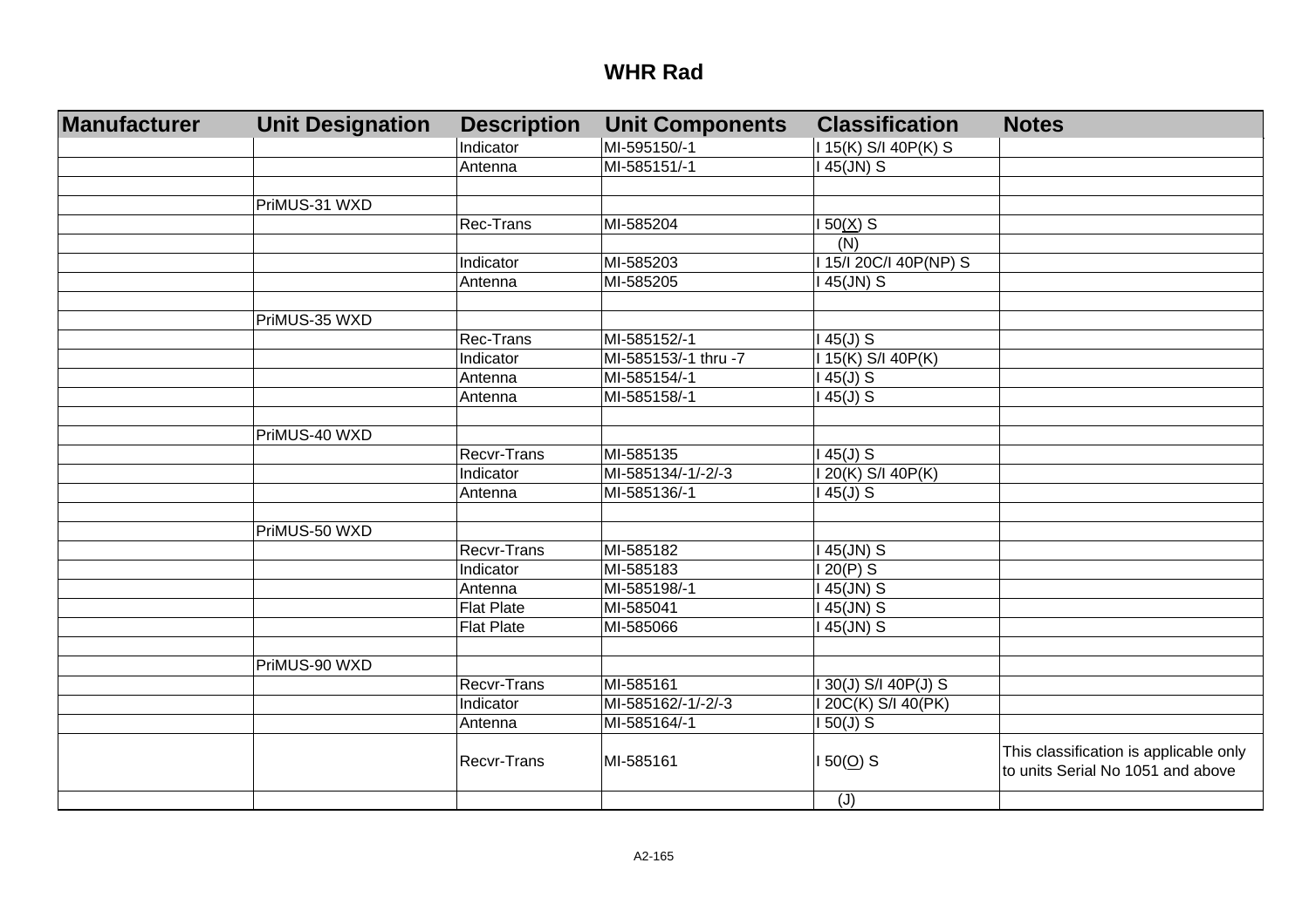## WHR Rad

| Manufacturer | Unit Designation | Description | Unit Components | Classification | Notes |
|---|---|---|---|---|---|
| | | Indicator | MI-595150/-1 | I 15(K) S/I 40P(K) S | |
| | | Antenna | MI-585151/-1 | I 45(JN) S | |
| | | | | | |
| | PriMUS-31 WXD | | | | |
| | | Rec-Trans | MI-585204 | I 50(X) S | |
| | | | | (N) | |
| | | Indicator | MI-585203 | I 15/I 20C/I 40P(NP) S | |
| | | Antenna | MI-585205 | I 45(JN) S | |
| | | | | | |
| | PriMUS-35 WXD | | | | |
| | | Rec-Trans | MI-585152/-1 | I 45(J) S | |
| | | Indicator | MI-585153/-1 thru -7 | I 15(K) S/I 40P(K) | |
| | | Antenna | MI-585154/-1 | I 45(J) S | |
| | | Antenna | MI-585158/-1 | I 45(J) S | |
| | | | | | |
| | PriMUS-40 WXD | | | | |
| | | Recvr-Trans | MI-585135 | I 45(J) S | |
| | | Indicator | MI-585134/-1/-2/-3 | I 20(K) S/I 40P(K) | |
| | | Antenna | MI-585136/-1 | I 45(J) S | |
| | | | | | |
| | PriMUS-50 WXD | | | | |
| | | Recvr-Trans | MI-585182 | I 45(JN) S | |
| | | Indicator | MI-585183 | I 20(P) S | |
| | | Antenna | MI-585198/-1 | I 45(JN) S | |
| | | Flat Plate | MI-585041 | I 45(JN) S | |
| | | Flat Plate | MI-585066 | I 45(JN) S | |
| | | | | | |
| | PriMUS-90 WXD | | | | |
| | | Recvr-Trans | MI-585161 | I 30(J) S/I 40P(J) S | |
| | | Indicator | MI-585162/-1/-2/-3 | I 20C(K) S/I 40(PK) | |
| | | Antenna | MI-585164/-1 | I 50(J) S | |
| | | Recvr-Trans | MI-585161 | I 50(O) S | This classification is applicable only to units Serial No 1051 and above |
| | | | | (J) | |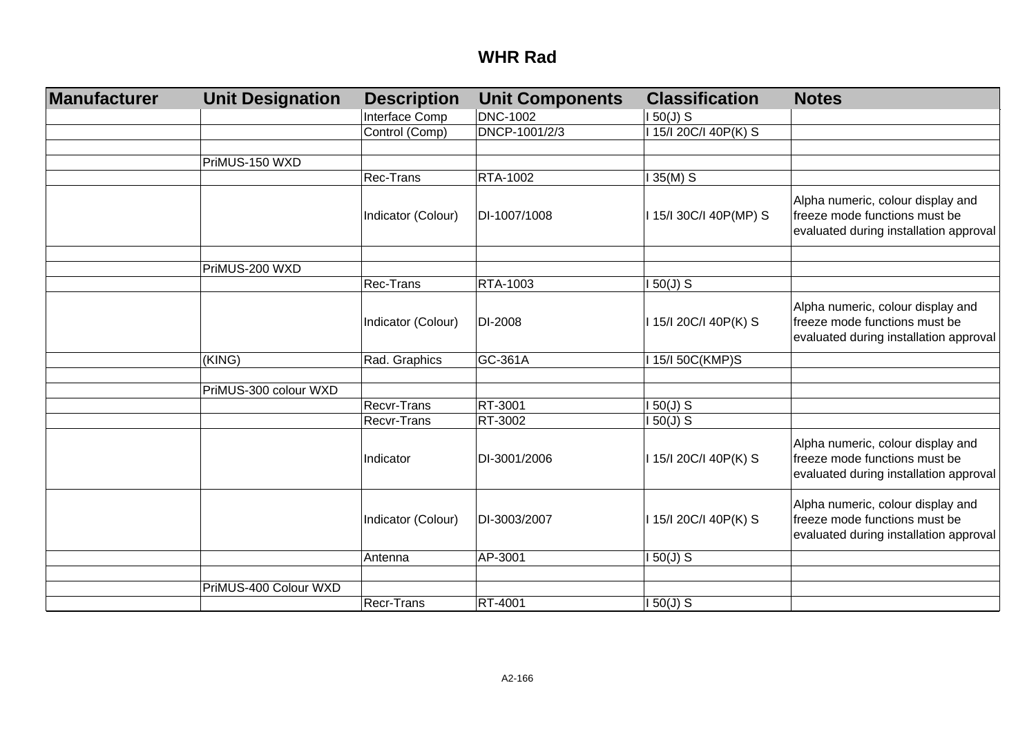# WHR Rad

| Manufacturer | Unit Designation | Description | Unit Components | Classification | Notes |
|---|---|---|---|---|---|
| | | Interface Comp | DNC-1002 | I 50(J) S | |
| | | Control (Comp) | DNCP-1001/2/3 | I 15/I 20C/I 40P(K) S | |
| | | | | | |
| | PriMUS-150 WXD | | | | |
| | | Rec-Trans | RTA-1002 | I 35(M) S | |
| | | Indicator (Colour) | DI-1007/1008 | I 15/I 30C/I 40P(MP) S | Alpha numeric, colour display and freeze mode functions must be evaluated during installation approval |
| | | | | | |
| | PriMUS-200 WXD | | | | |
| | | Rec-Trans | RTA-1003 | I 50(J) S | |
| | | Indicator (Colour) | DI-2008 | I 15/I 20C/I 40P(K) S | Alpha numeric, colour display and freeze mode functions must be evaluated during installation approval |
| | (KING) | Rad. Graphics | GC-361A | I 15/I 50C(KMP)S | |
| | | | | | |
| | PriMUS-300 colour WXD | | | | |
| | | Recvr-Trans | RT-3001 | I 50(J) S | |
| | | Recvr-Trans | RT-3002 | I 50(J) S | |
| | | Indicator | DI-3001/2006 | I 15/I 20C/I 40P(K) S | Alpha numeric, colour display and freeze mode functions must be evaluated during installation approval |
| | | Indicator (Colour) | DI-3003/2007 | I 15/I 20C/I 40P(K) S | Alpha numeric, colour display and freeze mode functions must be evaluated during installation approval |
| | | Antenna | AP-3001 | I 50(J) S | |
| | | | | | |
| | PriMUS-400 Colour WXD | | | | |
| | | Recr-Trans | RT-4001 | I 50(J) S | |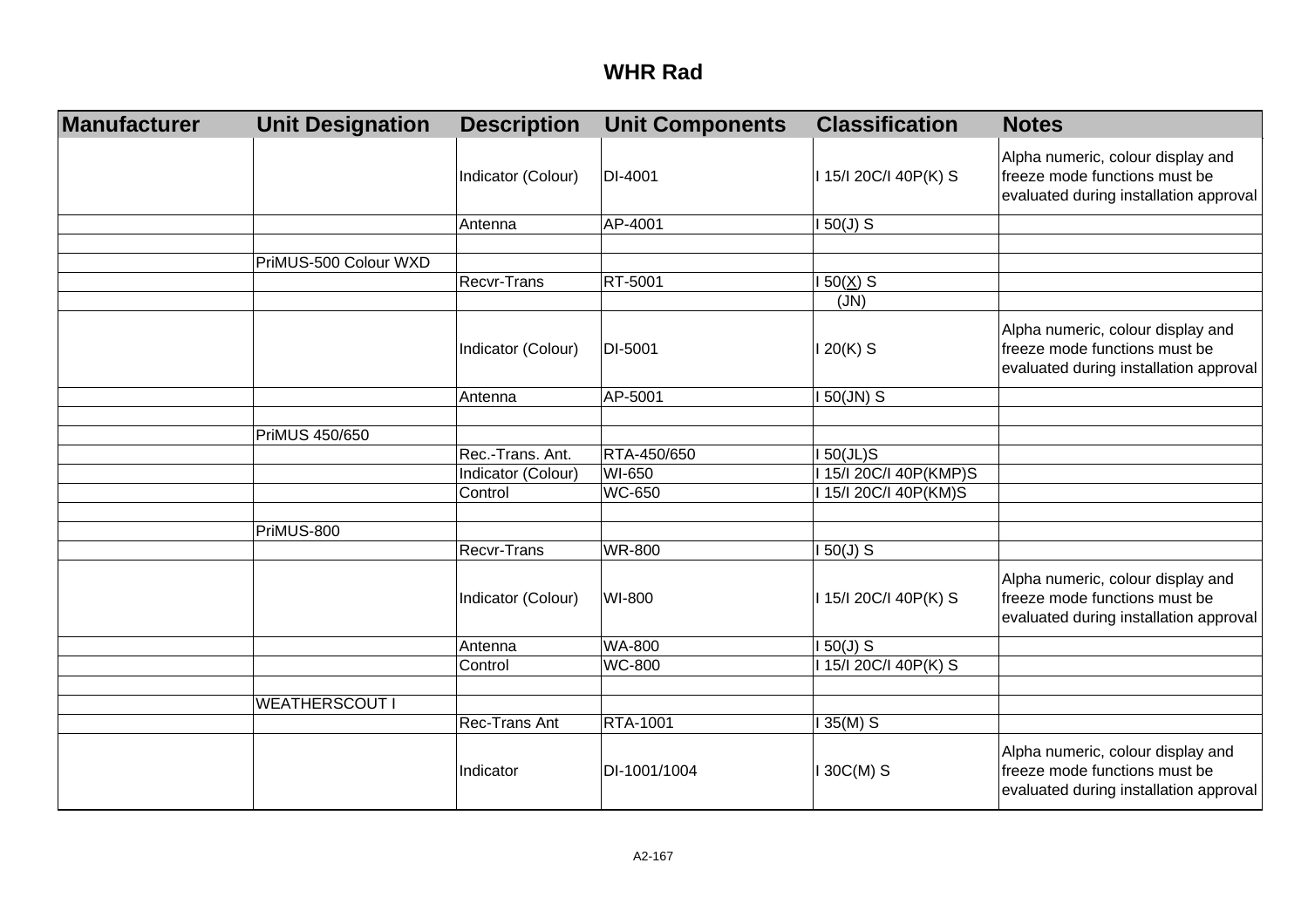# WHR Rad

| Manufacturer | Unit Designation | Description | Unit Components | Classification | Notes |
|---|---|---|---|---|---|
| | | Indicator (Colour) | DI-4001 | I 15/I 20C/I 40P(K) S | Alpha numeric, colour display and freeze mode functions must be evaluated during installation approval |
| | | Antenna | AP-4001 | I 50(J) S | |
| | | | | | |
| | PriMUS-500 Colour WXD | | | | |
| | | Recvr-Trans | RT-5001 | I 50(X) S | |
| | | | | (JN) | |
| | | Indicator (Colour) | DI-5001 | I 20(K) S | Alpha numeric, colour display and freeze mode functions must be evaluated during installation approval |
| | | Antenna | AP-5001 | I 50(JN) S | |
| | | | | | |
| | PriMUS 450/650 | | | | |
| | | Rec.-Trans. Ant. | RTA-450/650 | I 50(JL)S | |
| | | Indicator (Colour) | WI-650 | I 15/I 20C/I 40P(KMP)S | |
| | | Control | WC-650 | I 15/I 20C/I 40P(KM)S | |
| | | | | | |
| | PriMUS-800 | | | | |
| | | Recvr-Trans | WR-800 | I 50(J) S | |
| | | Indicator (Colour) | WI-800 | I 15/I 20C/I 40P(K) S | Alpha numeric, colour display and freeze mode functions must be evaluated during installation approval |
| | | Antenna | WA-800 | I 50(J) S | |
| | | Control | WC-800 | I 15/I 20C/I 40P(K) S | |
| | | | | | |
| | WEATHERSCOUT I | | | | |
| | | Rec-Trans Ant | RTA-1001 | I 35(M) S | |
| | | Indicator | DI-1001/1004 | I 30C(M) S | Alpha numeric, colour display and freeze mode functions must be evaluated during installation approval |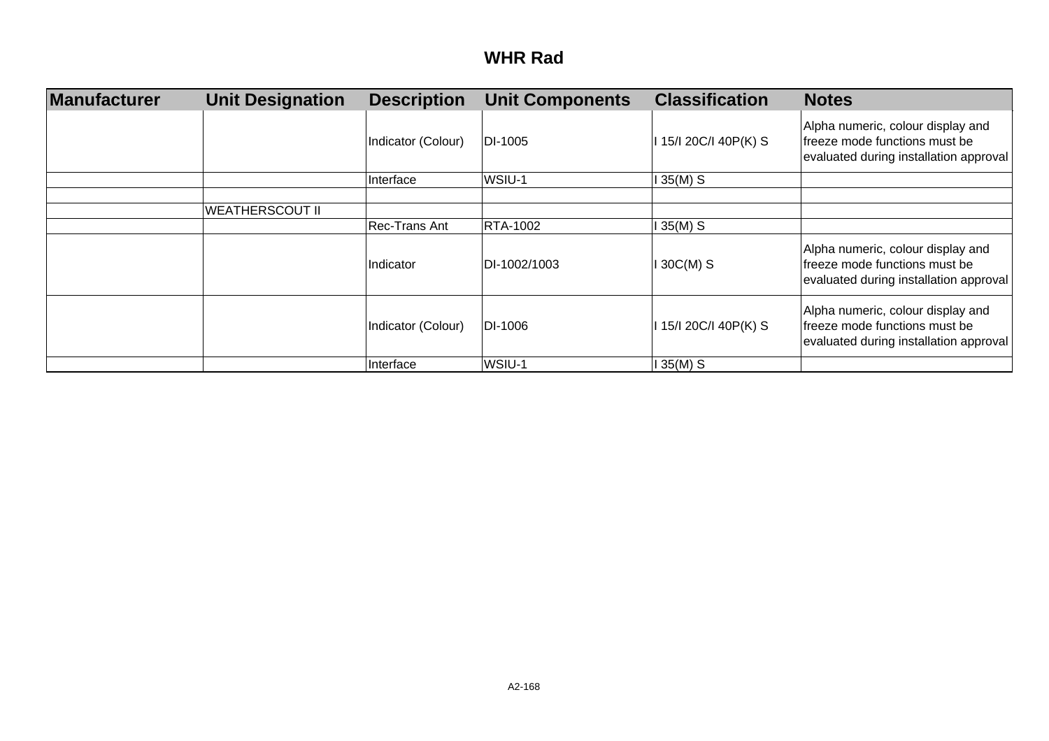# WHR Rad

| Manufacturer | Unit Designation | Description | Unit Components | Classification | Notes |
|---|---|---|---|---|---|
| | | Indicator (Colour) | DI-1005 | I 15/I 20C/I 40P(K) S | Alpha numeric, colour display and freeze mode functions must be evaluated during installation approval |
| | | Interface | WSIU-1 | I 35(M) S | |
| | | | | | |
| | WEATHERSCOUT II | | | | |
| | | Rec-Trans Ant | RTA-1002 | I 35(M) S | |
| | | Indicator | DI-1002/1003 | I 30C(M) S | Alpha numeric, colour display and freeze mode functions must be evaluated during installation approval |
| | | Indicator (Colour) | DI-1006 | I 15/I 20C/I 40P(K) S | Alpha numeric, colour display and freeze mode functions must be evaluated during installation approval |
| | | Interface | WSIU-1 | I 35(M) S | |